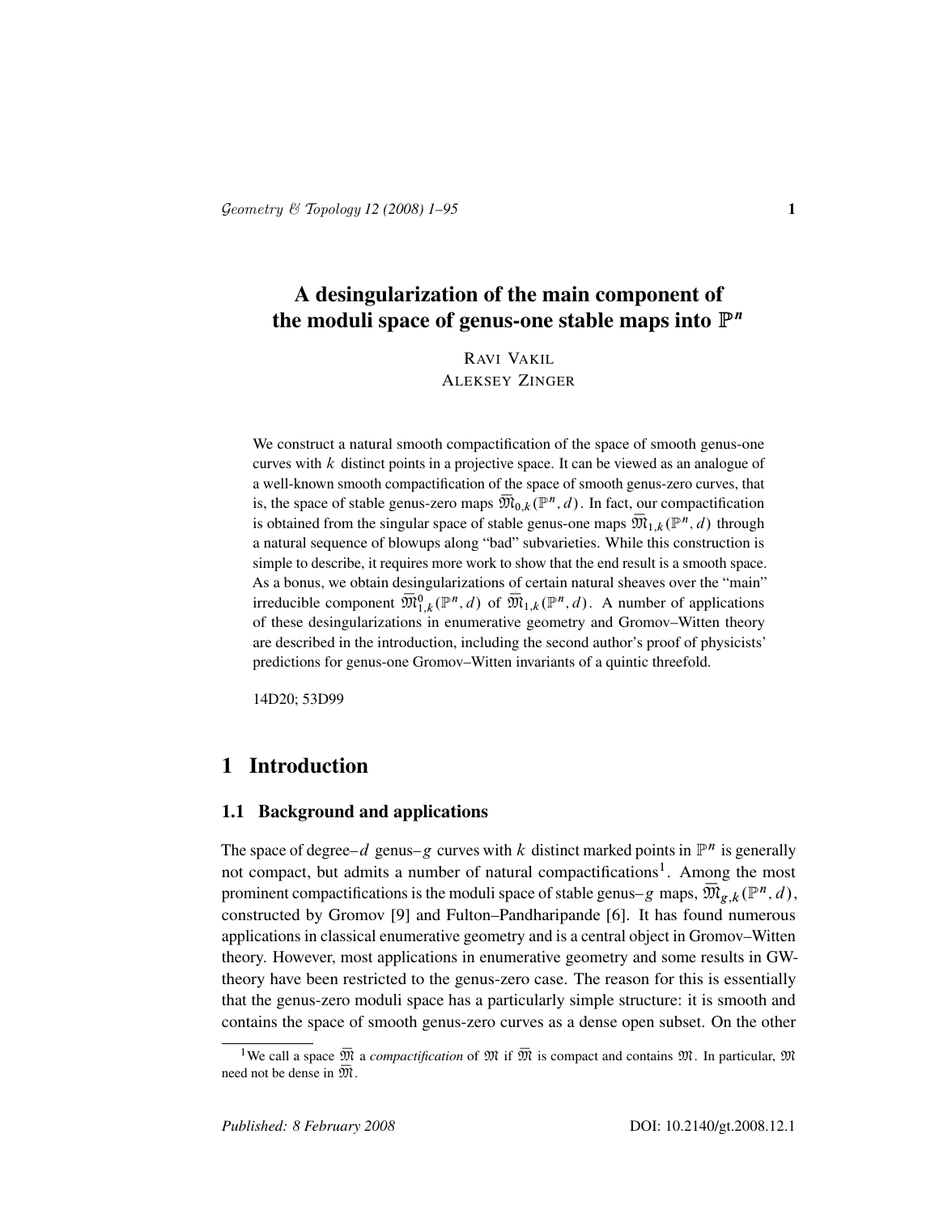# A desingularization of the main component of the moduli space of genus-one stable maps into $\mathbb{P}^n$

RAVI VAKIL
ALEKSEY ZINGER

We construct a natural smooth compactification of the space of smooth genus-one curves with $k$ distinct points in a projective space. It can be viewed as an analogue of a well-known smooth compactification of the space of smooth genus-zero curves, that is, the space of stable genus-zero maps $\overline{\mathfrak{M}}_{0,k}(\mathbb{P}^n,d)$. In fact, our compactification is obtained from the singular space of stable genus-one maps $\overline{\mathfrak{M}}_{1,k}(\mathbb{P}^n,d)$ through a natural sequence of blowups along "bad" subvarieties. While this construction is simple to describe, it requires more work to show that the end result is a smooth space. As a bonus, we obtain desingularizations of certain natural sheaves over the "main" irreducible component $\overline{\mathfrak{M}}_{1,k}^0(\mathbb{P}^n,d)$ of $\overline{\mathfrak{M}}_{1,k}(\mathbb{P}^n,d)$. A number of applications of these desingularizations in enumerative geometry and Gromov–Witten theory are described in the introduction, including the second author's proof of physicists' predictions for genus-one Gromov–Witten invariants of a quintic threefold.

14D20; 53D99

## 1 Introduction

### 1.1 Background and applications

The space of degree–$d$ genus–$g$ curves with $k$ distinct marked points in $\mathbb{P}^n$ is generally not compact, but admits a number of natural compactifications[1]. Among the most prominent compactifications is the moduli space of stable genus–$g$ maps, $\overline{\mathfrak{M}}_{g,k}(\mathbb{P}^n,d)$, constructed by Gromov [9] and Fulton–Pandharipande [6]. It has found numerous applications in classical enumerative geometry and is a central object in Gromov–Witten theory. However, most applications in enumerative geometry and some results in GW-theory have been restricted to the genus-zero case. The reason for this is essentially that the genus-zero moduli space has a particularly simple structure: it is smooth and contains the space of smooth genus-zero curves as a dense open subset. On the other

[1]We call a space $\overline{\mathfrak{M}}$ a *compactification* of $\mathfrak{M}$ if $\overline{\mathfrak{M}}$ is compact and contains $\mathfrak{M}$. In particular, $\mathfrak{M}$ need not be dense in $\overline{\mathfrak{M}}$.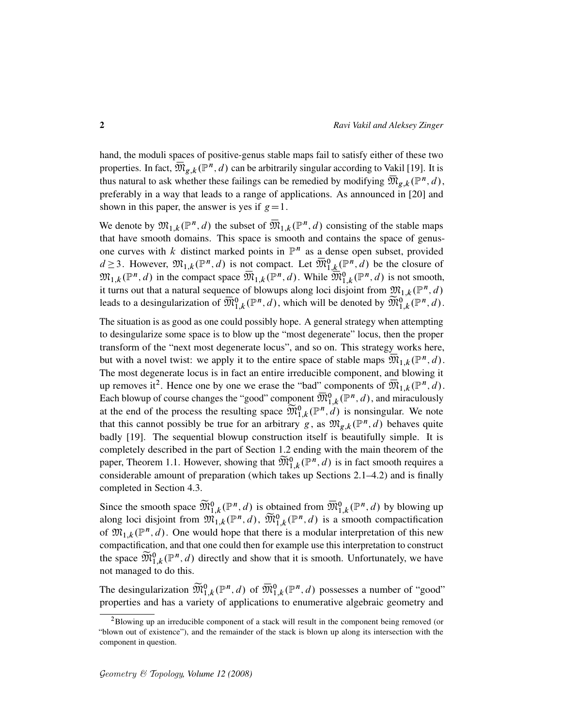hand, the moduli spaces of positive-genus stable maps fail to satisfy either of these two properties. In fact, $\overline{\mathfrak{M}}_{g,k}(\mathbb{P}^n,d)$ can be arbitrarily singular according to Vakil [19]. It is thus natural to ask whether these failings can be remedied by modifying $\overline{\mathfrak{M}}_{g,k}(\mathbb{P}^n,d)$, preferably in a way that leads to a range of applications. As announced in [20] and shown in this paper, the answer is yes if $g=1$.

We denote by $\mathfrak{M}_{1,k}(\mathbb{P}^n,d)$ the subset of $\overline{\mathfrak{M}}_{1,k}(\mathbb{P}^n,d)$ consisting of the stable maps that have smooth domains. This space is smooth and contains the space of genus-one curves with $k$ distinct marked points in $\mathbb{P}^n$ as a dense open subset, provided $d\geq 3$. However, $\mathfrak{M}_{1,k}(\mathbb{P}^n,d)$ is not compact. Let $\overline{\mathfrak{M}}^0_{1,k}(\mathbb{P}^n,d)$ be the closure of $\mathfrak{M}_{1,k}(\mathbb{P}^n,d)$ in the compact space $\overline{\mathfrak{M}}_{1,k}(\mathbb{P}^n,d)$. While $\overline{\mathfrak{M}}^0_{1,k}(\mathbb{P}^n,d)$ is not smooth, it turns out that a natural sequence of blowups along loci disjoint from $\mathfrak{M}_{1,k}(\mathbb{P}^n,d)$ leads to a desingularization of $\overline{\mathfrak{M}}^0_{1,k}(\mathbb{P}^n,d)$, which will be denoted by $\widetilde{\mathfrak{M}}^0_{1,k}(\mathbb{P}^n,d)$.

The situation is as good as one could possibly hope. A general strategy when attempting to desingularize some space is to blow up the "most degenerate" locus, then the proper transform of the "next most degenerate locus", and so on. This strategy works here, but with a novel twist: we apply it to the entire space of stable maps $\overline{\mathfrak{M}}_{1,k}(\mathbb{P}^n,d)$. The most degenerate locus is in fact an entire irreducible component, and blowing it up removes it[2]. Hence one by one we erase the "bad" components of $\overline{\mathfrak{M}}_{1,k}(\mathbb{P}^n,d)$. Each blowup of course changes the "good" component $\overline{\mathfrak{M}}^0_{1,k}(\mathbb{P}^n,d)$, and miraculously at the end of the process the resulting space $\widetilde{\mathfrak{M}}^0_{1,k}(\mathbb{P}^n,d)$ is nonsingular. We note that this cannot possibly be true for an arbitrary $g$, as $\mathfrak{M}_{g,k}(\mathbb{P}^n,d)$ behaves quite badly [19]. The sequential blowup construction itself is beautifully simple. It is completely described in the part of Section 1.2 ending with the main theorem of the paper, Theorem 1.1. However, showing that $\widetilde{\mathfrak{M}}^0_{1,k}(\mathbb{P}^n,d)$ is in fact smooth requires a considerable amount of preparation (which takes up Sections 2.1–4.2) and is finally completed in Section 4.3.

Since the smooth space $\widetilde{\mathfrak{M}}^0_{1,k}(\mathbb{P}^n,d)$ is obtained from $\overline{\mathfrak{M}}^0_{1,k}(\mathbb{P}^n,d)$ by blowing up along loci disjoint from $\mathfrak{M}_{1,k}(\mathbb{P}^n,d)$, $\widetilde{\mathfrak{M}}^0_{1,k}(\mathbb{P}^n,d)$ is a smooth compactification of $\mathfrak{M}_{1,k}(\mathbb{P}^n,d)$. One would hope that there is a modular interpretation of this new compactification, and that one could then for example use this interpretation to construct the space $\widetilde{\mathfrak{M}}^0_{1,k}(\mathbb{P}^n,d)$ directly and show that it is smooth. Unfortunately, we have not managed to do this.

The desingularization $\widetilde{\mathfrak{M}}^0_{1,k}(\mathbb{P}^n,d)$ of $\overline{\mathfrak{M}}^0_{1,k}(\mathbb{P}^n,d)$ possesses a number of "good" properties and has a variety of applications to enumerative algebraic geometry and

[2] Blowing up an irreducible component of a stack will result in the component being removed (or "blown out of existence"), and the remainder of the stack is blown up along its intersection with the component in question.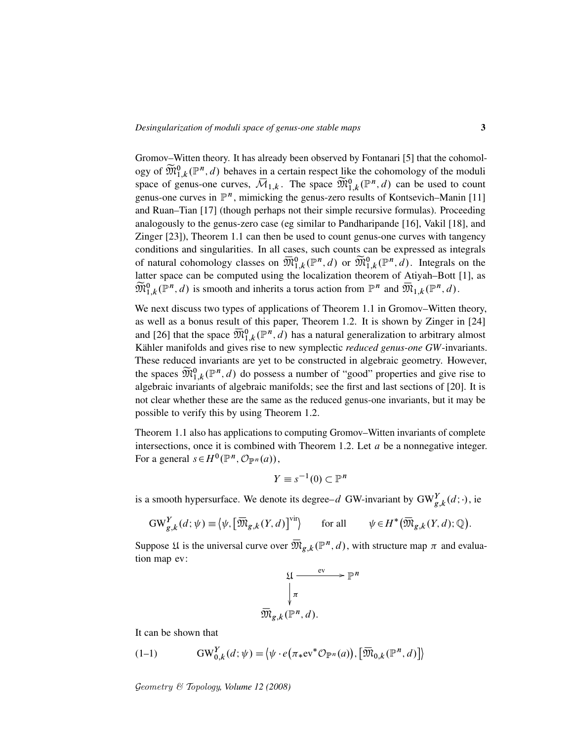Gromov–Witten theory. It has already been observed by Fontanari [5] that the cohomology of $\widetilde{\mathfrak{M}}^0_{1,k}(\mathbb{P}^n,d)$ behaves in a certain respect like the cohomology of the moduli space of genus-one curves, $\bar{\mathcal{M}}_{1,k}$. The space $\widetilde{\mathfrak{M}}^0_{1,k}(\mathbb{P}^n,d)$ can be used to count genus-one curves in $\mathbb{P}^n$, mimicking the genus-zero results of Kontsevich–Manin [11] and Ruan–Tian [17] (though perhaps not their simple recursive formulas). Proceeding analogously to the genus-zero case (eg similar to Pandharipande [16], Vakil [18], and Zinger [23]), Theorem 1.1 can then be used to count genus-one curves with tangency conditions and singularities. In all cases, such counts can be expressed as integrals of natural cohomology classes on $\overline{\mathfrak{M}}^0_{1,k}(\mathbb{P}^n,d)$ or $\widetilde{\mathfrak{M}}^0_{1,k}(\mathbb{P}^n,d)$. Integrals on the latter space can be computed using the localization theorem of Atiyah–Bott [1], as $\widetilde{\mathfrak{M}}^0_{1,k}(\mathbb{P}^n,d)$ is smooth and inherits a torus action from $\mathbb{P}^n$ and $\overline{\mathfrak{M}}_{1,k}(\mathbb{P}^n,d)$.

We next discuss two types of applications of Theorem 1.1 in Gromov–Witten theory, as well as a bonus result of this paper, Theorem 1.2. It is shown by Zinger in [24] and [26] that the space $\overline{\mathfrak{M}}^0_{1,k}(\mathbb{P}^n,d)$ has a natural generalization to arbitrary almost Kähler manifolds and gives rise to new symplectic *reduced genus-one GW*-invariants. These reduced invariants are yet to be constructed in algebraic geometry. However, the spaces $\widetilde{\mathfrak{M}}^0_{1,k}(\mathbb{P}^n,d)$ do possess a number of "good" properties and give rise to algebraic invariants of algebraic manifolds; see the first and last sections of [20]. It is not clear whether these are the same as the reduced genus-one invariants, but it may be possible to verify this by using Theorem 1.2.

Theorem 1.1 also has applications to computing Gromov–Witten invariants of complete intersections, once it is combined with Theorem 1.2. Let $a$ be a nonnegative integer. For a general $s\in H^0(\mathbb{P}^n,\mathcal{O}_{\mathbb{P}^n}(a))$,

$$Y \equiv s^{-1}(0)\subset \mathbb{P}^n$$

is a smooth hypersurface. We denote its degree–$d$ GW-invariant by $\mathrm{GW}^Y_{g,k}(d;\cdot)$, ie

$$\mathrm{GW}^Y_{g,k}(d;\psi)\equiv\big\langle \psi,\big[\overline{\mathfrak{M}}_{g,k}(Y,d)\big]^{\mathrm{vir}}\big\rangle \qquad \text{for all} \qquad \psi\in H^*\big(\overline{\mathfrak{M}}_{g,k}(Y,d);\mathbb{Q}\big).$$

Suppose $\mathfrak{U}$ is the universal curve over $\overline{\mathfrak{M}}_{g,k}(\mathbb{P}^n,d)$, with structure map $\pi$ and evaluation map ev:

$$\begin{array}{ccc} \mathfrak{U} & \xrightarrow{\ \mathrm{ev}\ } & \mathbb{P}^n \\ \big\downarrow{\scriptstyle \pi} & & \\ \overline{\mathfrak{M}}_{g,k}(\mathbb{P}^n,d). & & \end{array}$$

It can be shown that

$$\mathrm{GW}^Y_{0,k}(d;\psi)=\big\langle \psi\cdot e\big(\pi_*\mathrm{ev}^*\mathcal{O}_{\mathbb{P}^n}(a)\big),\big[\overline{\mathfrak{M}}_{0,k}(\mathbb{P}^n,d)\big]\big\rangle \tag{1–1}$$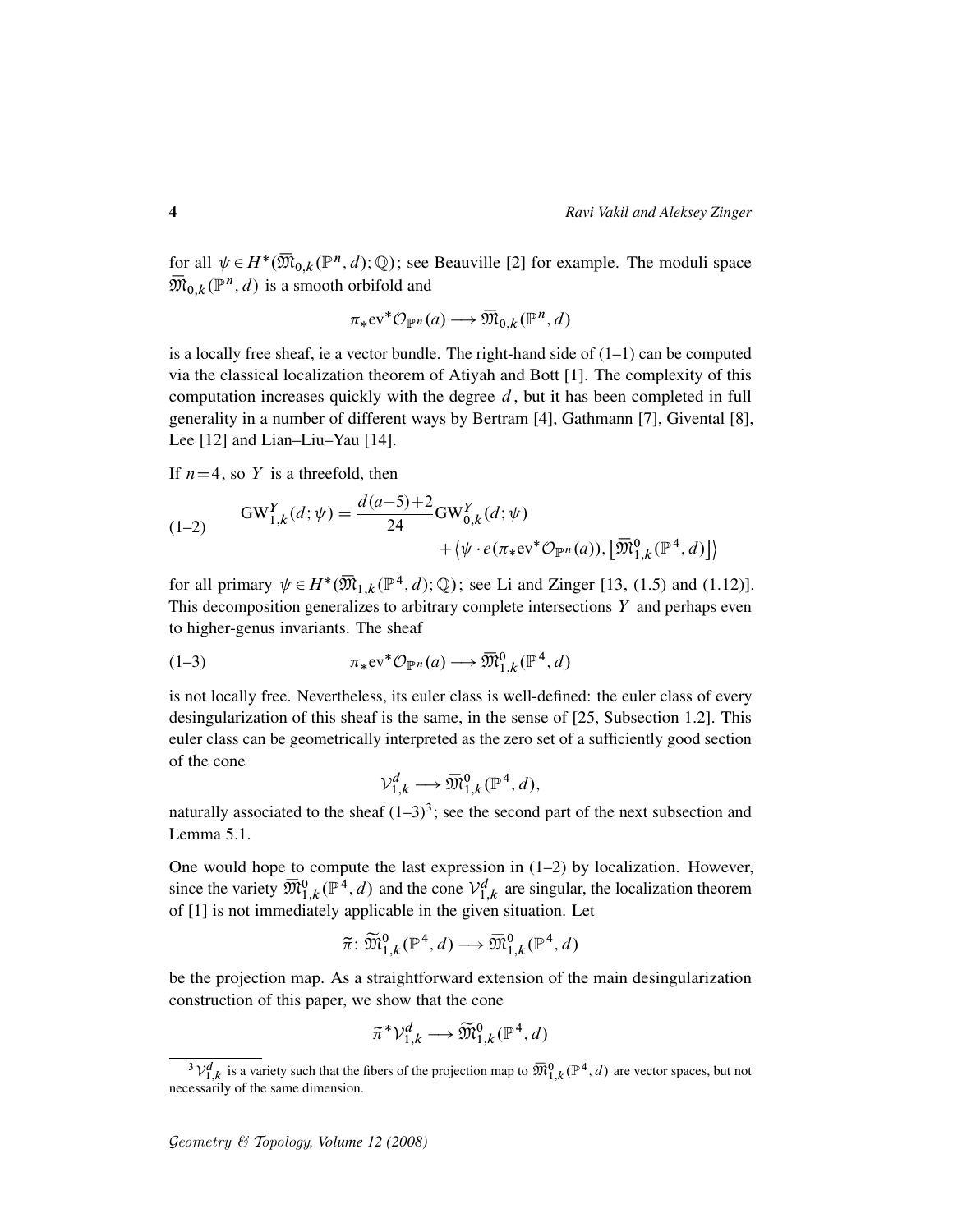for all $\psi \in H^*(\overline{\mathfrak{M}}_{0,k}(\mathbb{P}^n, d); \mathbb{Q})$; see Beauville [2] for example. The moduli space $\overline{\mathfrak{M}}_{0,k}(\mathbb{P}^n, d)$ is a smooth orbifold and

$$\pi_* \mathrm{ev}^* \mathcal{O}_{\mathbb{P}^n}(a) \longrightarrow \overline{\mathfrak{M}}_{0,k}(\mathbb{P}^n, d)$$

is a locally free sheaf, ie a vector bundle. The right-hand side of (1–1) can be computed via the classical localization theorem of Atiyah and Bott [1]. The complexity of this computation increases quickly with the degree $d$, but it has been completed in full generality in a number of different ways by Bertram [4], Gathmann [7], Givental [8], Lee [12] and Lian–Liu–Yau [14].

If $n=4$, so $Y$ is a threefold, then

$$\mathrm{GW}^Y_{1,k}(d;\psi) = \frac{d(a-5)+2}{24}\mathrm{GW}^Y_{0,k}(d;\psi) + \big\langle \psi \cdot e(\pi_* \mathrm{ev}^* \mathcal{O}_{\mathbb{P}^n}(a)), \big[\overline{\mathfrak{M}}^0_{1,k}(\mathbb{P}^4, d)\big]\big\rangle \tag{1–2}$$

for all primary $\psi \in H^*(\overline{\mathfrak{M}}_{1,k}(\mathbb{P}^4, d); \mathbb{Q})$; see Li and Zinger [13, (1.5) and (1.12)]. This decomposition generalizes to arbitrary complete intersections $Y$ and perhaps even to higher-genus invariants. The sheaf

$$\pi_* \mathrm{ev}^* \mathcal{O}_{\mathbb{P}^n}(a) \longrightarrow \overline{\mathfrak{M}}^0_{1,k}(\mathbb{P}^4, d) \tag{1–3}$$

is not locally free. Nevertheless, its euler class is well-defined: the euler class of every desingularization of this sheaf is the same, in the sense of [25, Subsection 1.2]. This euler class can be geometrically interpreted as the zero set of a sufficiently good section of the cone

$$\mathcal{V}^d_{1,k} \longrightarrow \overline{\mathfrak{M}}^0_{1,k}(\mathbb{P}^4, d),$$

naturally associated to the sheaf (1–3)[3]; see the second part of the next subsection and Lemma 5.1.

One would hope to compute the last expression in (1–2) by localization. However, since the variety $\overline{\mathfrak{M}}^0_{1,k}(\mathbb{P}^4, d)$ and the cone $\mathcal{V}^d_{1,k}$ are singular, the localization theorem of [1] is not immediately applicable in the given situation. Let

$$\widetilde{\pi}\colon \widetilde{\mathfrak{M}}^0_{1,k}(\mathbb{P}^4, d) \longrightarrow \overline{\mathfrak{M}}^0_{1,k}(\mathbb{P}^4, d)$$

be the projection map. As a straightforward extension of the main desingularization construction of this paper, we show that the cone

$$\widetilde{\pi}^* \mathcal{V}^d_{1,k} \longrightarrow \widetilde{\mathfrak{M}}^0_{1,k}(\mathbb{P}^4, d)$$

---

[3] $\mathcal{V}^d_{1,k}$ is a variety such that the fibers of the projection map to $\overline{\mathfrak{M}}^0_{1,k}(\mathbb{P}^4, d)$ are vector spaces, but not necessarily of the same dimension.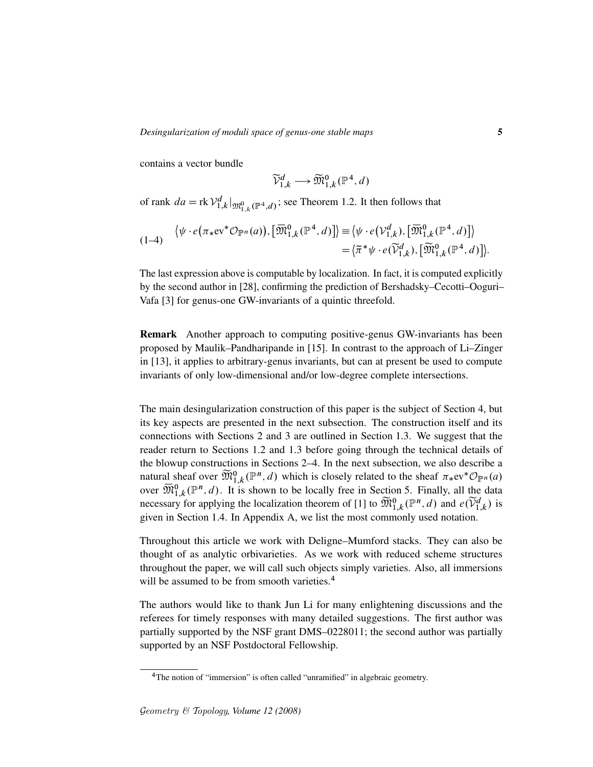contains a vector bundle

$$\widetilde{\mathcal{V}}_{1,k}^d \longrightarrow \widetilde{\mathfrak{M}}_{1,k}^0(\mathbb{P}^4, d)$$

of rank $da = \operatorname{rk} \mathcal{V}_{1,k}^d|_{\mathfrak{M}_{1,k}^0(\mathbb{P}^4,d)}$; see Theorem 1.2. It then follows that

$$\begin{aligned}
\text{(1–4)} \quad \big\langle \psi \cdot e\big(\pi_* \mathrm{ev}^* \mathcal{O}_{\mathbb{P}^n}(a)\big), \big[\overline{\mathfrak{M}}_{1,k}^0(\mathbb{P}^4, d)\big]\big\rangle &\equiv \big\langle \psi \cdot e\big(\mathcal{V}_{1,k}^d\big), \big[\overline{\mathfrak{M}}_{1,k}^0(\mathbb{P}^4, d)\big]\big\rangle \\
&= \big\langle \tilde{\pi}^* \psi \cdot e\big(\widetilde{\mathcal{V}}_{1,k}^d\big), \big[\widetilde{\mathfrak{M}}_{1,k}^0(\mathbb{P}^4, d)\big]\big\rangle.
\end{aligned}$$

The last expression above is computable by localization. In fact, it is computed explicitly by the second author in [28], confirming the prediction of Bershadsky–Cecotti–Ooguri–Vafa [3] for genus-one GW-invariants of a quintic threefold.

**Remark** Another approach to computing positive-genus GW-invariants has been proposed by Maulik–Pandharipande in [15]. In contrast to the approach of Li–Zinger in [13], it applies to arbitrary-genus invariants, but can at present be used to compute invariants of only low-dimensional and/or low-degree complete intersections.

The main desingularization construction of this paper is the subject of Section 4, but its key aspects are presented in the next subsection. The construction itself and its connections with Sections 2 and 3 are outlined in Section 1.3. We suggest that the reader return to Sections 1.2 and 1.3 before going through the technical details of the blowup constructions in Sections 2–4. In the next subsection, we also describe a natural sheaf over $\widetilde{\mathfrak{M}}_{1,k}^0(\mathbb{P}^n, d)$ which is closely related to the sheaf $\pi_* \mathrm{ev}^* \mathcal{O}_{\mathbb{P}^n}(a)$ over $\overline{\mathfrak{M}}_{1,k}^0(\mathbb{P}^n, d)$. It is shown to be locally free in Section 5. Finally, all the data necessary for applying the localization theorem of [1] to $\widetilde{\mathfrak{M}}_{1,k}^0(\mathbb{P}^n, d)$ and $e(\widetilde{\mathcal{V}}_{1,k}^d)$ is given in Section 1.4. In Appendix A, we list the most commonly used notation.

Throughout this article we work with Deligne–Mumford stacks. They can also be thought of as analytic orbivarieties. As we work with reduced scheme structures throughout the paper, we will call such objects simply varieties. Also, all immersions will be assumed to be from smooth varieties.[4]

The authors would like to thank Jun Li for many enlightening discussions and the referees for timely responses with many detailed suggestions. The first author was partially supported by the NSF grant DMS–0228011; the second author was partially supported by an NSF Postdoctoral Fellowship.

[4] The notion of "immersion" is often called "unramified" in algebraic geometry.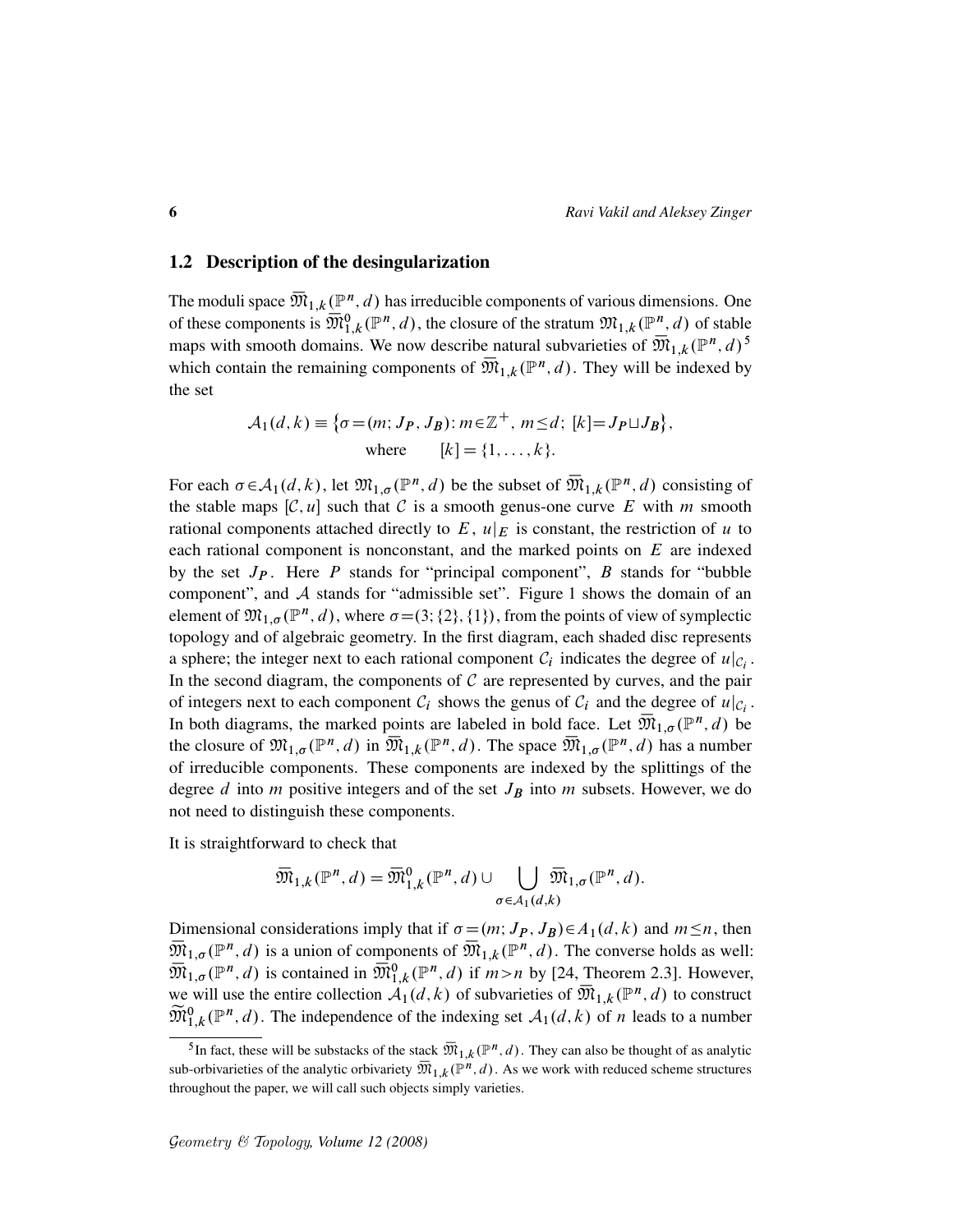## 1.2 Description of the desingularization

The moduli space $\overline{\mathfrak{M}}_{1,k}(\mathbb{P}^n,d)$ has irreducible components of various dimensions. One of these components is $\overline{\mathfrak{M}}_{1,k}^0(\mathbb{P}^n,d)$, the closure of the stratum $\mathfrak{M}_{1,k}(\mathbb{P}^n,d)$ of stable maps with smooth domains. We now describe natural subvarieties of $\overline{\mathfrak{M}}_{1,k}(\mathbb{P}^n,d)$ [5] which contain the remaining components of $\overline{\mathfrak{M}}_{1,k}(\mathbb{P}^n,d)$. They will be indexed by the set

$$\mathcal{A}_1(d,k) \equiv \big\{\sigma=(m;J_P,J_B)\colon m\in\mathbb{Z}^+,\ m\le d;\ [k]=J_P\sqcup J_B\big\},\qquad \text{where} \qquad [k]=\{1,\ldots,k\}.$$

For each $\sigma\in\mathcal{A}_1(d,k)$, let $\mathfrak{M}_{1,\sigma}(\mathbb{P}^n,d)$ be the subset of $\overline{\mathfrak{M}}_{1,k}(\mathbb{P}^n,d)$ consisting of the stable maps $[\mathcal{C},u]$ such that $\mathcal{C}$ is a smooth genus-one curve $E$ with $m$ smooth rational components attached directly to $E$, $u|_E$ is constant, the restriction of $u$ to each rational component is nonconstant, and the marked points on $E$ are indexed by the set $J_P$. Here $P$ stands for "principal component", $B$ stands for "bubble component", and $\mathcal{A}$ stands for "admissible set". Figure 1 shows the domain of an element of $\mathfrak{M}_{1,\sigma}(\mathbb{P}^n,d)$, where $\sigma=(3;\{2\},\{1\})$, from the points of view of symplectic topology and of algebraic geometry. In the first diagram, each shaded disc represents a sphere; the integer next to each rational component $\mathcal{C}_i$ indicates the degree of $u|_{\mathcal{C}_i}$. In the second diagram, the components of $\mathcal{C}$ are represented by curves, and the pair of integers next to each component $\mathcal{C}_i$ shows the genus of $\mathcal{C}_i$ and the degree of $u|_{\mathcal{C}_i}$. In both diagrams, the marked points are labeled in bold face. Let $\overline{\mathfrak{M}}_{1,\sigma}(\mathbb{P}^n,d)$ be the closure of $\mathfrak{M}_{1,\sigma}(\mathbb{P}^n,d)$ in $\overline{\mathfrak{M}}_{1,k}(\mathbb{P}^n,d)$. The space $\overline{\mathfrak{M}}_{1,\sigma}(\mathbb{P}^n,d)$ has a number of irreducible components. These components are indexed by the splittings of the degree $d$ into $m$ positive integers and of the set $J_B$ into $m$ subsets. However, we do not need to distinguish these components.

It is straightforward to check that

$$\overline{\mathfrak{M}}_{1,k}(\mathbb{P}^n,d)=\overline{\mathfrak{M}}_{1,k}^0(\mathbb{P}^n,d)\cup\bigcup_{\sigma\in\mathcal{A}_1(d,k)}\overline{\mathfrak{M}}_{1,\sigma}(\mathbb{P}^n,d).$$

Dimensional considerations imply that if $\sigma=(m;J_P,J_B)\in A_1(d,k)$ and $m\le n$, then $\overline{\mathfrak{M}}_{1,\sigma}(\mathbb{P}^n,d)$ is a union of components of $\overline{\mathfrak{M}}_{1,k}(\mathbb{P}^n,d)$. The converse holds as well: $\overline{\mathfrak{M}}_{1,\sigma}(\mathbb{P}^n,d)$ is contained in $\overline{\mathfrak{M}}_{1,k}^0(\mathbb{P}^n,d)$ if $m>n$ by [24, Theorem 2.3]. However, we will use the entire collection $\mathcal{A}_1(d,k)$ of subvarieties of $\overline{\mathfrak{M}}_{1,k}(\mathbb{P}^n,d)$ to construct $\widetilde{\mathfrak{M}}_{1,k}^0(\mathbb{P}^n,d)$. The independence of the indexing set $\mathcal{A}_1(d,k)$ of $n$ leads to a number

[5] In fact, these will be substacks of the stack $\overline{\mathfrak{M}}_{1,k}(\mathbb{P}^n,d)$. They can also be thought of as analytic sub-orbivarieties of the analytic orbivariety $\overline{\mathfrak{M}}_{1,k}(\mathbb{P}^n,d)$. As we work with reduced scheme structures throughout the paper, we will call such objects simply varieties.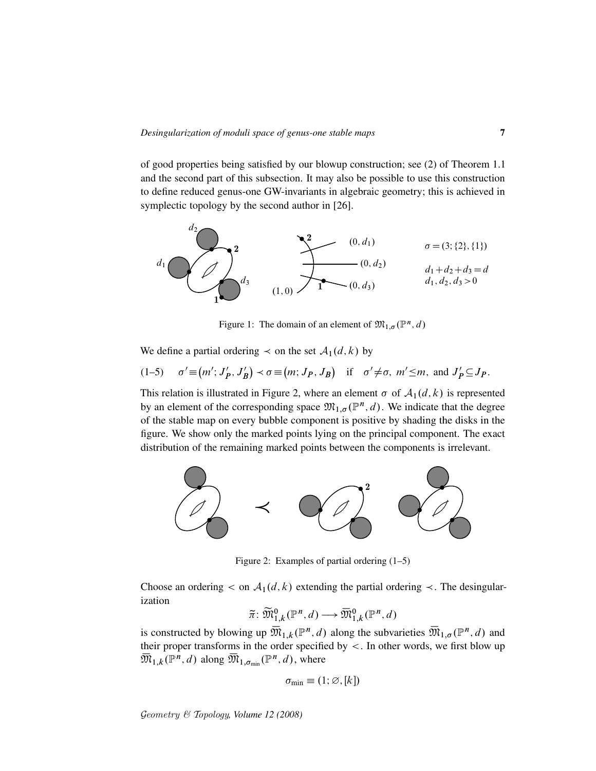of good properties being satisfied by our blowup construction; see (2) of Theorem 1.1 and the second part of this subsection. It may also be possible to use this construction to define reduced genus-one GW-invariants in algebraic geometry; this is achieved in symplectic topology by the second author in [26].

$\sigma = (3; \{2\}, \{1\})$

$d_1 + d_2 + d_3 = d$
$d_1, d_2, d_3 > 0$

Figure 1: The domain of an element of $\mathfrak{M}_{1,\sigma}(\mathbb{P}^n, d)$

We define a partial ordering $\prec$ on the set $\mathcal{A}_1(d,k)$ by

$$\text{(1–5)} \qquad \sigma' \equiv (m'; J'_P, J'_B) \prec \sigma \equiv (m; J_P, J_B) \quad \text{if} \quad \sigma' \neq \sigma, \; m' \leq m, \text{ and } J'_P \subseteq J_P.$$

This relation is illustrated in Figure 2, where an element $\sigma$ of $\mathcal{A}_1(d,k)$ is represented by an element of the corresponding space $\mathfrak{M}_{1,\sigma}(\mathbb{P}^n, d)$. We indicate that the degree of the stable map on every bubble component is positive by shading the disks in the figure. We show only the marked points lying on the principal component. The exact distribution of the remaining marked points between the components is irrelevant.

Figure 2: Examples of partial ordering (1–5)

Choose an ordering $<$ on $\mathcal{A}_1(d,k)$ extending the partial ordering $\prec$. The desingularization

$$\widetilde{\pi}\colon \widetilde{\mathfrak{M}}^0_{1,k}(\mathbb{P}^n, d) \longrightarrow \overline{\mathfrak{M}}^0_{1,k}(\mathbb{P}^n, d)$$

is constructed by blowing up $\overline{\mathfrak{M}}_{1,k}(\mathbb{P}^n, d)$ along the subvarieties $\overline{\mathfrak{M}}_{1,\sigma}(\mathbb{P}^n, d)$ and their proper transforms in the order specified by $<$. In other words, we first blow up $\overline{\mathfrak{M}}_{1,k}(\mathbb{P}^n, d)$ along $\overline{\mathfrak{M}}_{1,\sigma_{\min}}(\mathbb{P}^n, d)$, where

$$\sigma_{\min} \equiv (1; \varnothing, [k])$$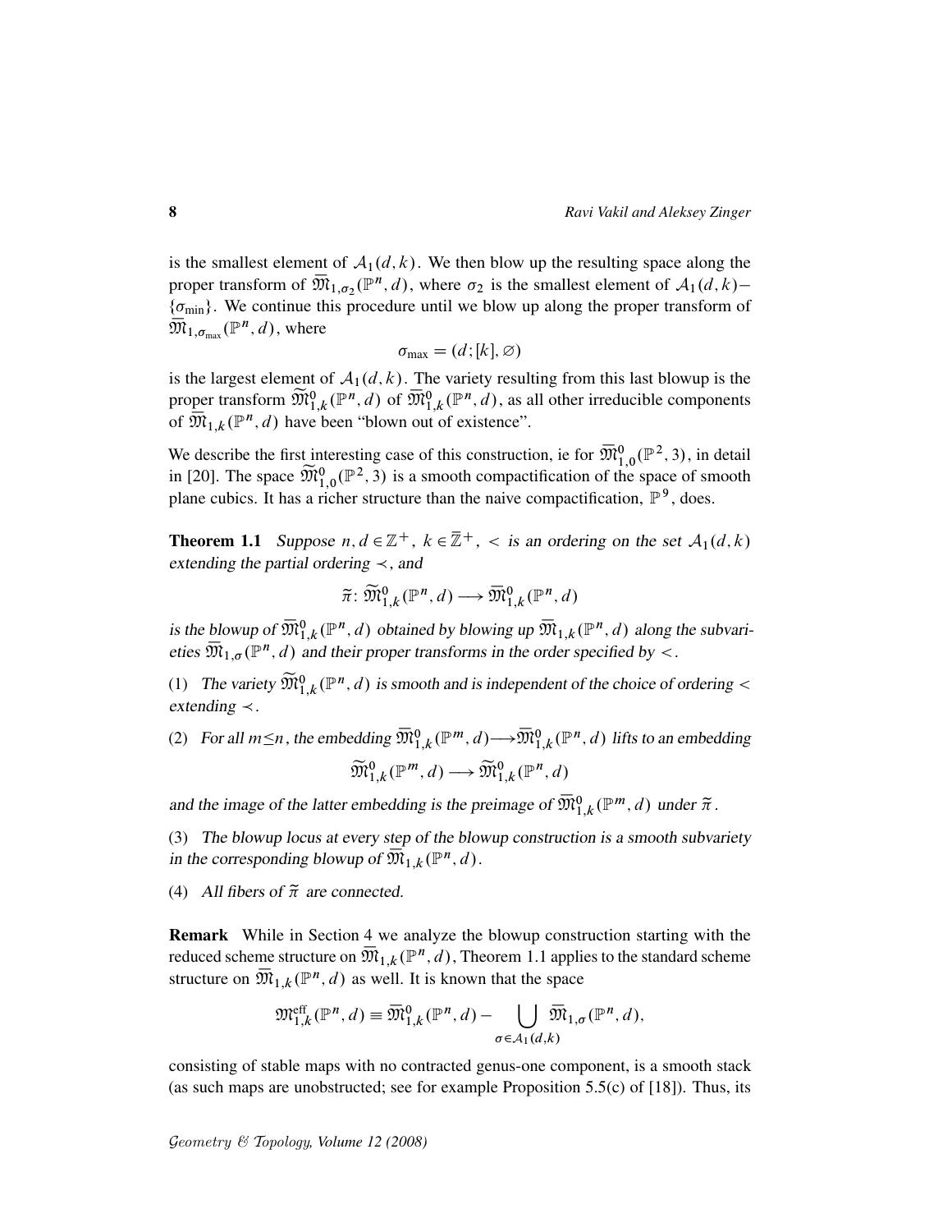is the smallest element of $\mathcal{A}_1(d,k)$. We then blow up the resulting space along the proper transform of $\overline{\mathfrak{M}}_{1,\sigma_2}(\mathbb{P}^n,d)$, where $\sigma_2$ is the smallest element of $\mathcal{A}_1(d,k)-\{\sigma_{\min}\}$. We continue this procedure until we blow up along the proper transform of $\overline{\mathfrak{M}}_{1,\sigma_{\max}}(\mathbb{P}^n,d)$, where

$$\sigma_{\max} = (d;[k],\varnothing)$$

is the largest element of $\mathcal{A}_1(d,k)$. The variety resulting from this last blowup is the proper transform $\widetilde{\mathfrak{M}}^0_{1,k}(\mathbb{P}^n,d)$ of $\overline{\mathfrak{M}}^0_{1,k}(\mathbb{P}^n,d)$, as all other irreducible components of $\overline{\mathfrak{M}}_{1,k}(\mathbb{P}^n,d)$ have been "blown out of existence".

We describe the first interesting case of this construction, ie for $\overline{\mathfrak{M}}^0_{1,0}(\mathbb{P}^2,3)$, in detail in [20]. The space $\widetilde{\mathfrak{M}}^0_{1,0}(\mathbb{P}^2,3)$ is a smooth compactification of the space of smooth plane cubics. It has a richer structure than the naive compactification, $\mathbb{P}^9$, does.

**Theorem 1.1** *Suppose $n,d\in\mathbb{Z}^+$, $k\in\bar{\mathbb{Z}}^+$, $<$ is an ordering on the set $\mathcal{A}_1(d,k)$ extending the partial ordering $\prec$, and*

$$\widetilde{\pi}\colon \widetilde{\mathfrak{M}}^0_{1,k}(\mathbb{P}^n,d) \longrightarrow \overline{\mathfrak{M}}^0_{1,k}(\mathbb{P}^n,d)$$

*is the blowup of $\overline{\mathfrak{M}}^0_{1,k}(\mathbb{P}^n,d)$ obtained by blowing up $\overline{\mathfrak{M}}_{1,k}(\mathbb{P}^n,d)$ along the subvarieties $\overline{\mathfrak{M}}_{1,\sigma}(\mathbb{P}^n,d)$ and their proper transforms in the order specified by $<$.*

(1) *The variety $\widetilde{\mathfrak{M}}^0_{1,k}(\mathbb{P}^n,d)$ is smooth and is independent of the choice of ordering $<$ extending $\prec$.*

(2) *For all $m\le n$, the embedding $\overline{\mathfrak{M}}^0_{1,k}(\mathbb{P}^m,d)\longrightarrow\overline{\mathfrak{M}}^0_{1,k}(\mathbb{P}^n,d)$ lifts to an embedding*

$$\widetilde{\mathfrak{M}}^0_{1,k}(\mathbb{P}^m,d) \longrightarrow \widetilde{\mathfrak{M}}^0_{1,k}(\mathbb{P}^n,d)$$

*and the image of the latter embedding is the preimage of $\overline{\mathfrak{M}}^0_{1,k}(\mathbb{P}^m,d)$ under $\widetilde{\pi}$.*

(3) *The blowup locus at every step of the blowup construction is a smooth subvariety in the corresponding blowup of $\overline{\mathfrak{M}}_{1,k}(\mathbb{P}^n,d)$.*

(4) *All fibers of $\widetilde{\pi}$ are connected.*

**Remark** While in Section 4 we analyze the blowup construction starting with the reduced scheme structure on $\overline{\mathfrak{M}}_{1,k}(\mathbb{P}^n,d)$, Theorem 1.1 applies to the standard scheme structure on $\overline{\mathfrak{M}}_{1,k}(\mathbb{P}^n,d)$ as well. It is known that the space

$$\mathfrak{M}^{\mathrm{eff}}_{1,k}(\mathbb{P}^n,d) \equiv \overline{\mathfrak{M}}^0_{1,k}(\mathbb{P}^n,d) - \bigcup_{\sigma\in\mathcal{A}_1(d,k)} \overline{\mathfrak{M}}_{1,\sigma}(\mathbb{P}^n,d),$$

consisting of stable maps with no contracted genus-one component, is a smooth stack (as such maps are unobstructed; see for example Proposition 5.5(c) of [18]). Thus, its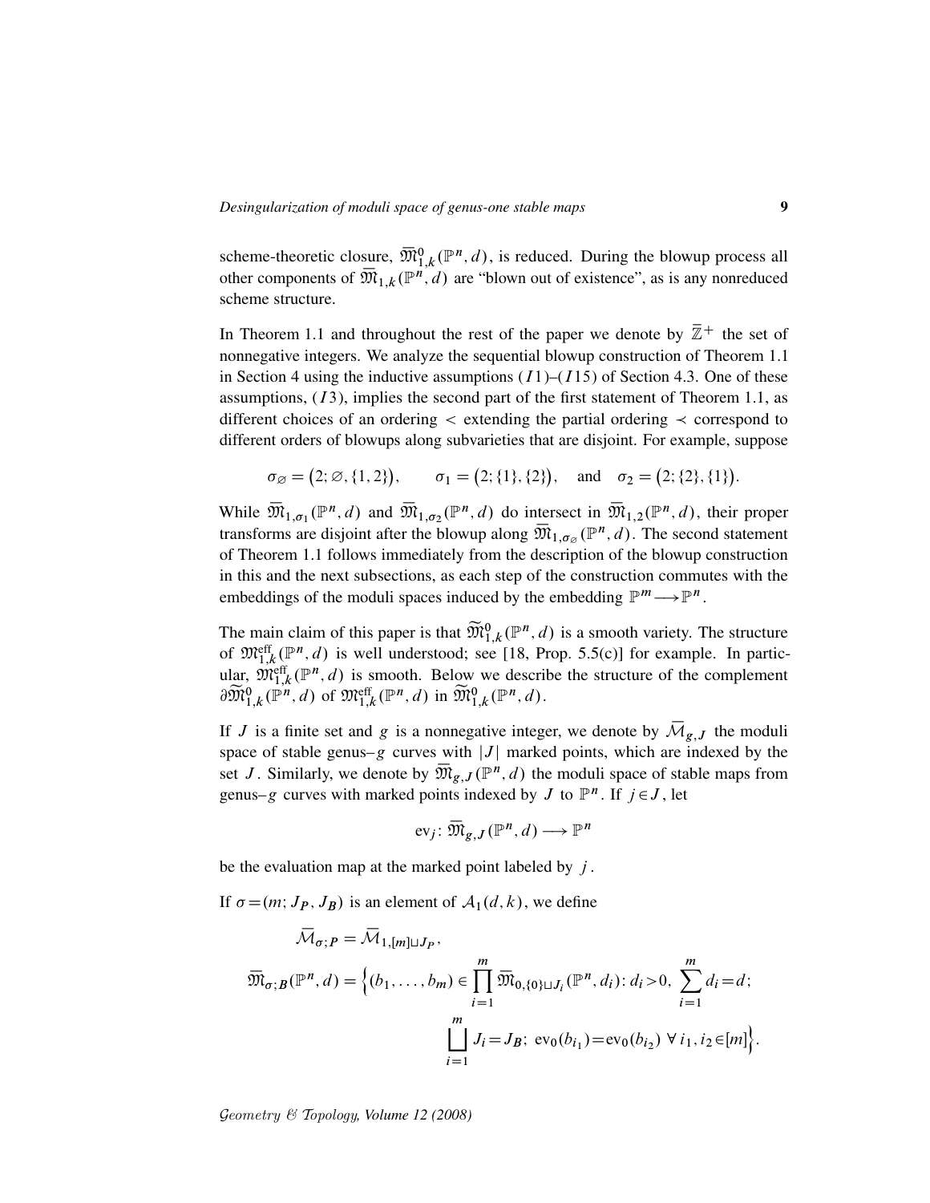scheme-theoretic closure, $\overline{\mathfrak{M}}_{1,k}^0(\mathbb{P}^n,d)$, is reduced. During the blowup process all other components of $\overline{\mathfrak{M}}_{1,k}(\mathbb{P}^n,d)$ are "blown out of existence", as is any nonreduced scheme structure.

In Theorem 1.1 and throughout the rest of the paper we denote by $\bar{\mathbb{Z}}^+$ the set of nonnegative integers. We analyze the sequential blowup construction of Theorem 1.1 in Section 4 using the inductive assumptions $(I1)$–$(I15)$ of Section 4.3. One of these assumptions, $(I3)$, implies the second part of the first statement of Theorem 1.1, as different choices of an ordering $<$ extending the partial ordering $\prec$ correspond to different orders of blowups along subvarieties that are disjoint. For example, suppose

$$\sigma_\varnothing = \big(2;\varnothing,\{1,2\}\big), \qquad \sigma_1 = \big(2;\{1\},\{2\}\big), \quad \text{and} \quad \sigma_2 = \big(2;\{2\},\{1\}\big).$$

While $\overline{\mathfrak{M}}_{1,\sigma_1}(\mathbb{P}^n,d)$ and $\overline{\mathfrak{M}}_{1,\sigma_2}(\mathbb{P}^n,d)$ do intersect in $\overline{\mathfrak{M}}_{1,2}(\mathbb{P}^n,d)$, their proper transforms are disjoint after the blowup along $\overline{\mathfrak{M}}_{1,\sigma_\varnothing}(\mathbb{P}^n,d)$. The second statement of Theorem 1.1 follows immediately from the description of the blowup construction in this and the next subsections, as each step of the construction commutes with the embeddings of the moduli spaces induced by the embedding $\mathbb{P}^m \longrightarrow \mathbb{P}^n$.

The main claim of this paper is that $\widetilde{\mathfrak{M}}_{1,k}^0(\mathbb{P}^n,d)$ is a smooth variety. The structure of $\mathfrak{M}_{1,k}^{\text{eff}}(\mathbb{P}^n,d)$ is well understood; see [18, Prop. 5.5(c)] for example. In particular, $\mathfrak{M}_{1,k}^{\text{eff}}(\mathbb{P}^n,d)$ is smooth. Below we describe the structure of the complement $\partial\widetilde{\mathfrak{M}}_{1,k}^0(\mathbb{P}^n,d)$ of $\mathfrak{M}_{1,k}^{\text{eff}}(\mathbb{P}^n,d)$ in $\widetilde{\mathfrak{M}}_{1,k}^0(\mathbb{P}^n,d)$.

If $J$ is a finite set and $g$ is a nonnegative integer, we denote by $\overline{\mathcal{M}}_{g,J}$ the moduli space of stable genus–$g$ curves with $|J|$ marked points, which are indexed by the set $J$. Similarly, we denote by $\overline{\mathfrak{M}}_{g,J}(\mathbb{P}^n,d)$ the moduli space of stable maps from genus–$g$ curves with marked points indexed by $J$ to $\mathbb{P}^n$. If $j \in J$, let

$$\text{ev}_j \colon \overline{\mathfrak{M}}_{g,J}(\mathbb{P}^n,d) \longrightarrow \mathbb{P}^n$$

be the evaluation map at the marked point labeled by $j$.

If $\sigma = (m; J_P, J_B)$ is an element of $\mathcal{A}_1(d,k)$, we define

$$\begin{aligned}
\overline{\mathcal{M}}_{\sigma;P} &= \overline{\mathcal{M}}_{1,[m]\sqcup J_P}, \\
\overline{\mathfrak{M}}_{\sigma;B}(\mathbb{P}^n,d) &= \Big\{(b_1,\ldots,b_m) \in \prod_{i=1}^m \overline{\mathfrak{M}}_{0,\{0\}\sqcup J_i}(\mathbb{P}^n,d_i) \colon d_i > 0,\ \sum_{i=1}^m d_i = d; \\
&\qquad\qquad \bigsqcup_{i=1}^m J_i = J_B;\ \text{ev}_0(b_{i_1}) = \text{ev}_0(b_{i_2})\ \forall\, i_1,i_2 \in [m]\Big\}.
\end{aligned}$$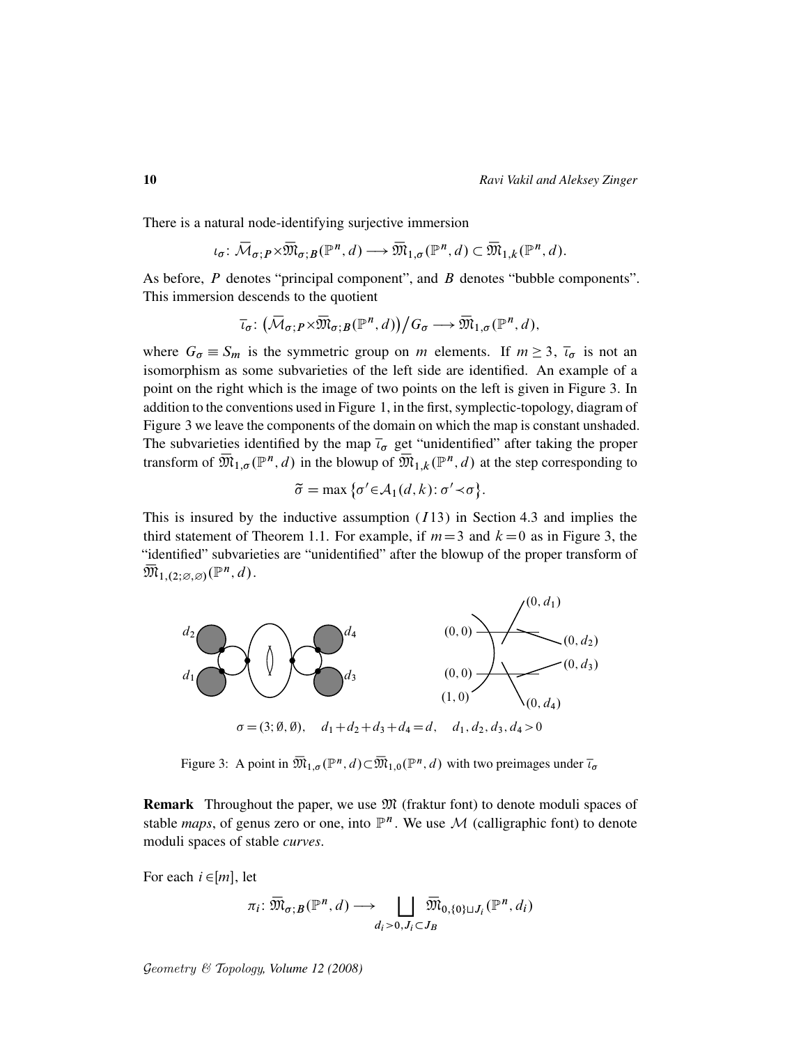There is a natural node-identifying surjective immersion

$$\iota_\sigma\colon \bar{\mathcal{M}}_{\sigma;P}\times\bar{\mathfrak{M}}_{\sigma;B}(\mathbb{P}^n,d)\longrightarrow\bar{\mathfrak{M}}_{1,\sigma}(\mathbb{P}^n,d)\subset\bar{\mathfrak{M}}_{1,k}(\mathbb{P}^n,d).$$

As before, $P$ denotes "principal component", and $B$ denotes "bubble components". This immersion descends to the quotient

$$\bar{\iota}_\sigma\colon \big(\bar{\mathcal{M}}_{\sigma;P}\times\bar{\mathfrak{M}}_{\sigma;B}(\mathbb{P}^n,d)\big)\big/G_\sigma\longrightarrow\bar{\mathfrak{M}}_{1,\sigma}(\mathbb{P}^n,d),$$

where $G_\sigma\equiv S_m$ is the symmetric group on $m$ elements. If $m\geq 3$, $\bar{\iota}_\sigma$ is not an isomorphism as some subvarieties of the left side are identified. An example of a point on the right which is the image of two points on the left is given in Figure 3. In addition to the conventions used in Figure 1, in the first, symplectic-topology, diagram of Figure 3 we leave the components of the domain on which the map is constant unshaded. The subvarieties identified by the map $\bar{\iota}_\sigma$ get "unidentified" after taking the proper transform of $\bar{\mathfrak{M}}_{1,\sigma}(\mathbb{P}^n,d)$ in the blowup of $\bar{\mathfrak{M}}_{1,k}(\mathbb{P}^n,d)$ at the step corresponding to

$$\tilde{\sigma}=\max\big\{\sigma'\in\mathcal{A}_1(d,k)\colon \sigma'\prec\sigma\big\}.$$

This is insured by the inductive assumption $(I13)$ in Section 4.3 and implies the third statement of Theorem 1.1. For example, if $m=3$ and $k=0$ as in Figure 3, the "identified" subvarieties are "unidentified" after the blowup of the proper transform of $\bar{\mathfrak{M}}_{1,(2;\varnothing,\varnothing)}(\mathbb{P}^n,d)$.

$\sigma=(3;\emptyset,\emptyset),\quad d_1+d_2+d_3+d_4=d,\quad d_1,d_2,d_3,d_4>0$

Figure 3: A point in $\bar{\mathfrak{M}}_{1,\sigma}(\mathbb{P}^n,d)\subset\bar{\mathfrak{M}}_{1,0}(\mathbb{P}^n,d)$ with two preimages under $\bar{\iota}_\sigma$

**Remark** Throughout the paper, we use $\mathfrak{M}$ (fraktur font) to denote moduli spaces of stable *maps*, of genus zero or one, into $\mathbb{P}^n$. We use $\mathcal{M}$ (calligraphic font) to denote moduli spaces of stable *curves*.

For each $i\in[m]$, let

$$\pi_i\colon \bar{\mathfrak{M}}_{\sigma;B}(\mathbb{P}^n,d)\longrightarrow\bigsqcup_{d_i>0,J_i\subset J_B}\bar{\mathfrak{M}}_{0,\{0\}\sqcup J_i}(\mathbb{P}^n,d_i)$$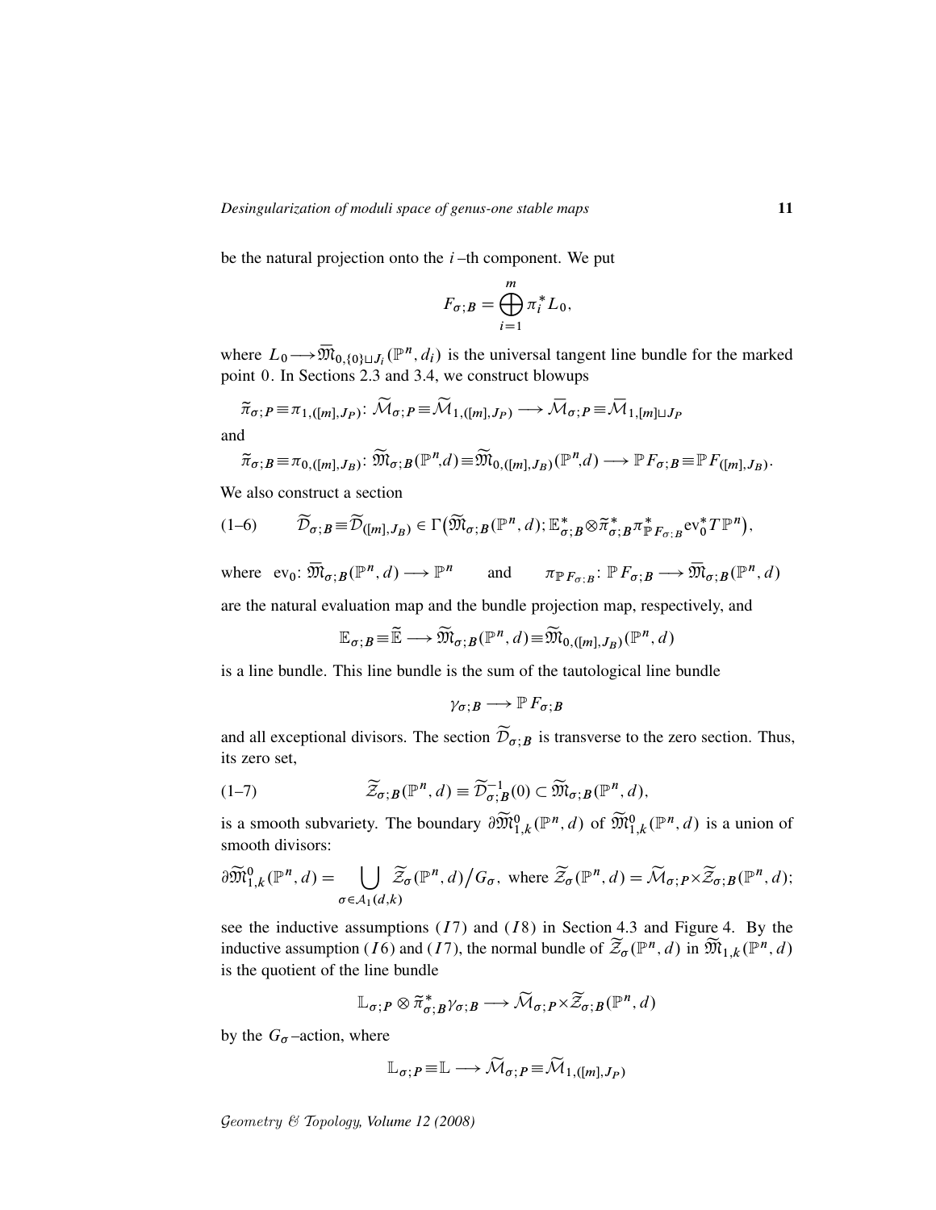be the natural projection onto the $i$–th component. We put

$$F_{\sigma;B} = \bigoplus_{i=1}^{m} \pi_i^* L_0,$$

where $L_0 \longrightarrow \overline{\mathfrak{M}}_{0,\{0\}\sqcup J_i}(\mathbb{P}^n, d_i)$ is the universal tangent line bundle for the marked point $0$. In Sections 2.3 and 3.4, we construct blowups

$$\widetilde{\pi}_{\sigma;P} \equiv \pi_{1,([m],J_P)} \colon \widetilde{\mathcal{M}}_{\sigma;P} \equiv \widetilde{\mathcal{M}}_{1,([m],J_P)} \longrightarrow \overline{\mathcal{M}}_{\sigma;P} \equiv \overline{\mathcal{M}}_{1,[m]\sqcup J_P}$$

and

$$\widetilde{\pi}_{\sigma;B} \equiv \pi_{0,([m],J_B)} \colon \widetilde{\mathfrak{M}}_{\sigma;B}(\mathbb{P}^n,d) \equiv \widetilde{\mathfrak{M}}_{0,([m],J_B)}(\mathbb{P}^n,d) \longrightarrow \mathbb{P}F_{\sigma;B} \equiv \mathbb{P}F_{([m],J_B)}.$$

We also construct a section

$$\widetilde{\mathcal{D}}_{\sigma;B} \equiv \widetilde{\mathcal{D}}_{([m],J_B)} \in \Gamma\big(\widetilde{\mathfrak{M}}_{\sigma;B}(\mathbb{P}^n, d); \mathbb{E}^*_{\sigma;B} \otimes \widetilde{\pi}^*_{\sigma;B} \pi^*_{\mathbb{P}F_{\sigma;B}} \mathrm{ev}_0^* T\mathbb{P}^n\big), \tag{1–6}$$

where $\mathrm{ev}_0 \colon \overline{\mathfrak{M}}_{\sigma;B}(\mathbb{P}^n, d) \longrightarrow \mathbb{P}^n$ and $\pi_{\mathbb{P}F_{\sigma;B}} \colon \mathbb{P}F_{\sigma;B} \longrightarrow \overline{\mathfrak{M}}_{\sigma;B}(\mathbb{P}^n, d)$

are the natural evaluation map and the bundle projection map, respectively, and

$$\mathbb{E}_{\sigma;B} \equiv \widetilde{\mathbb{E}} \longrightarrow \widetilde{\mathfrak{M}}_{\sigma;B}(\mathbb{P}^n, d) \equiv \widetilde{\mathfrak{M}}_{0,([m],J_B)}(\mathbb{P}^n, d)$$

is a line bundle. This line bundle is the sum of the tautological line bundle

$$\gamma_{\sigma;B} \longrightarrow \mathbb{P}F_{\sigma;B}$$

and all exceptional divisors. The section $\widetilde{\mathcal{D}}_{\sigma;B}$ is transverse to the zero section. Thus, its zero set,

$$\widetilde{\mathcal{Z}}_{\sigma;B}(\mathbb{P}^n, d) \equiv \widetilde{\mathcal{D}}^{-1}_{\sigma;B}(0) \subset \widetilde{\mathfrak{M}}_{\sigma;B}(\mathbb{P}^n, d), \tag{1–7}$$

is a smooth subvariety. The boundary $\partial\widetilde{\mathfrak{M}}^0_{1,k}(\mathbb{P}^n, d)$ of $\widetilde{\mathfrak{M}}^0_{1,k}(\mathbb{P}^n, d)$ is a union of smooth divisors:

$$\partial\widetilde{\mathfrak{M}}^0_{1,k}(\mathbb{P}^n, d) = \bigcup_{\sigma\in\mathcal{A}_1(d,k)} \widetilde{\mathcal{Z}}_\sigma(\mathbb{P}^n, d)\big/G_\sigma, \text{ where } \widetilde{\mathcal{Z}}_\sigma(\mathbb{P}^n, d) = \widetilde{\mathcal{M}}_{\sigma;P} \times \widetilde{\mathcal{Z}}_{\sigma;B}(\mathbb{P}^n, d);$$

see the inductive assumptions $(I7)$ and $(I8)$ in Section 4.3 and Figure 4. By the inductive assumption $(I6)$ and $(I7)$, the normal bundle of $\widetilde{\mathcal{Z}}_\sigma(\mathbb{P}^n, d)$ in $\widetilde{\mathfrak{M}}_{1,k}(\mathbb{P}^n, d)$ is the quotient of the line bundle

$$\mathbb{L}_{\sigma;P} \otimes \widetilde{\pi}^*_{\sigma;B}\gamma_{\sigma;B} \longrightarrow \widetilde{\mathcal{M}}_{\sigma;P} \times \widetilde{\mathcal{Z}}_{\sigma;B}(\mathbb{P}^n, d)$$

by the $G_\sigma$–action, where

$$\mathbb{L}_{\sigma;P} \equiv \mathbb{L} \longrightarrow \widetilde{\mathcal{M}}_{\sigma;P} \equiv \widetilde{\mathcal{M}}_{1,([m],J_P)}$$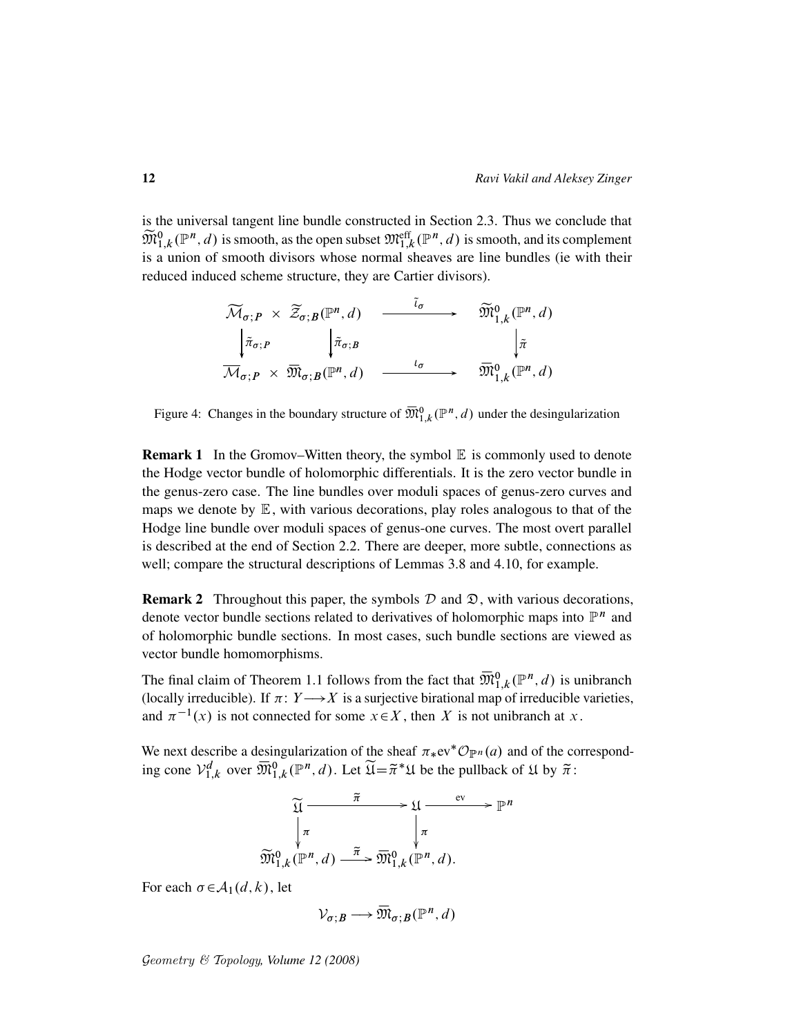is the universal tangent line bundle constructed in Section 2.3. Thus we conclude that $\widetilde{\mathfrak{M}}^0_{1,k}(\mathbb{P}^n,d)$ is smooth, as the open subset $\mathfrak{M}^{\mathrm{eff}}_{1,k}(\mathbb{P}^n,d)$ is smooth, and its complement is a union of smooth divisors whose normal sheaves are line bundles (ie with their reduced induced scheme structure, they are Cartier divisors).

$$
\begin{array}{ccc}
\widetilde{\mathcal{M}}_{\sigma;P} \times \widetilde{\mathcal{Z}}_{\sigma;B}(\mathbb{P}^n,d) & \xrightarrow{\quad \tilde{\iota}_\sigma \quad} & \widetilde{\mathfrak{M}}^0_{1,k}(\mathbb{P}^n,d) \\
\Big\downarrow \tilde{\pi}_{\sigma;P} \qquad \Big\downarrow \tilde{\pi}_{\sigma;B} & & \Big\downarrow \tilde{\pi} \\
\overline{\mathcal{M}}_{\sigma;P} \times \overline{\mathfrak{M}}_{\sigma;B}(\mathbb{P}^n,d) & \xrightarrow{\quad \iota_\sigma \quad} & \overline{\mathfrak{M}}^0_{1,k}(\mathbb{P}^n,d)
\end{array}
$$

Figure 4: Changes in the boundary structure of $\overline{\mathfrak{M}}^0_{1,k}(\mathbb{P}^n,d)$ under the desingularization

**Remark 1** In the Gromov–Witten theory, the symbol $\mathbb{E}$ is commonly used to denote the Hodge vector bundle of holomorphic differentials. It is the zero vector bundle in the genus-zero case. The line bundles over moduli spaces of genus-zero curves and maps we denote by $\mathbb{E}$, with various decorations, play roles analogous to that of the Hodge line bundle over moduli spaces of genus-one curves. The most overt parallel is described at the end of Section 2.2. There are deeper, more subtle, connections as well; compare the structural descriptions of Lemmas 3.8 and 4.10, for example.

**Remark 2** Throughout this paper, the symbols $\mathcal{D}$ and $\mathfrak{D}$, with various decorations, denote vector bundle sections related to derivatives of holomorphic maps into $\mathbb{P}^n$ and of holomorphic bundle sections. In most cases, such bundle sections are viewed as vector bundle homomorphisms.

The final claim of Theorem 1.1 follows from the fact that $\overline{\mathfrak{M}}^0_{1,k}(\mathbb{P}^n,d)$ is unibranch (locally irreducible). If $\pi\colon Y\longrightarrow X$ is a surjective birational map of irreducible varieties, and $\pi^{-1}(x)$ is not connected for some $x\in X$, then $X$ is not unibranch at $x$.

We next describe a desingularization of the sheaf $\pi_*\mathrm{ev}^*\mathcal{O}_{\mathbb{P}^n}(a)$ and of the corresponding cone $\mathcal{V}^d_{1,k}$ over $\overline{\mathfrak{M}}^0_{1,k}(\mathbb{P}^n,d)$. Let $\widetilde{\mathfrak{U}}=\tilde{\pi}^*\mathfrak{U}$ be the pullback of $\mathfrak{U}$ by $\tilde{\pi}$:

$$
\begin{array}{ccccc}
\widetilde{\mathfrak{U}} & \xrightarrow{\quad \tilde{\pi} \quad} & \mathfrak{U} & \xrightarrow{\quad \mathrm{ev} \quad} & \mathbb{P}^n \\
\Big\downarrow \pi & & \Big\downarrow \pi & & \\
\widetilde{\mathfrak{M}}^0_{1,k}(\mathbb{P}^n,d) & \xrightarrow{\quad \tilde{\pi} \quad} & \overline{\mathfrak{M}}^0_{1,k}(\mathbb{P}^n,d). & &
\end{array}
$$

For each $\sigma\in\mathcal{A}_1(d,k)$, let

$$
\mathcal{V}_{\sigma;B} \longrightarrow \overline{\mathfrak{M}}_{\sigma;B}(\mathbb{P}^n,d)
$$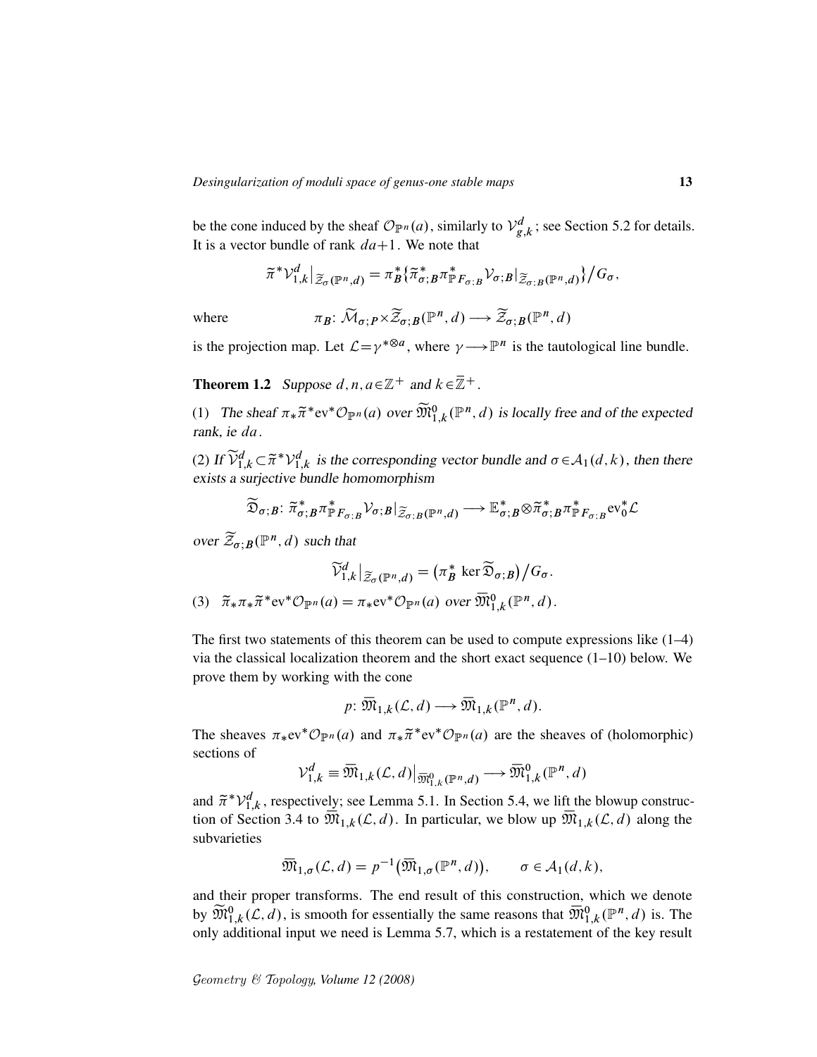be the cone induced by the sheaf $\mathcal{O}_{\mathbb{P}^n}(a)$, similarly to $\mathcal{V}_{g,k}^d$; see Section 5.2 for details. It is a vector bundle of rank $da+1$. We note that

$$\widetilde{\pi}^*\mathcal{V}_{1,k}^d\big|_{\widetilde{\mathcal{Z}}_\sigma(\mathbb{P}^n,d)} = \pi_B^*\big\{\widetilde{\pi}_{\sigma;B}^*\pi_{\mathbb{P}F_{\sigma;B}}^*\mathcal{V}_{\sigma;B}|_{\widetilde{\mathcal{Z}}_{\sigma;B}(\mathbb{P}^n,d)}\big\}\big/G_\sigma,$$

where $$\pi_B\colon \widetilde{\mathcal{M}}_{\sigma;P}\times\widetilde{\mathcal{Z}}_{\sigma;B}(\mathbb{P}^n,d)\longrightarrow\widetilde{\mathcal{Z}}_{\sigma;B}(\mathbb{P}^n,d)$$

is the projection map. Let $\mathcal{L}=\gamma^{*\otimes a}$, where $\gamma\longrightarrow\mathbb{P}^n$ is the tautological line bundle.

**Theorem 1.2** *Suppose $d,n,a\in\mathbb{Z}^+$ and $k\in\bar{\mathbb{Z}}^+$.*

(1) *The sheaf $\pi_*\widetilde{\pi}^*\mathrm{ev}^*\mathcal{O}_{\mathbb{P}^n}(a)$ over $\widetilde{\mathfrak{M}}_{1,k}^0(\mathbb{P}^n,d)$ is locally free and of the expected rank, ie $da$.*

(2) *If $\widetilde{\mathcal{V}}_{1,k}^d\subset\widetilde{\pi}^*\mathcal{V}_{1,k}^d$ is the corresponding vector bundle and $\sigma\in\mathcal{A}_1(d,k)$, then there exists a surjective bundle homomorphism*

$$\widetilde{\mathfrak{D}}_{\sigma;B}\colon \widetilde{\pi}_{\sigma;B}^*\pi_{\mathbb{P}F_{\sigma;B}}^*\mathcal{V}_{\sigma;B}|_{\widetilde{\mathcal{Z}}_{\sigma;B}(\mathbb{P}^n,d)}\longrightarrow\mathbb{E}_{\sigma;B}^*\otimes\widetilde{\pi}_{\sigma;B}^*\pi_{\mathbb{P}F_{\sigma;B}}^*\mathrm{ev}_0^*\mathcal{L}$$

*over $\widetilde{\mathcal{Z}}_{\sigma;B}(\mathbb{P}^n,d)$ such that*

$$\widetilde{\mathcal{V}}_{1,k}^d\big|_{\widetilde{\mathcal{Z}}_\sigma(\mathbb{P}^n,d)} = \big(\pi_B^*\ \ker\widetilde{\mathfrak{D}}_{\sigma;B}\big)\big/G_\sigma.$$

(3) $\widetilde{\pi}_*\pi_*\widetilde{\pi}^*\mathrm{ev}^*\mathcal{O}_{\mathbb{P}^n}(a)=\pi_*\mathrm{ev}^*\mathcal{O}_{\mathbb{P}^n}(a)$ *over $\overline{\mathfrak{M}}_{1,k}^0(\mathbb{P}^n,d)$.*

The first two statements of this theorem can be used to compute expressions like (1–4) via the classical localization theorem and the short exact sequence (1–10) below. We prove them by working with the cone

$$p\colon \overline{\mathfrak{M}}_{1,k}(\mathcal{L},d)\longrightarrow\overline{\mathfrak{M}}_{1,k}(\mathbb{P}^n,d).$$

The sheaves $\pi_*\mathrm{ev}^*\mathcal{O}_{\mathbb{P}^n}(a)$ and $\pi_*\widetilde{\pi}^*\mathrm{ev}^*\mathcal{O}_{\mathbb{P}^n}(a)$ are the sheaves of (holomorphic) sections of

$$\mathcal{V}_{1,k}^d\equiv\overline{\mathfrak{M}}_{1,k}(\mathcal{L},d)\big|_{\overline{\mathfrak{M}}_{1,k}^0(\mathbb{P}^n,d)}\longrightarrow\overline{\mathfrak{M}}_{1,k}^0(\mathbb{P}^n,d)$$

and $\widetilde{\pi}^*\mathcal{V}_{1,k}^d$, respectively; see Lemma 5.1. In Section 5.4, we lift the blowup construction of Section 3.4 to $\overline{\mathfrak{M}}_{1,k}(\mathcal{L},d)$. In particular, we blow up $\overline{\mathfrak{M}}_{1,k}(\mathcal{L},d)$ along the subvarieties

$$\overline{\mathfrak{M}}_{1,\sigma}(\mathcal{L},d)=p^{-1}\big(\overline{\mathfrak{M}}_{1,\sigma}(\mathbb{P}^n,d)\big),\qquad \sigma\in\mathcal{A}_1(d,k),$$

and their proper transforms. The end result of this construction, which we denote by $\widetilde{\mathfrak{M}}_{1,k}^0(\mathcal{L},d)$, is smooth for essentially the same reasons that $\overline{\mathfrak{M}}_{1,k}^0(\mathbb{P}^n,d)$ is. The only additional input we need is Lemma 5.7, which is a restatement of the key result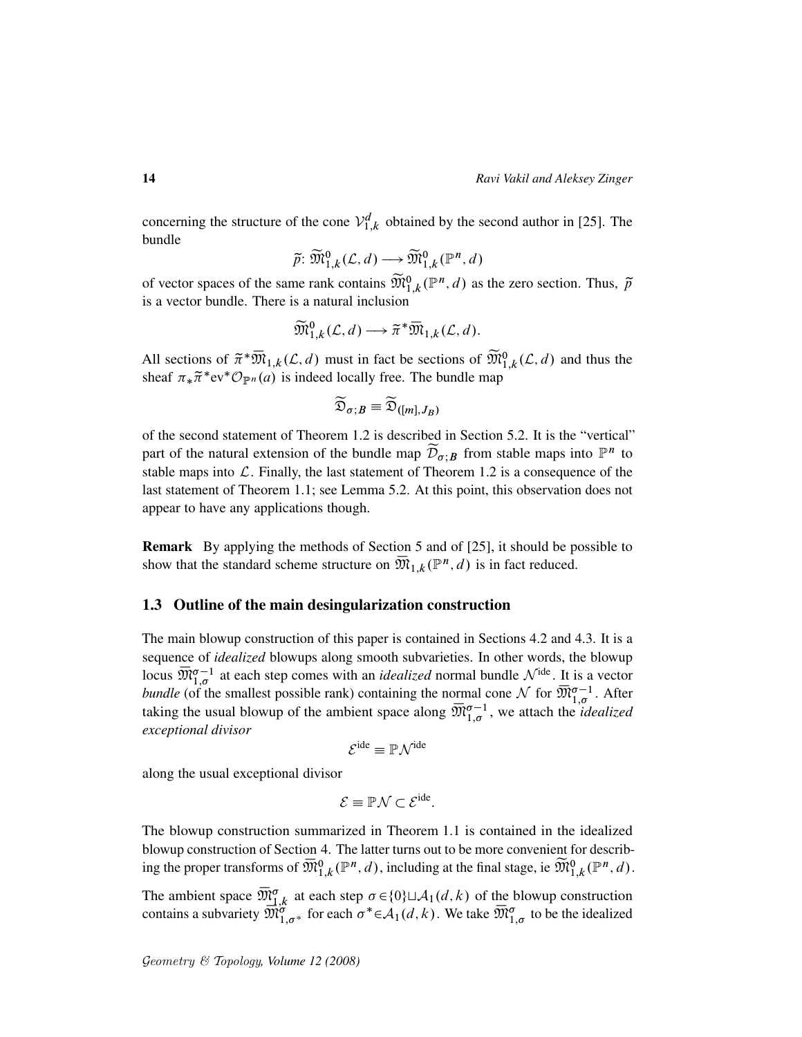concerning the structure of the cone $\mathcal{V}_{1,k}^d$ obtained by the second author in [25]. The bundle

$$\widetilde{p}\colon \widetilde{\mathfrak{M}}_{1,k}^0(\mathcal{L},d) \longrightarrow \widetilde{\mathfrak{M}}_{1,k}^0(\mathbb{P}^n,d)$$

of vector spaces of the same rank contains $\widetilde{\mathfrak{M}}_{1,k}^0(\mathbb{P}^n,d)$ as the zero section. Thus, $\widetilde{p}$ is a vector bundle. There is a natural inclusion

$$\widetilde{\mathfrak{M}}_{1,k}^0(\mathcal{L},d) \longrightarrow \widetilde{\pi}^*\overline{\mathfrak{M}}_{1,k}(\mathcal{L},d).$$

All sections of $\widetilde{\pi}^*\overline{\mathfrak{M}}_{1,k}(\mathcal{L},d)$ must in fact be sections of $\widetilde{\mathfrak{M}}_{1,k}^0(\mathcal{L},d)$ and thus the sheaf $\pi_*\widetilde{\pi}^*\mathrm{ev}^*\mathcal{O}_{\mathbb{P}^n}(a)$ is indeed locally free. The bundle map

$$\widetilde{\mathfrak{D}}_{\sigma;B} \equiv \widetilde{\mathfrak{D}}_{([m],J_B)}$$

of the second statement of Theorem 1.2 is described in Section 5.2. It is the "vertical" part of the natural extension of the bundle map $\widetilde{\mathcal{D}}_{\sigma;B}$ from stable maps into $\mathbb{P}^n$ to stable maps into $\mathcal{L}$. Finally, the last statement of Theorem 1.2 is a consequence of the last statement of Theorem 1.1; see Lemma 5.2. At this point, this observation does not appear to have any applications though.

**Remark** By applying the methods of Section 5 and of [25], it should be possible to show that the standard scheme structure on $\overline{\mathfrak{M}}_{1,k}(\mathbb{P}^n,d)$ is in fact reduced.

## 1.3 Outline of the main desingularization construction

The main blowup construction of this paper is contained in Sections 4.2 and 4.3. It is a sequence of *idealized* blowups along smooth subvarieties. In other words, the blowup locus $\overline{\mathfrak{M}}_{1,\sigma}^{\sigma-1}$ at each step comes with an *idealized* normal bundle $\mathcal{N}^{\mathrm{ide}}$. It is a vector *bundle* (of the smallest possible rank) containing the normal cone $\mathcal{N}$ for $\overline{\mathfrak{M}}_{1,\sigma}^{\sigma-1}$. After taking the usual blowup of the ambient space along $\overline{\mathfrak{M}}_{1,\sigma}^{\sigma-1}$, we attach the *idealized exceptional divisor*

$$\mathcal{E}^{\mathrm{ide}} \equiv \mathbb{P}\mathcal{N}^{\mathrm{ide}}$$

along the usual exceptional divisor

$$\mathcal{E} \equiv \mathbb{P}\mathcal{N} \subset \mathcal{E}^{\mathrm{ide}}.$$

The blowup construction summarized in Theorem 1.1 is contained in the idealized blowup construction of Section 4. The latter turns out to be more convenient for describing the proper transforms of $\overline{\mathfrak{M}}_{1,k}^0(\mathbb{P}^n,d)$, including at the final stage, ie $\widetilde{\mathfrak{M}}_{1,k}^0(\mathbb{P}^n,d)$.

The ambient space $\overline{\mathfrak{M}}_{1,k}^{\sigma}$ at each step $\sigma\in\{0\}\sqcup\mathcal{A}_1(d,k)$ of the blowup construction contains a subvariety $\overline{\mathfrak{M}}_{1,\sigma^*}^{\sigma}$ for each $\sigma^*\in\mathcal{A}_1(d,k)$. We take $\overline{\mathfrak{M}}_{1,\sigma}^{\sigma}$ to be the idealized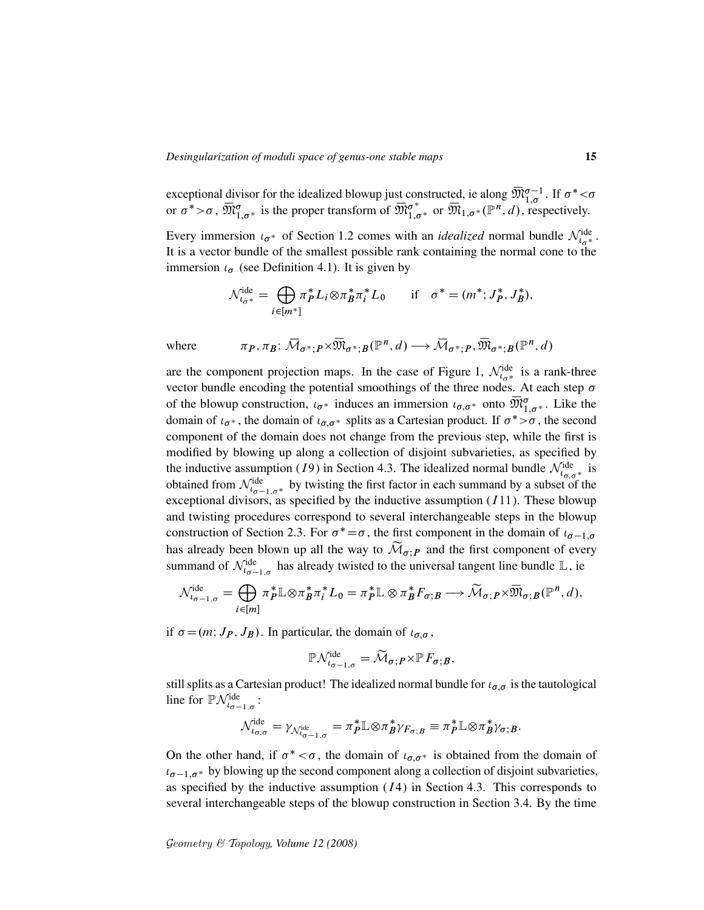exceptional divisor for the idealized blowup just constructed, ie along $\overline{\mathfrak{M}}_{1,\sigma}^{\sigma-1}$. If $\sigma^*<\sigma$ or $\sigma^*>\sigma$, $\overline{\mathfrak{M}}_{1,\sigma^*}^{\sigma}$ is the proper transform of $\overline{\mathfrak{M}}_{1,\sigma^*}^{\sigma^*}$ or $\overline{\mathfrak{M}}_{1,\sigma^*}(\mathbb{P}^n,d)$, respectively.

Every immersion $\iota_{\sigma^*}$ of Section 1.2 comes with an *idealized* normal bundle $\mathcal{N}_{\iota_{\sigma^*}}^{\mathrm{ide}}$. It is a vector bundle of the smallest possible rank containing the normal cone to the immersion $\iota_\sigma$ (see Definition 4.1). It is given by

$$\mathcal{N}_{\iota_{\sigma^*}}^{\mathrm{ide}} = \bigoplus_{i\in[m^*]} \pi_P^* L_i \otimes \pi_B^* \pi_i^* L_0 \qquad \text{if} \quad \sigma^* = (m^*; J_P^*, J_B^*),$$

where
$$\pi_P, \pi_B \colon \overline{\mathcal{M}}_{\sigma^*;P} \times \overline{\mathfrak{M}}_{\sigma^*;B}(\mathbb{P}^n,d) \longrightarrow \overline{\mathcal{M}}_{\sigma^*;P}, \overline{\mathfrak{M}}_{\sigma^*;B}(\mathbb{P}^n,d)$$

are the component projection maps. In the case of Figure 1, $\mathcal{N}_{\iota_{\sigma^*}}^{\mathrm{ide}}$ is a rank-three vector bundle encoding the potential smoothings of the three nodes. At each step $\sigma$ of the blowup construction, $\iota_{\sigma^*}$ induces an immersion $\iota_{\sigma,\sigma^*}$ onto $\overline{\mathfrak{M}}_{1,\sigma^*}^{\sigma}$. Like the domain of $\iota_{\sigma^*}$, the domain of $\iota_{\sigma,\sigma^*}$ splits as a Cartesian product. If $\sigma^*>\sigma$, the second component of the domain does not change from the previous step, while the first is modified by blowing up along a collection of disjoint subvarieties, as specified by the inductive assumption ($I9$) in Section 4.3. The idealized normal bundle $\mathcal{N}_{\iota_{\sigma,\sigma^*}}^{\mathrm{ide}}$ is obtained from $\mathcal{N}_{\iota_{\sigma-1,\sigma^*}}^{\mathrm{ide}}$ by twisting the first factor in each summand by a subset of the exceptional divisors, as specified by the inductive assumption ($I11$). These blowup and twisting procedures correspond to several interchangeable steps in the blowup construction of Section 2.3. For $\sigma^*=\sigma$, the first component in the domain of $\iota_{\sigma-1,\sigma}$ has already been blown up all the way to $\widetilde{\mathcal{M}}_{\sigma;P}$ and the first component of every summand of $\mathcal{N}_{\iota_{\sigma-1,\sigma}}^{\mathrm{ide}}$ has already twisted to the universal tangent line bundle $\mathbb{L}$, ie

$$\mathcal{N}_{\iota_{\sigma-1,\sigma}}^{\mathrm{ide}} = \bigoplus_{i\in[m]} \pi_P^*\mathbb{L} \otimes \pi_B^* \pi_i^* L_0 = \pi_P^*\mathbb{L} \otimes \pi_B^* F_{\sigma;B} \longrightarrow \widetilde{\mathcal{M}}_{\sigma;P} \times \overline{\mathfrak{M}}_{\sigma;B}(\mathbb{P}^n,d),$$

if $\sigma=(m;J_P,J_B)$. In particular, the domain of $\iota_{\sigma,\sigma}$,

$$\mathbb{P}\mathcal{N}_{\iota_{\sigma-1,\sigma}}^{\mathrm{ide}} = \widetilde{\mathcal{M}}_{\sigma;P} \times \mathbb{P} F_{\sigma;B},$$

still splits as a Cartesian product! The idealized normal bundle for $\iota_{\sigma,\sigma}$ is the tautological line for $\mathbb{P}\mathcal{N}_{\iota_{\sigma-1,\sigma}}^{\mathrm{ide}}$:

$$\mathcal{N}_{\iota_{\sigma,\sigma}}^{\mathrm{ide}} = \gamma_{\mathcal{N}_{\iota_{\sigma-1,\sigma}}^{\mathrm{ide}}} = \pi_P^*\mathbb{L} \otimes \pi_B^* \gamma_{F_{\sigma;B}} \equiv \pi_P^*\mathbb{L} \otimes \pi_B^* \gamma_{\sigma;B}.$$

On the other hand, if $\sigma^*<\sigma$, the domain of $\iota_{\sigma,\sigma^*}$ is obtained from the domain of $\iota_{\sigma-1,\sigma^*}$ by blowing up the second component along a collection of disjoint subvarieties, as specified by the inductive assumption ($I4$) in Section 4.3. This corresponds to several interchangeable steps of the blowup construction in Section 3.4. By the time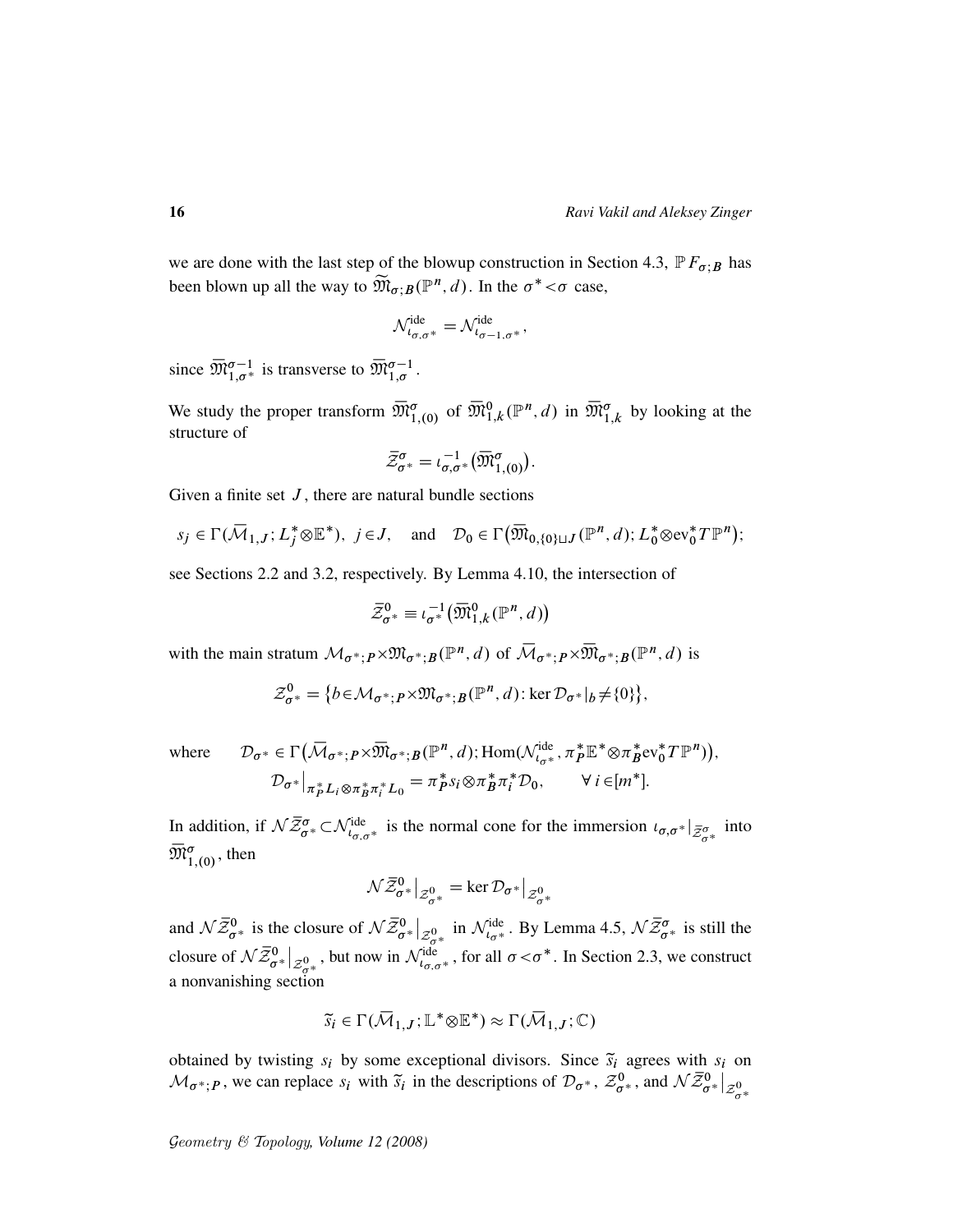we are done with the last step of the blowup construction in Section 4.3, $\mathbb{P}F_{\sigma;B}$ has been blown up all the way to $\widetilde{\mathfrak{M}}_{\sigma;B}(\mathbb{P}^n,d)$. In the $\sigma^*<\sigma$ case,

$$\mathcal{N}^{\mathrm{ide}}_{\iota_{\sigma,\sigma^*}}=\mathcal{N}^{\mathrm{ide}}_{\iota_{\sigma-1,\sigma^*}},$$

since $\overline{\mathfrak{M}}^{\sigma-1}_{1,\sigma^*}$ is transverse to $\overline{\mathfrak{M}}^{\sigma-1}_{1,\sigma}$.

We study the proper transform $\overline{\mathfrak{M}}^{\sigma}_{1,(0)}$ of $\overline{\mathfrak{M}}^{0}_{1,k}(\mathbb{P}^n,d)$ in $\overline{\mathfrak{M}}^{\sigma}_{1,k}$ by looking at the structure of

$$\bar{\mathcal{Z}}^{\sigma}_{\sigma^*}=\iota^{-1}_{\sigma,\sigma^*}\big(\overline{\mathfrak{M}}^{\sigma}_{1,(0)}\big).$$

Given a finite set $J$, there are natural bundle sections

$$s_j\in\Gamma(\overline{\mathcal{M}}_{1,J};L_j^*\otimes\mathbb{E}^*),\;\; j\in J, \quad\text{and}\quad \mathcal{D}_0\in\Gamma\big(\overline{\mathfrak{M}}_{0,\{0\}\sqcup J}(\mathbb{P}^n,d);L_0^*\otimes \mathrm{ev}_0^*T\mathbb{P}^n\big);$$

see Sections 2.2 and 3.2, respectively. By Lemma 4.10, the intersection of

$$\bar{\mathcal{Z}}^{0}_{\sigma^*}\equiv\iota^{-1}_{\sigma^*}\big(\overline{\mathfrak{M}}^{0}_{1,k}(\mathbb{P}^n,d)\big)$$

with the main stratum $\mathcal{M}_{\sigma^*;P}\times\mathfrak{M}_{\sigma^*;B}(\mathbb{P}^n,d)$ of $\overline{\mathcal{M}}_{\sigma^*;P}\times\overline{\mathfrak{M}}_{\sigma^*;B}(\mathbb{P}^n,d)$ is

$$\mathcal{Z}^0_{\sigma^*}=\big\{b\in\mathcal{M}_{\sigma^*;P}\times\mathfrak{M}_{\sigma^*;B}(\mathbb{P}^n,d)\colon \ker\mathcal{D}_{\sigma^*}|_b\neq\{0\}\big\},$$

where
$$\mathcal{D}_{\sigma^*}\in\Gamma\big(\overline{\mathcal{M}}_{\sigma^*;P}\times\overline{\mathfrak{M}}_{\sigma^*;B}(\mathbb{P}^n,d);\mathrm{Hom}(\mathcal{N}^{\mathrm{ide}}_{\iota_{\sigma^*}},\pi_P^*\mathbb{E}^*\otimes\pi_B^*\mathrm{ev}_0^*T\mathbb{P}^n)\big),$$
$$\mathcal{D}_{\sigma^*}\big|_{\pi_P^*L_i\otimes\pi_B^*\pi_i^*L_0}=\pi_P^*s_i\otimes\pi_B^*\pi_i^*\mathcal{D}_0,\qquad \forall\, i\in[m^*].$$

In addition, if $\mathcal{N}\bar{\mathcal{Z}}^{\sigma}_{\sigma^*}\subset\mathcal{N}^{\mathrm{ide}}_{\iota_{\sigma,\sigma^*}}$ is the normal cone for the immersion $\iota_{\sigma,\sigma^*}|_{\bar{\mathcal{Z}}^{\sigma}_{\sigma^*}}$ into $\overline{\mathfrak{M}}^{\sigma}_{1,(0)}$, then

$$\mathcal{N}\bar{\mathcal{Z}}^0_{\sigma^*}\big|_{\mathcal{Z}^0_{\sigma^*}}=\ker\mathcal{D}_{\sigma^*}\big|_{\mathcal{Z}^0_{\sigma^*}}$$

and $\mathcal{N}\bar{\mathcal{Z}}^0_{\sigma^*}$ is the closure of $\mathcal{N}\bar{\mathcal{Z}}^0_{\sigma^*}\big|_{\mathcal{Z}^0_{\sigma^*}}$ in $\mathcal{N}^{\mathrm{ide}}_{\iota_{\sigma^*}}$. By Lemma 4.5, $\mathcal{N}\bar{\mathcal{Z}}^{\sigma}_{\sigma^*}$ is still the closure of $\mathcal{N}\bar{\mathcal{Z}}^0_{\sigma^*}\big|_{\mathcal{Z}^0_{\sigma^*}}$, but now in $\mathcal{N}^{\mathrm{ide}}_{\iota_{\sigma,\sigma^*}}$, for all $\sigma<\sigma^*$. In Section 2.3, we construct a nonvanishing section

$$\tilde{s}_i\in\Gamma(\overline{\mathcal{M}}_{1,J};\mathbb{L}^*\otimes\mathbb{E}^*)\approx\Gamma(\overline{\mathcal{M}}_{1,J};\mathbb{C})$$

obtained by twisting $s_i$ by some exceptional divisors. Since $\tilde{s}_i$ agrees with $s_i$ on $\mathcal{M}_{\sigma^*;P}$, we can replace $s_i$ with $\tilde{s}_i$ in the descriptions of $\mathcal{D}_{\sigma^*}$, $\mathcal{Z}^0_{\sigma^*}$, and $\mathcal{N}\bar{\mathcal{Z}}^0_{\sigma^*}\big|_{\mathcal{Z}^0_{\sigma^*}}$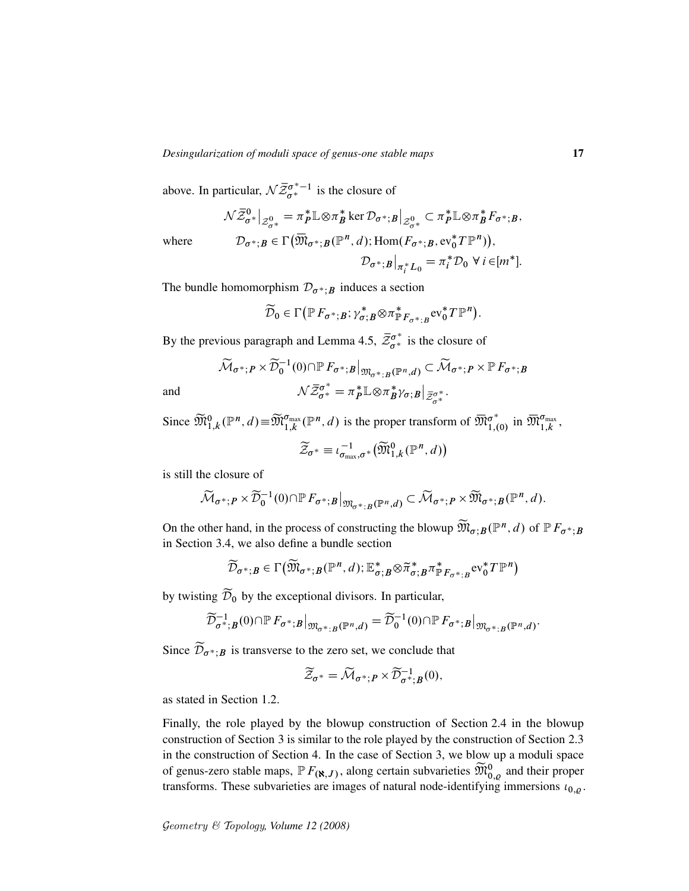above. In particular, $\mathcal{N}\bar{\mathcal{Z}}_{\sigma^*}^{\sigma^*-1}$ is the closure of

$$\mathcal{N}\bar{\mathcal{Z}}_{\sigma^*}^0\big|_{\mathcal{Z}_{\sigma^*}^0} = \pi_P^*\mathbb{L}\otimes\pi_B^*\ker\mathcal{D}_{\sigma^*;B}\big|_{\mathcal{Z}_{\sigma^*}^0} \subset \pi_P^*\mathbb{L}\otimes\pi_B^*F_{\sigma^*;B},$$

where $\qquad \mathcal{D}_{\sigma^*;B}\in\Gamma\big(\overline{\mathfrak{M}}_{\sigma^*;B}(\mathbb{P}^n,d);\mathrm{Hom}(F_{\sigma^*;B},\mathrm{ev}_0^*T\mathbb{P}^n)\big),$

$$\mathcal{D}_{\sigma^*;B}\big|_{\pi_i^*L_0} = \pi_i^*\mathcal{D}_0\ \ \forall\, i\in[m^*].$$

The bundle homomorphism $\mathcal{D}_{\sigma^*;B}$ induces a section

$$\widetilde{\mathcal{D}}_0\in\Gamma\big(\mathbb{P}F_{\sigma^*;B};\gamma_{\sigma;B}^*\otimes\pi_{\mathbb{P}F_{\sigma^*;B}}^*\mathrm{ev}_0^*T\mathbb{P}^n\big).$$

By the previous paragraph and Lemma 4.5, $\bar{\mathcal{Z}}_{\sigma^*}^{\sigma^*}$ is the closure of

$$\widetilde{\mathcal{M}}_{\sigma^*;P}\times\widetilde{\mathcal{D}}_0^{-1}(0)\cap\mathbb{P}F_{\sigma^*;B}\big|_{\mathfrak{M}_{\sigma^*;B}(\mathbb{P}^n,d)}\subset\widetilde{\mathcal{M}}_{\sigma^*;P}\times\mathbb{P}F_{\sigma^*;B}$$

and $\qquad \mathcal{N}\bar{\mathcal{Z}}_{\sigma^*}^{\sigma^*} = \pi_P^*\mathbb{L}\otimes\pi_B^*\gamma_{\sigma;B}\big|_{\bar{\mathcal{Z}}_{\sigma^*}^{\sigma^*}}.$

Since $\widetilde{\mathfrak{M}}_{1,k}^0(\mathbb{P}^n,d)\equiv\widetilde{\mathfrak{M}}_{1,k}^{\sigma_{\max}}(\mathbb{P}^n,d)$ is the proper transform of $\overline{\mathfrak{M}}_{1,(0)}^{\sigma^*}$ in $\overline{\mathfrak{M}}_{1,k}^{\sigma_{\max}}$,

$$\widetilde{\mathcal{Z}}_{\sigma^*}\equiv\iota_{\sigma_{\max},\sigma^*}^{-1}\big(\widetilde{\mathfrak{M}}_{1,k}^0(\mathbb{P}^n,d)\big)$$

is still the closure of

$$\widetilde{\mathcal{M}}_{\sigma^*;P}\times\widetilde{\mathcal{D}}_0^{-1}(0)\cap\mathbb{P}F_{\sigma^*;B}\big|_{\mathfrak{M}_{\sigma^*;B}(\mathbb{P}^n,d)}\subset\widetilde{\mathcal{M}}_{\sigma^*;P}\times\widetilde{\mathfrak{M}}_{\sigma^*;B}(\mathbb{P}^n,d).$$

On the other hand, in the process of constructing the blowup $\widetilde{\mathfrak{M}}_{\sigma;B}(\mathbb{P}^n,d)$ of $\mathbb{P}F_{\sigma^*;B}$ in Section 3.4, we also define a bundle section

$$\widetilde{\mathcal{D}}_{\sigma^*;B}\in\Gamma\big(\widetilde{\mathfrak{M}}_{\sigma^*;B}(\mathbb{P}^n,d);\mathbb{E}_{\sigma;B}^*\otimes\tilde{\pi}_{\sigma;B}^*\pi_{\mathbb{P}F_{\sigma^*;B}}^*\mathrm{ev}_0^*T\mathbb{P}^n\big)$$

by twisting $\widetilde{\mathcal{D}}_0$ by the exceptional divisors. In particular,

$$\widetilde{\mathcal{D}}_{\sigma^*;B}^{-1}(0)\cap\mathbb{P}F_{\sigma^*;B}\big|_{\mathfrak{M}_{\sigma^*;B}(\mathbb{P}^n,d)} = \widetilde{\mathcal{D}}_0^{-1}(0)\cap\mathbb{P}F_{\sigma^*;B}\big|_{\mathfrak{M}_{\sigma^*;B}(\mathbb{P}^n,d)}.$$

Since $\widetilde{\mathcal{D}}_{\sigma^*;B}$ is transverse to the zero set, we conclude that

$$\widetilde{\mathcal{Z}}_{\sigma^*} = \widetilde{\mathcal{M}}_{\sigma^*;P}\times\widetilde{\mathcal{D}}_{\sigma^*;B}^{-1}(0),$$

as stated in Section 1.2.

Finally, the role played by the blowup construction of Section 2.4 in the blowup construction of Section 3 is similar to the role played by the construction of Section 2.3 in the construction of Section 4. In the case of Section 3, we blow up a moduli space of genus-zero stable maps, $\mathbb{P}F_{(\aleph,J)}$, along certain subvarieties $\widetilde{\mathfrak{M}}_{0,\varrho}^0$ and their proper transforms. These subvarieties are images of natural node-identifying immersions $\iota_{0,\varrho}$.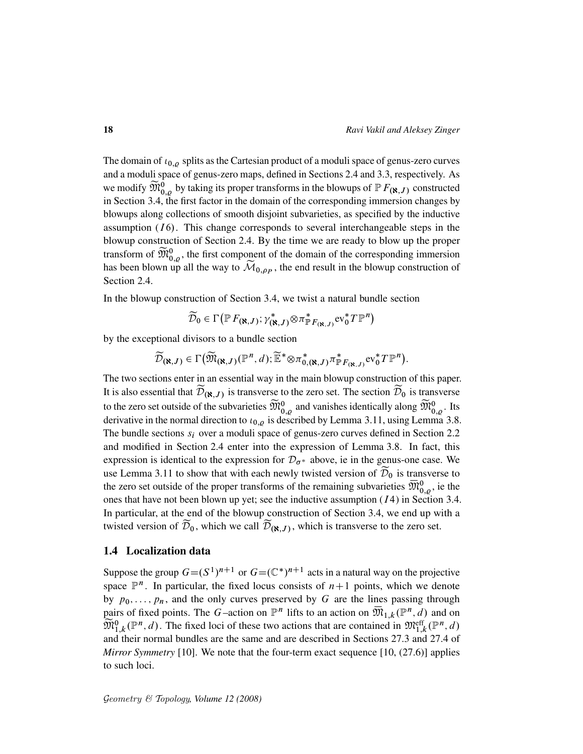The domain of $\iota_{0,\varrho}$ splits as the Cartesian product of a moduli space of genus-zero curves and a moduli space of genus-zero maps, defined in Sections 2.4 and 3.3, respectively. As we modify $\widetilde{\mathfrak{M}}^0_{0,\varrho}$ by taking its proper transforms in the blowups of $\mathbb{P}F_{(\aleph,J)}$ constructed in Section 3.4, the first factor in the domain of the corresponding immersion changes by blowups along collections of smooth disjoint subvarieties, as specified by the inductive assumption $(I6)$. This change corresponds to several interchangeable steps in the blowup construction of Section 2.4. By the time we are ready to blow up the proper transform of $\widetilde{\mathfrak{M}}^0_{0,\varrho}$, the first component of the domain of the corresponding immersion has been blown up all the way to $\widetilde{\mathcal{M}}_{0,\rho_P}$, the end result in the blowup construction of Section 2.4.

In the blowup construction of Section 3.4, we twist a natural bundle section

$$\widetilde{\mathcal{D}}_0 \in \Gamma\big(\mathbb{P}F_{(\aleph,J)}; \gamma^*_{(\aleph,J)} \otimes \pi^*_{\mathbb{P}F_{(\aleph,J)}} \mathrm{ev}_0^* T\mathbb{P}^n\big)$$

by the exceptional divisors to a bundle section

$$\widetilde{\mathcal{D}}_{(\aleph,J)} \in \Gamma\big(\widetilde{\mathfrak{M}}_{(\aleph,J)}(\mathbb{P}^n,d); \widetilde{\mathbb{E}}^* \otimes \pi^*_{0,(\aleph,J)} \pi^*_{\mathbb{P}F_{(\aleph,J)}} \mathrm{ev}_0^* T\mathbb{P}^n\big).$$

The two sections enter in an essential way in the main blowup construction of this paper. It is also essential that $\widetilde{\mathcal{D}}_{(\aleph,J)}$ is transverse to the zero set. The section $\widetilde{\mathcal{D}}_0$ is transverse to the zero set outside of the subvarieties $\widetilde{\mathfrak{M}}^0_{0,\varrho}$ and vanishes identically along $\widetilde{\mathfrak{M}}^0_{0,\varrho}$. Its derivative in the normal direction to $\iota_{0,\varrho}$ is described by Lemma 3.11, using Lemma 3.8. The bundle sections $s_i$ over a moduli space of genus-zero curves defined in Section 2.2 and modified in Section 2.4 enter into the expression of Lemma 3.8. In fact, this expression is identical to the expression for $\mathcal{D}_{\sigma^*}$ above, ie in the genus-one case. We use Lemma 3.11 to show that with each newly twisted version of $\widetilde{\mathcal{D}}_0$ is transverse to the zero set outside of the proper transforms of the remaining subvarieties $\overline{\mathfrak{M}}^0_{0,\varrho}$, ie the ones that have not been blown up yet; see the inductive assumption $(I4)$ in Section 3.4. In particular, at the end of the blowup construction of Section 3.4, we end up with a twisted version of $\widetilde{\mathcal{D}}_0$, which we call $\widetilde{\mathcal{D}}_{(\aleph,J)}$, which is transverse to the zero set.

## 1.4 Localization data

Suppose the group $G=(S^1)^{n+1}$ or $G=(\mathbb{C}^*)^{n+1}$ acts in a natural way on the projective space $\mathbb{P}^n$. In particular, the fixed locus consists of $n+1$ points, which we denote by $p_0,\ldots,p_n$, and the only curves preserved by $G$ are the lines passing through pairs of fixed points. The $G$–action on $\mathbb{P}^n$ lifts to an action on $\overline{\mathfrak{M}}_{1,k}(\mathbb{P}^n,d)$ and on $\widetilde{\mathfrak{M}}^0_{1,k}(\mathbb{P}^n,d)$. The fixed loci of these two actions that are contained in $\mathfrak{M}^{\mathrm{eff}}_{1,k}(\mathbb{P}^n,d)$ and their normal bundles are the same and are described in Sections 27.3 and 27.4 of *Mirror Symmetry* [10]. We note that the four-term exact sequence [10, (27.6)] applies to such loci.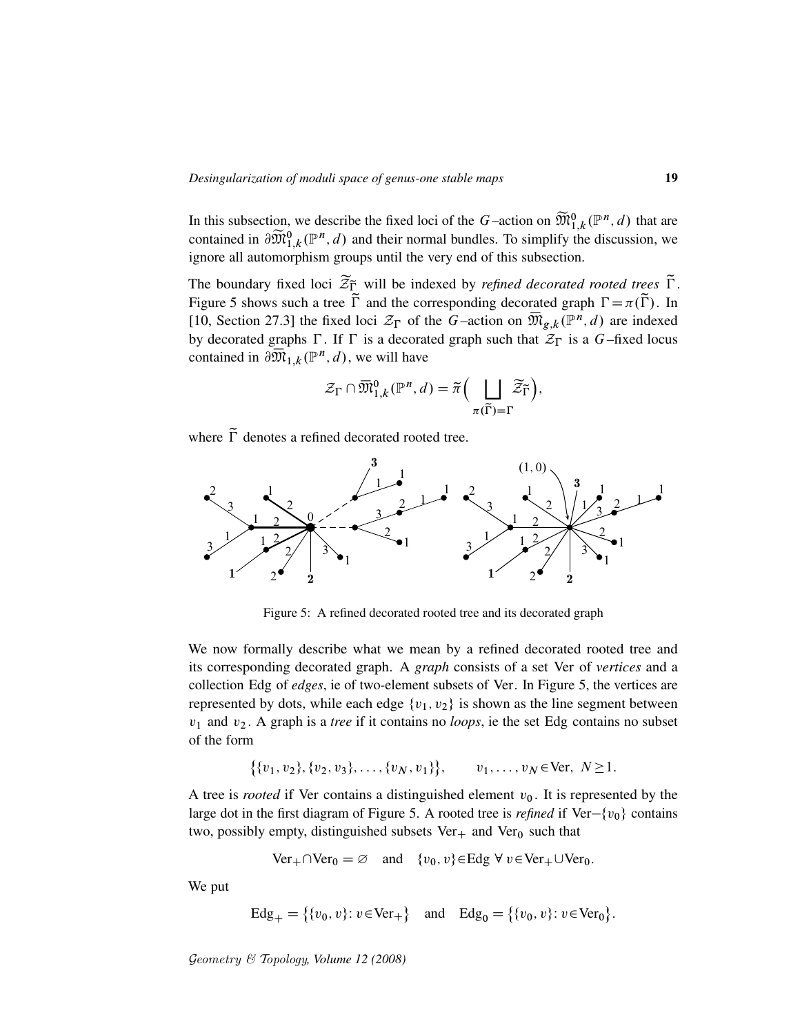In this subsection, we describe the fixed loci of the $G$–action on $\widetilde{\mathfrak{M}}^0_{1,k}(\mathbb{P}^n,d)$ that are contained in $\partial\widetilde{\mathfrak{M}}^0_{1,k}(\mathbb{P}^n,d)$ and their normal bundles. To simplify the discussion, we ignore all automorphism groups until the very end of this subsection.

The boundary fixed loci $\widetilde{\mathcal{Z}}_{\widetilde{\Gamma}}$ will be indexed by *refined decorated rooted trees* $\widetilde{\Gamma}$. Figure 5 shows such a tree $\widetilde{\Gamma}$ and the corresponding decorated graph $\Gamma=\pi(\widetilde{\Gamma})$. In [10, Section 27.3] the fixed loci $\mathcal{Z}_\Gamma$ of the $G$–action on $\overline{\mathfrak{M}}_{g,k}(\mathbb{P}^n,d)$ are indexed by decorated graphs $\Gamma$. If $\Gamma$ is a decorated graph such that $\mathcal{Z}_\Gamma$ is a $G$–fixed locus contained in $\partial\overline{\mathfrak{M}}_{1,k}(\mathbb{P}^n,d)$, we will have

$$\mathcal{Z}_\Gamma\cap\overline{\mathfrak{M}}^0_{1,k}(\mathbb{P}^n,d)=\widetilde{\pi}\Big(\bigsqcup_{\pi(\widetilde{\Gamma})=\Gamma}\widetilde{\mathcal{Z}}_{\widetilde{\Gamma}}\Big),$$

where $\widetilde{\Gamma}$ denotes a refined decorated rooted tree.

Figure 5: A refined decorated rooted tree and its decorated graph

We now formally describe what we mean by a refined decorated rooted tree and its corresponding decorated graph. A *graph* consists of a set $\mathrm{Ver}$ of *vertices* and a collection $\mathrm{Edg}$ of *edges*, ie of two-element subsets of $\mathrm{Ver}$. In Figure 5, the vertices are represented by dots, while each edge $\{v_1,v_2\}$ is shown as the line segment between $v_1$ and $v_2$. A graph is a *tree* if it contains no *loops*, ie the set $\mathrm{Edg}$ contains no subset of the form

$$\big\{\{v_1,v_2\},\{v_2,v_3\},\dots,\{v_N,v_1\}\big\},\qquad v_1,\dots,v_N\in\mathrm{Ver},\ N\ge 1.$$

A tree is *rooted* if $\mathrm{Ver}$ contains a distinguished element $v_0$. It is represented by the large dot in the first diagram of Figure 5. A rooted tree is *refined* if $\mathrm{Ver}-\{v_0\}$ contains two, possibly empty, distinguished subsets $\mathrm{Ver}_+$ and $\mathrm{Ver}_0$ such that

$$\mathrm{Ver}_+\cap\mathrm{Ver}_0=\varnothing\quad\text{and}\quad\{v_0,v\}\in\mathrm{Edg}\ \forall\, v\in\mathrm{Ver}_+\cup\mathrm{Ver}_0.$$

We put

$$\mathrm{Edg}_+=\big\{\{v_0,v\}\colon v\in\mathrm{Ver}_+\big\}\quad\text{and}\quad\mathrm{Edg}_0=\big\{\{v_0,v\}\colon v\in\mathrm{Ver}_0\big\}.$$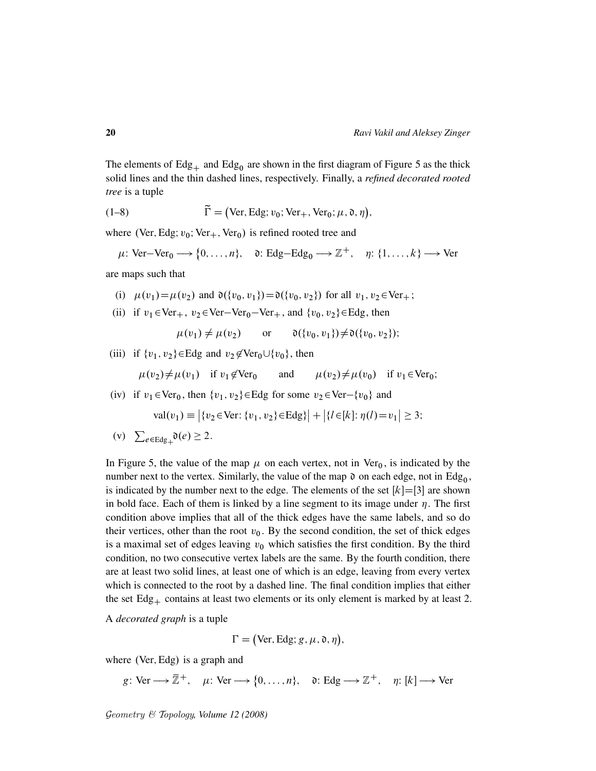The elements of $\mathrm{Edg}_+$ and $\mathrm{Edg}_0$ are shown in the first diagram of Figure 5 as the thick solid lines and the thin dashed lines, respectively. Finally, a *refined decorated rooted tree* is a tuple

$$\widetilde{\Gamma} = \big(\mathrm{Ver}, \mathrm{Edg}; v_0; \mathrm{Ver}_+, \mathrm{Ver}_0; \mu, \mathfrak{d}, \eta\big), \tag{1–8}$$

where $(\mathrm{Ver}, \mathrm{Edg}; v_0; \mathrm{Ver}_+, \mathrm{Ver}_0)$ is refined rooted tree and

$$\mu\colon \mathrm{Ver}-\mathrm{Ver}_0 \longrightarrow \{0,\dots,n\}, \quad \mathfrak{d}\colon \mathrm{Edg}-\mathrm{Edg}_0 \longrightarrow \mathbb{Z}^+, \quad \eta\colon \{1,\dots,k\} \longrightarrow \mathrm{Ver}$$

are maps such that

(i) $\mu(v_1)=\mu(v_2)$ and $\mathfrak{d}(\{v_0,v_1\})=\mathfrak{d}(\{v_0,v_2\})$ for all $v_1,v_2\in\mathrm{Ver}_+$;

(ii) if $v_1\in\mathrm{Ver}_+$, $v_2\in\mathrm{Ver}-\mathrm{Ver}_0-\mathrm{Ver}_+$, and $\{v_0,v_2\}\in\mathrm{Edg}$, then
$$\mu(v_1)\neq\mu(v_2) \qquad \text{or} \qquad \mathfrak{d}(\{v_0,v_1\})\neq\mathfrak{d}(\{v_0,v_2\});$$

(iii) if $\{v_1,v_2\}\in\mathrm{Edg}$ and $v_2\notin\mathrm{Ver}_0\cup\{v_0\}$, then
$$\mu(v_2)\neq\mu(v_1) \quad \text{if } v_1\notin\mathrm{Ver}_0 \qquad \text{and} \qquad \mu(v_2)\neq\mu(v_0) \quad \text{if } v_1\in\mathrm{Ver}_0;$$

(iv) if $v_1\in\mathrm{Ver}_0$, then $\{v_1,v_2\}\in\mathrm{Edg}$ for some $v_2\in\mathrm{Ver}-\{v_0\}$ and
$$\mathrm{val}(v_1)\equiv\big|\{v_2\in\mathrm{Ver}\colon \{v_1,v_2\}\in\mathrm{Edg}\}\big|+\big|\{l\in[k]\colon \eta(l)=v_1\}\big|\geq 3;$$

(v) $\sum_{e\in\mathrm{Edg}_+}\mathfrak{d}(e)\geq 2$.

In Figure 5, the value of the map $\mu$ on each vertex, not in $\mathrm{Ver}_0$, is indicated by the number next to the vertex. Similarly, the value of the map $\mathfrak{d}$ on each edge, not in $\mathrm{Edg}_0$, is indicated by the number next to the edge. The elements of the set $[k]=[3]$ are shown in bold face. Each of them is linked by a line segment to its image under $\eta$. The first condition above implies that all of the thick edges have the same labels, and so do their vertices, other than the root $v_0$. By the second condition, the set of thick edges is a maximal set of edges leaving $v_0$ which satisfies the first condition. By the third condition, no two consecutive vertex labels are the same. By the fourth condition, there are at least two solid lines, at least one of which is an edge, leaving from every vertex which is connected to the root by a dashed line. The final condition implies that either the set $\mathrm{Edg}_+$ contains at least two elements or its only element is marked by at least 2.

A *decorated graph* is a tuple

$$\Gamma = \big(\mathrm{Ver}, \mathrm{Edg}; g, \mu, \mathfrak{d}, \eta\big),$$

where $(\mathrm{Ver}, \mathrm{Edg})$ is a graph and

$$g\colon \mathrm{Ver} \longrightarrow \bar{\mathbb{Z}}^+, \quad \mu\colon \mathrm{Ver} \longrightarrow \{0,\dots,n\}, \quad \mathfrak{d}\colon \mathrm{Edg} \longrightarrow \mathbb{Z}^+, \quad \eta\colon [k] \longrightarrow \mathrm{Ver}$$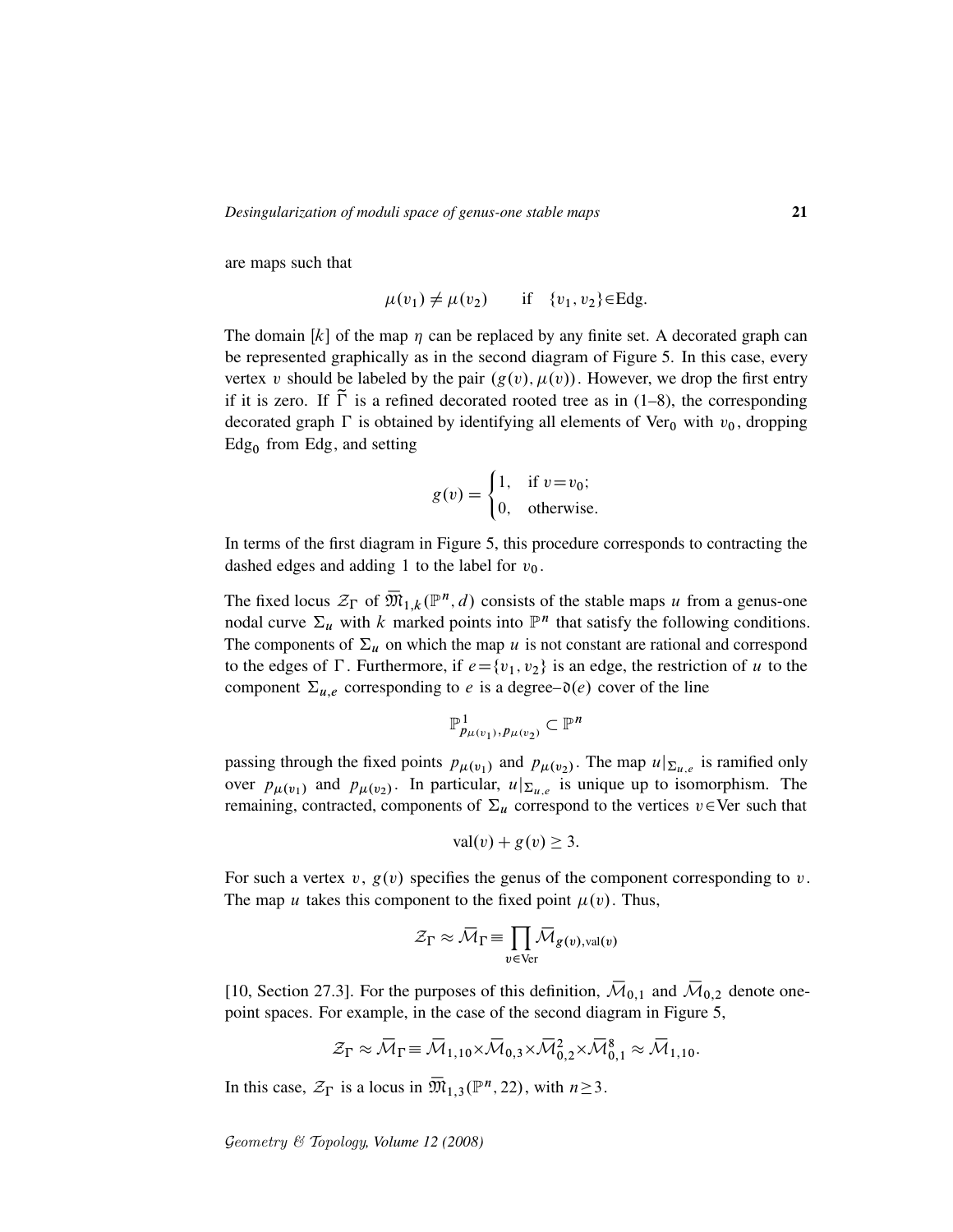are maps such that

$$\mu(v_1) \neq \mu(v_2) \qquad \text{if} \quad \{v_1, v_2\} \in \mathrm{Edg}.$$

The domain $[k]$ of the map $\eta$ can be replaced by any finite set. A decorated graph can be represented graphically as in the second diagram of Figure 5. In this case, every vertex $v$ should be labeled by the pair $(g(v), \mu(v))$. However, we drop the first entry if it is zero. If $\widetilde{\Gamma}$ is a refined decorated rooted tree as in (1–8), the corresponding decorated graph $\Gamma$ is obtained by identifying all elements of $\mathrm{Ver}_0$ with $v_0$, dropping $\mathrm{Edg}_0$ from Edg, and setting

$$g(v) = \begin{cases} 1, & \text{if } v = v_0; \\ 0, & \text{otherwise.} \end{cases}$$

In terms of the first diagram in Figure 5, this procedure corresponds to contracting the dashed edges and adding 1 to the label for $v_0$.

The fixed locus $\mathcal{Z}_\Gamma$ of $\overline{\mathfrak{M}}_{1,k}(\mathbb{P}^n, d)$ consists of the stable maps $u$ from a genus-one nodal curve $\Sigma_u$ with $k$ marked points into $\mathbb{P}^n$ that satisfy the following conditions. The components of $\Sigma_u$ on which the map $u$ is not constant are rational and correspond to the edges of $\Gamma$. Furthermore, if $e = \{v_1, v_2\}$ is an edge, the restriction of $u$ to the component $\Sigma_{u,e}$ corresponding to $e$ is a degree–$\mathfrak{d}(e)$ cover of the line

$$\mathbb{P}^1_{p_{\mu(v_1)}, p_{\mu(v_2)}} \subset \mathbb{P}^n$$

passing through the fixed points $p_{\mu(v_1)}$ and $p_{\mu(v_2)}$. The map $u|_{\Sigma_{u,e}}$ is ramified only over $p_{\mu(v_1)}$ and $p_{\mu(v_2)}$. In particular, $u|_{\Sigma_{u,e}}$ is unique up to isomorphism. The remaining, contracted, components of $\Sigma_u$ correspond to the vertices $v \in \mathrm{Ver}$ such that

$$\mathrm{val}(v) + g(v) \geq 3.$$

For such a vertex $v$, $g(v)$ specifies the genus of the component corresponding to $v$. The map $u$ takes this component to the fixed point $\mu(v)$. Thus,

$$\mathcal{Z}_\Gamma \approx \overline{\mathcal{M}}_\Gamma \equiv \prod_{v \in \mathrm{Ver}} \overline{\mathcal{M}}_{g(v), \mathrm{val}(v)}$$

[10, Section 27.3]. For the purposes of this definition, $\overline{\mathcal{M}}_{0,1}$ and $\overline{\mathcal{M}}_{0,2}$ denote one-point spaces. For example, in the case of the second diagram in Figure 5,

$$\mathcal{Z}_\Gamma \approx \overline{\mathcal{M}}_\Gamma \equiv \overline{\mathcal{M}}_{1,10} \times \overline{\mathcal{M}}_{0,3} \times \overline{\mathcal{M}}_{0,2}^2 \times \overline{\mathcal{M}}_{0,1}^8 \approx \overline{\mathcal{M}}_{1,10}.$$

In this case, $\mathcal{Z}_\Gamma$ is a locus in $\overline{\mathfrak{M}}_{1,3}(\mathbb{P}^n, 22)$, with $n \geq 3$.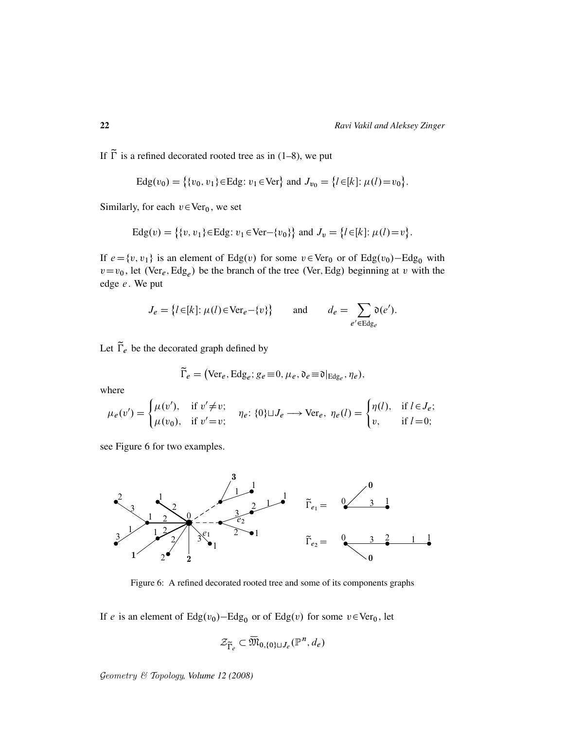If $\widetilde{\Gamma}$ is a refined decorated rooted tree as in (1–8), we put

$$\mathrm{Edg}(v_0)=\big\{\{v_0,v_1\}\in\mathrm{Edg}\colon v_1\in\mathrm{Ver}\big\} \text{ and } J_{v_0}=\big\{l\in[k]\colon \mu(l)=v_0\big\}.$$

Similarly, for each $v\in\mathrm{Ver}_0$, we set

$$\mathrm{Edg}(v)=\big\{\{v,v_1\}\in\mathrm{Edg}\colon v_1\in\mathrm{Ver}-\{v_0\}\big\} \text{ and } J_v=\big\{l\in[k]\colon \mu(l)=v\big\}.$$

If $e=\{v,v_1\}$ is an element of $\mathrm{Edg}(v)$ for some $v\in\mathrm{Ver}_0$ or of $\mathrm{Edg}(v_0)-\mathrm{Edg}_0$ with $v=v_0$, let $(\mathrm{Ver}_e,\mathrm{Edg}_e)$ be the branch of the tree $(\mathrm{Ver},\mathrm{Edg})$ beginning at $v$ with the edge $e$. We put

$$J_e=\big\{l\in[k]\colon \mu(l)\in\mathrm{Ver}_e-\{v\}\big\} \qquad \text{and} \qquad d_e=\sum_{e'\in\mathrm{Edg}_e}\mathfrak{d}(e').$$

Let $\widetilde{\Gamma}_e$ be the decorated graph defined by

$$\widetilde{\Gamma}_e=\big(\mathrm{Ver}_e,\mathrm{Edg}_e;g_e\equiv 0,\mu_e,\mathfrak{d}_e\equiv\mathfrak{d}|_{\mathrm{Edg}_e},\eta_e\big),$$

where

$$\mu_e(v')=\begin{cases}\mu(v'), & \text{if } v'\neq v;\\ \mu(v_0), & \text{if } v'=v;\end{cases} \qquad \eta_e\colon \{0\}\sqcup J_e\longrightarrow \mathrm{Ver}_e,\ \eta_e(l)=\begin{cases}\eta(l), & \text{if } l\in J_e;\\ v, & \text{if } l=0;\end{cases}$$

see Figure 6 for two examples.

Figure 6: A refined decorated rooted tree and some of its components graphs

If $e$ is an element of $\mathrm{Edg}(v_0)-\mathrm{Edg}_0$ or of $\mathrm{Edg}(v)$ for some $v\in\mathrm{Ver}_0$, let

$$\mathcal{Z}_{\widetilde{\Gamma}_e}\subset\overline{\mathfrak{M}}_{0,\{0\}\sqcup J_e}(\mathbb{P}^n,d_e)$$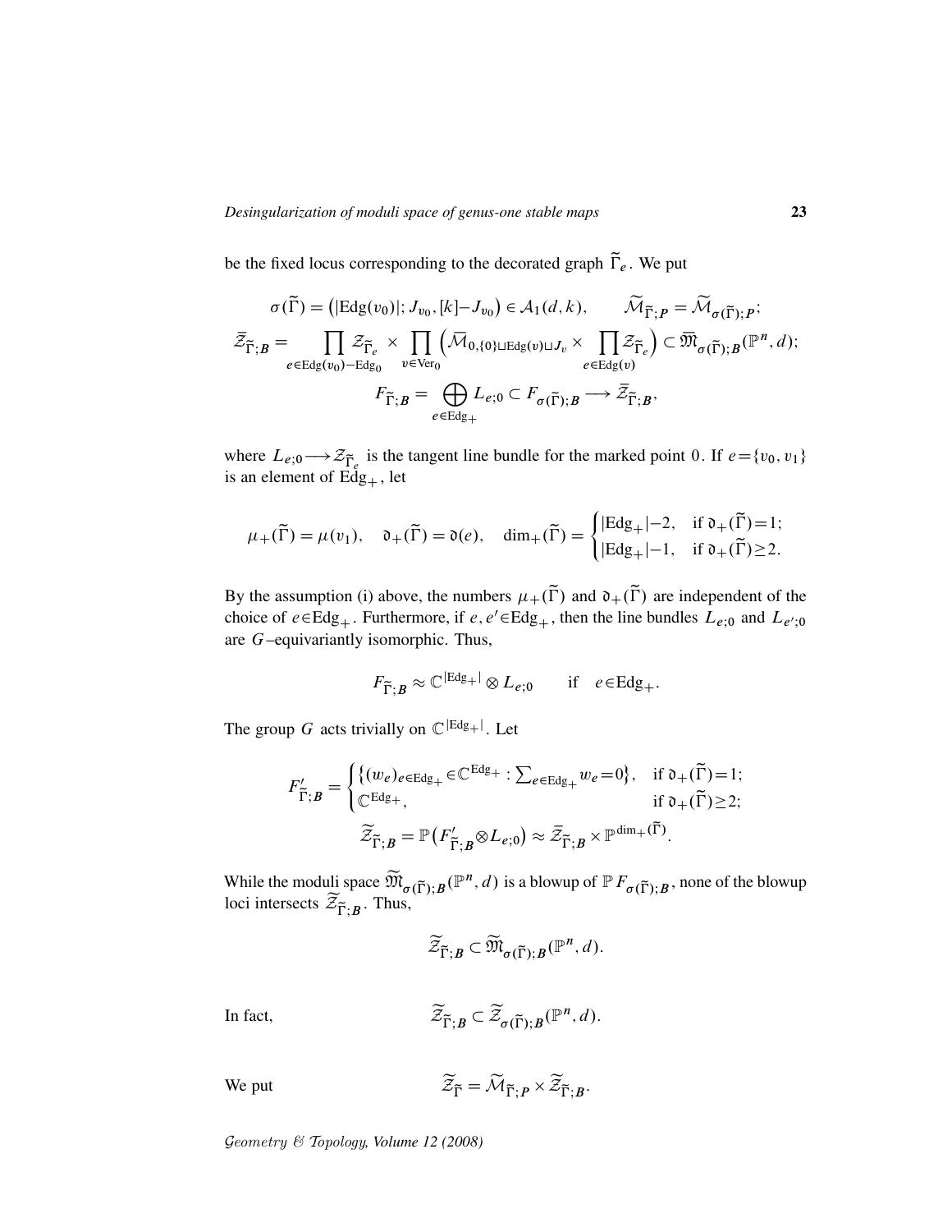be the fixed locus corresponding to the decorated graph $\widetilde{\Gamma}_e$. We put

$$\sigma(\widetilde{\Gamma}) = \big(|\mathrm{Edg}(v_0)|; J_{v_0}, [k]-J_{v_0}\big) \in \mathcal{A}_1(d,k), \qquad \widetilde{\mathcal{M}}_{\widetilde{\Gamma};P} = \widetilde{\mathcal{M}}_{\sigma(\widetilde{\Gamma});P};$$

$$\bar{\mathcal{Z}}_{\widetilde{\Gamma};B} = \prod_{e\in\mathrm{Edg}(v_0)-\mathrm{Edg}_0} \mathcal{Z}_{\widetilde{\Gamma}_e} \times \prod_{v\in\mathrm{Ver}_0} \Big(\overline{\mathcal{M}}_{0,\{0\}\sqcup\mathrm{Edg}(v)\sqcup J_v} \times \prod_{e\in\mathrm{Edg}(v)} \mathcal{Z}_{\widetilde{\Gamma}_e}\Big) \subset \overline{\mathfrak{M}}_{\sigma(\widetilde{\Gamma});B}(\mathbb{P}^n,d);$$

$$F_{\widetilde{\Gamma};B} = \bigoplus_{e\in\mathrm{Edg}_+} L_{e;0} \subset F_{\sigma(\widetilde{\Gamma});B} \longrightarrow \bar{\mathcal{Z}}_{\widetilde{\Gamma};B},$$

where $L_{e;0}\longrightarrow \mathcal{Z}_{\widetilde{\Gamma}_e}$ is the tangent line bundle for the marked point $0$. If $e=\{v_0,v_1\}$ is an element of $\mathrm{Edg}_+$, let

$$\mu_+(\widetilde{\Gamma}) = \mu(v_1), \quad \mathfrak{d}_+(\widetilde{\Gamma}) = \mathfrak{d}(e), \quad \dim_+(\widetilde{\Gamma}) = \begin{cases} |\mathrm{Edg}_+|-2, & \text{if } \mathfrak{d}_+(\widetilde{\Gamma})=1; \\ |\mathrm{Edg}_+|-1, & \text{if } \mathfrak{d}_+(\widetilde{\Gamma})\ge 2. \end{cases}$$

By the assumption (i) above, the numbers $\mu_+(\widetilde{\Gamma})$ and $\mathfrak{d}_+(\widetilde{\Gamma})$ are independent of the choice of $e\in\mathrm{Edg}_+$. Furthermore, if $e,e'\in\mathrm{Edg}_+$, then the line bundles $L_{e;0}$ and $L_{e';0}$ are $G$–equivariantly isomorphic. Thus,

$$F_{\widetilde{\Gamma};B} \approx \mathbb{C}^{|\mathrm{Edg}_+|} \otimes L_{e;0} \qquad \text{if} \quad e\in\mathrm{Edg}_+.$$

The group $G$ acts trivially on $\mathbb{C}^{|\mathrm{Edg}_+|}$. Let

$$F'_{\widetilde{\Gamma};B} = \begin{cases} \big\{(w_e)_{e\in\mathrm{Edg}_+}\in\mathbb{C}^{\mathrm{Edg}_+} : \sum_{e\in\mathrm{Edg}_+} w_e = 0\big\}, & \text{if } \mathfrak{d}_+(\widetilde{\Gamma})=1; \\ \mathbb{C}^{\mathrm{Edg}_+}, & \text{if } \mathfrak{d}_+(\widetilde{\Gamma})\ge 2; \end{cases}$$

$$\widetilde{\mathcal{Z}}_{\widetilde{\Gamma};B} = \mathbb{P}\big(F'_{\widetilde{\Gamma};B}\otimes L_{e;0}\big) \approx \bar{\mathcal{Z}}_{\widetilde{\Gamma};B} \times \mathbb{P}^{\dim_+(\widetilde{\Gamma})}.$$

While the moduli space $\widetilde{\mathfrak{M}}_{\sigma(\widetilde{\Gamma});B}(\mathbb{P}^n,d)$ is a blowup of $\mathbb{P}F_{\sigma(\widetilde{\Gamma});B}$, none of the blowup loci intersects $\widetilde{\mathcal{Z}}_{\widetilde{\Gamma};B}$. Thus,

$$\widetilde{\mathcal{Z}}_{\widetilde{\Gamma};B} \subset \widetilde{\mathfrak{M}}_{\sigma(\widetilde{\Gamma});B}(\mathbb{P}^n,d).$$

In fact,

$$\widetilde{\mathcal{Z}}_{\widetilde{\Gamma};B} \subset \widetilde{\mathcal{Z}}_{\sigma(\widetilde{\Gamma});B}(\mathbb{P}^n,d).$$

We put

$$\widetilde{\mathcal{Z}}_{\widetilde{\Gamma}} = \widetilde{\mathcal{M}}_{\widetilde{\Gamma};P} \times \widetilde{\mathcal{Z}}_{\widetilde{\Gamma};B}.$$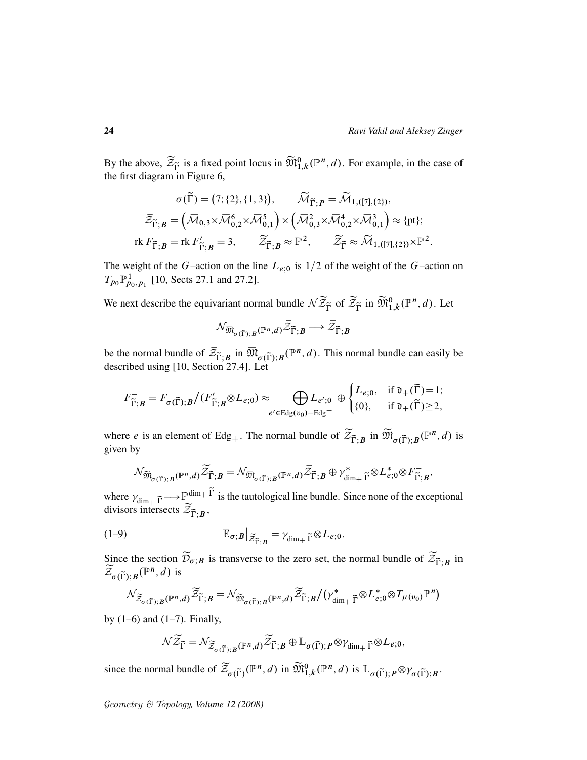By the above, $\widetilde{\mathcal{Z}}_{\widetilde{\Gamma}}$ is a fixed point locus in $\widetilde{\mathfrak{M}}^0_{1,k}(\mathbb{P}^n,d)$. For example, in the case of the first diagram in Figure 6,

$$\sigma(\widetilde{\Gamma}) = \big(7;\{2\},\{1,3\}\big), \qquad \widetilde{\mathcal{M}}_{\widetilde{\Gamma};P} = \widetilde{\mathcal{M}}_{1,([7],\{2\})},$$

$$\bar{\mathcal{Z}}_{\widetilde{\Gamma};B} = \Big(\bar{\mathcal{M}}_{0,3}\times\bar{\mathcal{M}}^6_{0,2}\times\bar{\mathcal{M}}^5_{0,1}\Big)\times\Big(\bar{\mathcal{M}}^2_{0,3}\times\bar{\mathcal{M}}^4_{0,2}\times\bar{\mathcal{M}}^3_{0,1}\Big)\approx\{\mathrm{pt}\};$$

$$\mathrm{rk}\, F_{\widetilde{\Gamma};B} = \mathrm{rk}\, F'_{\widetilde{\Gamma};B} = 3, \qquad \widetilde{\mathcal{Z}}_{\widetilde{\Gamma};B}\approx\mathbb{P}^2, \qquad \widetilde{\mathcal{Z}}_{\widetilde{\Gamma}}\approx\widetilde{\mathcal{M}}_{1,([7],\{2\})}\times\mathbb{P}^2.$$

The weight of the $G$–action on the line $L_{e;0}$ is $1/2$ of the weight of the $G$–action on $T_{p_0}\mathbb{P}^1_{p_0,p_1}$ [10, Sects 27.1 and 27.2].

We next describe the equivariant normal bundle $\mathcal{N}\widetilde{\mathcal{Z}}_{\widetilde{\Gamma}}$ of $\widetilde{\mathcal{Z}}_{\widetilde{\Gamma}}$ in $\widetilde{\mathfrak{M}}^0_{1,k}(\mathbb{P}^n,d)$. Let

$$\mathcal{N}_{\bar{\mathfrak{M}}_{\sigma(\widetilde{\Gamma});B}(\mathbb{P}^n,d)}\bar{\mathcal{Z}}_{\widetilde{\Gamma};B}\longrightarrow\bar{\mathcal{Z}}_{\widetilde{\Gamma};B}$$

be the normal bundle of $\bar{\mathcal{Z}}_{\widetilde{\Gamma};B}$ in $\bar{\mathfrak{M}}_{\sigma(\widetilde{\Gamma});B}(\mathbb{P}^n,d)$. This normal bundle can easily be described using [10, Section 27.4]. Let

$$F^-_{\widetilde{\Gamma};B} = F_{\sigma(\widetilde{\Gamma});B}\big/(F'_{\widetilde{\Gamma};B}\otimes L_{e;0}) \approx \bigoplus_{e'\in\mathrm{Edg}(v_0)-\mathrm{Edg}^+} L_{e';0}\;\oplus\begin{cases} L_{e;0}, & \text{if } \mathfrak{d}_+(\widetilde{\Gamma})=1;\\ \{0\}, & \text{if } \mathfrak{d}_+(\widetilde{\Gamma})\ge 2,\end{cases}$$

where $e$ is an element of $\mathrm{Edg}_+$. The normal bundle of $\widetilde{\mathcal{Z}}_{\widetilde{\Gamma};B}$ in $\widetilde{\mathfrak{M}}_{\sigma(\widetilde{\Gamma});B}(\mathbb{P}^n,d)$ is given by

$$\mathcal{N}_{\widetilde{\mathfrak{M}}_{\sigma(\widetilde{\Gamma});B}(\mathbb{P}^n,d)}\widetilde{\mathcal{Z}}_{\widetilde{\Gamma};B} = \mathcal{N}_{\bar{\mathfrak{M}}_{\sigma(\widetilde{\Gamma});B}(\mathbb{P}^n,d)}\bar{\mathcal{Z}}_{\widetilde{\Gamma};B}\oplus\gamma^*_{\dim_+\widetilde{\Gamma}}\otimes L^*_{e;0}\otimes F^-_{\widetilde{\Gamma};B},$$

where $\gamma_{\dim_+\widetilde{\Gamma}}\longrightarrow\mathbb{P}^{\dim_+\widetilde{\Gamma}}$ is the tautological line bundle. Since none of the exceptional divisors intersects $\widetilde{\mathcal{Z}}_{\widetilde{\Gamma};B}$,

$$\mathbb{E}_{\sigma;B}\big|_{\widetilde{\mathcal{Z}}_{\widetilde{\Gamma};B}} = \gamma_{\dim_+\widetilde{\Gamma}}\otimes L_{e;0}. \tag{1–9}$$

Since the section $\widetilde{\mathcal{D}}_{\sigma;B}$ is transverse to the zero set, the normal bundle of $\widetilde{\mathcal{Z}}_{\widetilde{\Gamma};B}$ in $\widetilde{\mathcal{Z}}_{\sigma(\widetilde{\Gamma});B}(\mathbb{P}^n,d)$ is

$$\mathcal{N}_{\widetilde{\mathcal{Z}}_{\sigma(\widetilde{\Gamma});B}(\mathbb{P}^n,d)}\widetilde{\mathcal{Z}}_{\widetilde{\Gamma};B} = \mathcal{N}_{\widetilde{\mathfrak{M}}_{\sigma(\widetilde{\Gamma});B}(\mathbb{P}^n,d)}\widetilde{\mathcal{Z}}_{\widetilde{\Gamma};B}\big/\big(\gamma^*_{\dim_+\widetilde{\Gamma}}\otimes L^*_{e;0}\otimes T_{\mu(v_0)}\mathbb{P}^n\big)$$

by (1–6) and (1–7). Finally,

$$\mathcal{N}\widetilde{\mathcal{Z}}_{\widetilde{\Gamma}} = \mathcal{N}_{\widetilde{\mathcal{Z}}_{\sigma(\widetilde{\Gamma});B}(\mathbb{P}^n,d)}\widetilde{\mathcal{Z}}_{\widetilde{\Gamma};B}\oplus\mathbb{L}_{\sigma(\widetilde{\Gamma});P}\otimes\gamma_{\dim_+\widetilde{\Gamma}}\otimes L_{e;0},$$

since the normal bundle of $\widetilde{\mathcal{Z}}_{\sigma(\widetilde{\Gamma})}(\mathbb{P}^n,d)$ in $\widetilde{\mathfrak{M}}^0_{1,k}(\mathbb{P}^n,d)$ is $\mathbb{L}_{\sigma(\widetilde{\Gamma});P}\otimes\gamma_{\sigma(\widetilde{\Gamma});B}$.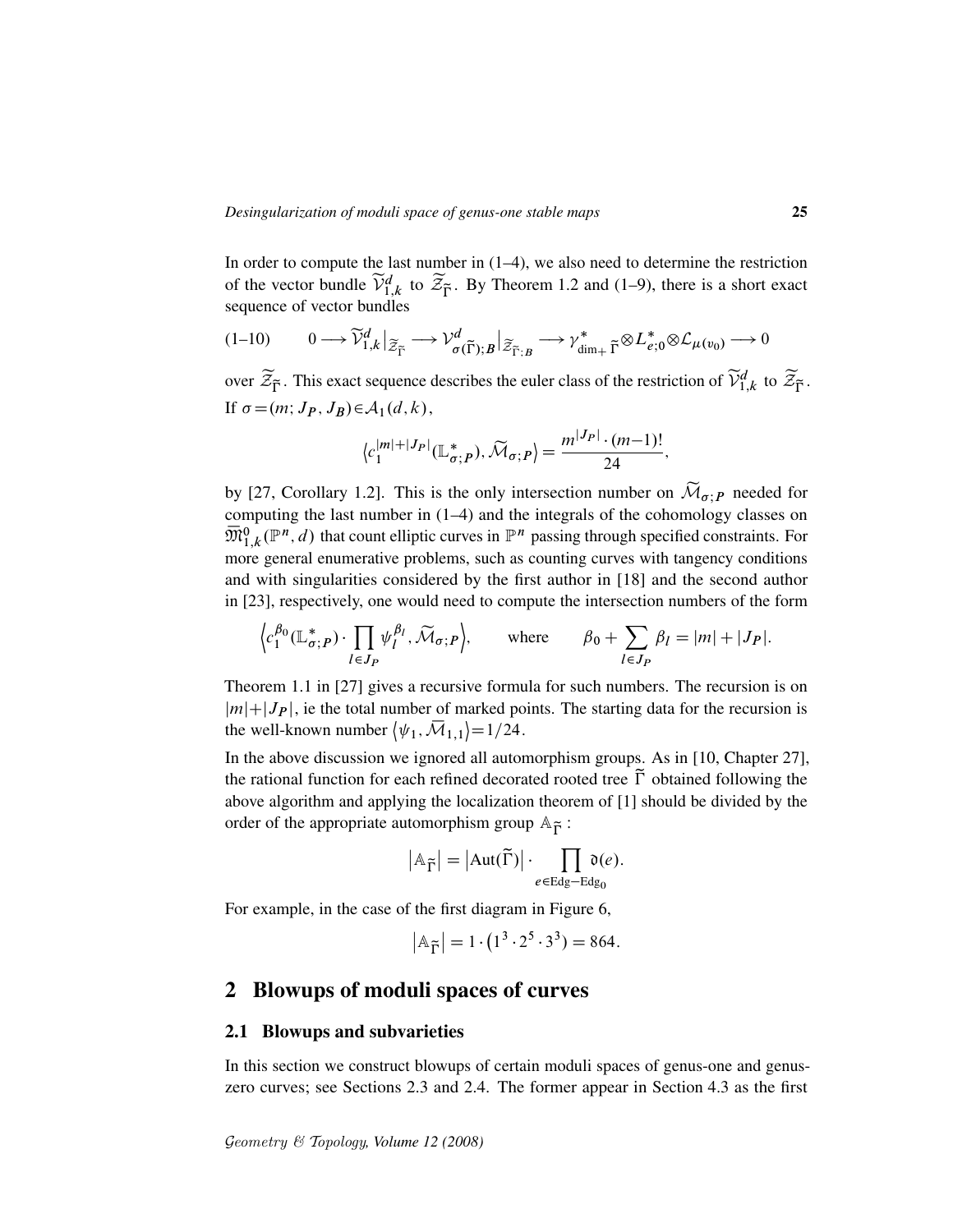In order to compute the last number in (1–4), we also need to determine the restriction of the vector bundle $\widetilde{\mathcal{V}}^d_{1,k}$ to $\widetilde{\mathcal{Z}}_{\widetilde{\Gamma}}$. By Theorem 1.2 and (1–9), there is a short exact sequence of vector bundles

$$0 \longrightarrow \widetilde{\mathcal{V}}^d_{1,k}\big|_{\widetilde{\mathcal{Z}}_{\widetilde{\Gamma}}} \longrightarrow \mathcal{V}^d_{\sigma(\widetilde{\Gamma});B}\big|_{\widetilde{\mathcal{Z}}_{\widetilde{\Gamma};B}} \longrightarrow \gamma^*_{\dim_+\widetilde{\Gamma}} \otimes L^*_{e;0} \otimes \mathcal{L}_{\mu(v_0)} \longrightarrow 0 \tag{1–10}$$

over $\widetilde{\mathcal{Z}}_{\widetilde{\Gamma}}$. This exact sequence describes the euler class of the restriction of $\widetilde{\mathcal{V}}^d_{1,k}$ to $\widetilde{\mathcal{Z}}_{\widetilde{\Gamma}}$. If $\sigma = (m; J_P, J_B) \in \mathcal{A}_1(d,k)$,

$$\big\langle c_1^{|m|+|J_P|}(\mathbb{L}^*_{\sigma;P}), \widetilde{\mathcal{M}}_{\sigma;P}\big\rangle = \frac{m^{|J_P|}\cdot(m-1)!}{24},$$

by [27, Corollary 1.2]. This is the only intersection number on $\widetilde{\mathcal{M}}_{\sigma;P}$ needed for computing the last number in (1–4) and the integrals of the cohomology classes on $\overline{\mathfrak{M}}^0_{1,k}(\mathbb{P}^n,d)$ that count elliptic curves in $\mathbb{P}^n$ passing through specified constraints. For more general enumerative problems, such as counting curves with tangency conditions and with singularities considered by the first author in [18] and the second author in [23], respectively, one would need to compute the intersection numbers of the form

$$\Big\langle c_1^{\beta_0}(\mathbb{L}^*_{\sigma;P}) \cdot \prod_{l\in J_P} \psi_l^{\beta_l}, \widetilde{\mathcal{M}}_{\sigma;P}\Big\rangle, \qquad \text{where} \qquad \beta_0 + \sum_{l\in J_P} \beta_l = |m| + |J_P|.$$

Theorem 1.1 in [27] gives a recursive formula for such numbers. The recursion is on $|m|+|J_P|$, ie the total number of marked points. The starting data for the recursion is the well-known number $\langle \psi_1, \overline{\mathcal{M}}_{1,1}\rangle = 1/24$.

In the above discussion we ignored all automorphism groups. As in [10, Chapter 27], the rational function for each refined decorated rooted tree $\widetilde{\Gamma}$ obtained following the above algorithm and applying the localization theorem of [1] should be divided by the order of the appropriate automorphism group $\mathbb{A}_{\widetilde{\Gamma}}$:

$$\big|\mathbb{A}_{\widetilde{\Gamma}}\big| = \big|\mathrm{Aut}(\widetilde{\Gamma})\big| \cdot \prod_{e\in \mathrm{Edg}-\mathrm{Edg}_0} \mathfrak{d}(e).$$

For example, in the case of the first diagram in Figure 6,

$$\big|\mathbb{A}_{\widetilde{\Gamma}}\big| = 1 \cdot \big(1^3 \cdot 2^5 \cdot 3^3\big) = 864.$$

# 2 Blowups of moduli spaces of curves

## 2.1 Blowups and subvarieties

In this section we construct blowups of certain moduli spaces of genus-one and genus-zero curves; see Sections 2.3 and 2.4. The former appear in Section 4.3 as the first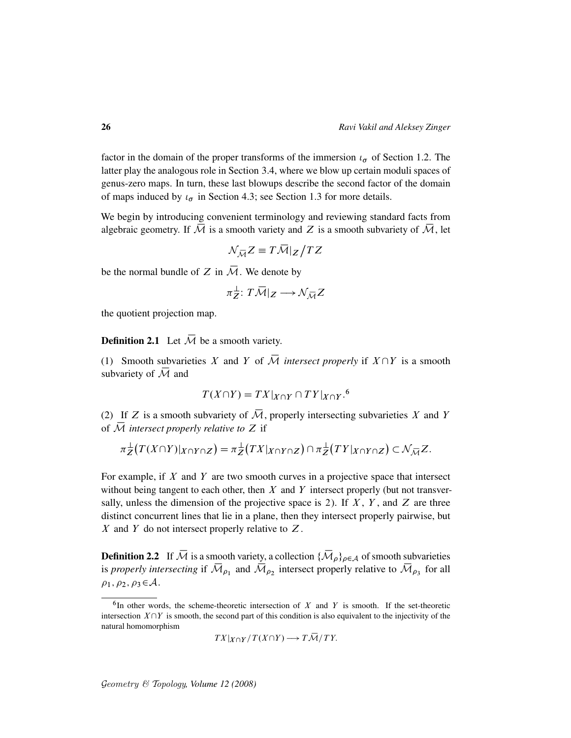factor in the domain of the proper transforms of the immersion $\iota_\sigma$ of Section 1.2. The latter play the analogous role in Section 3.4, where we blow up certain moduli spaces of genus-zero maps. In turn, these last blowups describe the second factor of the domain of maps induced by $\iota_\sigma$ in Section 4.3; see Section 1.3 for more details.

We begin by introducing convenient terminology and reviewing standard facts from algebraic geometry. If $\overline{\mathcal{M}}$ is a smooth variety and $Z$ is a smooth subvariety of $\overline{\mathcal{M}}$, let

$$\mathcal{N}_{\overline{\mathcal{M}}} Z \equiv T\overline{\mathcal{M}}|_Z \big/ TZ$$

be the normal bundle of $Z$ in $\overline{\mathcal{M}}$. We denote by

$$\pi_Z^{\perp}\colon T\overline{\mathcal{M}}|_Z \longrightarrow \mathcal{N}_{\overline{\mathcal{M}}} Z$$

the quotient projection map.

**Definition 2.1** Let $\overline{\mathcal{M}}$ be a smooth variety.

(1) Smooth subvarieties $X$ and $Y$ of $\overline{\mathcal{M}}$ *intersect properly* if $X \cap Y$ is a smooth subvariety of $\overline{\mathcal{M}}$ and

$$T(X\cap Y) = TX|_{X\cap Y} \cap TY|_{X\cap Y}.^{6}$$

(2) If $Z$ is a smooth subvariety of $\overline{\mathcal{M}}$, properly intersecting subvarieties $X$ and $Y$ of $\overline{\mathcal{M}}$ *intersect properly relative to* $Z$ if

$$\pi_Z^{\perp}\big(T(X\cap Y)|_{X\cap Y\cap Z}\big) = \pi_Z^{\perp}\big(TX|_{X\cap Y\cap Z}\big) \cap \pi_Z^{\perp}\big(TY|_{X\cap Y\cap Z}\big) \subset \mathcal{N}_{\overline{\mathcal{M}}} Z.$$

For example, if $X$ and $Y$ are two smooth curves in a projective space that intersect without being tangent to each other, then $X$ and $Y$ intersect properly (but not transversally, unless the dimension of the projective space is 2). If $X$, $Y$, and $Z$ are three distinct concurrent lines that lie in a plane, then they intersect properly pairwise, but $X$ and $Y$ do not intersect properly relative to $Z$.

**Definition 2.2** If $\overline{\mathcal{M}}$ is a smooth variety, a collection $\{\overline{\mathcal{M}}_\rho\}_{\rho\in\mathcal{A}}$ of smooth subvarieties is *properly intersecting* if $\overline{\mathcal{M}}_{\rho_1}$ and $\overline{\mathcal{M}}_{\rho_2}$ intersect properly relative to $\overline{\mathcal{M}}_{\rho_3}$ for all $\rho_1, \rho_2, \rho_3 \in \mathcal{A}$.

[6] In other words, the scheme-theoretic intersection of $X$ and $Y$ is smooth. If the set-theoretic intersection $X\cap Y$ is smooth, the second part of this condition is also equivalent to the injectivity of the natural homomorphism

$$TX|_{X\cap Y}/T(X\cap Y) \longrightarrow T\overline{\mathcal{M}}/TY.$$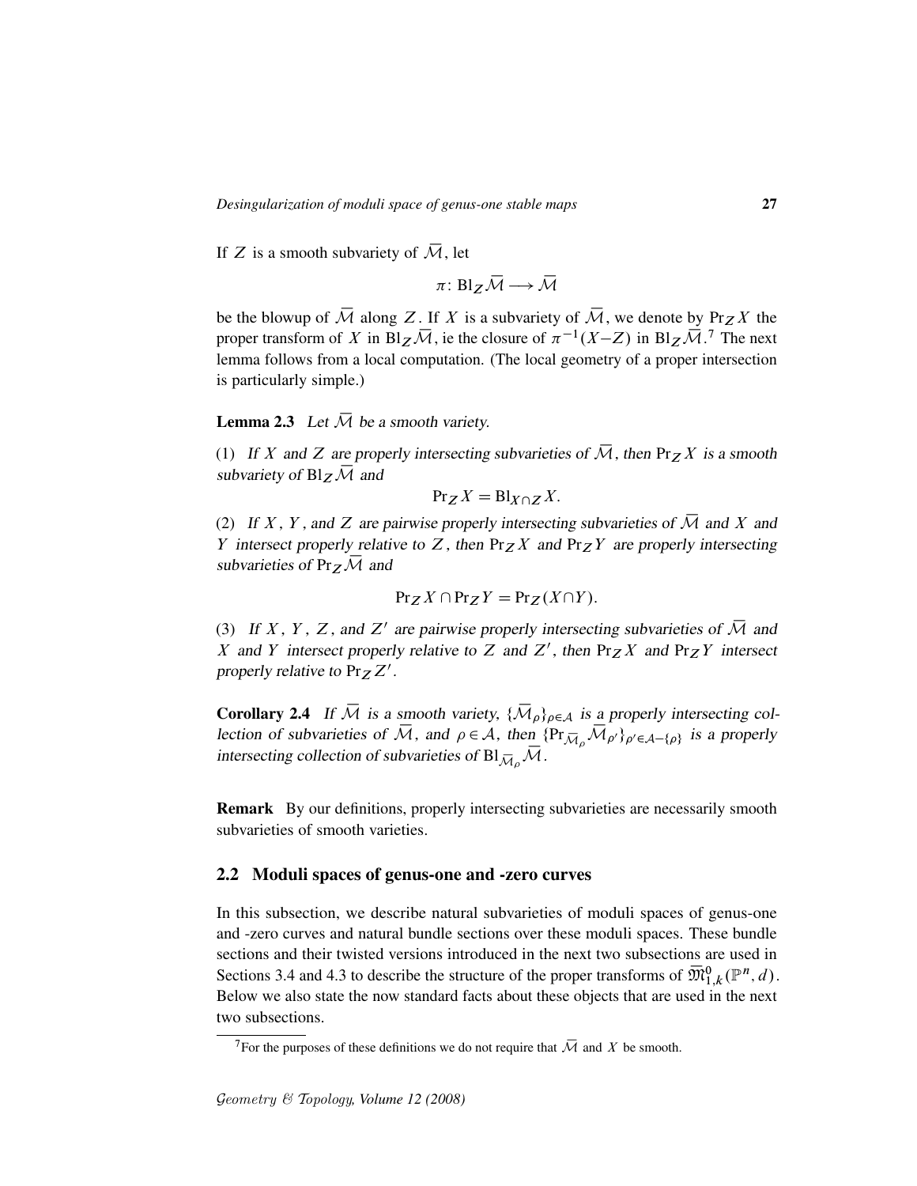If $Z$ is a smooth subvariety of $\overline{\mathcal{M}}$, let

$$\pi\colon \mathrm{Bl}_Z\overline{\mathcal{M}} \longrightarrow \overline{\mathcal{M}}$$

be the blowup of $\overline{\mathcal{M}}$ along $Z$. If $X$ is a subvariety of $\overline{\mathcal{M}}$, we denote by $\mathrm{Pr}_Z X$ the proper transform of $X$ in $\mathrm{Bl}_Z\overline{\mathcal{M}}$, ie the closure of $\pi^{-1}(X-Z)$ in $\mathrm{Bl}_Z\overline{\mathcal{M}}$.[7] The next lemma follows from a local computation. (The local geometry of a proper intersection is particularly simple.)

**Lemma 2.3** *Let $\overline{\mathcal{M}}$ be a smooth variety.*

(1) *If $X$ and $Z$ are properly intersecting subvarieties of $\overline{\mathcal{M}}$, then $\mathrm{Pr}_Z X$ is a smooth subvariety of $\mathrm{Bl}_Z\overline{\mathcal{M}}$ and*

$$\mathrm{Pr}_Z X = \mathrm{Bl}_{X\cap Z} X.$$

(2) *If $X$, $Y$, and $Z$ are pairwise properly intersecting subvarieties of $\overline{\mathcal{M}}$ and $X$ and $Y$ intersect properly relative to $Z$, then $\mathrm{Pr}_Z X$ and $\mathrm{Pr}_Z Y$ are properly intersecting subvarieties of $\mathrm{Pr}_Z\overline{\mathcal{M}}$ and*

$$\mathrm{Pr}_Z X \cap \mathrm{Pr}_Z Y = \mathrm{Pr}_Z(X\cap Y).$$

(3) *If $X$, $Y$, $Z$, and $Z'$ are pairwise properly intersecting subvarieties of $\overline{\mathcal{M}}$ and $X$ and $Y$ intersect properly relative to $Z$ and $Z'$, then $\mathrm{Pr}_Z X$ and $\mathrm{Pr}_Z Y$ intersect properly relative to $\mathrm{Pr}_Z Z'$.*

**Corollary 2.4** *If $\overline{\mathcal{M}}$ is a smooth variety, $\{\overline{\mathcal{M}}_\rho\}_{\rho\in\mathcal{A}}$ is a properly intersecting collection of subvarieties of $\overline{\mathcal{M}}$, and $\rho\in\mathcal{A}$, then $\{\mathrm{Pr}_{\overline{\mathcal{M}}_\rho}\overline{\mathcal{M}}_{\rho'}\}_{\rho'\in\mathcal{A}-\{\rho\}}$ is a properly intersecting collection of subvarieties of $\mathrm{Bl}_{\overline{\mathcal{M}}_\rho}\overline{\mathcal{M}}$.*

**Remark** By our definitions, properly intersecting subvarieties are necessarily smooth subvarieties of smooth varieties.

## 2.2 Moduli spaces of genus-one and -zero curves

In this subsection, we describe natural subvarieties of moduli spaces of genus-one and -zero curves and natural bundle sections over these moduli spaces. These bundle sections and their twisted versions introduced in the next two subsections are used in Sections 3.4 and 4.3 to describe the structure of the proper transforms of $\overline{\mathfrak{M}}^0_{1,k}(\mathbb{P}^n,d)$. Below we also state the now standard facts about these objects that are used in the next two subsections.

[7] For the purposes of these definitions we do not require that $\overline{\mathcal{M}}$ and $X$ be smooth.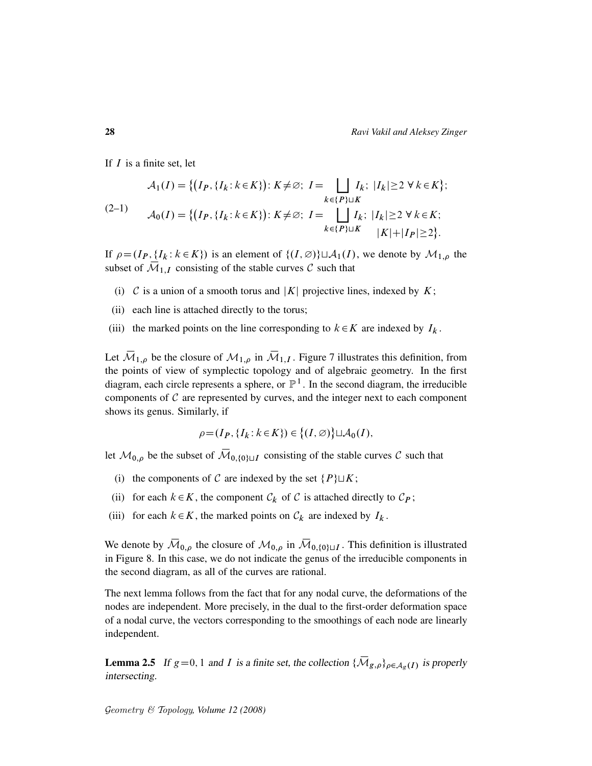If $I$ is a finite set, let

$$
\begin{aligned}
(2\text{–}1)\qquad \mathcal{A}_1(I) &= \Big\{\big(I_P,\{I_k : k\in K\}\big) : K\neq\varnothing;\ I=\bigsqcup_{k\in\{P\}\sqcup K} I_k;\ |I_k|\geq 2\ \forall\, k\in K\Big\};\\
\mathcal{A}_0(I) &= \Big\{\big(I_P,\{I_k : k\in K\}\big) : K\neq\varnothing;\ I=\bigsqcup_{k\in\{P\}\sqcup K} I_k;\ |I_k|\geq 2\ \forall\, k\in K;\\
&\qquad\qquad |K|+|I_P|\geq 2\Big\}.
\end{aligned}
$$

If $\rho=(I_P,\{I_k : k\in K\})$ is an element of $\{(I,\varnothing)\}\sqcup\mathcal{A}_1(I)$, we denote by $\mathcal{M}_{1,\rho}$ the subset of $\overline{\mathcal{M}}_{1,I}$ consisting of the stable curves $\mathcal{C}$ such that

(i) $\mathcal{C}$ is a union of a smooth torus and $|K|$ projective lines, indexed by $K$;

(ii) each line is attached directly to the torus;

(iii) the marked points on the line corresponding to $k\in K$ are indexed by $I_k$.

Let $\overline{\mathcal{M}}_{1,\rho}$ be the closure of $\mathcal{M}_{1,\rho}$ in $\overline{\mathcal{M}}_{1,I}$. Figure 7 illustrates this definition, from the points of view of symplectic topology and of algebraic geometry. In the first diagram, each circle represents a sphere, or $\mathbb{P}^1$. In the second diagram, the irreducible components of $\mathcal{C}$ are represented by curves, and the integer next to each component shows its genus. Similarly, if

$$
\rho=(I_P,\{I_k : k\in K\})\in\big\{(I,\varnothing)\big\}\sqcup\mathcal{A}_0(I),
$$

let $\mathcal{M}_{0,\rho}$ be the subset of $\overline{\mathcal{M}}_{0,\{0\}\sqcup I}$ consisting of the stable curves $\mathcal{C}$ such that

(i) the components of $\mathcal{C}$ are indexed by the set $\{P\}\sqcup K$;

(ii) for each $k\in K$, the component $\mathcal{C}_k$ of $\mathcal{C}$ is attached directly to $\mathcal{C}_P$;

(iii) for each $k\in K$, the marked points on $\mathcal{C}_k$ are indexed by $I_k$.

We denote by $\overline{\mathcal{M}}_{0,\rho}$ the closure of $\mathcal{M}_{0,\rho}$ in $\overline{\mathcal{M}}_{0,\{0\}\sqcup I}$. This definition is illustrated in Figure 8. In this case, we do not indicate the genus of the irreducible components in the second diagram, as all of the curves are rational.

The next lemma follows from the fact that for any nodal curve, the deformations of the nodes are independent. More precisely, in the dual to the first-order deformation space of a nodal curve, the vectors corresponding to the smoothings of each node are linearly independent.

**Lemma 2.5** *If $g=0,1$ and $I$ is a finite set, the collection $\{\overline{\mathcal{M}}_{g,\rho}\}_{\rho\in\mathcal{A}_g(I)}$ is properly intersecting.*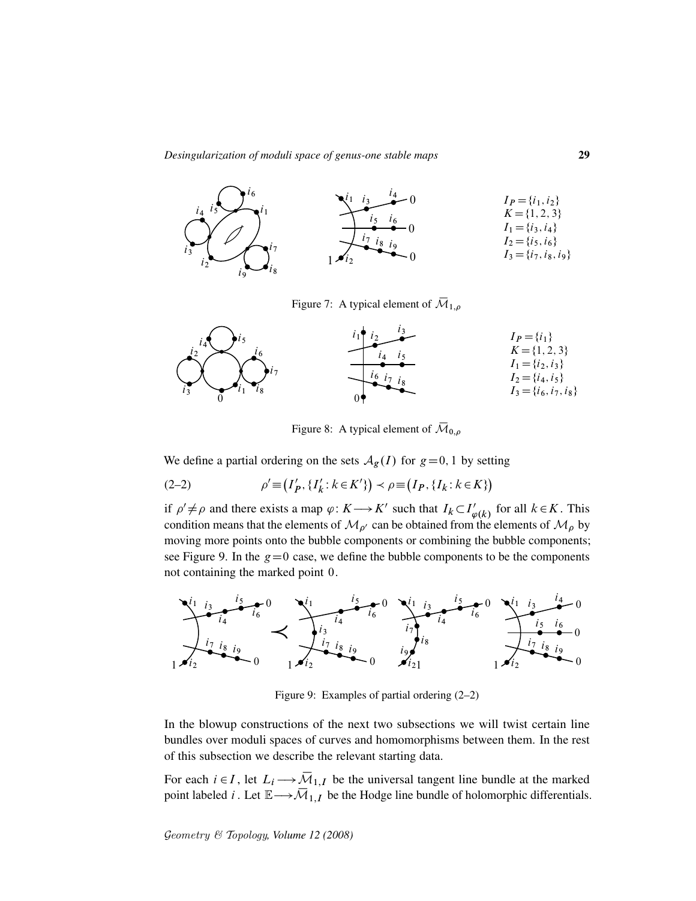$I_P = \{i_1, i_2\}$
$K = \{1, 2, 3\}$
$I_1 = \{i_3, i_4\}$
$I_2 = \{i_5, i_6\}$
$I_3 = \{i_7, i_8, i_9\}$

Figure 7: A typical element of $\bar{\mathcal{M}}_{1,\rho}$

$I_P = \{i_1\}$
$K = \{1, 2, 3\}$
$I_1 = \{i_2, i_3\}$
$I_2 = \{i_4, i_5\}$
$I_3 = \{i_6, i_7, i_8\}$

Figure 8: A typical element of $\bar{\mathcal{M}}_{0,\rho}$

We define a partial ordering on the sets $\mathcal{A}_g(I)$ for $g=0,1$ by setting

$$\rho' \equiv \big(I'_P, \{I'_k : k \in K'\}\big) \prec \rho \equiv \big(I_P, \{I_k : k \in K\}\big) \tag{2–2}$$

if $\rho' \neq \rho$ and there exists a map $\varphi\colon K \longrightarrow K'$ such that $I_k \subset I'_{\varphi(k)}$ for all $k \in K$. This condition means that the elements of $\mathcal{M}_{\rho'}$ can be obtained from the elements of $\mathcal{M}_\rho$ by moving more points onto the bubble components or combining the bubble components; see Figure 9. In the $g=0$ case, we define the bubble components to be the components not containing the marked point $0$.

Figure 9: Examples of partial ordering (2–2)

In the blowup constructions of the next two subsections we will twist certain line bundles over moduli spaces of curves and homomorphisms between them. In the rest of this subsection we describe the relevant starting data.

For each $i \in I$, let $L_i \longrightarrow \bar{\mathcal{M}}_{1,I}$ be the universal tangent line bundle at the marked point labeled $i$. Let $\mathbb{E} \longrightarrow \bar{\mathcal{M}}_{1,I}$ be the Hodge line bundle of holomorphic differentials.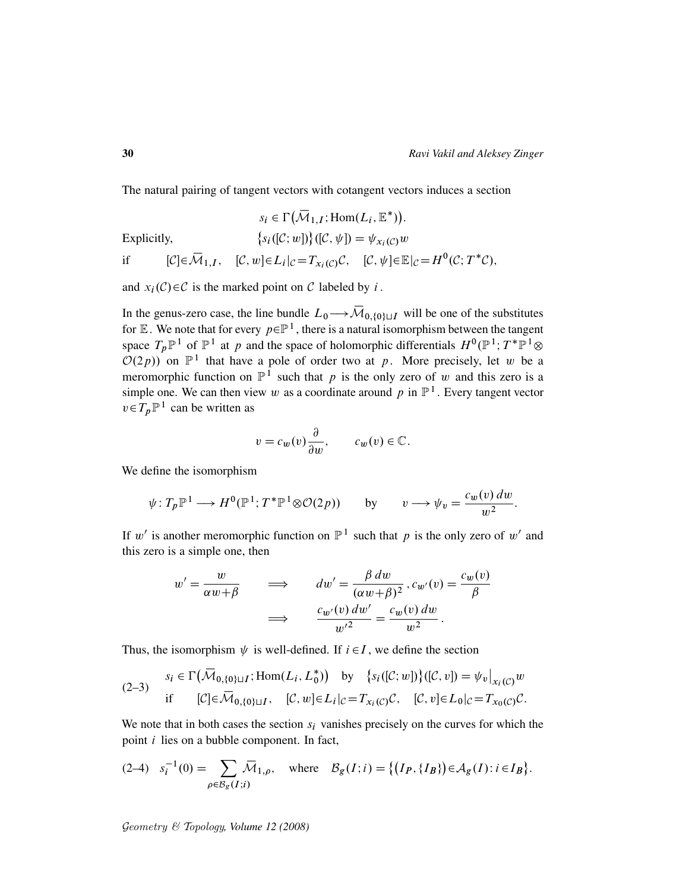The natural pairing of tangent vectors with cotangent vectors induces a section

$$s_i \in \Gamma\big(\overline{\mathcal{M}}_{1,I}; \mathrm{Hom}(L_i, \mathbb{E}^*)\big).$$

Explicitly, $\quad \big\{s_i([\mathcal{C}; w])\big\}([\mathcal{C}, \psi]) = \psi_{x_i(\mathcal{C})} w$

if $\quad [\mathcal{C}]\in\overline{\mathcal{M}}_{1,I}, \quad [\mathcal{C}, w]\in L_i|_{\mathcal{C}} = T_{x_i(\mathcal{C})}\mathcal{C}, \quad [\mathcal{C}, \psi]\in\mathbb{E}|_{\mathcal{C}} = H^0(\mathcal{C}; T^*\mathcal{C}),$

and $x_i(\mathcal{C})\in\mathcal{C}$ is the marked point on $\mathcal{C}$ labeled by $i$.

In the genus-zero case, the line bundle $L_0 \longrightarrow \overline{\mathcal{M}}_{0,\{0\}\sqcup I}$ will be one of the substitutes for $\mathbb{E}$. We note that for every $p\in\mathbb{P}^1$, there is a natural isomorphism between the tangent space $T_p\mathbb{P}^1$ of $\mathbb{P}^1$ at $p$ and the space of holomorphic differentials $H^0(\mathbb{P}^1; T^*\mathbb{P}^1\otimes\mathcal{O}(2p))$ on $\mathbb{P}^1$ that have a pole of order two at $p$. More precisely, let $w$ be a meromorphic function on $\mathbb{P}^1$ such that $p$ is the only zero of $w$ and this zero is a simple one. We can then view $w$ as a coordinate around $p$ in $\mathbb{P}^1$. Every tangent vector $v\in T_p\mathbb{P}^1$ can be written as

$$v = c_w(v)\frac{\partial}{\partial w}, \qquad c_w(v) \in \mathbb{C}.$$

We define the isomorphism

$$\psi\colon T_p\mathbb{P}^1 \longrightarrow H^0(\mathbb{P}^1; T^*\mathbb{P}^1\otimes\mathcal{O}(2p)) \qquad \text{by} \qquad v \longrightarrow \psi_v = \frac{c_w(v)\,dw}{w^2}.$$

If $w'$ is another meromorphic function on $\mathbb{P}^1$ such that $p$ is the only zero of $w'$ and this zero is a simple one, then

$$w' = \frac{w}{\alpha w+\beta} \qquad \Longrightarrow \qquad dw' = \frac{\beta\,dw}{(\alpha w+\beta)^2}\,, c_{w'}(v) = \frac{c_w(v)}{\beta}$$
$$\Longrightarrow \qquad \frac{c_{w'}(v)\,dw'}{w'^2} = \frac{c_w(v)\,dw}{w^2}\,.$$

Thus, the isomorphism $\psi$ is well-defined. If $i\in I$, we define the section

$$\text{(2–3)} \quad \begin{aligned} &s_i \in \Gamma\big(\overline{\mathcal{M}}_{0,\{0\}\sqcup I}; \mathrm{Hom}(L_i, L_0^*)\big) \quad \text{by} \quad \big\{s_i([\mathcal{C}; w])\big\}([\mathcal{C}, v]) = \psi_v\big|_{x_i(\mathcal{C})} w \\ &\text{if} \quad [\mathcal{C}]\in\overline{\mathcal{M}}_{0,\{0\}\sqcup I}, \quad [\mathcal{C}, w]\in L_i|_{\mathcal{C}} = T_{x_i(\mathcal{C})}\mathcal{C}, \quad [\mathcal{C}, v]\in L_0|_{\mathcal{C}} = T_{x_0(\mathcal{C})}\mathcal{C}. \end{aligned}$$

We note that in both cases the section $s_i$ vanishes precisely on the curves for which the point $i$ lies on a bubble component. In fact,

$$\text{(2–4)} \quad s_i^{-1}(0) = \sum_{\rho\in\mathcal{B}_g(I;i)} \overline{\mathcal{M}}_{1,\rho}, \quad \text{where} \quad \mathcal{B}_g(I;i) = \big\{\big(I_P, \{I_B\}\big)\in\mathcal{A}_g(I) \colon i\in I_B\big\}.$$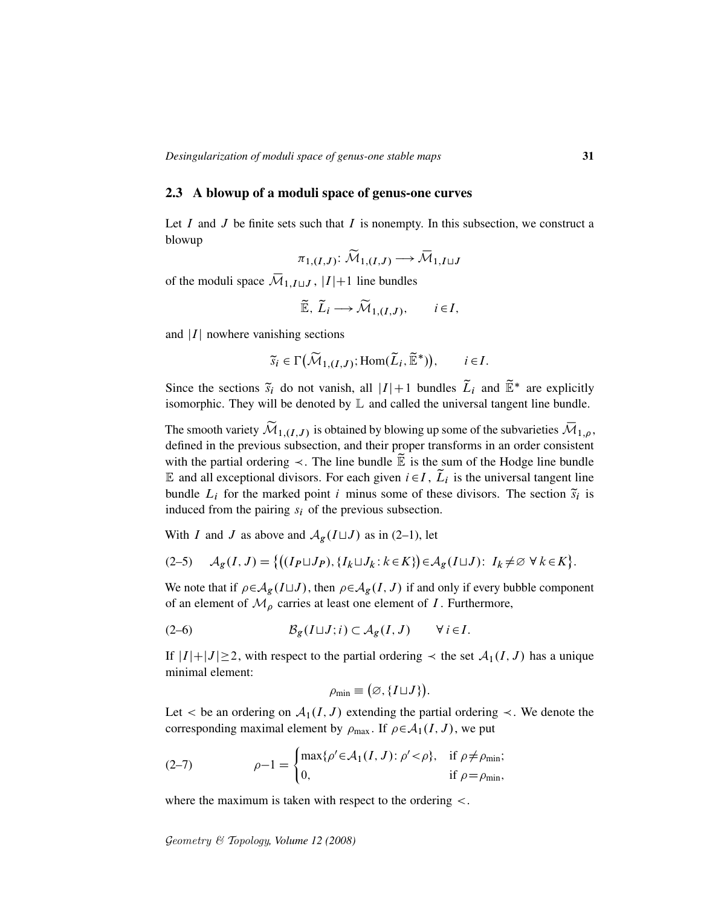## 2.3 A blowup of a moduli space of genus-one curves

Let $I$ and $J$ be finite sets such that $I$ is nonempty. In this subsection, we construct a blowup

$$\pi_{1,(I,J)}\colon \widetilde{\mathcal{M}}_{1,(I,J)} \longrightarrow \overline{\mathcal{M}}_{1,I\sqcup J}$$

of the moduli space $\overline{\mathcal{M}}_{1,I\sqcup J}$, $|I|+1$ line bundles

$$\widetilde{\mathbb{E}},\ \widetilde{L}_i \longrightarrow \widetilde{\mathcal{M}}_{1,(I,J)}, \qquad i\in I,$$

and $|I|$ nowhere vanishing sections

$$\widetilde{s}_i \in \Gamma\big(\widetilde{\mathcal{M}}_{1,(I,J)}; \mathrm{Hom}(\widetilde{L}_i, \widetilde{\mathbb{E}}^*)\big), \qquad i\in I.$$

Since the sections $\widetilde{s}_i$ do not vanish, all $|I|+1$ bundles $\widetilde{L}_i$ and $\widetilde{\mathbb{E}}^*$ are explicitly isomorphic. They will be denoted by $\mathbb{L}$ and called the universal tangent line bundle.

The smooth variety $\widetilde{\mathcal{M}}_{1,(I,J)}$ is obtained by blowing up some of the subvarieties $\overline{\mathcal{M}}_{1,\rho}$, defined in the previous subsection, and their proper transforms in an order consistent with the partial ordering $\prec$. The line bundle $\widetilde{\mathbb{E}}$ is the sum of the Hodge line bundle $\mathbb{E}$ and all exceptional divisors. For each given $i\in I$, $\widetilde{L}_i$ is the universal tangent line bundle $L_i$ for the marked point $i$ minus some of these divisors. The section $\widetilde{s}_i$ is induced from the pairing $s_i$ of the previous subsection.

With $I$ and $J$ as above and $\mathcal{A}_g(I\sqcup J)$ as in (2–1), let

$$\mathcal{A}_g(I,J) = \big\{\big((I_P\sqcup J_P), \{I_k\sqcup J_k\colon k\in K\}\big)\in\mathcal{A}_g(I\sqcup J)\colon\ I_k\neq\varnothing\ \forall\, k\in K\big\}. \tag{2–5}$$

We note that if $\rho\in\mathcal{A}_g(I\sqcup J)$, then $\rho\in\mathcal{A}_g(I,J)$ if and only if every bubble component of an element of $\mathcal{M}_\rho$ carries at least one element of $I$. Furthermore,

$$\mathcal{B}_g(I\sqcup J; i) \subset \mathcal{A}_g(I,J) \qquad \forall\, i\in I. \tag{2–6}$$

If $|I|+|J|\geq 2$, with respect to the partial ordering $\prec$ the set $\mathcal{A}_1(I,J)$ has a unique minimal element:

$$\rho_{\min} \equiv \big(\varnothing, \{I\sqcup J\}\big).$$

Let $<$ be an ordering on $\mathcal{A}_1(I,J)$ extending the partial ordering $\prec$. We denote the corresponding maximal element by $\rho_{\max}$. If $\rho\in\mathcal{A}_1(I,J)$, we put

$$\rho-1 = \begin{cases} \max\{\rho'\in\mathcal{A}_1(I,J)\colon \rho'<\rho\}, & \text{if } \rho\neq\rho_{\min};\\ 0, & \text{if } \rho=\rho_{\min}, \end{cases} \tag{2–7}$$

where the maximum is taken with respect to the ordering $<$.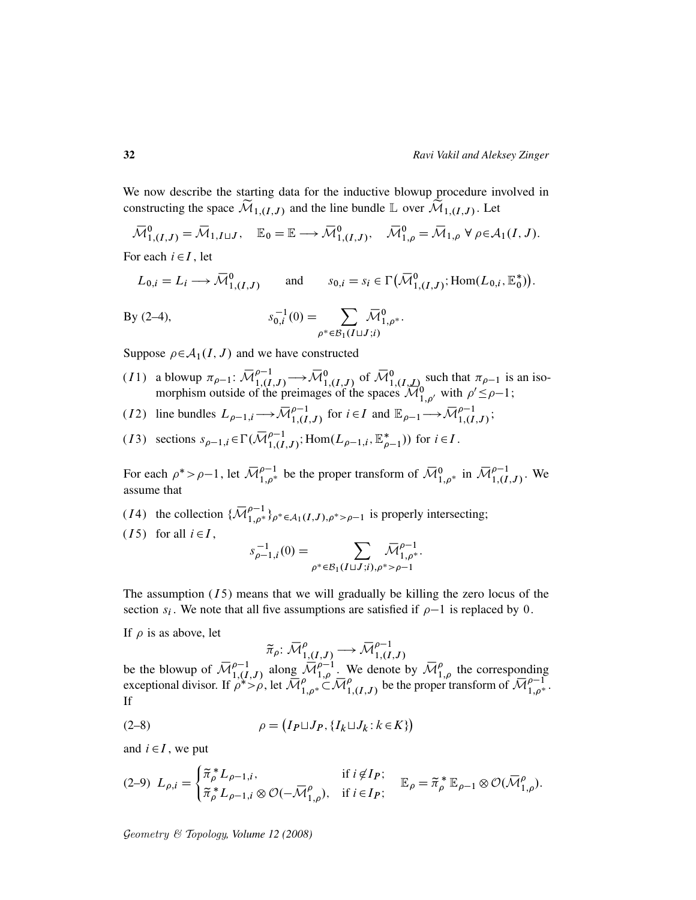We now describe the starting data for the inductive blowup procedure involved in constructing the space $\widetilde{\mathcal{M}}_{1,(I,J)}$ and the line bundle $\mathbb{L}$ over $\widetilde{\mathcal{M}}_{1,(I,J)}$. Let

$$\overline{\mathcal{M}}^0_{1,(I,J)} = \overline{\mathcal{M}}_{1,I\sqcup J}, \quad \mathbb{E}_0 = \mathbb{E} \longrightarrow \overline{\mathcal{M}}^0_{1,(I,J)}, \quad \overline{\mathcal{M}}^0_{1,\rho} = \overline{\mathcal{M}}_{1,\rho} \ \forall\, \rho\in\mathcal{A}_1(I,J).$$

For each $i\in I$, let

$$L_{0,i} = L_i \longrightarrow \overline{\mathcal{M}}^0_{1,(I,J)} \qquad \text{and} \qquad s_{0,i} = s_i \in \Gamma\big(\overline{\mathcal{M}}^0_{1,(I,J)}; \mathrm{Hom}(L_{0,i}, \mathbb{E}_0^*)\big).$$

By (2–4),

$$s_{0,i}^{-1}(0) = \sum_{\rho^*\in\mathcal{B}_1(I\sqcup J;i)} \overline{\mathcal{M}}^0_{1,\rho^*}.$$

Suppose $\rho\in\mathcal{A}_1(I,J)$ and we have constructed

- $(I1)$ a blowup $\pi_{\rho-1}\colon \overline{\mathcal{M}}^{\rho-1}_{1,(I,J)} \longrightarrow \overline{\mathcal{M}}^0_{1,(I,J)}$ of $\overline{\mathcal{M}}^0_{1,(I,J)}$ such that $\pi_{\rho-1}$ is an isomorphism outside of the preimages of the spaces $\overline{\mathcal{M}}^0_{1,\rho'}$ with $\rho'\le\rho-1$;
- $(I2)$ line bundles $L_{\rho-1,i}\longrightarrow \overline{\mathcal{M}}^{\rho-1}_{1,(I,J)}$ for $i\in I$ and $\mathbb{E}_{\rho-1}\longrightarrow \overline{\mathcal{M}}^{\rho-1}_{1,(I,J)}$;
- $(I3)$ sections $s_{\rho-1,i}\in\Gamma(\overline{\mathcal{M}}^{\rho-1}_{1,(I,J)}; \mathrm{Hom}(L_{\rho-1,i}, \mathbb{E}^*_{\rho-1}))$ for $i\in I$.

For each $\rho^*>\rho-1$, let $\overline{\mathcal{M}}^{\rho-1}_{1,\rho^*}$ be the proper transform of $\overline{\mathcal{M}}^0_{1,\rho^*}$ in $\overline{\mathcal{M}}^{\rho-1}_{1,(I,J)}$. We assume that

- $(I4)$ the collection $\{\overline{\mathcal{M}}^{\rho-1}_{1,\rho^*}\}_{\rho^*\in\mathcal{A}_1(I,J),\rho^*>\rho-1}$ is properly intersecting;
- $(I5)$ for all $i\in I$,
$$s^{-1}_{\rho-1,i}(0) = \sum_{\rho^*\in\mathcal{B}_1(I\sqcup J;i),\rho^*>\rho-1} \overline{\mathcal{M}}^{\rho-1}_{1,\rho^*}.$$

The assumption $(I5)$ means that we will gradually be killing the zero locus of the section $s_i$. We note that all five assumptions are satisfied if $\rho-1$ is replaced by $0$.

If $\rho$ is as above, let

$$\widetilde{\pi}_\rho\colon \overline{\mathcal{M}}^{\rho}_{1,(I,J)} \longrightarrow \overline{\mathcal{M}}^{\rho-1}_{1,(I,J)}$$

be the blowup of $\overline{\mathcal{M}}^{\rho-1}_{1,(I,J)}$ along $\overline{\mathcal{M}}^{\rho-1}_{1,\rho}$. We denote by $\overline{\mathcal{M}}^{\rho}_{1,\rho}$ the corresponding exceptional divisor. If $\rho^*>\rho$, let $\overline{\mathcal{M}}^{\rho}_{1,\rho^*}\subset\overline{\mathcal{M}}^{\rho}_{1,(I,J)}$ be the proper transform of $\overline{\mathcal{M}}^{\rho-1}_{1,\rho^*}$. If

$$\rho = \big(I_P\sqcup J_P, \{I_k\sqcup J_k : k\in K\}\big) \tag{2–8}$$

and $i\in I$, we put

$$L_{\rho,i} = \begin{cases} \widetilde{\pi}^*_\rho L_{\rho-1,i}, & \text{if } i\notin I_P;\\ \widetilde{\pi}^*_\rho L_{\rho-1,i}\otimes\mathcal{O}(-\overline{\mathcal{M}}^{\rho}_{1,\rho}), & \text{if } i\in I_P;\end{cases} \qquad \mathbb{E}_\rho = \widetilde{\pi}^*_\rho\,\mathbb{E}_{\rho-1}\otimes\mathcal{O}(\overline{\mathcal{M}}^{\rho}_{1,\rho}). \tag{2–9}$$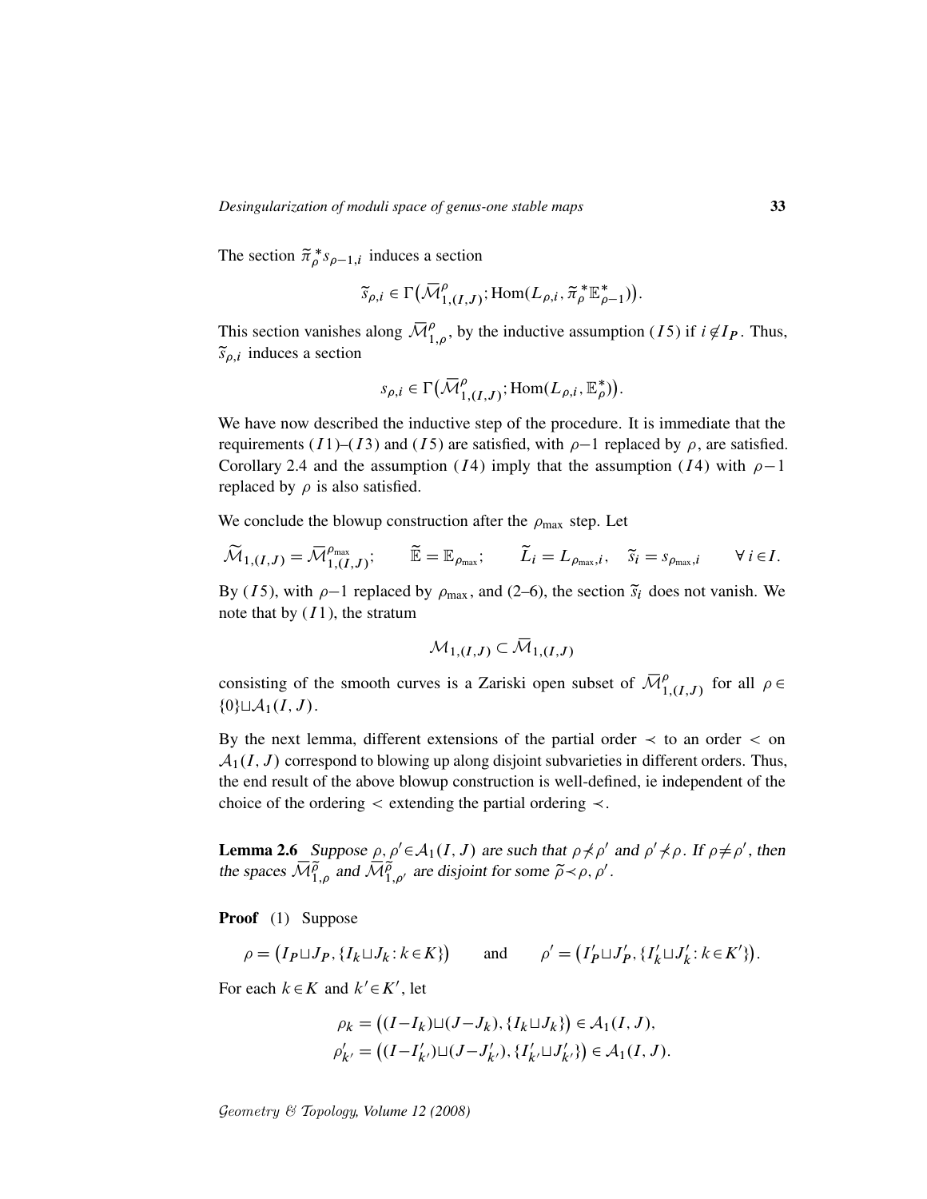The section $\widetilde{\pi}_\rho^* s_{\rho-1,i}$ induces a section

$$\widetilde{s}_{\rho,i} \in \Gamma\big(\overline{\mathcal{M}}^\rho_{1,(I,J)}; \mathrm{Hom}(L_{\rho,i}, \widetilde{\pi}_\rho^* \mathbb{E}^*_{\rho-1})\big).$$

This section vanishes along $\overline{\mathcal{M}}^\rho_{1,\rho}$, by the inductive assumption $(I5)$ if $i \notin I_P$. Thus, $\widetilde{s}_{\rho,i}$ induces a section

$$s_{\rho,i} \in \Gamma\big(\overline{\mathcal{M}}^\rho_{1,(I,J)}; \mathrm{Hom}(L_{\rho,i}, \mathbb{E}^*_\rho)\big).$$

We have now described the inductive step of the procedure. It is immediate that the requirements $(I1)$–$(I3)$ and $(I5)$ are satisfied, with $\rho-1$ replaced by $\rho$, are satisfied. Corollary 2.4 and the assumption $(I4)$ imply that the assumption $(I4)$ with $\rho-1$ replaced by $\rho$ is also satisfied.

We conclude the blowup construction after the $\rho_{\max}$ step. Let

$$\widetilde{\mathcal{M}}_{1,(I,J)} = \overline{\mathcal{M}}^{\rho_{\max}}_{1,(I,J)}; \qquad \widetilde{\mathbb{E}} = \mathbb{E}_{\rho_{\max}}; \qquad \widetilde{L}_i = L_{\rho_{\max},i}, \quad \widetilde{s}_i = s_{\rho_{\max},i} \qquad \forall\, i \in I.$$

By $(I5)$, with $\rho-1$ replaced by $\rho_{\max}$, and (2–6), the section $\widetilde{s}_i$ does not vanish. We note that by $(I1)$, the stratum

$$\mathcal{M}_{1,(I,J)} \subset \overline{\mathcal{M}}_{1,(I,J)}$$

consisting of the smooth curves is a Zariski open subset of $\overline{\mathcal{M}}^\rho_{1,(I,J)}$ for all $\rho \in \{0\} \sqcup \mathcal{A}_1(I,J)$.

By the next lemma, different extensions of the partial order $\prec$ to an order $<$ on $\mathcal{A}_1(I,J)$ correspond to blowing up along disjoint subvarieties in different orders. Thus, the end result of the above blowup construction is well-defined, ie independent of the choice of the ordering $<$ extending the partial ordering $\prec$.

**Lemma 2.6** *Suppose $\rho, \rho' \in \mathcal{A}_1(I,J)$ are such that $\rho \not\prec \rho'$ and $\rho' \not\prec \rho$. If $\rho \neq \rho'$, then the spaces $\overline{\mathcal{M}}^{\widetilde{\rho}}_{1,\rho}$ and $\overline{\mathcal{M}}^{\widetilde{\rho}}_{1,\rho'}$ are disjoint for some $\widetilde{\rho} \prec \rho, \rho'$.*

**Proof** (1) Suppose

$$\rho = \big(I_P \sqcup J_P, \{I_k \sqcup J_k : k \in K\}\big) \qquad \text{and} \qquad \rho' = \big(I'_P \sqcup J'_P, \{I'_k \sqcup J'_k : k \in K'\}\big).$$

For each $k \in K$ and $k' \in K'$, let

$$\rho_k = \big((I - I_k) \sqcup (J - J_k), \{I_k \sqcup J_k\}\big) \in \mathcal{A}_1(I,J),$$
$$\rho'_{k'} = \big((I - I'_{k'}) \sqcup (J - J'_{k'}), \{I'_{k'} \sqcup J'_{k'}\}\big) \in \mathcal{A}_1(I,J).$$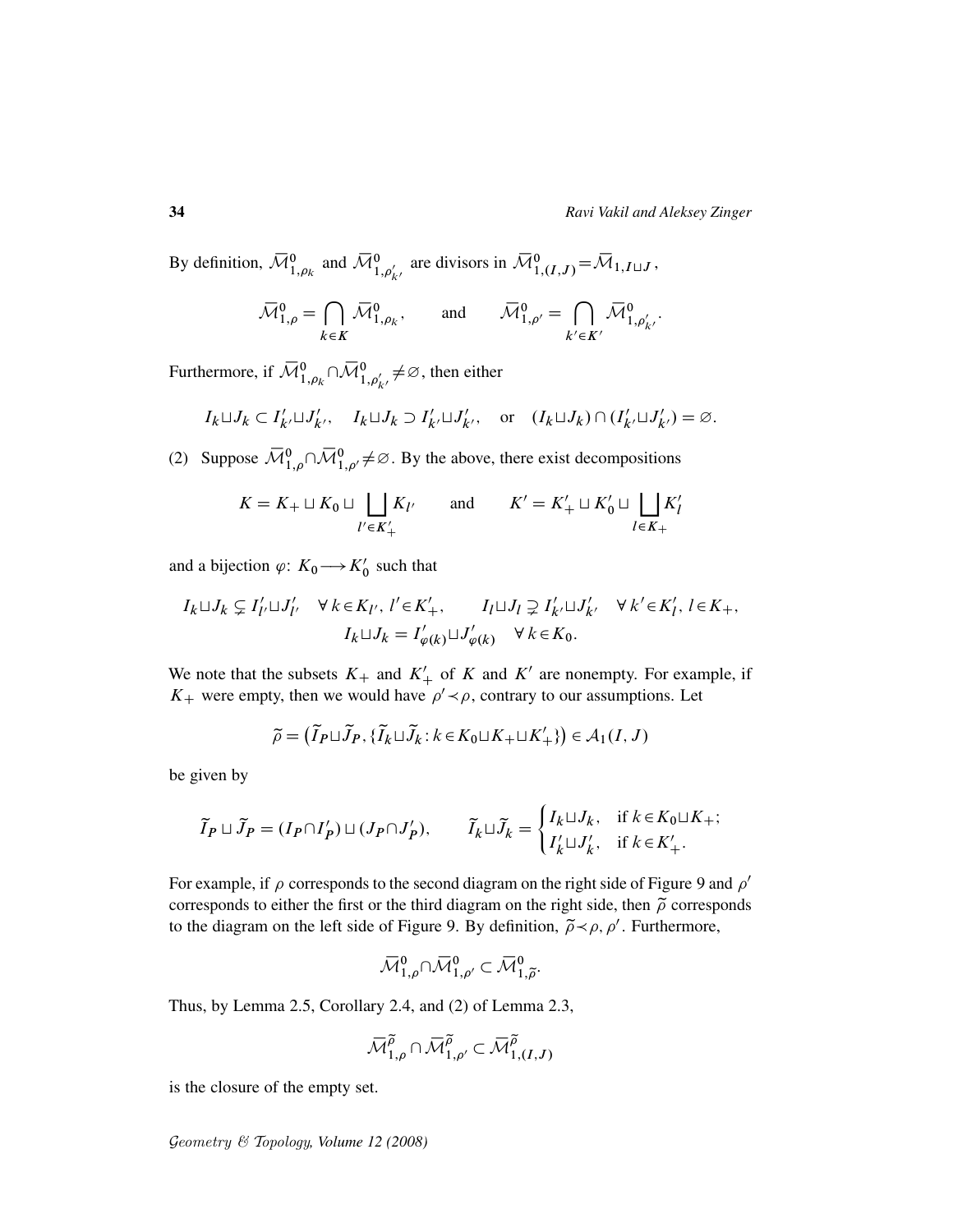By definition, $\overline{\mathcal{M}}^0_{1,\rho_k}$ and $\overline{\mathcal{M}}^0_{1,\rho'_{k'}}$ are divisors in $\overline{\mathcal{M}}^0_{1,(I,J)}=\overline{\mathcal{M}}_{1,I\sqcup J}$,

$$\overline{\mathcal{M}}^0_{1,\rho}=\bigcap_{k\in K}\overline{\mathcal{M}}^0_{1,\rho_k}, \qquad \text{and} \qquad \overline{\mathcal{M}}^0_{1,\rho'}=\bigcap_{k'\in K'}\overline{\mathcal{M}}^0_{1,\rho'_{k'}}.$$

Furthermore, if $\overline{\mathcal{M}}^0_{1,\rho_k}\cap\overline{\mathcal{M}}^0_{1,\rho'_{k'}}\neq\varnothing$, then either

$$I_k\sqcup J_k\subset I'_{k'}\sqcup J'_{k'}, \quad I_k\sqcup J_k\supset I'_{k'}\sqcup J'_{k'}, \quad \text{or} \quad (I_k\sqcup J_k)\cap(I'_{k'}\sqcup J'_{k'})=\varnothing.$$

(2) Suppose $\overline{\mathcal{M}}^0_{1,\rho}\cap\overline{\mathcal{M}}^0_{1,\rho'}\neq\varnothing$. By the above, there exist decompositions

$$K=K_+\sqcup K_0\sqcup\bigsqcup_{l'\in K'_+}K_{l'} \qquad \text{and} \qquad K'=K'_+\sqcup K'_0\sqcup\bigsqcup_{l\in K_+}K'_l$$

and a bijection $\varphi\colon K_0\longrightarrow K'_0$ such that

$$I_k\sqcup J_k\subsetneq I'_{l'}\sqcup J'_{l'} \quad \forall\, k\in K_{l'},\ l'\in K'_+, \qquad I_l\sqcup J_l\supsetneq I'_{k'}\sqcup J'_{k'} \quad \forall\, k'\in K'_l,\ l\in K_+,$$
$$I_k\sqcup J_k=I'_{\varphi(k)}\sqcup J'_{\varphi(k)} \quad \forall\, k\in K_0.$$

We note that the subsets $K_+$ and $K'_+$ of $K$ and $K'$ are nonempty. For example, if $K_+$ were empty, then we would have $\rho'\prec\rho$, contrary to our assumptions. Let

$$\widetilde{\rho}=\big(\widetilde{I}_P\sqcup\widetilde{J}_P,\{\widetilde{I}_k\sqcup\widetilde{J}_k\colon k\in K_0\sqcup K_+\sqcup K'_+\}\big)\in\mathcal{A}_1(I,J)$$

be given by

$$\widetilde{I}_P\sqcup\widetilde{J}_P=(I_P\cap I'_P)\sqcup(J_P\cap J'_P), \qquad \widetilde{I}_k\sqcup\widetilde{J}_k=\begin{cases} I_k\sqcup J_k, & \text{if } k\in K_0\sqcup K_+;\\ I'_k\sqcup J'_k, & \text{if } k\in K'_+.\end{cases}$$

For example, if $\rho$ corresponds to the second diagram on the right side of Figure 9 and $\rho'$ corresponds to either the first or the third diagram on the right side, then $\widetilde{\rho}$ corresponds to the diagram on the left side of Figure 9. By definition, $\widetilde{\rho}\prec\rho,\rho'$. Furthermore,

$$\overline{\mathcal{M}}^0_{1,\rho}\cap\overline{\mathcal{M}}^0_{1,\rho'}\subset\overline{\mathcal{M}}^0_{1,\widetilde{\rho}}.$$

Thus, by Lemma 2.5, Corollary 2.4, and (2) of Lemma 2.3,

$$\overline{\mathcal{M}}^{\widetilde{\rho}}_{1,\rho}\cap\overline{\mathcal{M}}^{\widetilde{\rho}}_{1,\rho'}\subset\overline{\mathcal{M}}^{\widetilde{\rho}}_{1,(I,J)}$$

is the closure of the empty set.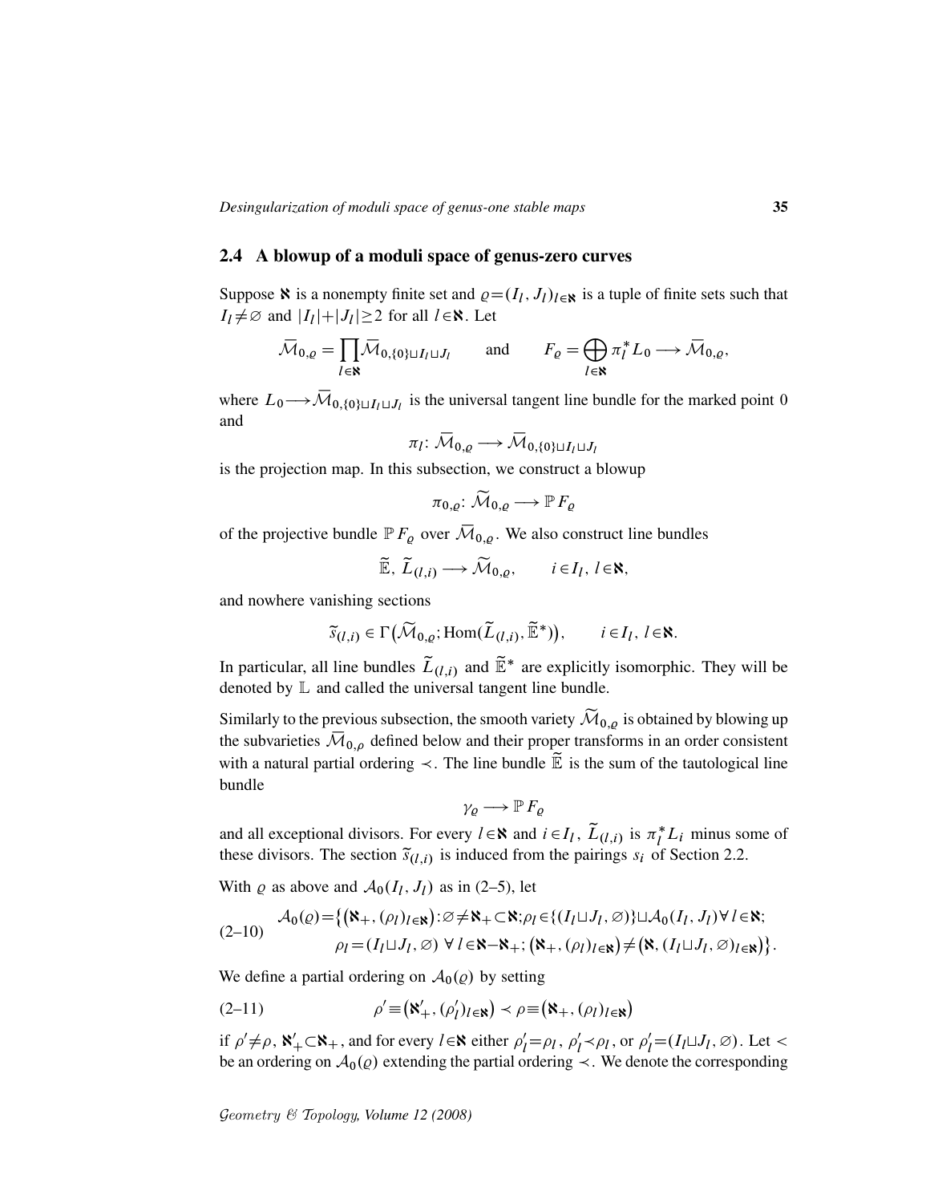### 2.4 A blowup of a moduli space of genus-zero curves

Suppose $\aleph$ is a nonempty finite set and $\varrho = (I_l, J_l)_{l\in\aleph}$ is a tuple of finite sets such that $I_l \neq \varnothing$ and $|I_l| + |J_l| \geq 2$ for all $l \in \aleph$. Let

$$\overline{\mathcal{M}}_{0,\varrho} = \prod_{l\in\aleph} \overline{\mathcal{M}}_{0,\{0\}\sqcup I_l \sqcup J_l} \qquad \text{and} \qquad F_\varrho = \bigoplus_{l\in\aleph} \pi_l^* L_0 \longrightarrow \overline{\mathcal{M}}_{0,\varrho},$$

where $L_0 \longrightarrow \overline{\mathcal{M}}_{0,\{0\}\sqcup I_l \sqcup J_l}$ is the universal tangent line bundle for the marked point 0 and

$$\pi_l \colon \overline{\mathcal{M}}_{0,\varrho} \longrightarrow \overline{\mathcal{M}}_{0,\{0\}\sqcup I_l \sqcup J_l}$$

is the projection map. In this subsection, we construct a blowup

$$\pi_{0,\varrho} \colon \widetilde{\mathcal{M}}_{0,\varrho} \longrightarrow \mathbb{P} F_\varrho$$

of the projective bundle $\mathbb{P} F_\varrho$ over $\overline{\mathcal{M}}_{0,\varrho}$. We also construct line bundles

$$\widetilde{\mathbb{E}},\ \widetilde{L}_{(l,i)} \longrightarrow \widetilde{\mathcal{M}}_{0,\varrho}, \qquad i \in I_l,\ l \in \aleph,$$

and nowhere vanishing sections

$$\tilde{s}_{(l,i)} \in \Gamma\big(\widetilde{\mathcal{M}}_{0,\varrho}; \operatorname{Hom}(\widetilde{L}_{(l,i)}, \widetilde{\mathbb{E}}^*)\big), \qquad i \in I_l,\ l \in \aleph.$$

In particular, all line bundles $\widetilde{L}_{(l,i)}$ and $\widetilde{\mathbb{E}}^*$ are explicitly isomorphic. They will be denoted by $\mathbb{L}$ and called the universal tangent line bundle.

Similarly to the previous subsection, the smooth variety $\widetilde{\mathcal{M}}_{0,\varrho}$ is obtained by blowing up the subvarieties $\overline{\mathcal{M}}_{0,\rho}$ defined below and their proper transforms in an order consistent with a natural partial ordering $\prec$. The line bundle $\widetilde{\mathbb{E}}$ is the sum of the tautological line bundle

$$\gamma_\varrho \longrightarrow \mathbb{P} F_\varrho$$

and all exceptional divisors. For every $l \in \aleph$ and $i \in I_l$, $\widetilde{L}_{(l,i)}$ is $\pi_l^* L_i$ minus some of these divisors. The section $\tilde{s}_{(l,i)}$ is induced from the pairings $s_i$ of Section 2.2.

With $\varrho$ as above and $\mathcal{A}_0(I_l, J_l)$ as in (2–5), let

$$\begin{aligned} \mathcal{A}_0(\varrho) = \big\{ \big(\aleph_+, (\rho_l)_{l\in\aleph}\big) \colon \varnothing \neq \aleph_+ \subset \aleph; \rho_l \in \{(I_l \sqcup J_l, \varnothing)\} \sqcup \mathcal{A}_0(I_l, J_l) \,\forall\, l \in \aleph; \\ \rho_l = (I_l \sqcup J_l, \varnothing) \ \forall\, l \in \aleph - \aleph_+; \big(\aleph_+, (\rho_l)_{l\in\aleph}\big) \neq \big(\aleph, (I_l \sqcup J_l, \varnothing)_{l\in\aleph}\big) \big\}. \end{aligned} \tag{2–10}$$

We define a partial ordering on $\mathcal{A}_0(\varrho)$ by setting

$$\rho' \equiv \big(\aleph'_+, (\rho'_l)_{l\in\aleph}\big) \prec \rho \equiv \big(\aleph_+, (\rho_l)_{l\in\aleph}\big) \tag{2–11}$$

if $\rho' \neq \rho$, $\aleph'_+ \subset \aleph_+$, and for every $l \in \aleph$ either $\rho'_l = \rho_l$, $\rho'_l \prec \rho_l$, or $\rho'_l = (I_l \sqcup J_l, \varnothing)$. Let $<$ be an ordering on $\mathcal{A}_0(\varrho)$ extending the partial ordering $\prec$. We denote the corresponding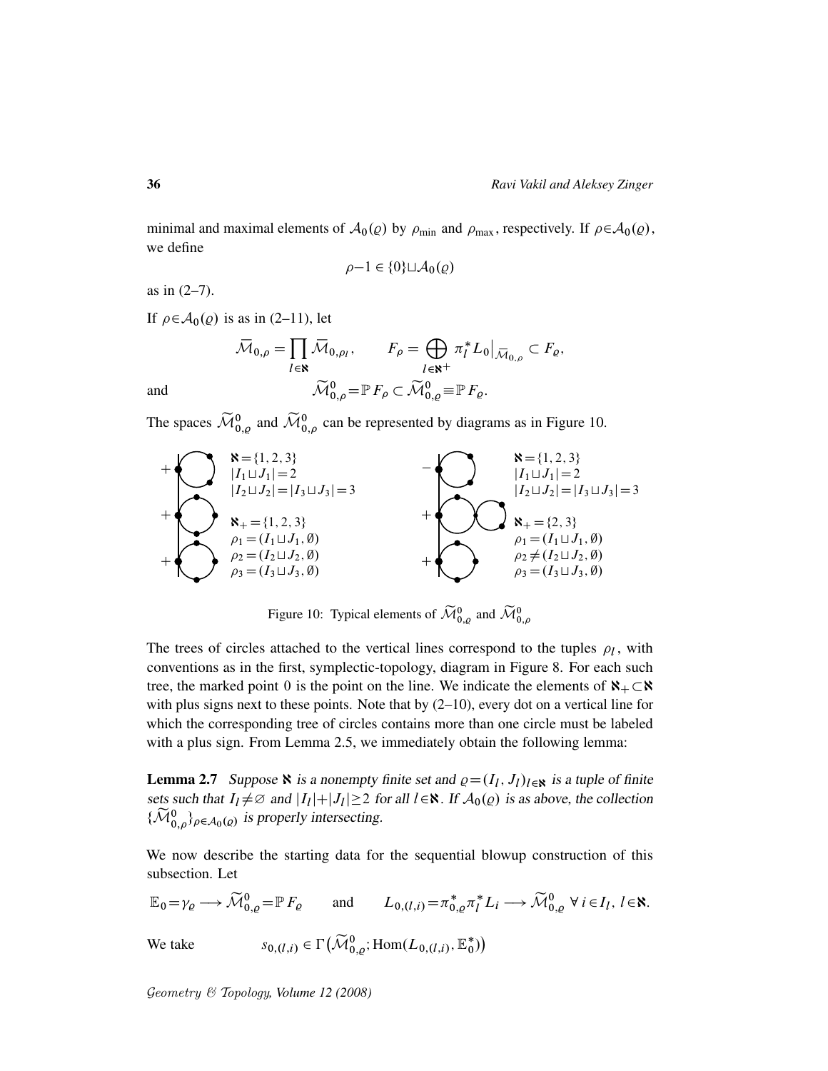minimal and maximal elements of $\mathcal{A}_0(\varrho)$ by $\rho_{\min}$ and $\rho_{\max}$, respectively. If $\rho\in\mathcal{A}_0(\varrho)$, we define

$$\rho-1 \in \{0\}\sqcup\mathcal{A}_0(\varrho)$$

as in (2–7).

If $\rho\in\mathcal{A}_0(\varrho)$ is as in (2–11), let

$$\bar{\mathcal{M}}_{0,\rho} = \prod_{l\in\aleph} \bar{\mathcal{M}}_{0,\rho_l}, \qquad F_\rho = \bigoplus_{l\in\aleph^+} \pi_l^* L_0\big|_{\bar{\mathcal{M}}_{0,\rho}} \subset F_\varrho,$$

and

$$\widetilde{\mathcal{M}}^0_{0,\rho} = \mathbb{P}F_\rho \subset \widetilde{\mathcal{M}}^0_{0,\varrho} \equiv \mathbb{P}F_\varrho.$$

The spaces $\widetilde{\mathcal{M}}^0_{0,\varrho}$ and $\widetilde{\mathcal{M}}^0_{0,\rho}$ can be represented by diagrams as in Figure 10.

Left diagram: $\aleph=\{1,2,3\}$, $|I_1\sqcup J_1|=2$, $|I_2\sqcup J_2|=|I_3\sqcup J_3|=3$; $\aleph_+=\{1,2,3\}$, $\rho_1=(I_1\sqcup J_1,\emptyset)$, $\rho_2=(I_2\sqcup J_2,\emptyset)$, $\rho_3=(I_3\sqcup J_3,\emptyset)$

Right diagram: $\aleph=\{1,2,3\}$, $|I_1\sqcup J_1|=2$, $|I_2\sqcup J_2|=|I_3\sqcup J_3|=3$; $\aleph_+=\{2,3\}$, $\rho_1=(I_1\sqcup J_1,\emptyset)$, $\rho_2\neq(I_2\sqcup J_2,\emptyset)$, $\rho_3=(I_3\sqcup J_3,\emptyset)$

Figure 10: Typical elements of $\widetilde{\mathcal{M}}^0_{0,\varrho}$ and $\widetilde{\mathcal{M}}^0_{0,\rho}$

The trees of circles attached to the vertical lines correspond to the tuples $\rho_l$, with conventions as in the first, symplectic-topology, diagram in Figure 8. For each such tree, the marked point 0 is the point on the line. We indicate the elements of $\aleph_+\subset\aleph$ with plus signs next to these points. Note that by (2–10), every dot on a vertical line for which the corresponding tree of circles contains more than one circle must be labeled with a plus sign. From Lemma 2.5, we immediately obtain the following lemma:

**Lemma 2.7** *Suppose $\aleph$ is a nonempty finite set and $\varrho=(I_l,J_l)_{l\in\aleph}$ is a tuple of finite sets such that $I_l\neq\varnothing$ and $|I_l|+|J_l|\geq 2$ for all $l\in\aleph$. If $\mathcal{A}_0(\varrho)$ is as above, the collection $\{\widetilde{\mathcal{M}}^0_{0,\rho}\}_{\rho\in\mathcal{A}_0(\varrho)}$ is properly intersecting.*

We now describe the starting data for the sequential blowup construction of this subsection. Let

$$\mathbb{E}_0=\gamma_\varrho \longrightarrow \widetilde{\mathcal{M}}^0_{0,\varrho}=\mathbb{P}F_\varrho \qquad\text{and}\qquad L_{0,(l,i)}=\pi_{0,\varrho}^*\pi_l^*L_i \longrightarrow \widetilde{\mathcal{M}}^0_{0,\varrho}\ \forall\, i\in I_l,\ l\in\aleph.$$

We take

$$s_{0,(l,i)} \in \Gamma\big(\widetilde{\mathcal{M}}^0_{0,\varrho}; \mathrm{Hom}(L_{0,(l,i)},\mathbb{E}_0^*)\big)$$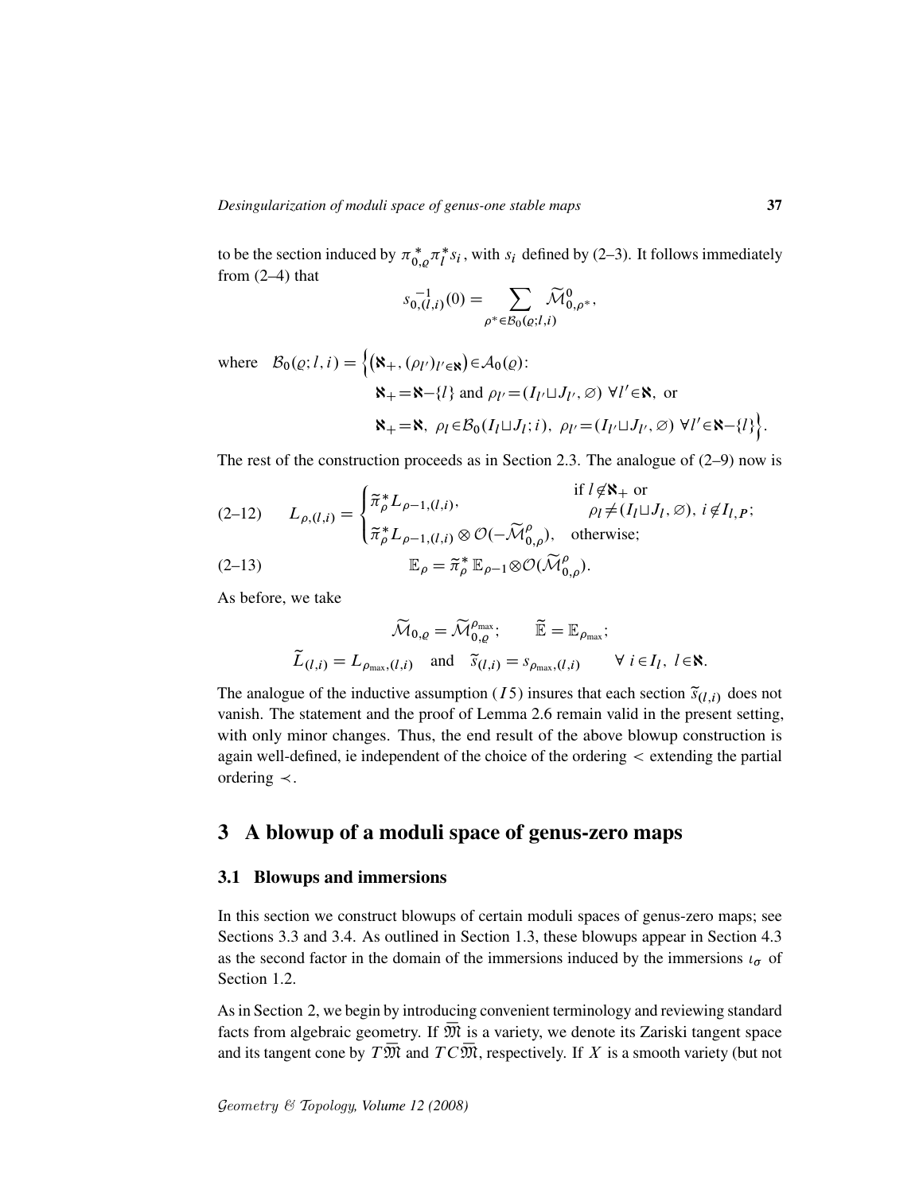to be the section induced by $\pi_{0,\varrho}^*\pi_l^* s_i$, with $s_i$ defined by (2–3). It follows immediately from (2–4) that

$$s_{0,(l,i)}^{-1}(0) = \sum_{\rho^* \in \mathcal{B}_0(\varrho;l,i)} \widetilde{\mathcal{M}}_{0,\rho^*}^0,$$

where $\mathcal{B}_0(\varrho;l,i) = \Big\{ \big(\aleph_+, (\rho_{l'})_{l' \in \aleph}\big) \in \mathcal{A}_0(\varrho)$:

$$\aleph_+ = \aleph - \{l\} \text{ and } \rho_{l'} = (I_{l'} \sqcup J_{l'}, \varnothing) \ \forall l' \in \aleph, \text{ or}$$

$$\aleph_+ = \aleph,\ \rho_l \in \mathcal{B}_0(I_l \sqcup J_l; i),\ \rho_{l'} = (I_{l'} \sqcup J_{l'}, \varnothing) \ \forall l' \in \aleph - \{l\} \Big\}.$$

The rest of the construction proceeds as in Section 2.3. The analogue of (2–9) now is

$$L_{\rho,(l,i)} = \begin{cases} \widetilde{\pi}_\rho^* L_{\rho-1,(l,i)}, & \text{if } l \notin \aleph_+ \text{ or } \rho_l \neq (I_l \sqcup J_l, \varnothing),\ i \notin I_{l,\boldsymbol{P}}; \\ \widetilde{\pi}_\rho^* L_{\rho-1,(l,i)} \otimes \mathcal{O}(-\widetilde{\mathcal{M}}_{0,\rho}^\rho), & \text{otherwise}; \end{cases} \tag{2–12}$$

$$\mathbb{E}_\rho = \widetilde{\pi}_\rho^* \, \mathbb{E}_{\rho-1} \otimes \mathcal{O}(\widetilde{\mathcal{M}}_{0,\rho}^\rho). \tag{2–13}$$

As before, we take

$$\widetilde{\mathcal{M}}_{0,\varrho} = \widetilde{\mathcal{M}}_{0,\varrho}^{\rho_{\max}}; \qquad \widetilde{\mathbb{E}} = \mathbb{E}_{\rho_{\max}};$$

$$\widetilde{L}_{(l,i)} = L_{\rho_{\max},(l,i)} \quad \text{and} \quad \widetilde{s}_{(l,i)} = s_{\rho_{\max},(l,i)} \qquad \forall\ i \in I_l,\ l \in \aleph.$$

The analogue of the inductive assumption $(I5)$ insures that each section $\widetilde{s}_{(l,i)}$ does not vanish. The statement and the proof of Lemma 2.6 remain valid in the present setting, with only minor changes. Thus, the end result of the above blowup construction is again well-defined, ie independent of the choice of the ordering $<$ extending the partial ordering $\prec$.

# 3 A blowup of a moduli space of genus-zero maps

## 3.1 Blowups and immersions

In this section we construct blowups of certain moduli spaces of genus-zero maps; see Sections 3.3 and 3.4. As outlined in Section 1.3, these blowups appear in Section 4.3 as the second factor in the domain of the immersions induced by the immersions $\iota_\sigma$ of Section 1.2.

As in Section 2, we begin by introducing convenient terminology and reviewing standard facts from algebraic geometry. If $\overline{\mathfrak{M}}$ is a variety, we denote its Zariski tangent space and its tangent cone by $T\overline{\mathfrak{M}}$ and $TC\overline{\mathfrak{M}}$, respectively. If $X$ is a smooth variety (but not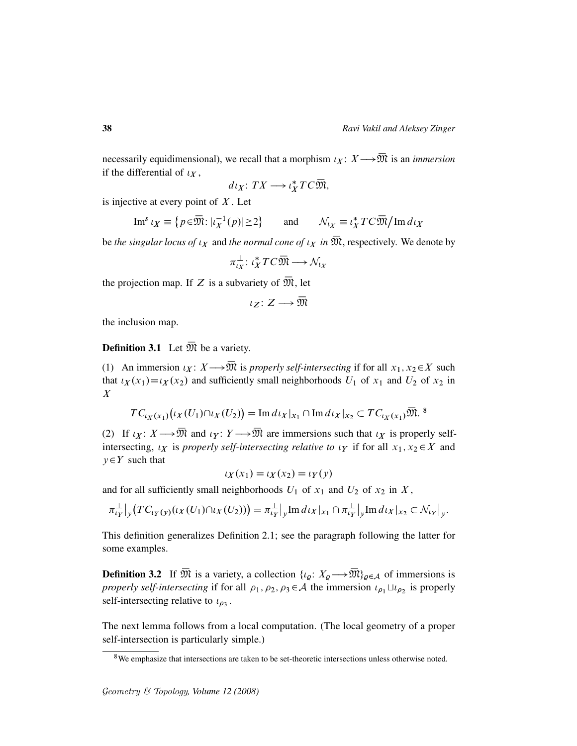necessarily equidimensional), we recall that a morphism $\iota_X\colon X\longrightarrow\overline{\mathfrak{M}}$ is an *immersion* if the differential of $\iota_X$,

$$d\iota_X\colon TX\longrightarrow \iota_X^*TC\overline{\mathfrak{M}},$$

is injective at every point of $X$. Let

$$\mathrm{Im}^s\,\iota_X \equiv \big\{p\in\overline{\mathfrak{M}}\colon |\iota_X^{-1}(p)|\ge 2\big\} \qquad \text{and} \qquad \mathcal{N}_{\iota_X}\equiv \iota_X^*TC\overline{\mathfrak{M}}\big/\mathrm{Im}\,d\iota_X$$

be *the singular locus of* $\iota_X$ and *the normal cone of* $\iota_X$ *in* $\overline{\mathfrak{M}}$, respectively. We denote by

$$\pi_{\iota_X}^{\perp}\colon \iota_X^*TC\overline{\mathfrak{M}}\longrightarrow\mathcal{N}_{\iota_X}$$

the projection map. If $Z$ is a subvariety of $\overline{\mathfrak{M}}$, let

$$\iota_Z\colon Z\longrightarrow\overline{\mathfrak{M}}$$

the inclusion map.

**Definition 3.1** Let $\overline{\mathfrak{M}}$ be a variety.

(1) An immersion $\iota_X\colon X\longrightarrow\overline{\mathfrak{M}}$ is *properly self-intersecting* if for all $x_1,x_2\in X$ such that $\iota_X(x_1)=\iota_X(x_2)$ and sufficiently small neighborhoods $U_1$ of $x_1$ and $U_2$ of $x_2$ in $X$

$$TC_{\iota_X(x_1)}\big(\iota_X(U_1)\cap\iota_X(U_2)\big)=\mathrm{Im}\,d\iota_X|_{x_1}\cap\mathrm{Im}\,d\iota_X|_{x_2}\subset TC_{\iota_X(x_1)}\overline{\mathfrak{M}}.\ [8]$$

(2) If $\iota_X\colon X\longrightarrow\overline{\mathfrak{M}}$ and $\iota_Y\colon Y\longrightarrow\overline{\mathfrak{M}}$ are immersions such that $\iota_X$ is properly self-intersecting, $\iota_X$ is *properly self-intersecting relative to* $\iota_Y$ if for all $x_1,x_2\in X$ and $y\in Y$ such that

$$\iota_X(x_1)=\iota_X(x_2)=\iota_Y(y)$$

and for all sufficiently small neighborhoods $U_1$ of $x_1$ and $U_2$ of $x_2$ in $X$,

$$\pi_{\iota_Y}^{\perp}\big|_y\big(TC_{\iota_Y(y)}(\iota_X(U_1)\cap\iota_X(U_2))\big)=\pi_{\iota_Y}^{\perp}\big|_y\mathrm{Im}\,d\iota_X|_{x_1}\cap\pi_{\iota_Y}^{\perp}\big|_y\mathrm{Im}\,d\iota_X|_{x_2}\subset\mathcal{N}_{\iota_Y}\big|_y.$$

This definition generalizes Definition 2.1; see the paragraph following the latter for some examples.

**Definition 3.2** If $\overline{\mathfrak{M}}$ is a variety, a collection $\{\iota_\varrho\colon X_\varrho\longrightarrow\overline{\mathfrak{M}}\}_{\varrho\in\mathcal{A}}$ of immersions is *properly self-intersecting* if for all $\rho_1,\rho_2,\rho_3\in\mathcal{A}$ the immersion $\iota_{\rho_1}\sqcup\iota_{\rho_2}$ is properly self-intersecting relative to $\iota_{\rho_3}$.

The next lemma follows from a local computation. (The local geometry of a proper self-intersection is particularly simple.)

[8] We emphasize that intersections are taken to be set-theoretic intersections unless otherwise noted.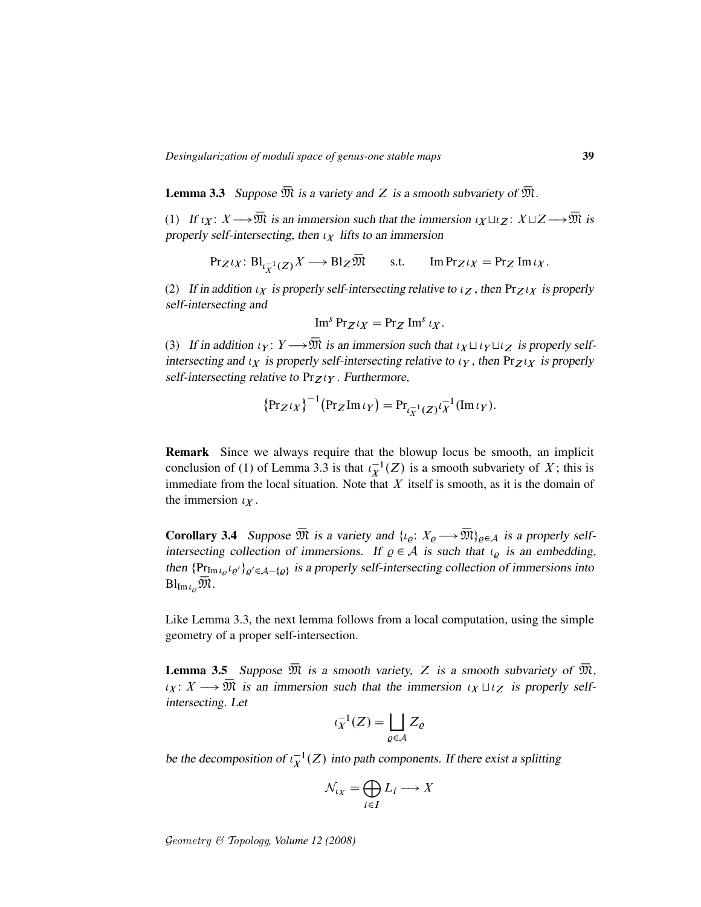**Lemma 3.3** *Suppose $\overline{\mathfrak{M}}$ is a variety and $Z$ is a smooth subvariety of $\overline{\mathfrak{M}}$.*

(1) *If $\iota_X\colon X \longrightarrow \overline{\mathfrak{M}}$ is an immersion such that the immersion $\iota_X \sqcup \iota_Z\colon X \sqcup Z \longrightarrow \overline{\mathfrak{M}}$ is properly self-intersecting, then $\iota_X$ lifts to an immersion*

$$\mathrm{Pr}_Z \iota_X\colon \mathrm{Bl}_{\iota_X^{-1}(Z)} X \longrightarrow \mathrm{Bl}_Z \overline{\mathfrak{M}} \qquad \text{s.t.} \qquad \mathrm{Im}\, \mathrm{Pr}_Z \iota_X = \mathrm{Pr}_Z\, \mathrm{Im}\, \iota_X.$$

(2) *If in addition $\iota_X$ is properly self-intersecting relative to $\iota_Z$, then $\mathrm{Pr}_Z \iota_X$ is properly self-intersecting and*

$$\mathrm{Im}^s\, \mathrm{Pr}_Z \iota_X = \mathrm{Pr}_Z\, \mathrm{Im}^s\, \iota_X.$$

(3) *If in addition $\iota_Y\colon Y \longrightarrow \overline{\mathfrak{M}}$ is an immersion such that $\iota_X \sqcup \iota_Y \sqcup \iota_Z$ is properly self-intersecting and $\iota_X$ is properly self-intersecting relative to $\iota_Y$, then $\mathrm{Pr}_Z \iota_X$ is properly self-intersecting relative to $\mathrm{Pr}_Z \iota_Y$. Furthermore,*

$$\big\{\mathrm{Pr}_Z \iota_X\big\}^{-1}\big(\mathrm{Pr}_Z \mathrm{Im}\, \iota_Y\big) = \mathrm{Pr}_{\iota_X^{-1}(Z)} \iota_X^{-1}(\mathrm{Im}\, \iota_Y).$$

**Remark** Since we always require that the blowup locus be smooth, an implicit conclusion of (1) of Lemma 3.3 is that $\iota_X^{-1}(Z)$ is a smooth subvariety of $X$; this is immediate from the local situation. Note that $X$ itself is smooth, as it is the domain of the immersion $\iota_X$.

**Corollary 3.4** *Suppose $\overline{\mathfrak{M}}$ is a variety and $\{\iota_\varrho\colon X_\varrho \longrightarrow \overline{\mathfrak{M}}\}_{\varrho \in \mathcal{A}}$ is a properly self-intersecting collection of immersions. If $\varrho \in \mathcal{A}$ is such that $\iota_\varrho$ is an embedding, then $\{\mathrm{Pr}_{\mathrm{Im}\, \iota_\varrho} \iota_{\varrho'}\}_{\varrho' \in \mathcal{A} - \{\varrho\}}$ is a properly self-intersecting collection of immersions into $\mathrm{Bl}_{\mathrm{Im}\, \iota_\varrho} \overline{\mathfrak{M}}$.*

Like Lemma 3.3, the next lemma follows from a local computation, using the simple geometry of a proper self-intersection.

**Lemma 3.5** *Suppose $\overline{\mathfrak{M}}$ is a smooth variety, $Z$ is a smooth subvariety of $\overline{\mathfrak{M}}$, $\iota_X\colon X \longrightarrow \overline{\mathfrak{M}}$ is an immersion such that the immersion $\iota_X \sqcup \iota_Z$ is properly self-intersecting. Let*

$$\iota_X^{-1}(Z) = \bigsqcup_{\varrho \in \mathcal{A}} Z_\varrho$$

*be the decomposition of $\iota_X^{-1}(Z)$ into path components. If there exist a splitting*

$$\mathcal{N}_{\iota_X} = \bigoplus_{i \in I} L_i \longrightarrow X$$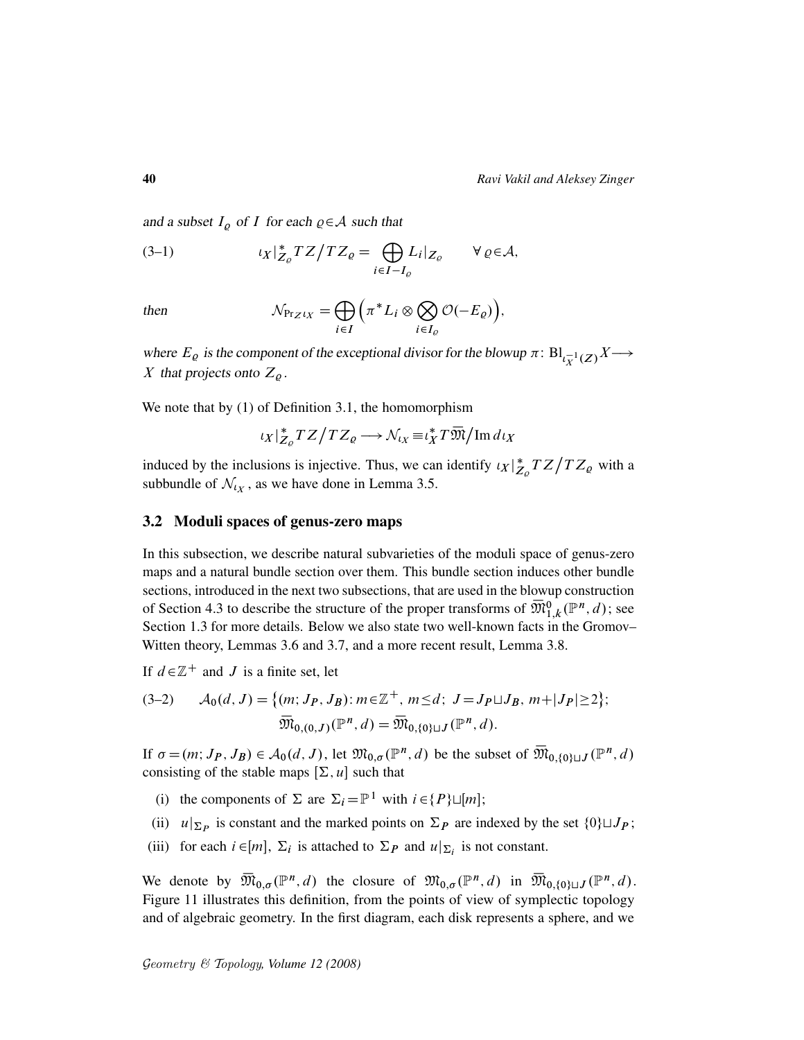and a subset $I_\varrho$ of $I$ for each $\varrho\in\mathcal{A}$ such that

$$\iota_X|_{Z_\varrho}^* TZ\big/TZ_\varrho = \bigoplus_{i\in I-I_\varrho} L_i|_{Z_\varrho} \qquad \forall\,\varrho\in\mathcal{A}, \tag{3–1}$$

then
$$\mathcal{N}_{\mathrm{Pr}_Z\iota_X} = \bigoplus_{i\in I}\Big(\pi^*L_i\otimes\bigotimes_{i\in I_\varrho}\mathcal{O}(-E_\varrho)\Big),$$

where $E_\varrho$ is the component of the exceptional divisor for the blowup $\pi\colon \mathrm{Bl}_{\iota_X^{-1}(Z)}X\longrightarrow X$ that projects onto $Z_\varrho$.

We note that by (1) of Definition 3.1, the homomorphism

$$\iota_X|_{Z_\varrho}^* TZ\big/TZ_\varrho \longrightarrow \mathcal{N}_{\iota_X}\equiv \iota_X^*T\overline{\mathfrak{M}}\big/\mathrm{Im}\,d\iota_X$$

induced by the inclusions is injective. Thus, we can identify $\iota_X|_{Z_\varrho}^* TZ\big/TZ_\varrho$ with a subbundle of $\mathcal{N}_{\iota_X}$, as we have done in Lemma 3.5.

## 3.2 Moduli spaces of genus-zero maps

In this subsection, we describe natural subvarieties of the moduli space of genus-zero maps and a natural bundle section over them. This bundle section induces other bundle sections, introduced in the next two subsections, that are used in the blowup construction of Section 4.3 to describe the structure of the proper transforms of $\overline{\mathfrak{M}}_{1,k}^0(\mathbb{P}^n,d)$; see Section 1.3 for more details. Below we also state two well-known facts in the Gromov–Witten theory, Lemmas 3.6 and 3.7, and a more recent result, Lemma 3.8.

If $d\in\mathbb{Z}^+$ and $J$ is a finite set, let

$$\begin{aligned}\mathcal{A}_0(d,J) &= \big\{(m;J_P,J_B)\colon m\in\mathbb{Z}^+,\ m\le d;\ J=J_P\sqcup J_B,\ m+|J_P|\ge 2\big\};\\ \overline{\mathfrak{M}}_{0,(0,J)}(\mathbb{P}^n,d) &= \overline{\mathfrak{M}}_{0,\{0\}\sqcup J}(\mathbb{P}^n,d).\end{aligned} \tag{3–2}$$

If $\sigma=(m;J_P,J_B)\in\mathcal{A}_0(d,J)$, let $\mathfrak{M}_{0,\sigma}(\mathbb{P}^n,d)$ be the subset of $\overline{\mathfrak{M}}_{0,\{0\}\sqcup J}(\mathbb{P}^n,d)$ consisting of the stable maps $[\Sigma,u]$ such that

(i) the components of $\Sigma$ are $\Sigma_i=\mathbb{P}^1$ with $i\in\{P\}\sqcup[m]$;

(ii) $u|_{\Sigma_P}$ is constant and the marked points on $\Sigma_P$ are indexed by the set $\{0\}\sqcup J_P$;

(iii) for each $i\in[m]$, $\Sigma_i$ is attached to $\Sigma_P$ and $u|_{\Sigma_i}$ is not constant.

We denote by $\overline{\mathfrak{M}}_{0,\sigma}(\mathbb{P}^n,d)$ the closure of $\mathfrak{M}_{0,\sigma}(\mathbb{P}^n,d)$ in $\overline{\mathfrak{M}}_{0,\{0\}\sqcup J}(\mathbb{P}^n,d)$. Figure 11 illustrates this definition, from the points of view of symplectic topology and of algebraic geometry. In the first diagram, each disk represents a sphere, and we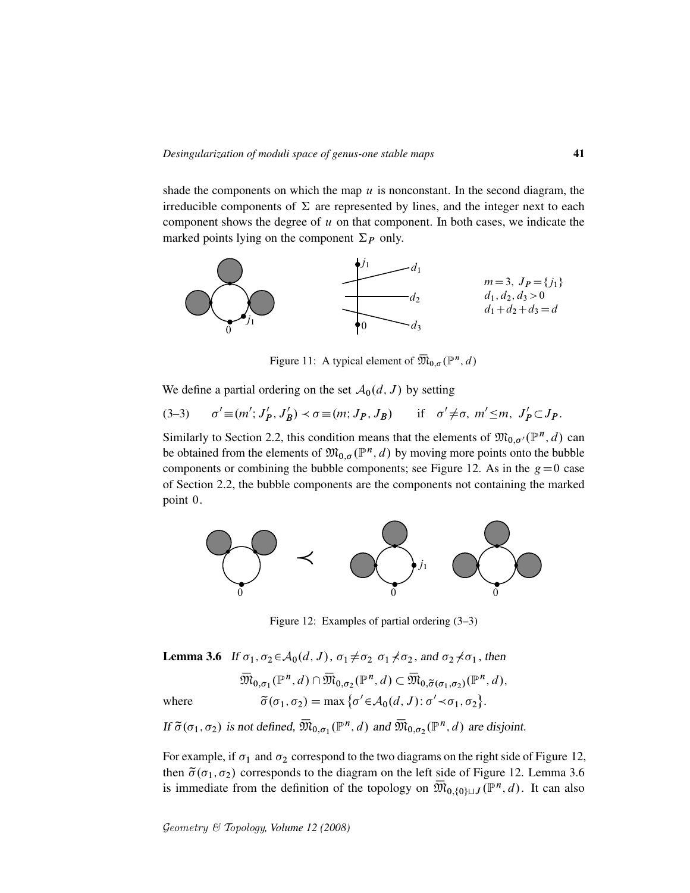shade the components on which the map $u$ is nonconstant. In the second diagram, the irreducible components of $\Sigma$ are represented by lines, and the integer next to each component shows the degree of $u$ on that component. In both cases, we indicate the marked points lying on the component $\Sigma_P$ only.

$m=3,\ J_P=\{j_1\}$
$d_1, d_2, d_3 > 0$
$d_1+d_2+d_3=d$

Figure 11: A typical element of $\overline{\mathfrak{M}}_{0,\sigma}(\mathbb{P}^n, d)$

We define a partial ordering on the set $\mathcal{A}_0(d, J)$ by setting

$$\text{(3–3)} \qquad \sigma' \equiv (m'; J'_P, J'_B) \prec \sigma \equiv (m; J_P, J_B) \qquad \text{if} \quad \sigma' \neq \sigma,\ m' \leq m,\ J'_P \subset J_P.$$

Similarly to Section 2.2, this condition means that the elements of $\mathfrak{M}_{0,\sigma'}(\mathbb{P}^n, d)$ can be obtained from the elements of $\mathfrak{M}_{0,\sigma}(\mathbb{P}^n, d)$ by moving more points onto the bubble components or combining the bubble components; see Figure 12. As in the $g=0$ case of Section 2.2, the bubble components are the components not containing the marked point $0$.

Figure 12: Examples of partial ordering (3–3)

**Lemma 3.6** *If $\sigma_1, \sigma_2 \in \mathcal{A}_0(d, J)$, $\sigma_1 \neq \sigma_2$ $\sigma_1 \not\prec \sigma_2$, and $\sigma_2 \not\prec \sigma_1$, then*

$$\overline{\mathfrak{M}}_{0,\sigma_1}(\mathbb{P}^n, d) \cap \overline{\mathfrak{M}}_{0,\sigma_2}(\mathbb{P}^n, d) \subset \overline{\mathfrak{M}}_{0,\widetilde{\sigma}(\sigma_1,\sigma_2)}(\mathbb{P}^n, d),$$

*where* $$\widetilde{\sigma}(\sigma_1, \sigma_2) = \max\left\{\sigma' \in \mathcal{A}_0(d, J) : \sigma' \prec \sigma_1, \sigma_2\right\}.$$

*If $\widetilde{\sigma}(\sigma_1, \sigma_2)$ is not defined, $\overline{\mathfrak{M}}_{0,\sigma_1}(\mathbb{P}^n, d)$ and $\overline{\mathfrak{M}}_{0,\sigma_2}(\mathbb{P}^n, d)$ are disjoint.*

For example, if $\sigma_1$ and $\sigma_2$ correspond to the two diagrams on the right side of Figure 12, then $\widetilde{\sigma}(\sigma_1, \sigma_2)$ corresponds to the diagram on the left side of Figure 12. Lemma 3.6 is immediate from the definition of the topology on $\overline{\mathfrak{M}}_{0,\{0\}\sqcup J}(\mathbb{P}^n, d)$. It can also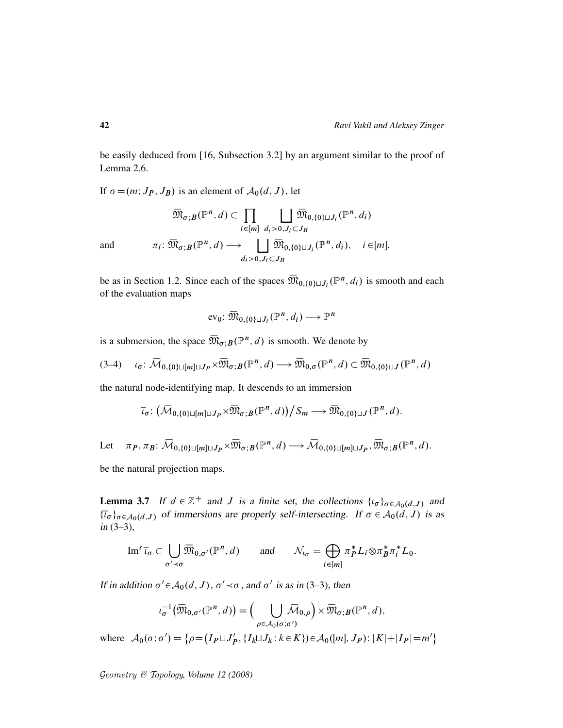be easily deduced from [16, Subsection 3.2] by an argument similar to the proof of Lemma 2.6.

If $\sigma=(m;J_P,J_B)$ is an element of $\mathcal{A}_0(d,J)$, let

$$\overline{\mathfrak{M}}_{\sigma;B}(\mathbb{P}^n,d)\subset\prod_{i\in[m]}\ \bigsqcup_{d_i>0,J_i\subset J_B}\overline{\mathfrak{M}}_{0,\{0\}\sqcup J_i}(\mathbb{P}^n,d_i)$$

and
$$\pi_i\colon \overline{\mathfrak{M}}_{\sigma;B}(\mathbb{P}^n,d)\longrightarrow \bigsqcup_{d_i>0,J_i\subset J_B}\overline{\mathfrak{M}}_{0,\{0\}\sqcup J_i}(\mathbb{P}^n,d_i),\quad i\in[m],$$

be as in Section 1.2. Since each of the spaces $\overline{\mathfrak{M}}_{0,\{0\}\sqcup J_i}(\mathbb{P}^n,d_i)$ is smooth and each of the evaluation maps

$$\mathrm{ev}_0\colon \overline{\mathfrak{M}}_{0,\{0\}\sqcup J_i}(\mathbb{P}^n,d_i)\longrightarrow\mathbb{P}^n$$

is a submersion, the space $\overline{\mathfrak{M}}_{\sigma;B}(\mathbb{P}^n,d)$ is smooth. We denote by

$$\iota_\sigma\colon \overline{\mathcal{M}}_{0,\{0\}\sqcup[m]\sqcup J_P}\times\overline{\mathfrak{M}}_{\sigma;B}(\mathbb{P}^n,d)\longrightarrow\overline{\mathfrak{M}}_{0,\sigma}(\mathbb{P}^n,d)\subset\overline{\mathfrak{M}}_{0,\{0\}\sqcup J}(\mathbb{P}^n,d)\tag{3–4}$$

the natural node-identifying map. It descends to an immersion

$$\bar\iota_\sigma\colon \big(\overline{\mathcal{M}}_{0,\{0\}\sqcup[m]\sqcup J_P}\times\overline{\mathfrak{M}}_{\sigma;B}(\mathbb{P}^n,d)\big)\big/S_m\longrightarrow\overline{\mathfrak{M}}_{0,\{0\}\sqcup J}(\mathbb{P}^n,d).$$

Let $\quad \pi_P,\pi_B\colon \overline{\mathcal{M}}_{0,\{0\}\sqcup[m]\sqcup J_P}\times\overline{\mathfrak{M}}_{\sigma;B}(\mathbb{P}^n,d)\longrightarrow\overline{\mathcal{M}}_{0,\{0\}\sqcup[m]\sqcup J_P},\overline{\mathfrak{M}}_{\sigma;B}(\mathbb{P}^n,d).$

be the natural projection maps.

**Lemma 3.7** *If $d\in\mathbb{Z}^+$ and $J$ is a finite set, the collections $\{\iota_\sigma\}_{\sigma\in\mathcal{A}_0(d,J)}$ and $\{\bar\iota_\sigma\}_{\sigma\in\mathcal{A}_0(d,J)}$ of immersions are properly self-intersecting. If $\sigma\in\mathcal{A}_0(d,J)$ is as in (3–3),*

$$\mathrm{Im}^s\,\bar\iota_\sigma\subset\bigcup_{\sigma'\prec\sigma}\overline{\mathfrak{M}}_{0,\sigma'}(\mathbb{P}^n,d)\qquad\textit{and}\qquad\mathcal{N}_{\iota_\sigma}=\bigoplus_{i\in[m]}\pi_P^*L_i\otimes\pi_B^*\pi_i^*L_0.$$

*If in addition $\sigma'\in\mathcal{A}_0(d,J)$, $\sigma'\prec\sigma$, and $\sigma'$ is as in (3–3), then*

$$\iota_\sigma^{-1}\big(\overline{\mathfrak{M}}_{0,\sigma'}(\mathbb{P}^n,d)\big)=\Big(\bigcup_{\rho\in\mathcal{A}_0(\sigma;\sigma')}\overline{\mathcal{M}}_{0,\rho}\Big)\times\overline{\mathfrak{M}}_{\sigma;B}(\mathbb{P}^n,d),$$

where $\mathcal{A}_0(\sigma;\sigma')=\big\{\rho=\big(I_P\sqcup J_P',\{I_k\sqcup J_k\colon k\in K\}\big)\in\mathcal{A}_0([m],J_P)\colon |K|+|I_P|=m'\big\}$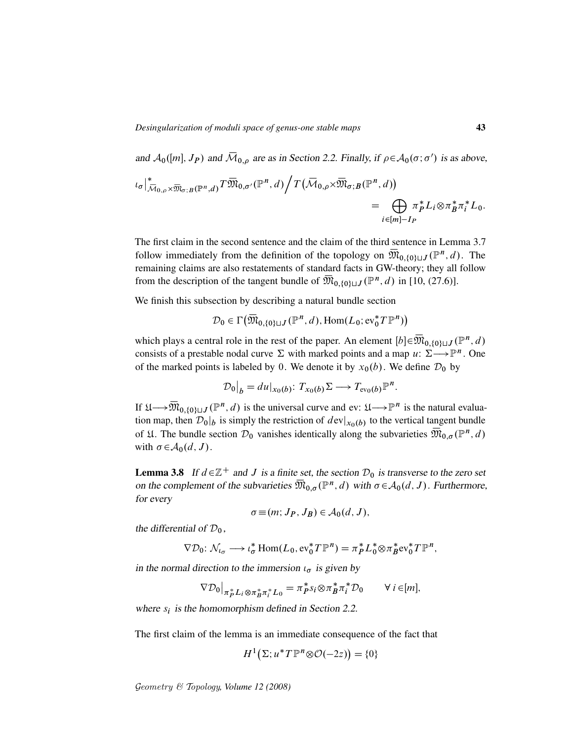and $\mathcal{A}_0([m],J_P)$ and $\bar{\mathcal{M}}_{0,\rho}$ are as in Section 2.2. Finally, if $\rho\in\mathcal{A}_0(\sigma;\sigma')$ is as above,

$$\iota_\sigma\big|^*_{\bar{\mathcal{M}}_{0,\rho}\times\bar{\mathfrak{M}}_{\sigma;B}(\mathbb{P}^n,d)} T\bar{\mathfrak{M}}_{0,\sigma'}(\mathbb{P}^n,d)\Big/ T\big(\bar{\mathcal{M}}_{0,\rho}\times\bar{\mathfrak{M}}_{\sigma;B}(\mathbb{P}^n,d)\big) = \bigoplus_{i\in[m]-I_P} \pi_P^*L_i\otimes\pi_B^*\pi_i^*L_0.$$

The first claim in the second sentence and the claim of the third sentence in Lemma 3.7 follow immediately from the definition of the topology on $\bar{\mathfrak{M}}_{0,\{0\}\sqcup J}(\mathbb{P}^n,d)$. The remaining claims are also restatements of standard facts in GW-theory; they all follow from the description of the tangent bundle of $\bar{\mathfrak{M}}_{0,\{0\}\sqcup J}(\mathbb{P}^n,d)$ in [10, (27.6)].

We finish this subsection by describing a natural bundle section

$$\mathcal{D}_0\in\Gamma\big(\bar{\mathfrak{M}}_{0,\{0\}\sqcup J}(\mathbb{P}^n,d),\mathrm{Hom}(L_0;\mathrm{ev}_0^*T\mathbb{P}^n)\big)$$

which plays a central role in the rest of the paper. An element $[b]\in\bar{\mathfrak{M}}_{0,\{0\}\sqcup J}(\mathbb{P}^n,d)$ consists of a prestable nodal curve $\Sigma$ with marked points and a map $u\colon\Sigma\longrightarrow\mathbb{P}^n$. One of the marked points is labeled by $0$. We denote it by $x_0(b)$. We define $\mathcal{D}_0$ by

$$\mathcal{D}_0\big|_b = du|_{x_0(b)}\colon T_{x_0(b)}\Sigma\longrightarrow T_{\mathrm{ev}_0(b)}\mathbb{P}^n.$$

If $\mathfrak{U}\longrightarrow\bar{\mathfrak{M}}_{0,\{0\}\sqcup J}(\mathbb{P}^n,d)$ is the universal curve and $\mathrm{ev}\colon\mathfrak{U}\longrightarrow\mathbb{P}^n$ is the natural evaluation map, then $\mathcal{D}_0|_b$ is simply the restriction of $d\mathrm{ev}|_{x_0(b)}$ to the vertical tangent bundle of $\mathfrak{U}$. The bundle section $\mathcal{D}_0$ vanishes identically along the subvarieties $\bar{\mathfrak{M}}_{0,\sigma}(\mathbb{P}^n,d)$ with $\sigma\in\mathcal{A}_0(d,J)$.

**Lemma 3.8** *If $d\in\mathbb{Z}^+$ and $J$ is a finite set, the section $\mathcal{D}_0$ is transverse to the zero set on the complement of the subvarieties $\bar{\mathfrak{M}}_{0,\sigma}(\mathbb{P}^n,d)$ with $\sigma\in\mathcal{A}_0(d,J)$. Furthermore, for every*

$$\sigma\equiv(m;J_P,J_B)\in\mathcal{A}_0(d,J),$$

*the differential of $\mathcal{D}_0$,*

$$\nabla\mathcal{D}_0\colon\mathcal{N}_{\iota_\sigma}\longrightarrow\iota_\sigma^*\,\mathrm{Hom}(L_0,\mathrm{ev}_0^*T\mathbb{P}^n)=\pi_P^*L_0^*\otimes\pi_B^*\mathrm{ev}_0^*T\mathbb{P}^n,$$

*in the normal direction to the immersion $\iota_\sigma$ is given by*

$$\nabla\mathcal{D}_0\big|_{\pi_P^*L_i\otimes\pi_B^*\pi_i^*L_0}=\pi_P^*s_i\otimes\pi_B^*\pi_i^*\mathcal{D}_0\qquad\forall\, i\in[m],$$

*where $s_i$ is the homomorphism defined in Section 2.2.*

The first claim of the lemma is an immediate consequence of the fact that

$$H^1\big(\Sigma;u^*T\mathbb{P}^n\otimes\mathcal{O}(-2z)\big)=\{0\}$$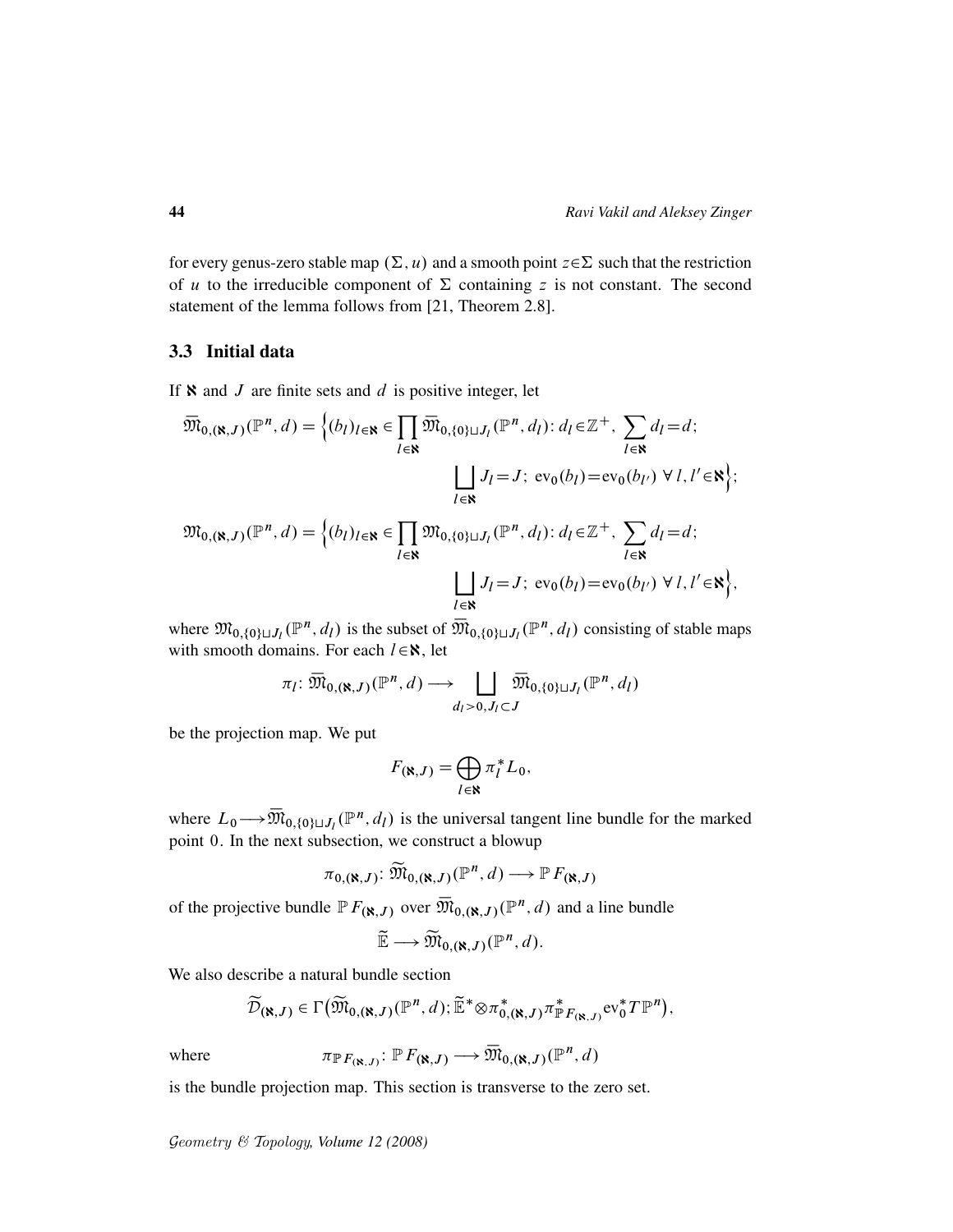for every genus-zero stable map $(\Sigma, u)$ and a smooth point $z \in \Sigma$ such that the restriction of $u$ to the irreducible component of $\Sigma$ containing $z$ is not constant. The second statement of the lemma follows from [21, Theorem 2.8].

### 3.3 Initial data

If $\aleph$ and $J$ are finite sets and $d$ is positive integer, let

$$\overline{\mathfrak{M}}_{0,(\aleph,J)}(\mathbb{P}^n, d) = \Big\{(b_l)_{l\in\aleph} \in \prod_{l\in\aleph} \overline{\mathfrak{M}}_{0,\{0\}\sqcup J_l}(\mathbb{P}^n, d_l) \colon d_l \in \mathbb{Z}^+,\ \sum_{l\in\aleph} d_l = d;$$
$$\bigsqcup_{l\in\aleph} J_l = J;\ \mathrm{ev}_0(b_l) = \mathrm{ev}_0(b_{l'})\ \forall\, l, l' \in \aleph\Big\};$$

$$\mathfrak{M}_{0,(\aleph,J)}(\mathbb{P}^n, d) = \Big\{(b_l)_{l\in\aleph} \in \prod_{l\in\aleph} \mathfrak{M}_{0,\{0\}\sqcup J_l}(\mathbb{P}^n, d_l) \colon d_l \in \mathbb{Z}^+,\ \sum_{l\in\aleph} d_l = d;$$
$$\bigsqcup_{l\in\aleph} J_l = J;\ \mathrm{ev}_0(b_l) = \mathrm{ev}_0(b_{l'})\ \forall\, l, l' \in \aleph\Big\},$$

where $\mathfrak{M}_{0,\{0\}\sqcup J_l}(\mathbb{P}^n, d_l)$ is the subset of $\overline{\mathfrak{M}}_{0,\{0\}\sqcup J_l}(\mathbb{P}^n, d_l)$ consisting of stable maps with smooth domains. For each $l \in \aleph$, let

$$\pi_l \colon \overline{\mathfrak{M}}_{0,(\aleph,J)}(\mathbb{P}^n, d) \longrightarrow \bigsqcup_{d_l>0,\, J_l\subset J} \overline{\mathfrak{M}}_{0,\{0\}\sqcup J_l}(\mathbb{P}^n, d_l)$$

be the projection map. We put

$$F_{(\aleph,J)} = \bigoplus_{l\in\aleph} \pi_l^* L_0,$$

where $L_0 \longrightarrow \overline{\mathfrak{M}}_{0,\{0\}\sqcup J_l}(\mathbb{P}^n, d_l)$ is the universal tangent line bundle for the marked point $0$. In the next subsection, we construct a blowup

$$\pi_{0,(\aleph,J)} \colon \widetilde{\mathfrak{M}}_{0,(\aleph,J)}(\mathbb{P}^n, d) \longrightarrow \mathbb{P}F_{(\aleph,J)}$$

of the projective bundle $\mathbb{P}F_{(\aleph,J)}$ over $\overline{\mathfrak{M}}_{0,(\aleph,J)}(\mathbb{P}^n, d)$ and a line bundle

$$\widetilde{\mathbb{E}} \longrightarrow \widetilde{\mathfrak{M}}_{0,(\aleph,J)}(\mathbb{P}^n, d).$$

We also describe a natural bundle section

$$\widetilde{\mathcal{D}}_{(\aleph,J)} \in \Gamma\big(\widetilde{\mathfrak{M}}_{0,(\aleph,J)}(\mathbb{P}^n, d); \widetilde{\mathbb{E}}^* \otimes \pi_{0,(\aleph,J)}^* \pi_{\mathbb{P}F_{(\aleph,J)}}^* \mathrm{ev}_0^* T\mathbb{P}^n\big),$$

where $\qquad \pi_{\mathbb{P}F_{(\aleph,J)}} \colon \mathbb{P}F_{(\aleph,J)} \longrightarrow \overline{\mathfrak{M}}_{0,(\aleph,J)}(\mathbb{P}^n, d)$

is the bundle projection map. This section is transverse to the zero set.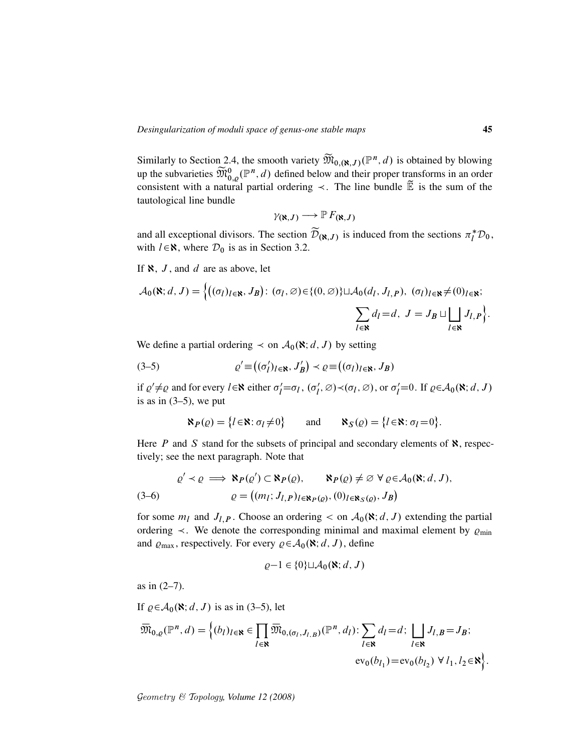Similarly to Section 2.4, the smooth variety $\widetilde{\mathfrak{M}}_{0,(\aleph,J)}(\mathbb{P}^n,d)$ is obtained by blowing up the subvarieties $\widetilde{\mathfrak{M}}^0_{0,\varrho}(\mathbb{P}^n,d)$ defined below and their proper transforms in an order consistent with a natural partial ordering $\prec$. The line bundle $\widetilde{\mathbb{E}}$ is the sum of the tautological line bundle

$$\gamma_{(\aleph,J)} \longrightarrow \mathbb{P}F_{(\aleph,J)}$$

and all exceptional divisors. The section $\widetilde{\mathcal{D}}_{(\aleph,J)}$ is induced from the sections $\pi_l^*\mathcal{D}_0$, with $l\in\aleph$, where $\mathcal{D}_0$ is as in Section 3.2.

If $\aleph$, $J$, and $d$ are as above, let

$$\mathcal{A}_0(\aleph;d,J)=\Big\{\big((\sigma_l)_{l\in\aleph},J_B\big)\colon (\sigma_l,\varnothing)\in\{(0,\varnothing)\}\sqcup\mathcal{A}_0(d_l,J_{l,P}),\ (\sigma_l)_{l\in\aleph}\neq(0)_{l\in\aleph};\ \sum_{l\in\aleph}d_l=d,\ J=J_B\sqcup\bigsqcup_{l\in\aleph}J_{l,P}\Big\}.$$

We define a partial ordering $\prec$ on $\mathcal{A}_0(\aleph;d,J)$ by setting

$$\varrho'\equiv\big((\sigma_l')_{l\in\aleph},J_B'\big)\prec\varrho\equiv\big((\sigma_l)_{l\in\aleph},J_B\big) \tag{3–5}$$

if $\varrho'\neq\varrho$ and for every $l\in\aleph$ either $\sigma_l'=\sigma_l$, $(\sigma_l',\varnothing)\prec(\sigma_l,\varnothing)$, or $\sigma_l'=0$. If $\varrho\in\mathcal{A}_0(\aleph;d,J)$ is as in (3–5), we put

$$\aleph_P(\varrho)=\big\{l\in\aleph\colon \sigma_l\neq 0\big\} \qquad\text{and}\qquad \aleph_S(\varrho)=\big\{l\in\aleph\colon \sigma_l=0\big\}.$$

Here $P$ and $S$ stand for the subsets of principal and secondary elements of $\aleph$, respectively; see the next paragraph. Note that

$$\begin{gathered}\varrho'\prec\varrho \implies \aleph_P(\varrho')\subset\aleph_P(\varrho), \qquad \aleph_P(\varrho)\neq\varnothing\ \forall\,\varrho\in\mathcal{A}_0(\aleph;d,J),\\ \varrho=\big((m_l;J_{l,P})_{l\in\aleph_P(\varrho)},(0)_{l\in\aleph_S(\varrho)},J_B\big)\end{gathered} \tag{3–6}$$

for some $m_l$ and $J_{l,P}$. Choose an ordering $<$ on $\mathcal{A}_0(\aleph;d,J)$ extending the partial ordering $\prec$. We denote the corresponding minimal and maximal element by $\varrho_{\min}$ and $\varrho_{\max}$, respectively. For every $\varrho\in\mathcal{A}_0(\aleph;d,J)$, define

$$\varrho-1\in\{0\}\sqcup\mathcal{A}_0(\aleph;d,J)$$

as in (2–7).

If $\varrho\in\mathcal{A}_0(\aleph;d,J)$ is as in (3–5), let

$$\overline{\mathfrak{M}}_{0,\varrho}(\mathbb{P}^n,d)=\Big\{(b_l)_{l\in\aleph}\in\prod_{l\in\aleph}\overline{\mathfrak{M}}_{0,(\sigma_l,J_{l,B})}(\mathbb{P}^n,d_l)\colon \sum_{l\in\aleph}d_l=d;\ \bigsqcup_{l\in\aleph}J_{l,B}=J_B;\ \mathrm{ev}_0(b_{l_1})=\mathrm{ev}_0(b_{l_2})\ \forall\,l_1,l_2\in\aleph\Big\}.$$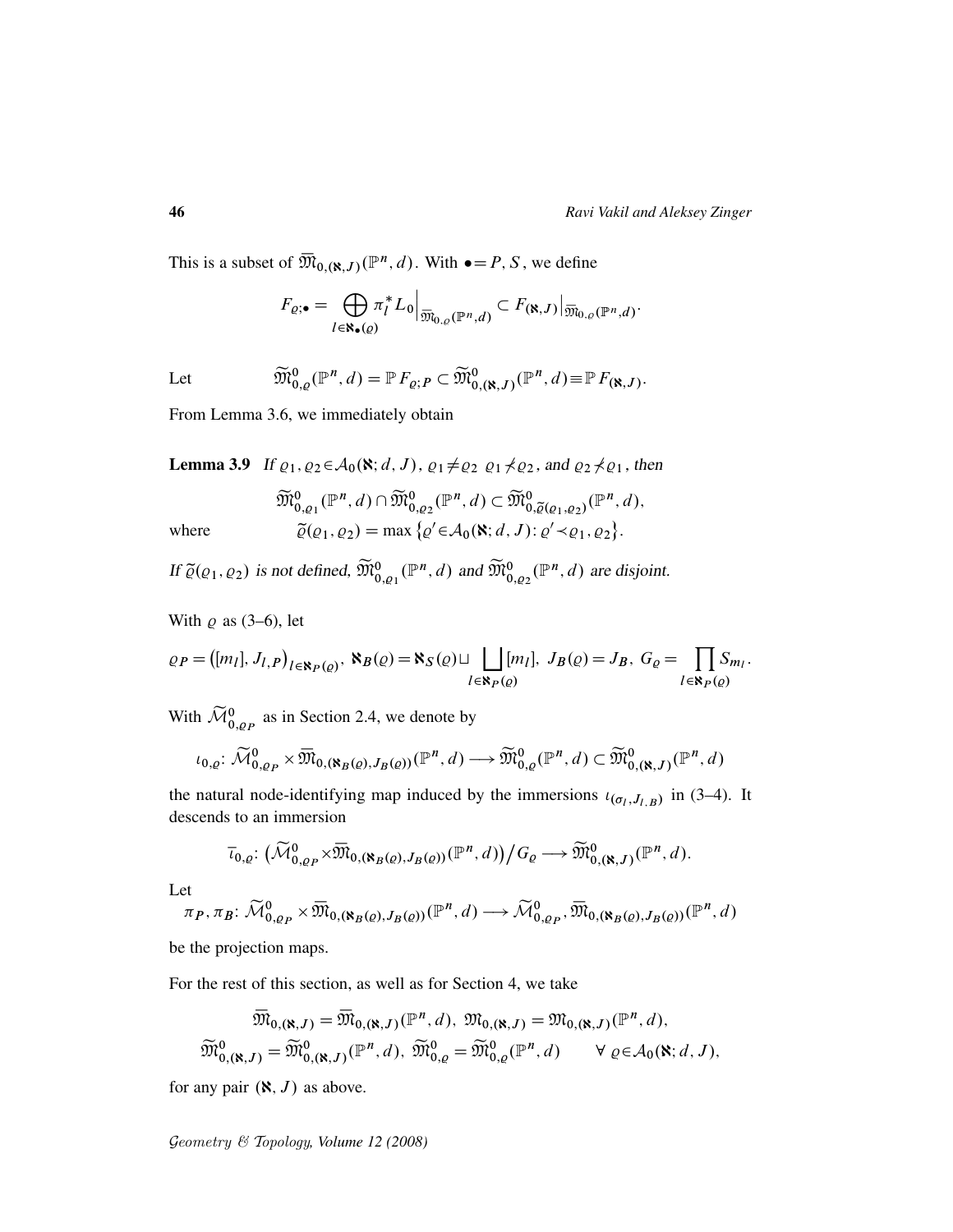This is a subset of $\overline{\mathfrak{M}}_{0,(\aleph,J)}(\mathbb{P}^n,d)$. With $\bullet = P, S$, we define

$$F_{\varrho;\bullet} = \bigoplus_{l\in\aleph_\bullet(\varrho)} \pi_l^* L_0\Big|_{\overline{\mathfrak{M}}_{0,\varrho}(\mathbb{P}^n,d)} \subset F_{(\aleph,J)}\big|_{\overline{\mathfrak{M}}_{0,\varrho}(\mathbb{P}^n,d)}.$$

Let
$$\widetilde{\mathfrak{M}}^0_{0,\varrho}(\mathbb{P}^n,d) = \mathbb{P}F_{\varrho;P} \subset \widetilde{\mathfrak{M}}^0_{0,(\aleph,J)}(\mathbb{P}^n,d) \equiv \mathbb{P}F_{(\aleph,J)}.$$

From Lemma 3.6, we immediately obtain

**Lemma 3.9** *If $\varrho_1,\varrho_2\in\mathcal{A}_0(\aleph;d,J)$, $\varrho_1\neq\varrho_2$ $\varrho_1\not\prec\varrho_2$, and $\varrho_2\not\prec\varrho_1$, then*

$$\widetilde{\mathfrak{M}}^0_{0,\varrho_1}(\mathbb{P}^n,d)\cap\widetilde{\mathfrak{M}}^0_{0,\varrho_2}(\mathbb{P}^n,d) \subset \widetilde{\mathfrak{M}}^0_{0,\widetilde{\varrho}(\varrho_1,\varrho_2)}(\mathbb{P}^n,d),$$

*where*
$$\widetilde{\varrho}(\varrho_1,\varrho_2) = \max\big\{\varrho'\in\mathcal{A}_0(\aleph;d,J)\colon \varrho'\prec\varrho_1,\varrho_2\big\}.$$

*If $\widetilde{\varrho}(\varrho_1,\varrho_2)$ is not defined, $\widetilde{\mathfrak{M}}^0_{0,\varrho_1}(\mathbb{P}^n,d)$ and $\widetilde{\mathfrak{M}}^0_{0,\varrho_2}(\mathbb{P}^n,d)$ are disjoint.*

With $\varrho$ as (3–6), let

$$\varrho_P = \big([m_l],J_{l,P}\big)_{l\in\aleph_P(\varrho)},\ \aleph_B(\varrho)=\aleph_S(\varrho)\sqcup\bigsqcup_{l\in\aleph_P(\varrho)}[m_l],\ J_B(\varrho)=J_B,\ G_\varrho=\prod_{l\in\aleph_P(\varrho)}S_{m_l}.$$

With $\widetilde{\mathcal{M}}^0_{0,\varrho_P}$ as in Section 2.4, we denote by

$$\iota_{0,\varrho}\colon \widetilde{\mathcal{M}}^0_{0,\varrho_P}\times\overline{\mathfrak{M}}_{0,(\aleph_B(\varrho),J_B(\varrho))}(\mathbb{P}^n,d)\longrightarrow\widetilde{\mathfrak{M}}^0_{0,\varrho}(\mathbb{P}^n,d)\subset\widetilde{\mathfrak{M}}^0_{0,(\aleph,J)}(\mathbb{P}^n,d)$$

the natural node-identifying map induced by the immersions $\iota_{(\sigma_l,J_{l,B})}$ in (3–4). It descends to an immersion

$$\bar{\iota}_{0,\varrho}\colon \big(\widetilde{\mathcal{M}}^0_{0,\varrho_P}\times\overline{\mathfrak{M}}_{0,(\aleph_B(\varrho),J_B(\varrho))}(\mathbb{P}^n,d)\big)\big/G_\varrho\longrightarrow\widetilde{\mathfrak{M}}^0_{0,(\aleph,J)}(\mathbb{P}^n,d).$$

Let
$$\pi_P,\pi_B\colon \widetilde{\mathcal{M}}^0_{0,\varrho_P}\times\overline{\mathfrak{M}}_{0,(\aleph_B(\varrho),J_B(\varrho))}(\mathbb{P}^n,d)\longrightarrow\widetilde{\mathcal{M}}^0_{0,\varrho_P},\overline{\mathfrak{M}}_{0,(\aleph_B(\varrho),J_B(\varrho))}(\mathbb{P}^n,d)$$

be the projection maps.

For the rest of this section, as well as for Section 4, we take

$$\overline{\mathfrak{M}}_{0,(\aleph,J)}=\overline{\mathfrak{M}}_{0,(\aleph,J)}(\mathbb{P}^n,d),\ \mathfrak{M}_{0,(\aleph,J)}=\mathfrak{M}_{0,(\aleph,J)}(\mathbb{P}^n,d),$$
$$\widetilde{\mathfrak{M}}^0_{0,(\aleph,J)}=\widetilde{\mathfrak{M}}^0_{0,(\aleph,J)}(\mathbb{P}^n,d),\ \widetilde{\mathfrak{M}}^0_{0,\varrho}=\widetilde{\mathfrak{M}}^0_{0,\varrho}(\mathbb{P}^n,d)\qquad\forall\ \varrho\in\mathcal{A}_0(\aleph;d,J),$$

for any pair $(\aleph,J)$ as above.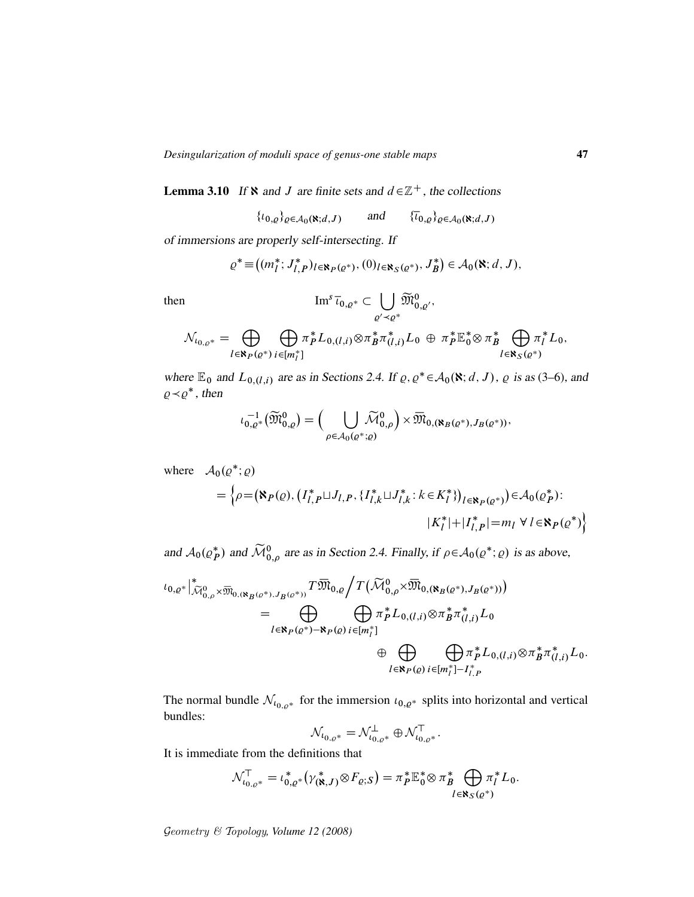**Lemma 3.10** *If $\aleph$ and $J$ are finite sets and $d\in\mathbb{Z}^+$, the collections*

$$\{\iota_{0,\varrho}\}_{\varrho\in\mathcal{A}_0(\aleph;d,J)} \qquad \text{and} \qquad \{\overline{\iota}_{0,\varrho}\}_{\varrho\in\mathcal{A}_0(\aleph;d,J)}$$

*of immersions are properly self-intersecting. If*

$$\varrho^*\equiv\big((m_l^*;J_{l,P}^*)_{l\in\aleph_P(\varrho^*)},(0)_{l\in\aleph_S(\varrho^*)},J_B^*\big)\in\mathcal{A}_0(\aleph;d,J),$$

then

$$\operatorname{Im}^s\overline{\iota}_{0,\varrho^*}\subset\bigcup_{\varrho'\prec\varrho^*}\widetilde{\mathfrak{M}}^0_{0,\varrho'},$$

$$\mathcal{N}_{\iota_{0,\varrho^*}}=\bigoplus_{l\in\aleph_P(\varrho^*)}\bigoplus_{i\in[m_l^*]}\pi_P^*L_{0,(l,i)}\otimes\pi_B^*\pi_{(l,i)}^*L_0\ \oplus\ \pi_P^*\mathbb{E}_0^*\otimes\pi_B^*\bigoplus_{l\in\aleph_S(\varrho^*)}\pi_l^*L_0,$$

*where $\mathbb{E}_0$ and $L_{0,(l,i)}$ are as in Sections 2.4. If $\varrho,\varrho^*\in\mathcal{A}_0(\aleph;d,J)$, $\varrho$ is as (3–6), and $\varrho\prec\varrho^*$, then*

$$\iota_{0,\varrho^*}^{-1}\big(\widetilde{\mathfrak{M}}^0_{0,\varrho}\big)=\Big(\bigcup_{\rho\in\mathcal{A}_0(\varrho^*;\varrho)}\widetilde{\mathcal{M}}^0_{0,\rho}\Big)\times\overline{\mathfrak{M}}_{0,(\aleph_B(\varrho^*),J_B(\varrho^*))},$$

where $\mathcal{A}_0(\varrho^*;\varrho)$

$$=\Big\{\rho=\big(\aleph_P(\varrho),\big(I_{l,P}^*\sqcup J_{l,P},\{I_{l,k}^*\sqcup J_{l,k}^*:k\in K_l^*\}\big)_{l\in\aleph_P(\varrho^*)}\big)\in\mathcal{A}_0(\varrho_P^*):$$
$$|K_l^*|+|I_{l,P}^*|=m_l\ \forall\, l\in\aleph_P(\varrho^*)\Big\}$$

*and $\mathcal{A}_0(\varrho_P^*)$ and $\widetilde{\mathcal{M}}^0_{0,\rho}$ are as in Section 2.4. Finally, if $\rho\in\mathcal{A}_0(\varrho^*;\varrho)$ is as above,*

$$\iota_{0,\varrho^*}\big|^*_{\widetilde{\mathcal{M}}^0_{0,\rho}\times\overline{\mathfrak{M}}_{0,(\aleph_B(\varrho^*),J_B(\varrho^*))}}T\overline{\mathfrak{M}}_{0,\varrho}\Big/T\big(\widetilde{\mathcal{M}}^0_{0,\rho}\times\overline{\mathfrak{M}}_{0,(\aleph_B(\varrho^*),J_B(\varrho^*))}\big)$$
$$=\bigoplus_{l\in\aleph_P(\varrho^*)-\aleph_P(\varrho)}\ \bigoplus_{i\in[m_l^*]}\pi_P^*L_{0,(l,i)}\otimes\pi_B^*\pi_{(l,i)}^*L_0$$
$$\oplus\bigoplus_{l\in\aleph_P(\varrho)}\ \bigoplus_{i\in[m_l^*]-I_{l,P}^*}\pi_P^*L_{0,(l,i)}\otimes\pi_B^*\pi_{(l,i)}^*L_0.$$

The normal bundle $\mathcal{N}_{\iota_{0,\varrho^*}}$ for the immersion $\iota_{0,\varrho^*}$ splits into horizontal and vertical bundles:

$$\mathcal{N}_{\iota_{0,\varrho^*}}=\mathcal{N}^{\perp}_{\iota_{0,\varrho^*}}\oplus\mathcal{N}^{\top}_{\iota_{0,\varrho^*}}.$$

It is immediate from the definitions that

$$\mathcal{N}^{\top}_{\iota_{0,\varrho^*}}=\iota_{0,\varrho^*}^*\big(\gamma^*_{(\aleph,J)}\otimes F_{\varrho;S}\big)=\pi_P^*\mathbb{E}_0^*\otimes\pi_B^*\bigoplus_{l\in\aleph_S(\varrho^*)}\pi_l^*L_0.$$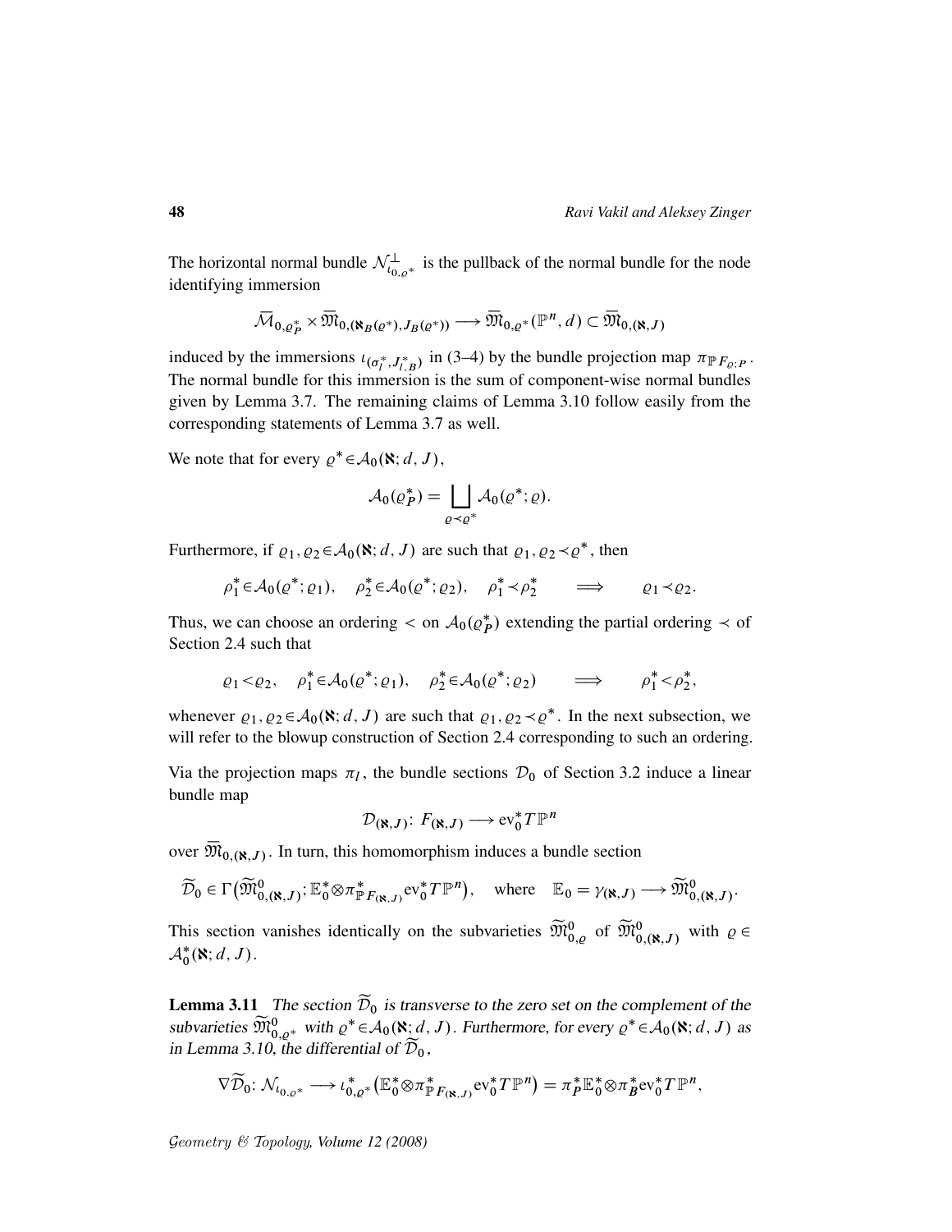The horizontal normal bundle $\mathcal{N}^{\perp}_{\iota_{0,\varrho^*}}$ is the pullback of the normal bundle for the node identifying immersion

$$\overline{\mathcal{M}}_{0,\varrho_P^*} \times \overline{\mathfrak{M}}_{0,(\aleph_B(\varrho^*),J_B(\varrho^*))} \longrightarrow \overline{\mathfrak{M}}_{0,\varrho^*}(\mathbb{P}^n,d) \subset \overline{\mathfrak{M}}_{0,(\aleph,J)}$$

induced by the immersions $\iota_{(\sigma_l^*,J_{l,B}^*)}$ in (3–4) by the bundle projection map $\pi_{\mathbb{P}F_{\varrho;P}}$. The normal bundle for this immersion is the sum of component-wise normal bundles given by Lemma 3.7. The remaining claims of Lemma 3.10 follow easily from the corresponding statements of Lemma 3.7 as well.

We note that for every $\varrho^* \in \mathcal{A}_0(\aleph;d,J)$,

$$\mathcal{A}_0(\varrho_P^*) = \bigsqcup_{\varrho \prec \varrho^*} \mathcal{A}_0(\varrho^*;\varrho).$$

Furthermore, if $\varrho_1,\varrho_2 \in \mathcal{A}_0(\aleph;d,J)$ are such that $\varrho_1,\varrho_2 \prec \varrho^*$, then

$$\rho_1^* \in \mathcal{A}_0(\varrho^*;\varrho_1), \quad \rho_2^* \in \mathcal{A}_0(\varrho^*;\varrho_2), \quad \rho_1^* \prec \rho_2^* \qquad \Longrightarrow \qquad \varrho_1 \prec \varrho_2.$$

Thus, we can choose an ordering $<$ on $\mathcal{A}_0(\varrho_P^*)$ extending the partial ordering $\prec$ of Section 2.4 such that

$$\varrho_1 < \varrho_2, \quad \rho_1^* \in \mathcal{A}_0(\varrho^*;\varrho_1), \quad \rho_2^* \in \mathcal{A}_0(\varrho^*;\varrho_2) \qquad \Longrightarrow \qquad \rho_1^* < \rho_2^*,$$

whenever $\varrho_1,\varrho_2 \in \mathcal{A}_0(\aleph;d,J)$ are such that $\varrho_1,\varrho_2 \prec \varrho^*$. In the next subsection, we will refer to the blowup construction of Section 2.4 corresponding to such an ordering.

Via the projection maps $\pi_l$, the bundle sections $\mathcal{D}_0$ of Section 3.2 induce a linear bundle map

$$\mathcal{D}_{(\aleph,J)}\colon F_{(\aleph,J)} \longrightarrow \mathrm{ev}_0^* T\mathbb{P}^n$$

over $\overline{\mathfrak{M}}_{0,(\aleph,J)}$. In turn, this homomorphism induces a bundle section

$$\widetilde{\mathcal{D}}_0 \in \Gamma\big(\widetilde{\mathfrak{M}}^0_{0,(\aleph,J)}; \mathbb{E}_0^* \otimes \pi^*_{\mathbb{P}F_{(\aleph,J)}} \mathrm{ev}_0^* T\mathbb{P}^n\big), \quad \text{where} \quad \mathbb{E}_0 = \gamma_{(\aleph,J)} \longrightarrow \widetilde{\mathfrak{M}}^0_{0,(\aleph,J)}.$$

This section vanishes identically on the subvarieties $\widetilde{\mathfrak{M}}^0_{0,\varrho}$ of $\widetilde{\mathfrak{M}}^0_{0,(\aleph,J)}$ with $\varrho \in \mathcal{A}_0^*(\aleph;d,J)$.

**Lemma 3.11** *The section $\widetilde{\mathcal{D}}_0$ is transverse to the zero set on the complement of the subvarieties $\widetilde{\mathfrak{M}}^0_{0,\varrho^*}$ with $\varrho^* \in \mathcal{A}_0(\aleph;d,J)$. Furthermore, for every $\varrho^* \in \mathcal{A}_0(\aleph;d,J)$ as in Lemma 3.10, the differential of $\widetilde{\mathcal{D}}_0$,*

$$\nabla\widetilde{\mathcal{D}}_0\colon \mathcal{N}_{\iota_{0,\varrho^*}} \longrightarrow \iota_{0,\varrho^*}^*\big(\mathbb{E}_0^* \otimes \pi^*_{\mathbb{P}F_{(\aleph,J)}} \mathrm{ev}_0^* T\mathbb{P}^n\big) = \pi_P^* \mathbb{E}_0^* \otimes \pi_B^* \mathrm{ev}_0^* T\mathbb{P}^n,$$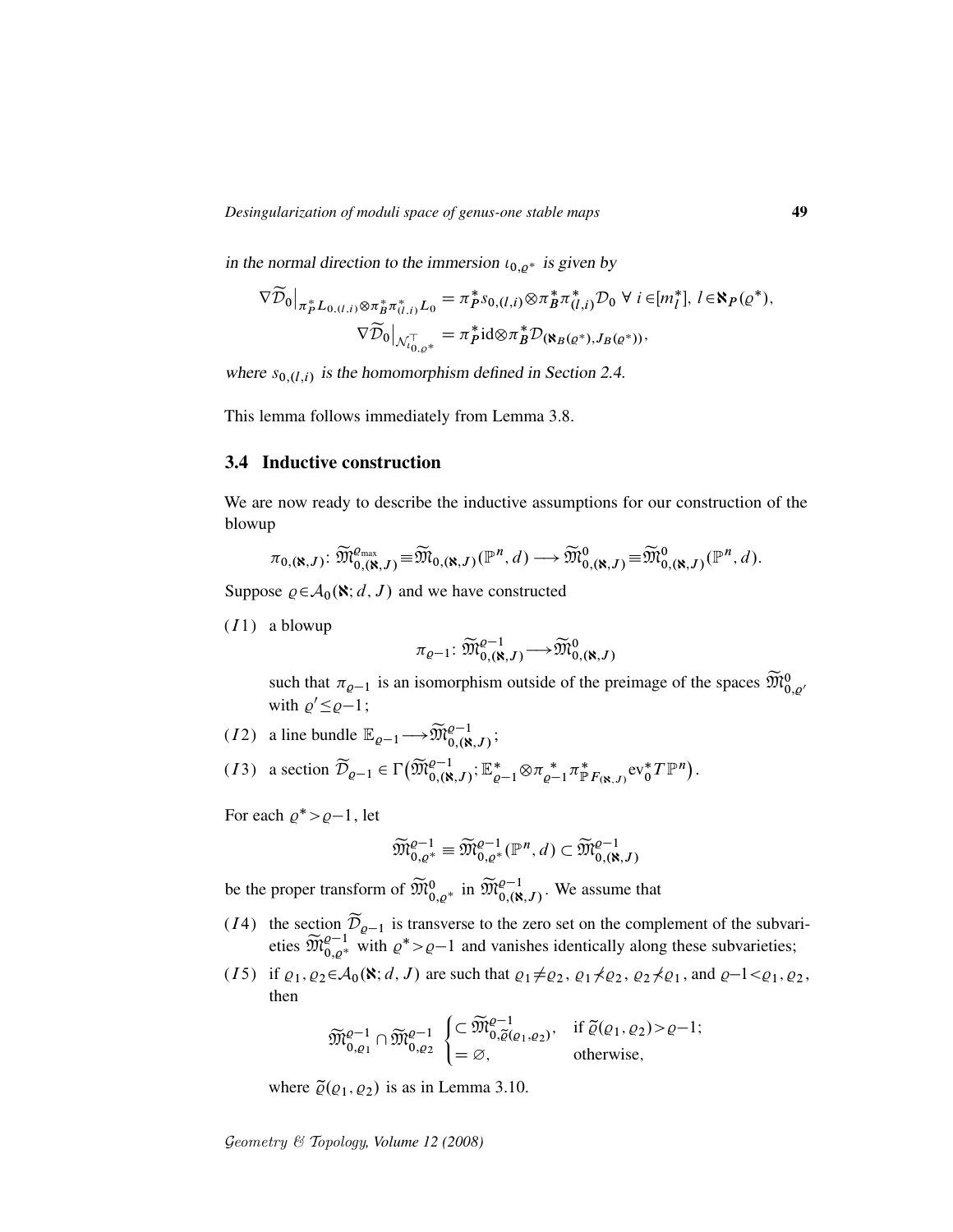*in the normal direction to the immersion $\iota_{0,\varrho^*}$ is given by*

$$\nabla\widetilde{\mathcal{D}}_0\big|_{\pi_P^* L_{0,(l,i)}\otimes\pi_B^*\pi_{(l,i)}^* L_0} = \pi_P^* s_{0,(l,i)}\otimes\pi_B^*\pi_{(l,i)}^*\mathcal{D}_0 \;\forall\; i\in[m_l^*],\; l\in\aleph_P(\varrho^*),$$
$$\nabla\widetilde{\mathcal{D}}_0\big|_{\mathcal{N}_{\iota_{0,\varrho^*}}^{\top}} = \pi_P^*\mathrm{id}\otimes\pi_B^*\mathcal{D}_{(\aleph_B(\varrho^*),J_B(\varrho^*))},$$

*where $s_{0,(l,i)}$ is the homomorphism defined in Section 2.4.*

This lemma follows immediately from Lemma 3.8.

## 3.4 Inductive construction

We are now ready to describe the inductive assumptions for our construction of the blowup

$$\pi_{0,(\aleph,J)}\colon \widetilde{\mathfrak{M}}_{0,(\aleph,J)}^{\varrho_{\max}} \equiv \widetilde{\mathfrak{M}}_{0,(\aleph,J)}(\mathbb{P}^n,d) \longrightarrow \widetilde{\mathfrak{M}}_{0,(\aleph,J)}^{0} \equiv \widetilde{\mathfrak{M}}_{0,(\aleph,J)}^{0}(\mathbb{P}^n,d).$$

Suppose $\varrho\in\mathcal{A}_0(\aleph;d,J)$ and we have constructed

$(I1)$ a blowup
$$\pi_{\varrho-1}\colon \widetilde{\mathfrak{M}}_{0,(\aleph,J)}^{\varrho-1}\longrightarrow\widetilde{\mathfrak{M}}_{0,(\aleph,J)}^{0}$$
such that $\pi_{\varrho-1}$ is an isomorphism outside of the preimage of the spaces $\widetilde{\mathfrak{M}}_{0,\varrho'}^{0}$ with $\varrho'\le\varrho-1$;

$(I2)$ a line bundle $\mathbb{E}_{\varrho-1}\longrightarrow\widetilde{\mathfrak{M}}_{0,(\aleph,J)}^{\varrho-1}$;

$(I3)$ a section $\widetilde{\mathcal{D}}_{\varrho-1}\in\Gamma\big(\widetilde{\mathfrak{M}}_{0,(\aleph,J)}^{\varrho-1};\mathbb{E}_{\varrho-1}^*\otimes\pi_{\varrho-1}^*\pi_{\mathbb{P}F_{(\aleph,J)}}^*\mathrm{ev}_0^*T\mathbb{P}^n\big)$.

For each $\varrho^*>\varrho-1$, let

$$\widetilde{\mathfrak{M}}_{0,\varrho^*}^{\varrho-1}\equiv\widetilde{\mathfrak{M}}_{0,\varrho^*}^{\varrho-1}(\mathbb{P}^n,d)\subset\widetilde{\mathfrak{M}}_{0,(\aleph,J)}^{\varrho-1}$$

be the proper transform of $\widetilde{\mathfrak{M}}_{0,\varrho^*}^{0}$ in $\widetilde{\mathfrak{M}}_{0,(\aleph,J)}^{\varrho-1}$. We assume that

$(I4)$ the section $\widetilde{\mathcal{D}}_{\varrho-1}$ is transverse to the zero set on the complement of the subvarieties $\widetilde{\mathfrak{M}}_{0,\varrho^*}^{\varrho-1}$ with $\varrho^*>\varrho-1$ and vanishes identically along these subvarieties;

$(I5)$ if $\varrho_1,\varrho_2\in\mathcal{A}_0(\aleph;d,J)$ are such that $\varrho_1\neq\varrho_2$, $\varrho_1\not<\varrho_2$, $\varrho_2\not<\varrho_1$, and $\varrho-1<\varrho_1,\varrho_2$, then
$$\widetilde{\mathfrak{M}}_{0,\varrho_1}^{\varrho-1}\cap\widetilde{\mathfrak{M}}_{0,\varrho_2}^{\varrho-1}\begin{cases}\subset\widetilde{\mathfrak{M}}_{0,\widetilde{\varrho}(\varrho_1,\varrho_2)}^{\varrho-1}, & \text{if } \widetilde{\varrho}(\varrho_1,\varrho_2)>\varrho-1;\\ =\varnothing, & \text{otherwise,}\end{cases}$$
where $\widetilde{\varrho}(\varrho_1,\varrho_2)$ is as in Lemma 3.10.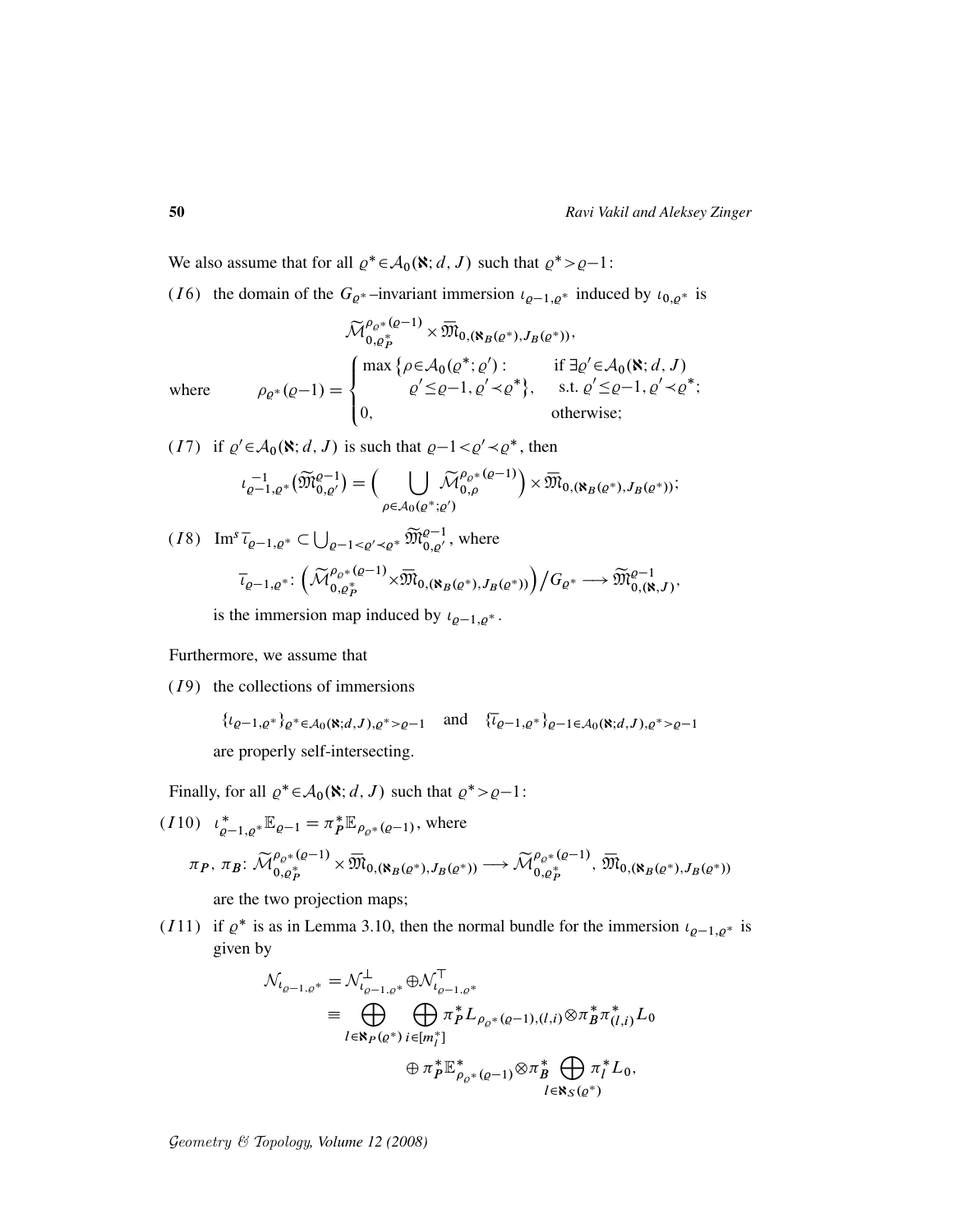We also assume that for all $\varrho^*\in\mathcal{A}_0(\aleph;d,J)$ such that $\varrho^*>\varrho-1$:

$(I6)$ the domain of the $G_{\varrho^*}$–invariant immersion $\iota_{\varrho-1,\varrho^*}$ induced by $\iota_{0,\varrho^*}$ is

$$\widetilde{\mathcal{M}}_{0,\varrho_P^*}^{\rho_{\varrho^*}(\varrho-1)}\times\overline{\mathfrak{M}}_{0,(\aleph_B(\varrho^*),J_B(\varrho^*))},$$

where
$$\rho_{\varrho^*}(\varrho-1)=\begin{cases}\max\big\{\rho\in\mathcal{A}_0(\varrho^*;\varrho'):\ \ \varrho'\le\varrho-1,\,\varrho'\prec\varrho^*\big\}, & \text{if }\exists\varrho'\in\mathcal{A}_0(\aleph;d,J)\text{ s.t. }\varrho'\le\varrho-1,\,\varrho'\prec\varrho^*;\\ 0, & \text{otherwise;}\end{cases}$$

$(I7)$ if $\varrho'\in\mathcal{A}_0(\aleph;d,J)$ is such that $\varrho-1<\varrho'\prec\varrho^*$, then

$$\iota_{\varrho-1,\varrho^*}^{-1}\big(\widetilde{\mathfrak{M}}_{0,\varrho'}^{\varrho-1}\big)=\Big(\bigcup_{\rho\in\mathcal{A}_0(\varrho^*;\varrho')}\widetilde{\mathcal{M}}_{0,\rho}^{\rho_{\varrho^*}(\varrho-1)}\Big)\times\overline{\mathfrak{M}}_{0,(\aleph_B(\varrho^*),J_B(\varrho^*))};$$

$(I8)$ $\operatorname{Im}^s\bar{\iota}_{\varrho-1,\varrho^*}\subset\bigcup_{\varrho-1<\varrho'\prec\varrho^*}\widetilde{\mathfrak{M}}_{0,\varrho'}^{\varrho-1}$, where

$$\bar{\iota}_{\varrho-1,\varrho^*}\colon\Big(\widetilde{\mathcal{M}}_{0,\varrho_P^*}^{\rho_{\varrho^*}(\varrho-1)}\times\overline{\mathfrak{M}}_{0,(\aleph_B(\varrho^*),J_B(\varrho^*))}\Big)\Big/G_{\varrho^*}\longrightarrow\widetilde{\mathfrak{M}}_{0,(\aleph,J)}^{\varrho-1},$$

is the immersion map induced by $\iota_{\varrho-1,\varrho^*}$.

Furthermore, we assume that

$(I9)$ the collections of immersions

$$\{\iota_{\varrho-1,\varrho^*}\}_{\varrho^*\in\mathcal{A}_0(\aleph;d,J),\varrho^*>\varrho-1}\quad\text{and}\quad\{\bar{\iota}_{\varrho-1,\varrho^*}\}_{\varrho-1\in\mathcal{A}_0(\aleph;d,J),\varrho^*>\varrho-1}$$

are properly self-intersecting.

Finally, for all $\varrho^*\in\mathcal{A}_0(\aleph;d,J)$ such that $\varrho^*>\varrho-1$:

$(I10)$ $\iota_{\varrho-1,\varrho^*}^*\mathbb{E}_{\varrho-1}=\pi_P^*\mathbb{E}_{\rho_{\varrho^*}(\varrho-1)}$, where

$$\pi_P,\,\pi_B\colon\widetilde{\mathcal{M}}_{0,\varrho_P^*}^{\rho_{\varrho^*}(\varrho-1)}\times\overline{\mathfrak{M}}_{0,(\aleph_B(\varrho^*),J_B(\varrho^*))}\longrightarrow\widetilde{\mathcal{M}}_{0,\varrho_P^*}^{\rho_{\varrho^*}(\varrho-1)},\,\overline{\mathfrak{M}}_{0,(\aleph_B(\varrho^*),J_B(\varrho^*))}$$

are the two projection maps;

$(I11)$ if $\varrho^*$ is as in Lemma 3.10, then the normal bundle for the immersion $\iota_{\varrho-1,\varrho^*}$ is given by

$$\begin{aligned}\mathcal{N}_{\iota_{\varrho-1,\varrho^*}}&=\mathcal{N}_{\iota_{\varrho-1,\varrho^*}}^{\perp}\oplus\mathcal{N}_{\iota_{\varrho-1,\varrho^*}}^{\top}\\&\equiv\bigoplus_{l\in\aleph_P(\varrho^*)}\bigoplus_{i\in[m_l^*]}\pi_P^*L_{\rho_{\varrho^*}(\varrho-1),(l,i)}\otimes\pi_B^*\pi_{(l,i)}^*L_0\\&\qquad\oplus\pi_P^*\mathbb{E}_{\rho_{\varrho^*}(\varrho-1)}^*\otimes\pi_B^*\bigoplus_{l\in\aleph_S(\varrho^*)}\pi_l^*L_0,\end{aligned}$$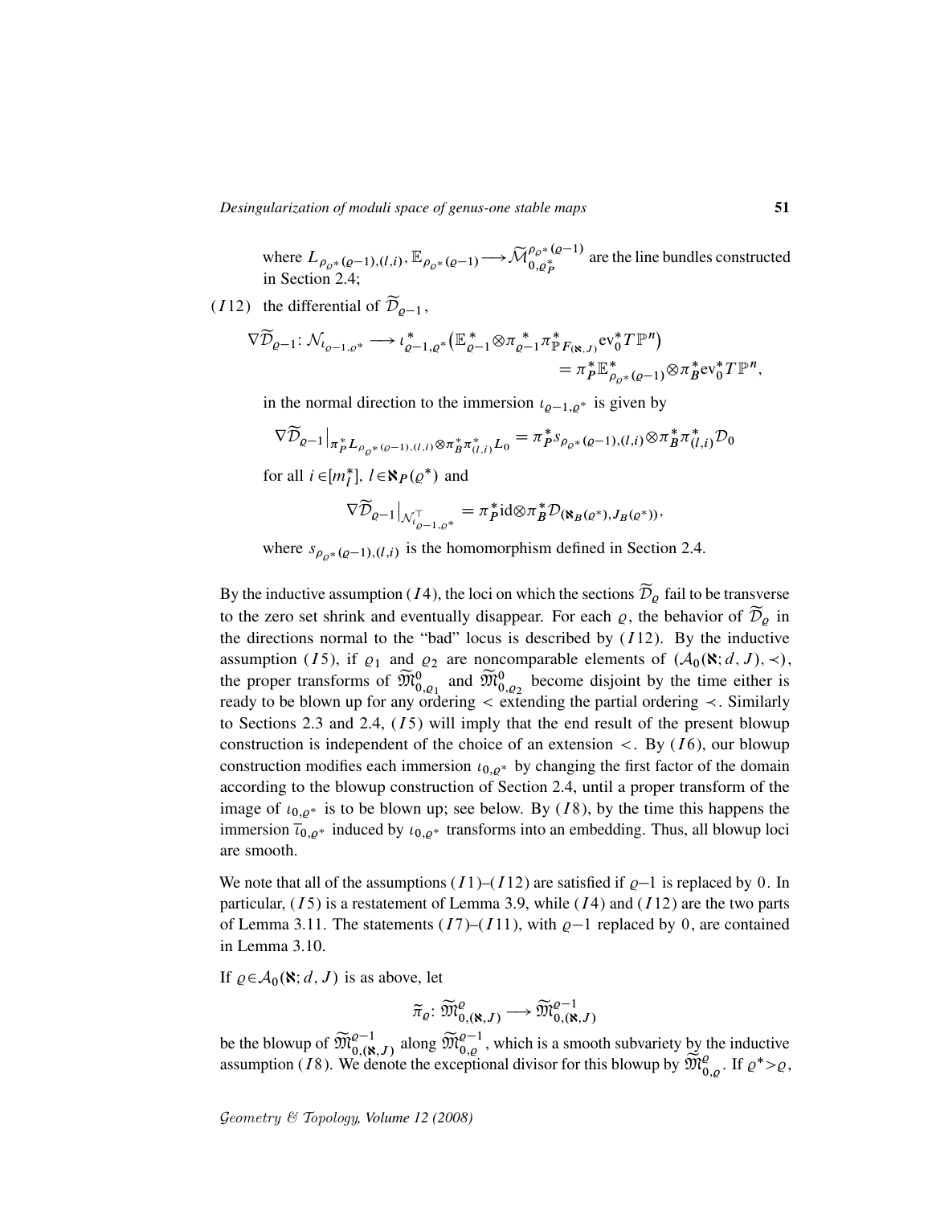where $L_{\rho_{\varrho^*}(\varrho-1),(l,i)}, \mathbb{E}_{\rho_{\varrho^*}(\varrho-1)} \longrightarrow \widetilde{\mathcal{M}}^{\rho_{\varrho^*}(\varrho-1)}_{0,\varrho^*_P}$ are the line bundles constructed in Section 2.4;

($I$12) the differential of $\widetilde{\mathcal{D}}_{\varrho-1}$,

$$\nabla\widetilde{\mathcal{D}}_{\varrho-1}\colon \mathcal{N}_{\iota_{\varrho-1,\varrho^*}} \longrightarrow \iota^*_{\varrho-1,\varrho^*}\big(\mathbb{E}^*_{\varrho-1}\otimes\pi^*_{\varrho-1}\pi^*_{\mathbb{P}F(\aleph,J)}\mathrm{ev}_0^*T\mathbb{P}^n\big) = \pi_P^*\mathbb{E}^*_{\rho_{\varrho^*}(\varrho-1)}\otimes\pi_B^*\mathrm{ev}_0^*T\mathbb{P}^n,$$

in the normal direction to the immersion $\iota_{\varrho-1,\varrho^*}$ is given by

$$\nabla\widetilde{\mathcal{D}}_{\varrho-1}\big|_{\pi_P^*L_{\rho_{\varrho^*}(\varrho-1),(l,i)}\otimes\pi_B^*\pi^*_{(l,i)}L_0} = \pi_P^*s_{\rho_{\varrho^*}(\varrho-1),(l,i)}\otimes\pi_B^*\pi^*_{(l,i)}\mathcal{D}_0$$

for all $i\in[m_l^*]$, $l\in\aleph_P(\varrho^*)$ and

$$\nabla\widetilde{\mathcal{D}}_{\varrho-1}\big|_{\mathcal{N}^{\top}_{\iota_{\varrho-1,\varrho^*}}} = \pi_P^*\mathrm{id}\otimes\pi_B^*\mathcal{D}_{(\aleph_B(\varrho^*),J_B(\varrho^*))},$$

where $s_{\rho_{\varrho^*}(\varrho-1),(l,i)}$ is the homomorphism defined in Section 2.4.

By the inductive assumption ($I$4), the loci on which the sections $\widetilde{\mathcal{D}}_\varrho$ fail to be transverse to the zero set shrink and eventually disappear. For each $\varrho$, the behavior of $\widetilde{\mathcal{D}}_\varrho$ in the directions normal to the "bad" locus is described by ($I$12). By the inductive assumption ($I$5), if $\varrho_1$ and $\varrho_2$ are noncomparable elements of $(\mathcal{A}_0(\aleph;d,J),\prec)$, the proper transforms of $\widetilde{\mathfrak{M}}^0_{0,\varrho_1}$ and $\widetilde{\mathfrak{M}}^0_{0,\varrho_2}$ become disjoint by the time either is ready to be blown up for any ordering $<$ extending the partial ordering $\prec$. Similarly to Sections 2.3 and 2.4, ($I$5) will imply that the end result of the present blowup construction is independent of the choice of an extension $<$. By ($I$6), our blowup construction modifies each immersion $\iota_{0,\varrho^*}$ by changing the first factor of the domain according to the blowup construction of Section 2.4, until a proper transform of the image of $\iota_{0,\varrho^*}$ is to be blown up; see below. By ($I$8), by the time this happens the immersion $\bar{\iota}_{0,\varrho^*}$ induced by $\iota_{0,\varrho^*}$ transforms into an embedding. Thus, all blowup loci are smooth.

We note that all of the assumptions ($I$1)–($I$12) are satisfied if $\varrho-1$ is replaced by $0$. In particular, ($I$5) is a restatement of Lemma 3.9, while ($I$4) and ($I$12) are the two parts of Lemma 3.11. The statements ($I$7)–($I$11), with $\varrho-1$ replaced by $0$, are contained in Lemma 3.10.

If $\varrho\in\mathcal{A}_0(\aleph;d,J)$ is as above, let

$$\widetilde{\pi}_\varrho\colon \widetilde{\mathfrak{M}}^\varrho_{0,(\aleph,J)} \longrightarrow \widetilde{\mathfrak{M}}^{\varrho-1}_{0,(\aleph,J)}$$

be the blowup of $\widetilde{\mathfrak{M}}^{\varrho-1}_{0,(\aleph,J)}$ along $\widetilde{\mathfrak{M}}^{\varrho-1}_{0,\varrho}$, which is a smooth subvariety by the inductive assumption ($I$8). We denote the exceptional divisor for this blowup by $\widetilde{\mathfrak{M}}^\varrho_{0,\varrho}$. If $\varrho^*>\varrho$,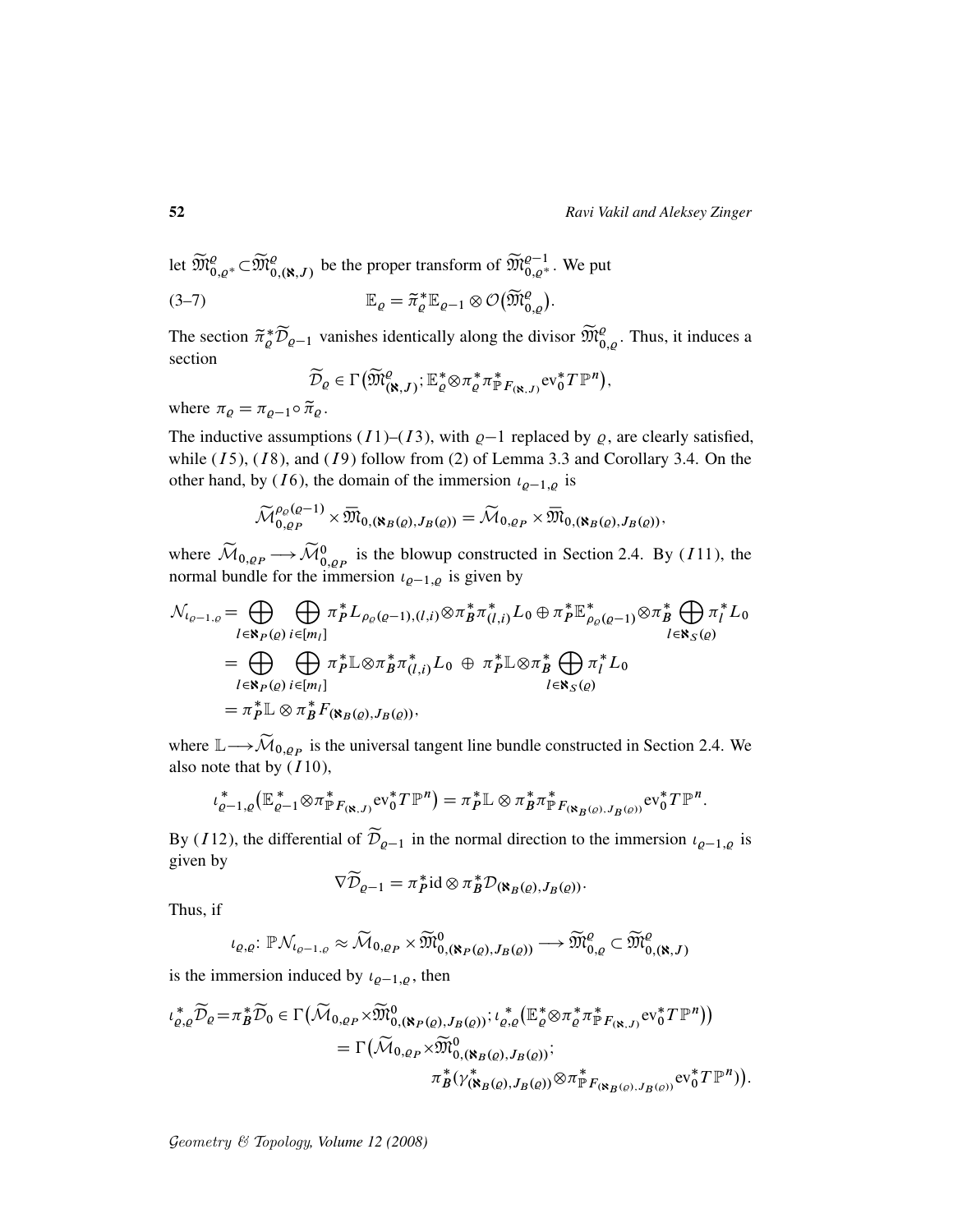let $\widetilde{\mathfrak{M}}^{\varrho}_{0,\varrho^*}\subset\widetilde{\mathfrak{M}}^{\varrho}_{0,(\aleph,J)}$ be the proper transform of $\widetilde{\mathfrak{M}}^{\varrho-1}_{0,\varrho^*}$. We put

$$\mathbb{E}_\varrho = \widetilde{\pi}_\varrho^*\mathbb{E}_{\varrho-1}\otimes\mathcal{O}\big(\widetilde{\mathfrak{M}}^{\varrho}_{0,\varrho}\big). \tag{3–7}$$

The section $\widetilde{\pi}_\varrho^*\widetilde{\mathcal{D}}_{\varrho-1}$ vanishes identically along the divisor $\widetilde{\mathfrak{M}}^{\varrho}_{0,\varrho}$. Thus, it induces a section

$$\widetilde{\mathcal{D}}_\varrho\in\Gamma\big(\widetilde{\mathfrak{M}}^{\varrho}_{(\aleph,J)};\mathbb{E}_\varrho^*\otimes\pi_\varrho^*\pi^*_{\mathbb{P}F_{(\aleph,J)}}\mathrm{ev}_0^*T\mathbb{P}^n\big),$$

where $\pi_\varrho=\pi_{\varrho-1}\circ\widetilde{\pi}_\varrho$.

The inductive assumptions $(I1)$–$(I3)$, with $\varrho-1$ replaced by $\varrho$, are clearly satisfied, while $(I5)$, $(I8)$, and $(I9)$ follow from (2) of Lemma 3.3 and Corollary 3.4. On the other hand, by $(I6)$, the domain of the immersion $\iota_{\varrho-1,\varrho}$ is

$$\widetilde{\mathcal{M}}^{\rho_\varrho(\varrho-1)}_{0,\varrho_P}\times\overline{\mathfrak{M}}_{0,(\aleph_B(\varrho),J_B(\varrho))}=\widetilde{\mathcal{M}}_{0,\varrho_P}\times\overline{\mathfrak{M}}_{0,(\aleph_B(\varrho),J_B(\varrho))},$$

where $\widetilde{\mathcal{M}}_{0,\varrho_P}\longrightarrow\widetilde{\mathcal{M}}^0_{0,\varrho_P}$ is the blowup constructed in Section 2.4. By $(I11)$, the normal bundle for the immersion $\iota_{\varrho-1,\varrho}$ is given by

$$\begin{aligned}
\mathcal{N}_{\iota_{\varrho-1,\varrho}}&=\bigoplus_{l\in\aleph_P(\varrho)}\bigoplus_{i\in[m_l]}\pi_P^*L_{\rho_\varrho(\varrho-1),(l,i)}\otimes\pi_B^*\pi_{(l,i)}^*L_0\oplus\pi_P^*\mathbb{E}^*_{\rho_\varrho(\varrho-1)}\otimes\pi_B^*\bigoplus_{l\in\aleph_S(\varrho)}\pi_l^*L_0\\
&=\bigoplus_{l\in\aleph_P(\varrho)}\bigoplus_{i\in[m_l]}\pi_P^*\mathbb{L}\otimes\pi_B^*\pi_{(l,i)}^*L_0\ \oplus\ \pi_P^*\mathbb{L}\otimes\pi_B^*\bigoplus_{l\in\aleph_S(\varrho)}\pi_l^*L_0\\
&=\pi_P^*\mathbb{L}\otimes\pi_B^*F_{(\aleph_B(\varrho),J_B(\varrho))},
\end{aligned}$$

where $\mathbb{L}\longrightarrow\widetilde{\mathcal{M}}_{0,\varrho_P}$ is the universal tangent line bundle constructed in Section 2.4. We also note that by $(I10)$,

$$\iota^*_{\varrho-1,\varrho}\big(\mathbb{E}^*_{\varrho-1}\otimes\pi^*_{\mathbb{P}F_{(\aleph,J)}}\mathrm{ev}_0^*T\mathbb{P}^n\big)=\pi_P^*\mathbb{L}\otimes\pi_B^*\pi^*_{\mathbb{P}F_{(\aleph_B(\varrho),J_B(\varrho))}}\mathrm{ev}_0^*T\mathbb{P}^n.$$

By $(I12)$, the differential of $\widetilde{\mathcal{D}}_{\varrho-1}$ in the normal direction to the immersion $\iota_{\varrho-1,\varrho}$ is given by

$$\nabla\widetilde{\mathcal{D}}_{\varrho-1}=\pi_P^*\mathrm{id}\otimes\pi_B^*\mathcal{D}_{(\aleph_B(\varrho),J_B(\varrho))}.$$

Thus, if

$$\iota_{\varrho,\varrho}\colon\mathbb{P}\mathcal{N}_{\iota_{\varrho-1,\varrho}}\approx\widetilde{\mathcal{M}}_{0,\varrho_P}\times\widetilde{\mathfrak{M}}^0_{0,(\aleph_P(\varrho),J_B(\varrho))}\longrightarrow\widetilde{\mathfrak{M}}^{\varrho}_{0,\varrho}\subset\widetilde{\mathfrak{M}}^{\varrho}_{0,(\aleph,J)}$$

is the immersion induced by $\iota_{\varrho-1,\varrho}$, then

$$\begin{aligned}
\iota^*_{\varrho,\varrho}\widetilde{\mathcal{D}}_\varrho=\pi_B^*\widetilde{\mathcal{D}}_0&\in\Gamma\big(\widetilde{\mathcal{M}}_{0,\varrho_P}\times\widetilde{\mathfrak{M}}^0_{0,(\aleph_P(\varrho),J_B(\varrho))};\iota^*_{\varrho,\varrho}\big(\mathbb{E}_\varrho^*\otimes\pi_\varrho^*\pi^*_{\mathbb{P}F_{(\aleph,J)}}\mathrm{ev}_0^*T\mathbb{P}^n\big)\big)\\
&=\Gamma\big(\widetilde{\mathcal{M}}_{0,\varrho_P}\times\widetilde{\mathfrak{M}}^0_{0,(\aleph_B(\varrho),J_B(\varrho))};\\
&\qquad\qquad\pi_B^*\big(\gamma^*_{(\aleph_B(\varrho),J_B(\varrho))}\otimes\pi^*_{\mathbb{P}F_{(\aleph_B(\varrho),J_B(\varrho))}}\mathrm{ev}_0^*T\mathbb{P}^n\big)\big).
\end{aligned}$$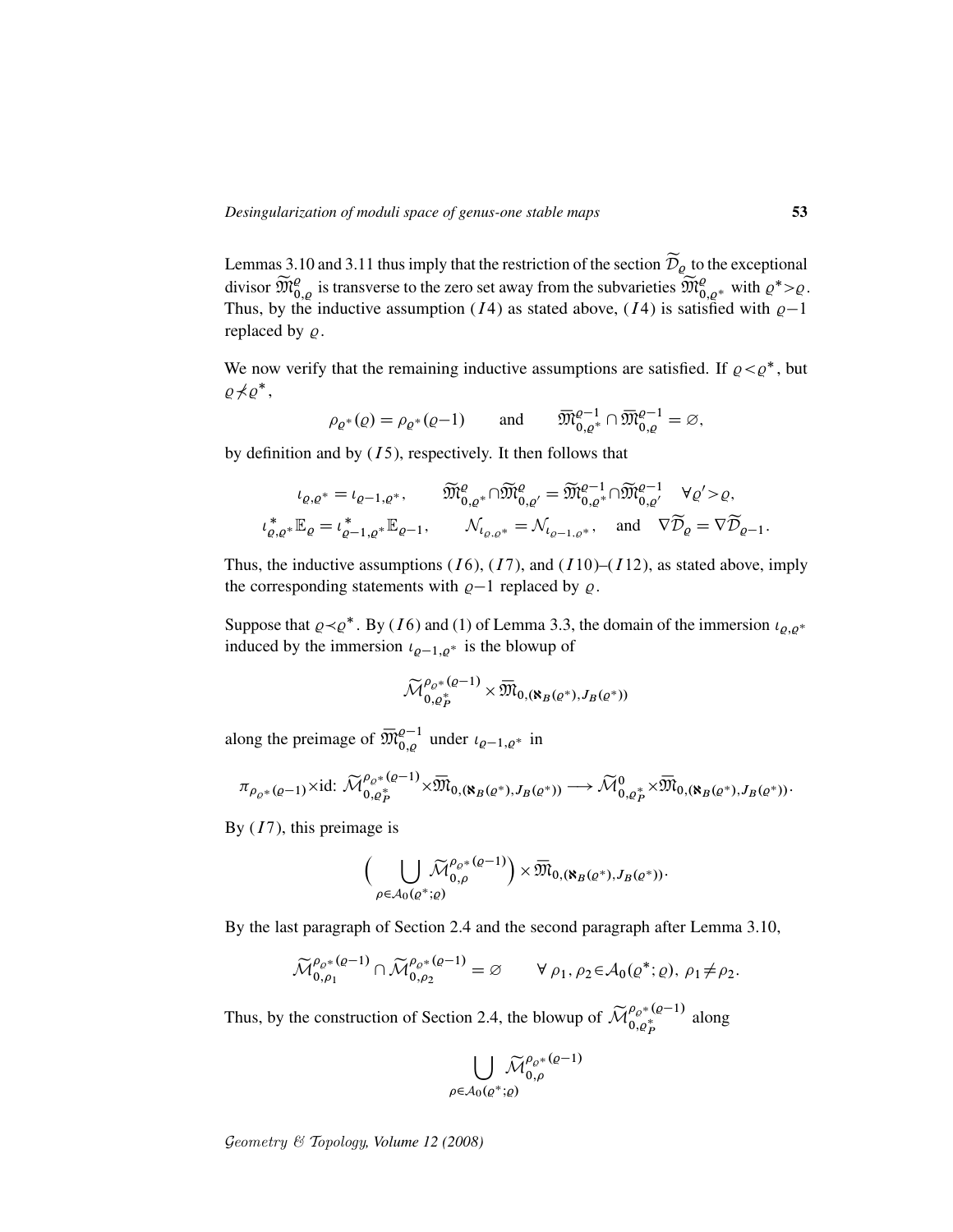Lemmas 3.10 and 3.11 thus imply that the restriction of the section $\widetilde{\mathcal{D}}_\varrho$ to the exceptional divisor $\widetilde{\mathfrak{M}}^{\varrho}_{0,\varrho}$ is transverse to the zero set away from the subvarieties $\widetilde{\mathfrak{M}}^{\varrho}_{0,\varrho^*}$ with $\varrho^*>\varrho$. Thus, by the inductive assumption $(I4)$ as stated above, $(I4)$ is satisfied with $\varrho-1$ replaced by $\varrho$.

We now verify that the remaining inductive assumptions are satisfied. If $\varrho<\varrho^*$, but $\varrho\not\prec\varrho^*$,

$$\rho_{\varrho^*}(\varrho)=\rho_{\varrho^*}(\varrho-1) \qquad \text{and} \qquad \overline{\mathfrak{M}}^{\varrho-1}_{0,\varrho^*}\cap\overline{\mathfrak{M}}^{\varrho-1}_{0,\varrho}=\varnothing,$$

by definition and by $(I5)$, respectively. It then follows that

$$\iota_{\varrho,\varrho^*}=\iota_{\varrho-1,\varrho^*}, \qquad \widetilde{\mathfrak{M}}^{\varrho}_{0,\varrho^*}\cap\widetilde{\mathfrak{M}}^{\varrho}_{0,\varrho'}=\widetilde{\mathfrak{M}}^{\varrho-1}_{0,\varrho^*}\cap\widetilde{\mathfrak{M}}^{\varrho-1}_{0,\varrho'} \quad \forall\varrho'>\varrho,$$
$$\iota^*_{\varrho,\varrho^*}\mathbb{E}_\varrho=\iota^*_{\varrho-1,\varrho^*}\mathbb{E}_{\varrho-1}, \qquad \mathcal{N}_{\iota_{\varrho,\varrho^*}}=\mathcal{N}_{\iota_{\varrho-1,\varrho^*}}, \quad \text{and} \quad \nabla\widetilde{\mathcal{D}}_\varrho=\nabla\widetilde{\mathcal{D}}_{\varrho-1}.$$

Thus, the inductive assumptions $(I6)$, $(I7)$, and $(I10)$–$(I12)$, as stated above, imply the corresponding statements with $\varrho-1$ replaced by $\varrho$.

Suppose that $\varrho\prec\varrho^*$. By $(I6)$ and (1) of Lemma 3.3, the domain of the immersion $\iota_{\varrho,\varrho^*}$ induced by the immersion $\iota_{\varrho-1,\varrho^*}$ is the blowup of

$$\widetilde{\mathcal{M}}^{\rho_{\varrho^*}(\varrho-1)}_{0,\varrho^*_P}\times\overline{\mathfrak{M}}_{0,(\aleph_B(\varrho^*),J_B(\varrho^*))}$$

along the preimage of $\overline{\mathfrak{M}}^{\varrho-1}_{0,\varrho}$ under $\iota_{\varrho-1,\varrho^*}$ in

$$\pi_{\rho_{\varrho^*}(\varrho-1)}\times\mathrm{id}\colon \widetilde{\mathcal{M}}^{\rho_{\varrho^*}(\varrho-1)}_{0,\varrho^*_P}\times\overline{\mathfrak{M}}_{0,(\aleph_B(\varrho^*),J_B(\varrho^*))}\longrightarrow\widetilde{\mathcal{M}}^{0}_{0,\varrho^*_P}\times\overline{\mathfrak{M}}_{0,(\aleph_B(\varrho^*),J_B(\varrho^*))}.$$

By $(I7)$, this preimage is

$$\Big(\bigcup_{\rho\in\mathcal{A}_0(\varrho^*;\varrho)}\widetilde{\mathcal{M}}^{\rho_{\varrho^*}(\varrho-1)}_{0,\rho}\Big)\times\overline{\mathfrak{M}}_{0,(\aleph_B(\varrho^*),J_B(\varrho^*))}.$$

By the last paragraph of Section 2.4 and the second paragraph after Lemma 3.10,

$$\widetilde{\mathcal{M}}^{\rho_{\varrho^*}(\varrho-1)}_{0,\rho_1}\cap\widetilde{\mathcal{M}}^{\rho_{\varrho^*}(\varrho-1)}_{0,\rho_2}=\varnothing \qquad \forall\,\rho_1,\rho_2\in\mathcal{A}_0(\varrho^*;\varrho),\ \rho_1\neq\rho_2.$$

Thus, by the construction of Section 2.4, the blowup of $\widetilde{\mathcal{M}}^{\rho_{\varrho^*}(\varrho-1)}_{0,\varrho^*_P}$ along

$$\bigcup_{\rho\in\mathcal{A}_0(\varrho^*;\varrho)}\widetilde{\mathcal{M}}^{\rho_{\varrho^*}(\varrho-1)}_{0,\rho}$$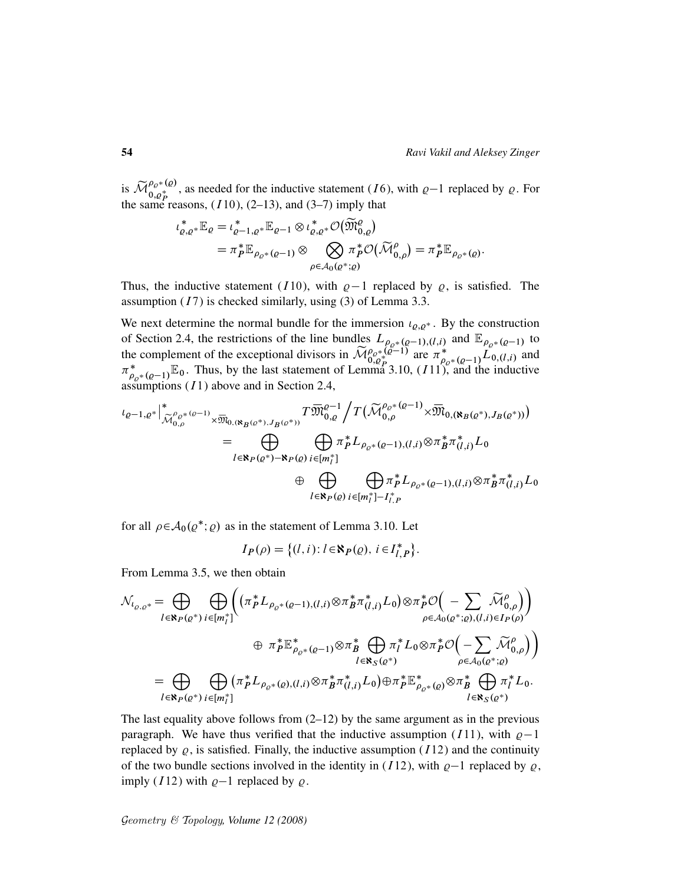is $\widetilde{\mathcal{M}}^{\rho_{\varrho^*}(\varrho)}_{0,\varrho^*_P}$, as needed for the inductive statement $(I6)$, with $\varrho-1$ replaced by $\varrho$. For the same reasons, $(I10)$, (2–13), and (3–7) imply that

$$
\begin{aligned}
\iota^*_{\varrho,\varrho^*}\mathbb{E}_\varrho &= \iota^*_{\varrho-1,\varrho^*}\mathbb{E}_{\varrho-1}\otimes \iota^*_{\varrho,\varrho^*}\mathcal{O}\big(\widetilde{\mathfrak{M}}^{\varrho}_{0,\varrho}\big)\\
&= \pi_P^*\mathbb{E}_{\rho_{\varrho^*}(\varrho-1)}\otimes \bigotimes_{\rho\in\mathcal{A}_0(\varrho^*;\varrho)}\pi_P^*\mathcal{O}\big(\widetilde{\mathcal{M}}^{\rho}_{0,\rho}\big) = \pi_P^*\mathbb{E}_{\rho_{\varrho^*}(\varrho)}.
\end{aligned}
$$

Thus, the inductive statement $(I10)$, with $\varrho-1$ replaced by $\varrho$, is satisfied. The assumption $(I7)$ is checked similarly, using (3) of Lemma 3.3.

We next determine the normal bundle for the immersion $\iota_{\varrho,\varrho^*}$. By the construction of Section 2.4, the restrictions of the line bundles $L_{\rho_{\varrho^*}(\varrho-1),(l,i)}$ and $\mathbb{E}_{\rho_{\varrho^*}(\varrho-1)}$ to the complement of the exceptional divisors in $\widetilde{\mathcal{M}}^{\rho_{\varrho^*}(\varrho-1)}_{0,\varrho^*_P}$ are $\pi^*_{\rho_{\varrho^*}(\varrho-1)}L_{0,(l,i)}$ and $\pi^*_{\rho_{\varrho^*}(\varrho-1)}\mathbb{E}_0$. Thus, by the last statement of Lemma 3.10, $(I11)$, and the inductive assumptions $(I1)$ above and in Section 2.4,

$$
\begin{aligned}
\iota_{\varrho-1,\varrho^*}\Big|^*_{\widetilde{\mathcal{M}}^{\rho_{\varrho^*}(\varrho-1)}_{0,\rho}\times\overline{\mathfrak{M}}_{0,(\aleph_B(\varrho^*),J_B(\varrho^*))}} &T\widetilde{\mathfrak{M}}^{\varrho-1}_{0,\varrho}\Big/T\big(\widetilde{\mathcal{M}}^{\rho_{\varrho^*}(\varrho-1)}_{0,\rho}\times\overline{\mathfrak{M}}_{0,(\aleph_B(\varrho^*),J_B(\varrho^*))}\big)\\
&= \bigoplus_{l\in\aleph_P(\varrho^*)-\aleph_P(\varrho)}\ \bigoplus_{i\in[m_l^*]}\pi_P^*L_{\rho_{\varrho^*}(\varrho-1),(l,i)}\otimes\pi_B^*\pi^*_{(l,i)}L_0\\
&\qquad\oplus \bigoplus_{l\in\aleph_P(\varrho)}\ \bigoplus_{i\in[m_l^*]-I^*_{l,P}}\pi_P^*L_{\rho_{\varrho^*}(\varrho-1),(l,i)}\otimes\pi_B^*\pi^*_{(l,i)}L_0
\end{aligned}
$$

for all $\rho\in\mathcal{A}_0(\varrho^*;\varrho)$ as in the statement of Lemma 3.10. Let

$$
I_P(\rho)=\big\{(l,i)\colon l\in\aleph_P(\varrho),\ i\in I^*_{l,P}\big\}.
$$

From Lemma 3.5, we then obtain

$$
\begin{aligned}
\mathcal{N}_{\iota_{\varrho,\varrho^*}} &= \bigoplus_{l\in\aleph_P(\varrho^*)}\ \bigoplus_{i\in[m_l^*]}\bigg(\big(\pi_P^*L_{\rho_{\varrho^*}(\varrho-1),(l,i)}\otimes\pi_B^*\pi^*_{(l,i)}L_0\big)\otimes\pi_P^*\mathcal{O}\Big(-\sum_{\rho\in\mathcal{A}_0(\varrho^*;\varrho),(l,i)\in I_P(\rho)}\widetilde{\mathcal{M}}^{\rho}_{0,\rho}\Big)\bigg)\\
&\qquad\oplus\ \pi_P^*\mathbb{E}^*_{\rho_{\varrho^*}(\varrho-1)}\otimes\pi_B^*\bigoplus_{l\in\aleph_S(\varrho^*)}\pi_l^*L_0\otimes\pi_P^*\mathcal{O}\Big(-\sum_{\rho\in\mathcal{A}_0(\varrho^*;\varrho)}\widetilde{\mathcal{M}}^{\rho}_{0,\rho}\Big)\bigg)\\
&= \bigoplus_{l\in\aleph_P(\varrho^*)}\ \bigoplus_{i\in[m_l^*]}\big(\pi_P^*L_{\rho_{\varrho^*}(\varrho),(l,i)}\otimes\pi_B^*\pi^*_{(l,i)}L_0\big)\oplus\pi_P^*\mathbb{E}^*_{\rho_{\varrho^*}(\varrho)}\otimes\pi_B^*\bigoplus_{l\in\aleph_S(\varrho^*)}\pi_l^*L_0.
\end{aligned}
$$

The last equality above follows from (2–12) by the same argument as in the previous paragraph. We have thus verified that the inductive assumption $(I11)$, with $\varrho-1$ replaced by $\varrho$, is satisfied. Finally, the inductive assumption $(I12)$ and the continuity of the two bundle sections involved in the identity in $(I12)$, with $\varrho-1$ replaced by $\varrho$, imply $(I12)$ with $\varrho-1$ replaced by $\varrho$.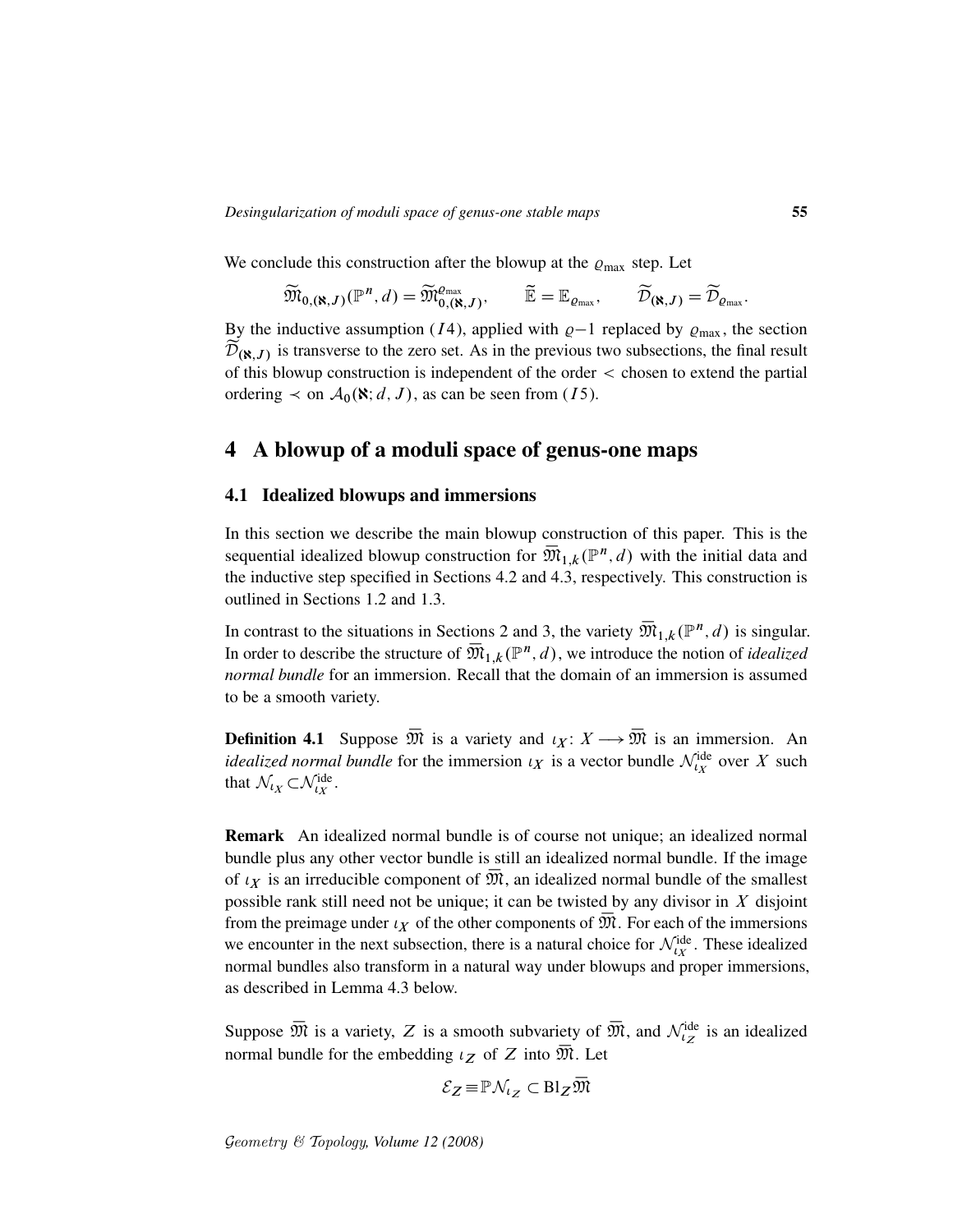We conclude this construction after the blowup at the $\varrho_{\max}$ step. Let

$$\widetilde{\mathfrak{M}}_{0,(\aleph,J)}(\mathbb{P}^n,d)=\widetilde{\mathfrak{M}}^{\varrho_{\max}}_{0,(\aleph,J)}, \qquad \widetilde{\mathbb{E}}=\mathbb{E}_{\varrho_{\max}}, \qquad \widetilde{\mathcal{D}}_{(\aleph,J)}=\widetilde{\mathcal{D}}_{\varrho_{\max}}.$$

By the inductive assumption $(I4)$, applied with $\varrho-1$ replaced by $\varrho_{\max}$, the section $\widetilde{\mathcal{D}}_{(\aleph,J)}$ is transverse to the zero set. As in the previous two subsections, the final result of this blowup construction is independent of the order $<$ chosen to extend the partial ordering $\prec$ on $\mathcal{A}_0(\aleph;d,J)$, as can be seen from $(I5)$.

# 4 A blowup of a moduli space of genus-one maps

## 4.1 Idealized blowups and immersions

In this section we describe the main blowup construction of this paper. This is the sequential idealized blowup construction for $\overline{\mathfrak{M}}_{1,k}(\mathbb{P}^n,d)$ with the initial data and the inductive step specified in Sections 4.2 and 4.3, respectively. This construction is outlined in Sections 1.2 and 1.3.

In contrast to the situations in Sections 2 and 3, the variety $\overline{\mathfrak{M}}_{1,k}(\mathbb{P}^n,d)$ is singular. In order to describe the structure of $\overline{\mathfrak{M}}_{1,k}(\mathbb{P}^n,d)$, we introduce the notion of *idealized normal bundle* for an immersion. Recall that the domain of an immersion is assumed to be a smooth variety.

**Definition 4.1** Suppose $\overline{\mathfrak{M}}$ is a variety and $\iota_X\colon X\longrightarrow\overline{\mathfrak{M}}$ is an immersion. An *idealized normal bundle* for the immersion $\iota_X$ is a vector bundle $\mathcal{N}^{\mathrm{ide}}_{\iota_X}$ over $X$ such that $\mathcal{N}_{\iota_X}\subset\mathcal{N}^{\mathrm{ide}}_{\iota_X}$.

**Remark** An idealized normal bundle is of course not unique; an idealized normal bundle plus any other vector bundle is still an idealized normal bundle. If the image of $\iota_X$ is an irreducible component of $\overline{\mathfrak{M}}$, an idealized normal bundle of the smallest possible rank still need not be unique; it can be twisted by any divisor in $X$ disjoint from the preimage under $\iota_X$ of the other components of $\overline{\mathfrak{M}}$. For each of the immersions we encounter in the next subsection, there is a natural choice for $\mathcal{N}^{\mathrm{ide}}_{\iota_X}$. These idealized normal bundles also transform in a natural way under blowups and proper immersions, as described in Lemma 4.3 below.

Suppose $\overline{\mathfrak{M}}$ is a variety, $Z$ is a smooth subvariety of $\overline{\mathfrak{M}}$, and $\mathcal{N}^{\mathrm{ide}}_{\iota_Z}$ is an idealized normal bundle for the embedding $\iota_Z$ of $Z$ into $\overline{\mathfrak{M}}$. Let

$$\mathcal{E}_Z\equiv\mathbb{P}\mathcal{N}_{\iota_Z}\subset\mathrm{Bl}_Z\overline{\mathfrak{M}}$$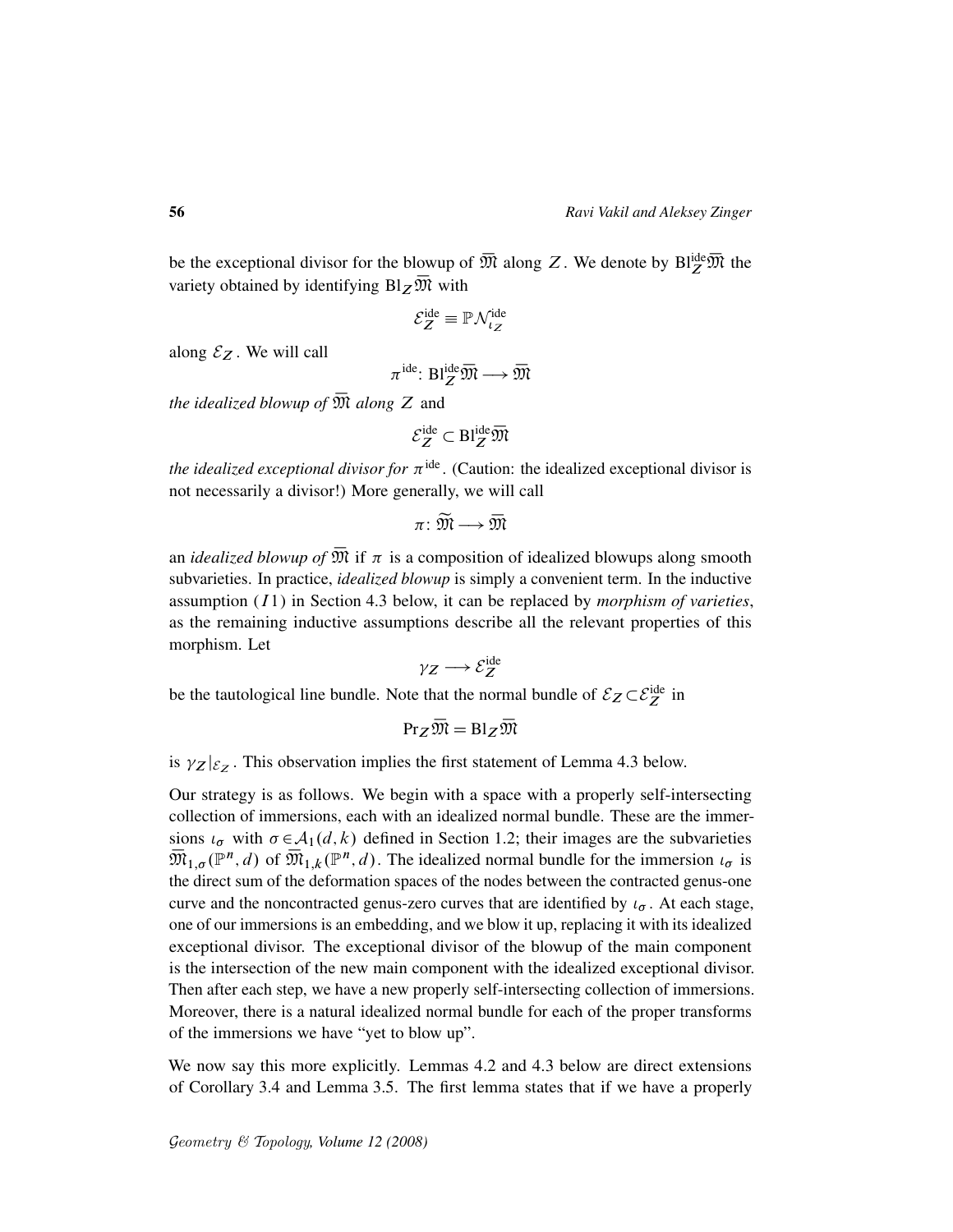be the exceptional divisor for the blowup of $\overline{\mathfrak{M}}$ along $Z$. We denote by $\mathrm{Bl}_Z^{\mathrm{ide}}\overline{\mathfrak{M}}$ the variety obtained by identifying $\mathrm{Bl}_Z\overline{\mathfrak{M}}$ with

$$\mathcal{E}_Z^{\mathrm{ide}} \equiv \mathbb{P}\mathcal{N}_{\iota_Z}^{\mathrm{ide}}$$

along $\mathcal{E}_Z$. We will call

$$\pi^{\mathrm{ide}}\colon \mathrm{Bl}_Z^{\mathrm{ide}}\overline{\mathfrak{M}} \longrightarrow \overline{\mathfrak{M}}$$

*the idealized blowup of* $\overline{\mathfrak{M}}$ *along* $Z$ and

$$\mathcal{E}_Z^{\mathrm{ide}} \subset \mathrm{Bl}_Z^{\mathrm{ide}}\overline{\mathfrak{M}}$$

*the idealized exceptional divisor for* $\pi^{\mathrm{ide}}$. (Caution: the idealized exceptional divisor is not necessarily a divisor!) More generally, we will call

$$\pi\colon \widetilde{\mathfrak{M}} \longrightarrow \overline{\mathfrak{M}}$$

an *idealized blowup of* $\overline{\mathfrak{M}}$ if $\pi$ is a composition of idealized blowups along smooth subvarieties. In practice, *idealized blowup* is simply a convenient term. In the inductive assumption $(I1)$ in Section 4.3 below, it can be replaced by *morphism of varieties*, as the remaining inductive assumptions describe all the relevant properties of this morphism. Let

$$\gamma_Z \longrightarrow \mathcal{E}_Z^{\mathrm{ide}}$$

be the tautological line bundle. Note that the normal bundle of $\mathcal{E}_Z \subset \mathcal{E}_Z^{\mathrm{ide}}$ in

$$\mathrm{Pr}_Z\overline{\mathfrak{M}} = \mathrm{Bl}_Z\overline{\mathfrak{M}}$$

is $\gamma_Z|_{\mathcal{E}_Z}$. This observation implies the first statement of Lemma 4.3 below.

Our strategy is as follows. We begin with a space with a properly self-intersecting collection of immersions, each with an idealized normal bundle. These are the immersions $\iota_\sigma$ with $\sigma \in \mathcal{A}_1(d,k)$ defined in Section 1.2; their images are the subvarieties $\overline{\mathfrak{M}}_{1,\sigma}(\mathbb{P}^n,d)$ of $\overline{\mathfrak{M}}_{1,k}(\mathbb{P}^n,d)$. The idealized normal bundle for the immersion $\iota_\sigma$ is the direct sum of the deformation spaces of the nodes between the contracted genus-one curve and the noncontracted genus-zero curves that are identified by $\iota_\sigma$. At each stage, one of our immersions is an embedding, and we blow it up, replacing it with its idealized exceptional divisor. The exceptional divisor of the blowup of the main component is the intersection of the new main component with the idealized exceptional divisor. Then after each step, we have a new properly self-intersecting collection of immersions. Moreover, there is a natural idealized normal bundle for each of the proper transforms of the immersions we have "yet to blow up".

We now say this more explicitly. Lemmas 4.2 and 4.3 below are direct extensions of Corollary 3.4 and Lemma 3.5. The first lemma states that if we have a properly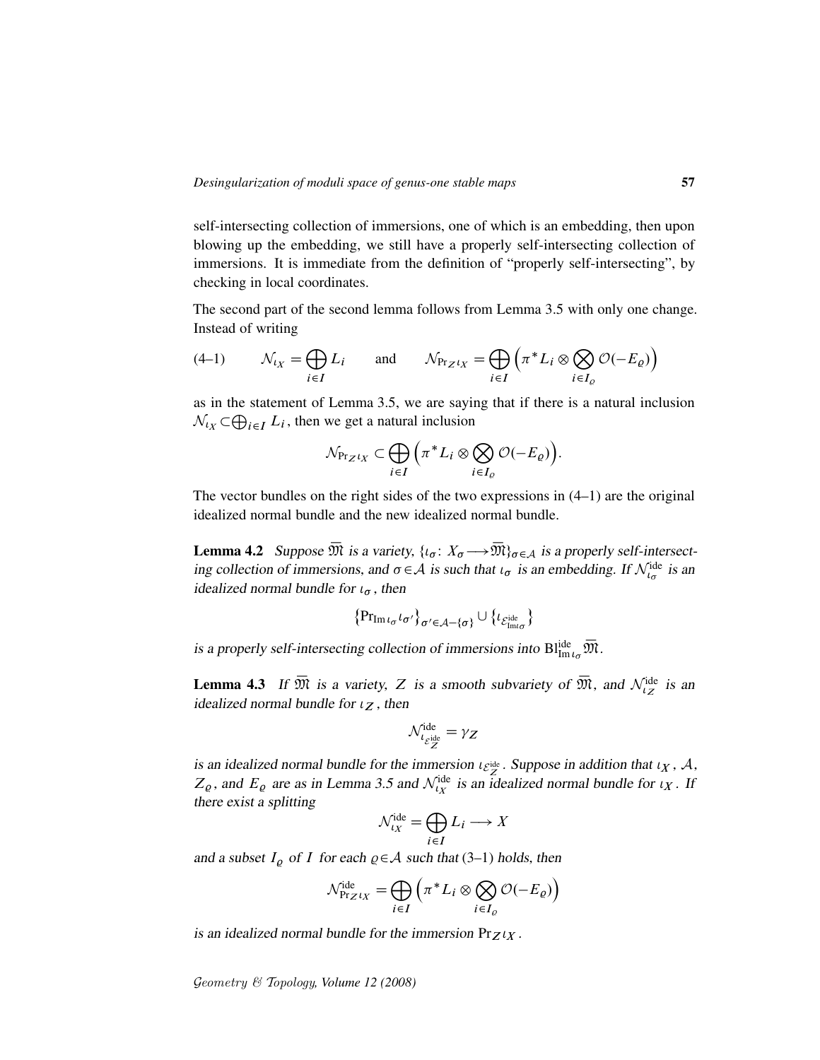self-intersecting collection of immersions, one of which is an embedding, then upon blowing up the embedding, we still have a properly self-intersecting collection of immersions. It is immediate from the definition of "properly self-intersecting", by checking in local coordinates.

The second part of the second lemma follows from Lemma 3.5 with only one change. Instead of writing

$$\mathcal{N}_{\iota_X} = \bigoplus_{i \in I} L_i \qquad \text{and} \qquad \mathcal{N}_{\mathrm{Pr}_Z \iota_X} = \bigoplus_{i \in I} \Big( \pi^* L_i \otimes \bigotimes_{i \in I_\varrho} \mathcal{O}(-E_\varrho) \Big) \tag{4–1}$$

as in the statement of Lemma 3.5, we are saying that if there is a natural inclusion $\mathcal{N}_{\iota_X} \subset \bigoplus_{i \in I} L_i$, then we get a natural inclusion

$$\mathcal{N}_{\mathrm{Pr}_Z \iota_X} \subset \bigoplus_{i \in I} \Big( \pi^* L_i \otimes \bigotimes_{i \in I_\varrho} \mathcal{O}(-E_\varrho) \Big).$$

The vector bundles on the right sides of the two expressions in (4–1) are the original idealized normal bundle and the new idealized normal bundle.

**Lemma 4.2** *Suppose $\overline{\mathfrak{M}}$ is a variety, $\{\iota_\sigma \colon X_\sigma \longrightarrow \overline{\mathfrak{M}}\}_{\sigma \in \mathcal{A}}$ is a properly self-intersecting collection of immersions, and $\sigma \in \mathcal{A}$ is such that $\iota_\sigma$ is an embedding. If $\mathcal{N}^{\mathrm{ide}}_{\iota_\sigma}$ is an idealized normal bundle for $\iota_\sigma$, then*

$$\big\{ \mathrm{Pr}_{\mathrm{Im}\, \iota_\sigma} \iota_{\sigma'} \big\}_{\sigma' \in \mathcal{A} - \{\sigma\}} \cup \big\{ \iota_{\mathcal{E}^{\mathrm{ide}}_{\mathrm{Im} \iota_\sigma}} \big\}$$

*is a properly self-intersecting collection of immersions into $\mathrm{Bl}^{\mathrm{ide}}_{\mathrm{Im}\, \iota_\sigma} \overline{\mathfrak{M}}$.*

**Lemma 4.3** *If $\overline{\mathfrak{M}}$ is a variety, $Z$ is a smooth subvariety of $\overline{\mathfrak{M}}$, and $\mathcal{N}^{\mathrm{ide}}_{\iota_Z}$ is an idealized normal bundle for $\iota_Z$, then*

$$\mathcal{N}^{\mathrm{ide}}_{\iota_{\mathcal{E}^{\mathrm{ide}}_Z}} = \gamma_Z$$

*is an idealized normal bundle for the immersion $\iota_{\mathcal{E}^{\mathrm{ide}}_Z}$. Suppose in addition that $\iota_X$, $\mathcal{A}$, $Z_\varrho$, and $E_\varrho$ are as in Lemma 3.5 and $\mathcal{N}^{\mathrm{ide}}_{\iota_X}$ is an idealized normal bundle for $\iota_X$. If there exist a splitting*

$$\mathcal{N}^{\mathrm{ide}}_{\iota_X} = \bigoplus_{i \in I} L_i \longrightarrow X$$

*and a subset $I_\varrho$ of $I$ for each $\varrho \in \mathcal{A}$ such that (3–1) holds, then*

$$\mathcal{N}^{\mathrm{ide}}_{\mathrm{Pr}_Z \iota_X} = \bigoplus_{i \in I} \Big( \pi^* L_i \otimes \bigotimes_{i \in I_\varrho} \mathcal{O}(-E_\varrho) \Big)$$

*is an idealized normal bundle for the immersion $\mathrm{Pr}_Z \iota_X$.*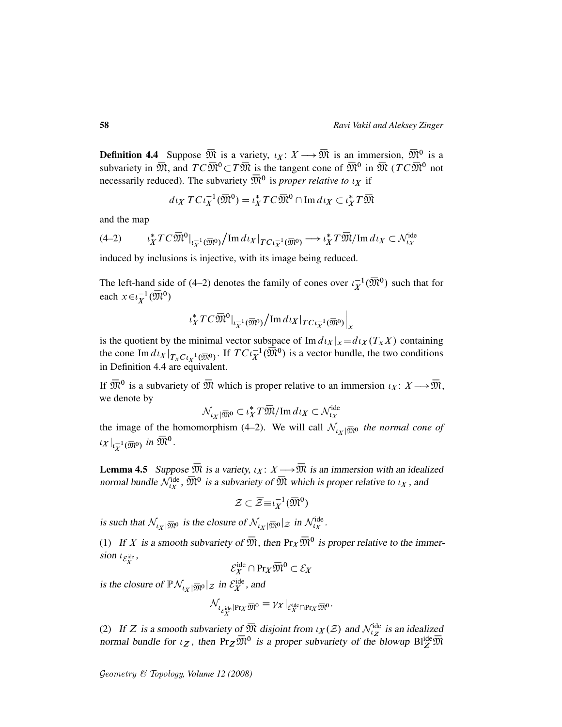**Definition 4.4** Suppose $\overline{\mathfrak{M}}$ is a variety, $\iota_X\colon X \longrightarrow \overline{\mathfrak{M}}$ is an immersion, $\overline{\mathfrak{M}}^0$ is a subvariety in $\overline{\mathfrak{M}}$, and $TC\overline{\mathfrak{M}}^0 \subset T\overline{\mathfrak{M}}$ is the tangent cone of $\overline{\mathfrak{M}}^0$ in $\overline{\mathfrak{M}}$ ($TC\overline{\mathfrak{M}}^0$ not necessarily reduced). The subvariety $\overline{\mathfrak{M}}^0$ is *proper relative to* $\iota_X$ if

$$d\iota_X\, TC\iota_X^{-1}(\overline{\mathfrak{M}}^0) = \iota_X^* TC\overline{\mathfrak{M}}^0 \cap \operatorname{Im} d\iota_X \subset \iota_X^* T\overline{\mathfrak{M}}$$

and the map

$$\iota_X^* TC\overline{\mathfrak{M}}^0|_{\iota_X^{-1}(\overline{\mathfrak{M}}^0)} \big/ \operatorname{Im} d\iota_X|_{TC\iota_X^{-1}(\overline{\mathfrak{M}}^0)} \longrightarrow \iota_X^* T\overline{\mathfrak{M}}/\operatorname{Im} d\iota_X \subset \mathcal{N}_{\iota_X}^{\mathrm{ide}} \tag{4–2}$$

induced by inclusions is injective, with its image being reduced.

The left-hand side of (4–2) denotes the family of cones over $\iota_X^{-1}(\overline{\mathfrak{M}}^0)$ such that for each $x \in \iota_X^{-1}(\overline{\mathfrak{M}}^0)$

$$\iota_X^* TC\overline{\mathfrak{M}}^0|_{\iota_X^{-1}(\overline{\mathfrak{M}}^0)} \big/ \operatorname{Im} d\iota_X|_{TC\iota_X^{-1}(\overline{\mathfrak{M}}^0)}\Big|_x$$

is the quotient by the minimal vector subspace of $\operatorname{Im} d\iota_X|_x = d\iota_X(T_xX)$ containing the cone $\operatorname{Im} d\iota_X|_{T_xC\iota_X^{-1}(\overline{\mathfrak{M}}^0)}$. If $TC\iota_X^{-1}(\overline{\mathfrak{M}}^0)$ is a vector bundle, the two conditions in Definition 4.4 are equivalent.

If $\overline{\mathfrak{M}}^0$ is a subvariety of $\overline{\mathfrak{M}}$ which is proper relative to an immersion $\iota_X\colon X \longrightarrow \overline{\mathfrak{M}}$, we denote by

$$\mathcal{N}_{\iota_X|\overline{\mathfrak{M}}^0} \subset \iota_X^* T\overline{\mathfrak{M}}/\operatorname{Im} d\iota_X \subset \mathcal{N}_{\iota_X}^{\mathrm{ide}}$$

the image of the homomorphism (4–2). We will call $\mathcal{N}_{\iota_X|\overline{\mathfrak{M}}^0}$ *the normal cone of* $\iota_X|_{\iota_X^{-1}(\overline{\mathfrak{M}}^0)}$ *in* $\overline{\mathfrak{M}}^0$.

**Lemma 4.5** *Suppose $\overline{\mathfrak{M}}$ is a variety, $\iota_X\colon X \longrightarrow \overline{\mathfrak{M}}$ is an immersion with an idealized normal bundle $\mathcal{N}_{\iota_X}^{\mathrm{ide}}$, $\overline{\mathfrak{M}}^0$ is a subvariety of $\overline{\mathfrak{M}}$ which is proper relative to $\iota_X$, and*

$$\mathcal{Z} \subset \overline{\mathcal{Z}} \equiv \iota_X^{-1}(\overline{\mathfrak{M}}^0)$$

*is such that $\mathcal{N}_{\iota_X|\overline{\mathfrak{M}}^0}$ is the closure of $\mathcal{N}_{\iota_X|\overline{\mathfrak{M}}^0}|_{\mathcal{Z}}$ in $\mathcal{N}_{\iota_X}^{\mathrm{ide}}$.*

(1) *If $X$ is a smooth subvariety of $\overline{\mathfrak{M}}$, then $\mathrm{Pr}_X\overline{\mathfrak{M}}^0$ is proper relative to the immersion $\iota_{\mathcal{E}_X^{\mathrm{ide}}}$,*

$$\mathcal{E}_X^{\mathrm{ide}} \cap \mathrm{Pr}_X\overline{\mathfrak{M}}^0 \subset \mathcal{E}_X$$

*is the closure of $\mathbb{P}\mathcal{N}_{\iota_X|\overline{\mathfrak{M}}^0}|_{\mathcal{Z}}$ in $\mathcal{E}_X^{\mathrm{ide}}$, and*

$$\mathcal{N}_{\iota_{\mathcal{E}_X^{\mathrm{ide}}}|\mathrm{Pr}_X\overline{\mathfrak{M}}^0} = \gamma_X|_{\mathcal{E}_X^{\mathrm{ide}} \cap \mathrm{Pr}_X\overline{\mathfrak{M}}^0}.$$

(2) *If $Z$ is a smooth subvariety of $\overline{\mathfrak{M}}$ disjoint from $\iota_X(\mathcal{Z})$ and $\mathcal{N}_{\iota_Z}^{\mathrm{ide}}$ is an idealized normal bundle for $\iota_Z$, then $\mathrm{Pr}_Z\overline{\mathfrak{M}}^0$ is a proper subvariety of the blowup $\mathrm{Bl}_Z^{\mathrm{ide}}\overline{\mathfrak{M}}$*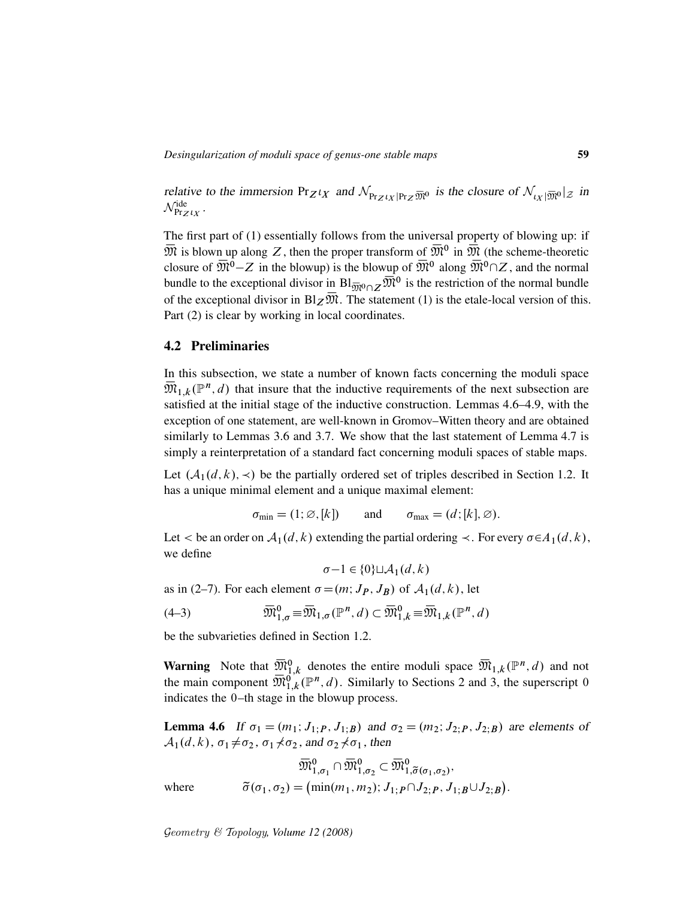*relative to the immersion* $\mathrm{Pr}_Z\iota_X$ *and* $\mathcal{N}_{\mathrm{Pr}_Z\iota_X|\mathrm{Pr}_Z\overline{\mathfrak{M}}^0}$ *is the closure of* $\mathcal{N}_{\iota_X|\overline{\mathfrak{M}}^0}|_{\mathcal{Z}}$ *in* $\mathcal{N}^{\mathrm{ide}}_{\mathrm{Pr}_Z\iota_X}$.

The first part of (1) essentially follows from the universal property of blowing up: if $\overline{\mathfrak{M}}$ is blown up along $Z$, then the proper transform of $\overline{\mathfrak{M}}^0$ in $\widetilde{\mathfrak{M}}$ (the scheme-theoretic closure of $\overline{\mathfrak{M}}^0 - Z$ in the blowup) is the blowup of $\overline{\mathfrak{M}}^0$ along $\overline{\mathfrak{M}}^0 \cap Z$, and the normal bundle to the exceptional divisor in $\mathrm{Bl}_{\overline{\mathfrak{M}}^0\cap Z}\overline{\mathfrak{M}}^0$ is the restriction of the normal bundle of the exceptional divisor in $\mathrm{Bl}_Z\overline{\mathfrak{M}}$. The statement (1) is the etale-local version of this. Part (2) is clear by working in local coordinates.

## 4.2 Preliminaries

In this subsection, we state a number of known facts concerning the moduli space $\overline{\mathfrak{M}}_{1,k}(\mathbb{P}^n,d)$ that insure that the inductive requirements of the next subsection are satisfied at the initial stage of the inductive construction. Lemmas 4.6–4.9, with the exception of one statement, are well-known in Gromov–Witten theory and are obtained similarly to Lemmas 3.6 and 3.7. We show that the last statement of Lemma 4.7 is simply a reinterpretation of a standard fact concerning moduli spaces of stable maps.

Let $(\mathcal{A}_1(d,k),\prec)$ be the partially ordered set of triples described in Section 1.2. It has a unique minimal element and a unique maximal element:

$$\sigma_{\min} = (1;\varnothing,[k]) \qquad \text{and} \qquad \sigma_{\max} = (d;[k],\varnothing).$$

Let $<$ be an order on $\mathcal{A}_1(d,k)$ extending the partial ordering $\prec$. For every $\sigma \in A_1(d,k)$, we define

$$\sigma - 1 \in \{0\} \sqcup \mathcal{A}_1(d,k)$$

as in (2–7). For each element $\sigma = (m;J_P,J_B)$ of $\mathcal{A}_1(d,k)$, let

$$\overline{\mathfrak{M}}^0_{1,\sigma} \equiv \overline{\mathfrak{M}}_{1,\sigma}(\mathbb{P}^n,d) \subset \overline{\mathfrak{M}}^0_{1,k} \equiv \overline{\mathfrak{M}}_{1,k}(\mathbb{P}^n,d) \tag{4–3}$$

be the subvarieties defined in Section 1.2.

**Warning** Note that $\overline{\mathfrak{M}}^0_{1,k}$ denotes the entire moduli space $\overline{\mathfrak{M}}_{1,k}(\mathbb{P}^n,d)$ and not the main component $\overline{\mathfrak{M}}^0_{1,k}(\mathbb{P}^n,d)$. Similarly to Sections 2 and 3, the superscript 0 indicates the 0–th stage in the blowup process.

**Lemma 4.6** *If* $\sigma_1 = (m_1;J_{1;P},J_{1;B})$ *and* $\sigma_2 = (m_2;J_{2;P},J_{2;B})$ *are elements of* $\mathcal{A}_1(d,k)$, $\sigma_1 \neq \sigma_2$, $\sigma_1 \not\prec \sigma_2$, *and* $\sigma_2 \not\prec \sigma_1$, *then*

$$\overline{\mathfrak{M}}^0_{1,\sigma_1} \cap \overline{\mathfrak{M}}^0_{1,\sigma_2} \subset \overline{\mathfrak{M}}^0_{1,\widetilde{\sigma}(\sigma_1,\sigma_2)},$$

*where* $\qquad \widetilde{\sigma}(\sigma_1,\sigma_2) = \big(\min(m_1,m_2);J_{1;P}\cap J_{2;P},J_{1;B}\cup J_{2;B}\big).$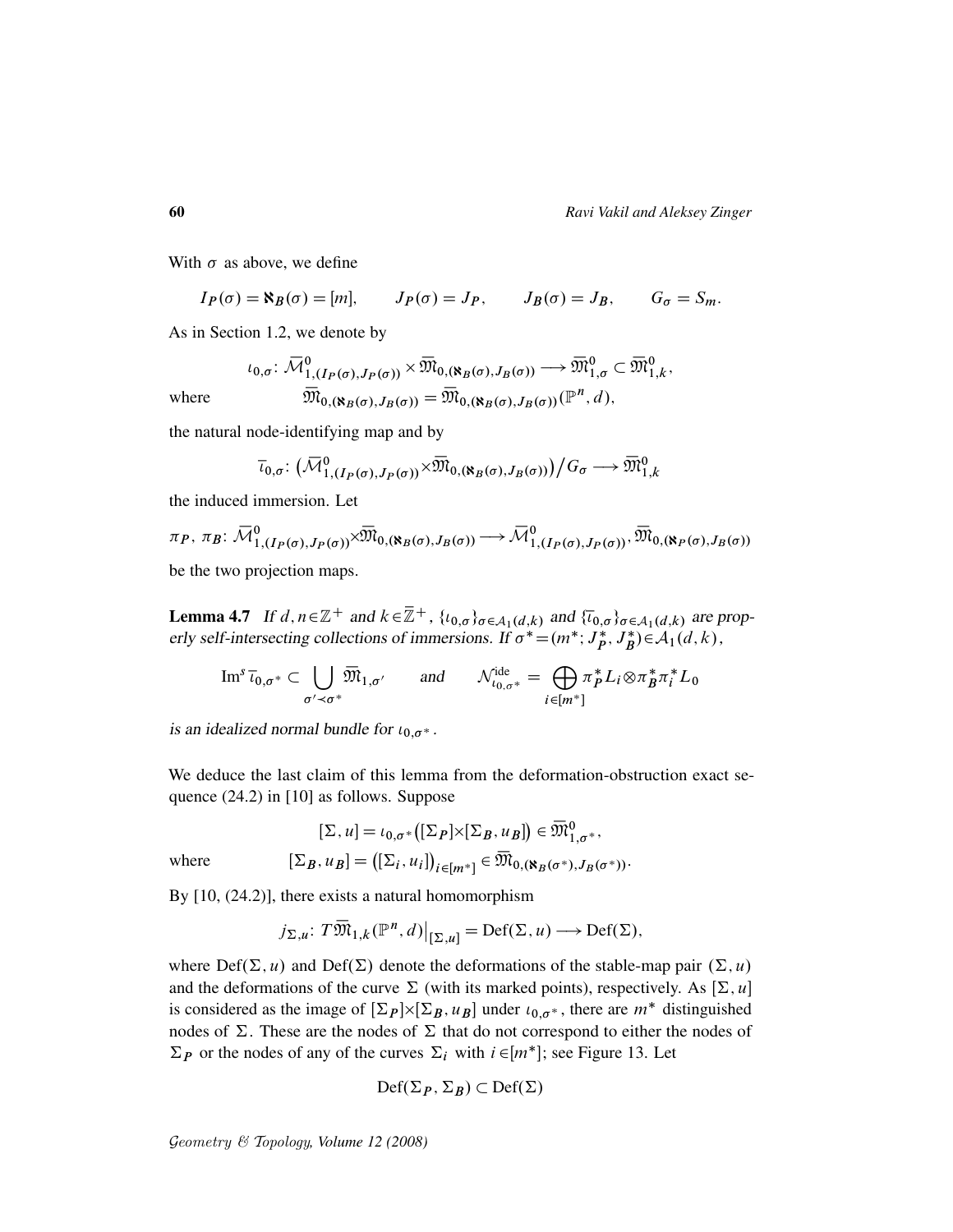With $\sigma$ as above, we define

$$I_P(\sigma)=\aleph_B(\sigma)=[m],\qquad J_P(\sigma)=J_P,\qquad J_B(\sigma)=J_B,\qquad G_\sigma=S_m.$$

As in Section 1.2, we denote by

$$\iota_{0,\sigma}\colon \bar{\mathcal{M}}^0_{1,(I_P(\sigma),J_P(\sigma))}\times\bar{\mathfrak{M}}_{0,(\aleph_B(\sigma),J_B(\sigma))}\longrightarrow \bar{\mathfrak{M}}^0_{1,\sigma}\subset\bar{\mathfrak{M}}^0_{1,k},$$

where $\qquad \bar{\mathfrak{M}}_{0,(\aleph_B(\sigma),J_B(\sigma))}=\bar{\mathfrak{M}}_{0,(\aleph_B(\sigma),J_B(\sigma))}(\mathbb{P}^n,d),$

the natural node-identifying map and by

$$\bar{\iota}_{0,\sigma}\colon \big(\bar{\mathcal{M}}^0_{1,(I_P(\sigma),J_P(\sigma))}\times\bar{\mathfrak{M}}_{0,(\aleph_B(\sigma),J_B(\sigma))}\big)\big/G_\sigma\longrightarrow\bar{\mathfrak{M}}^0_{1,k}$$

the induced immersion. Let

$$\pi_P,\ \pi_B\colon \bar{\mathcal{M}}^0_{1,(I_P(\sigma),J_P(\sigma))}\times\bar{\mathfrak{M}}_{0,(\aleph_B(\sigma),J_B(\sigma))}\longrightarrow\bar{\mathcal{M}}^0_{1,(I_P(\sigma),J_P(\sigma))},\bar{\mathfrak{M}}_{0,(\aleph_P(\sigma),J_B(\sigma))}$$

be the two projection maps.

**Lemma 4.7** *If $d,n\in\mathbb{Z}^+$ and $k\in\bar{\mathbb{Z}}^+$, $\{\iota_{0,\sigma}\}_{\sigma\in\mathcal{A}_1(d,k)}$ and $\{\bar{\iota}_{0,\sigma}\}_{\sigma\in\mathcal{A}_1(d,k)}$ are properly self-intersecting collections of immersions. If $\sigma^*=(m^*;J_P^*,J_B^*)\in\mathcal{A}_1(d,k)$,*

$$\operatorname{Im}^s\bar{\iota}_{0,\sigma^*}\subset\bigcup_{\sigma'\prec\sigma^*}\bar{\mathfrak{M}}_{1,\sigma'}\qquad\text{and}\qquad \mathcal{N}^{\text{ide}}_{\iota_{0,\sigma^*}}=\bigoplus_{i\in[m^*]}\pi_P^*L_i\otimes\pi_B^*\pi_i^*L_0$$

*is an idealized normal bundle for $\iota_{0,\sigma^*}$.*

We deduce the last claim of this lemma from the deformation-obstruction exact sequence (24.2) in [10] as follows. Suppose

$$[\Sigma,u]=\iota_{0,\sigma^*}\big([\Sigma_P]\times[\Sigma_B,u_B]\big)\in\bar{\mathfrak{M}}^0_{1,\sigma^*},$$

where $\qquad [\Sigma_B,u_B]=\big([\Sigma_i,u_i]\big)_{i\in[m^*]}\in\bar{\mathfrak{M}}_{0,(\aleph_B(\sigma^*),J_B(\sigma^*))}.$

By [10, (24.2)], there exists a natural homomorphism

$$j_{\Sigma,u}\colon T\bar{\mathfrak{M}}_{1,k}(\mathbb{P}^n,d)\big|_{[\Sigma,u]}=\operatorname{Def}(\Sigma,u)\longrightarrow\operatorname{Def}(\Sigma),$$

where $\operatorname{Def}(\Sigma,u)$ and $\operatorname{Def}(\Sigma)$ denote the deformations of the stable-map pair $(\Sigma,u)$ and the deformations of the curve $\Sigma$ (with its marked points), respectively. As $[\Sigma,u]$ is considered as the image of $[\Sigma_P]\times[\Sigma_B,u_B]$ under $\iota_{0,\sigma^*}$, there are $m^*$ distinguished nodes of $\Sigma$. These are the nodes of $\Sigma$ that do not correspond to either the nodes of $\Sigma_P$ or the nodes of any of the curves $\Sigma_i$ with $i\in[m^*]$; see Figure 13. Let

$$\operatorname{Def}(\Sigma_P,\Sigma_B)\subset\operatorname{Def}(\Sigma)$$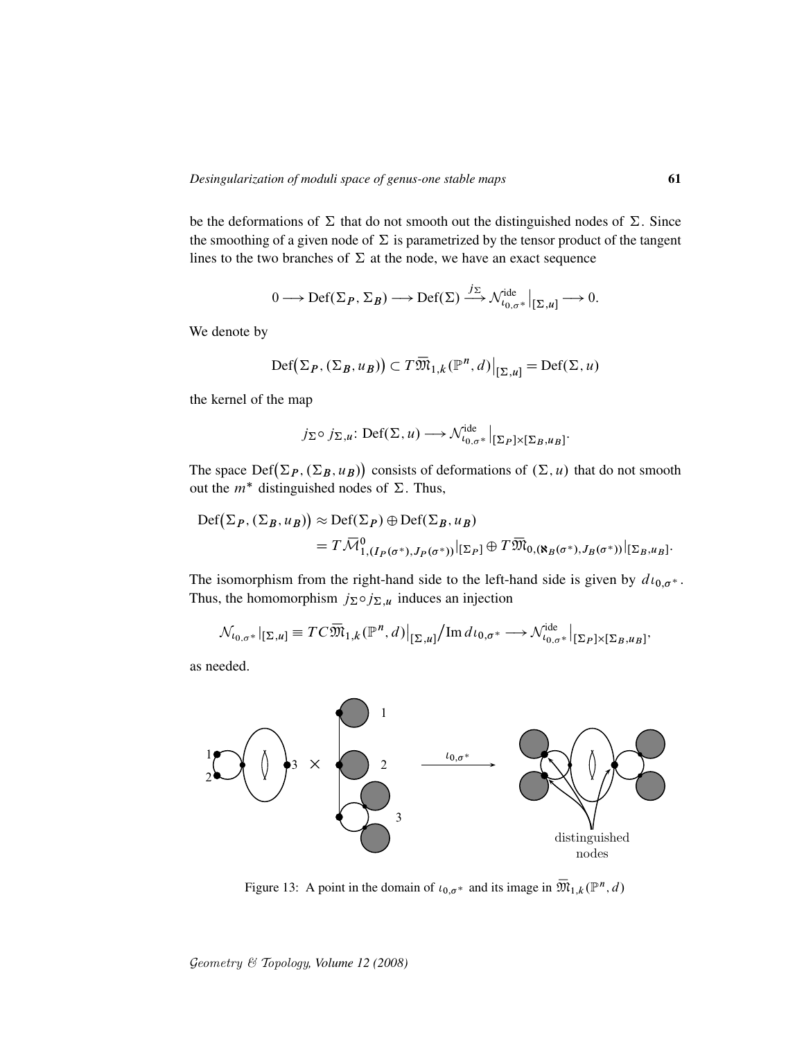be the deformations of $\Sigma$ that do not smooth out the distinguished nodes of $\Sigma$. Since the smoothing of a given node of $\Sigma$ is parametrized by the tensor product of the tangent lines to the two branches of $\Sigma$ at the node, we have an exact sequence

$$0 \longrightarrow \mathrm{Def}(\Sigma_P, \Sigma_B) \longrightarrow \mathrm{Def}(\Sigma) \xrightarrow{j_\Sigma} \mathcal{N}^{\mathrm{ide}}_{\iota_{0,\sigma^*}}\big|_{[\Sigma,u]} \longrightarrow 0.$$

We denote by

$$\mathrm{Def}\big(\Sigma_P, (\Sigma_B, u_B)\big) \subset T\overline{\mathfrak{M}}_{1,k}(\mathbb{P}^n, d)\big|_{[\Sigma,u]} = \mathrm{Def}(\Sigma, u)$$

the kernel of the map

$$j_\Sigma \circ j_{\Sigma,u} \colon \mathrm{Def}(\Sigma, u) \longrightarrow \mathcal{N}^{\mathrm{ide}}_{\iota_{0,\sigma^*}}\big|_{[\Sigma_P]\times[\Sigma_B,u_B]}.$$

The space $\mathrm{Def}\big(\Sigma_P, (\Sigma_B, u_B)\big)$ consists of deformations of $(\Sigma, u)$ that do not smooth out the $m^*$ distinguished nodes of $\Sigma$. Thus,

$$\begin{aligned}\mathrm{Def}\big(\Sigma_P, (\Sigma_B, u_B)\big) &\approx \mathrm{Def}(\Sigma_P) \oplus \mathrm{Def}(\Sigma_B, u_B)\\ &= T\overline{\mathcal{M}}^0_{1,(I_P(\sigma^*),J_P(\sigma^*))}\big|_{[\Sigma_P]} \oplus T\overline{\mathfrak{M}}_{0,(\aleph_B(\sigma^*),J_B(\sigma^*))}\big|_{[\Sigma_B,u_B]}.\end{aligned}$$

The isomorphism from the right-hand side to the left-hand side is given by $d\iota_{0,\sigma^*}$. Thus, the homomorphism $j_\Sigma \circ j_{\Sigma,u}$ induces an injection

$$\mathcal{N}_{\iota_{0,\sigma^*}}\big|_{[\Sigma,u]} \equiv TC\overline{\mathfrak{M}}_{1,k}(\mathbb{P}^n, d)\big|_{[\Sigma,u]}\big/\mathrm{Im}\, d\iota_{0,\sigma^*} \longrightarrow \mathcal{N}^{\mathrm{ide}}_{\iota_{0,\sigma^*}}\big|_{[\Sigma_P]\times[\Sigma_B,u_B]},$$

as needed.

Figure 13: A point in the domain of $\iota_{0,\sigma^*}$ and its image in $\overline{\mathfrak{M}}_{1,k}(\mathbb{P}^n, d)$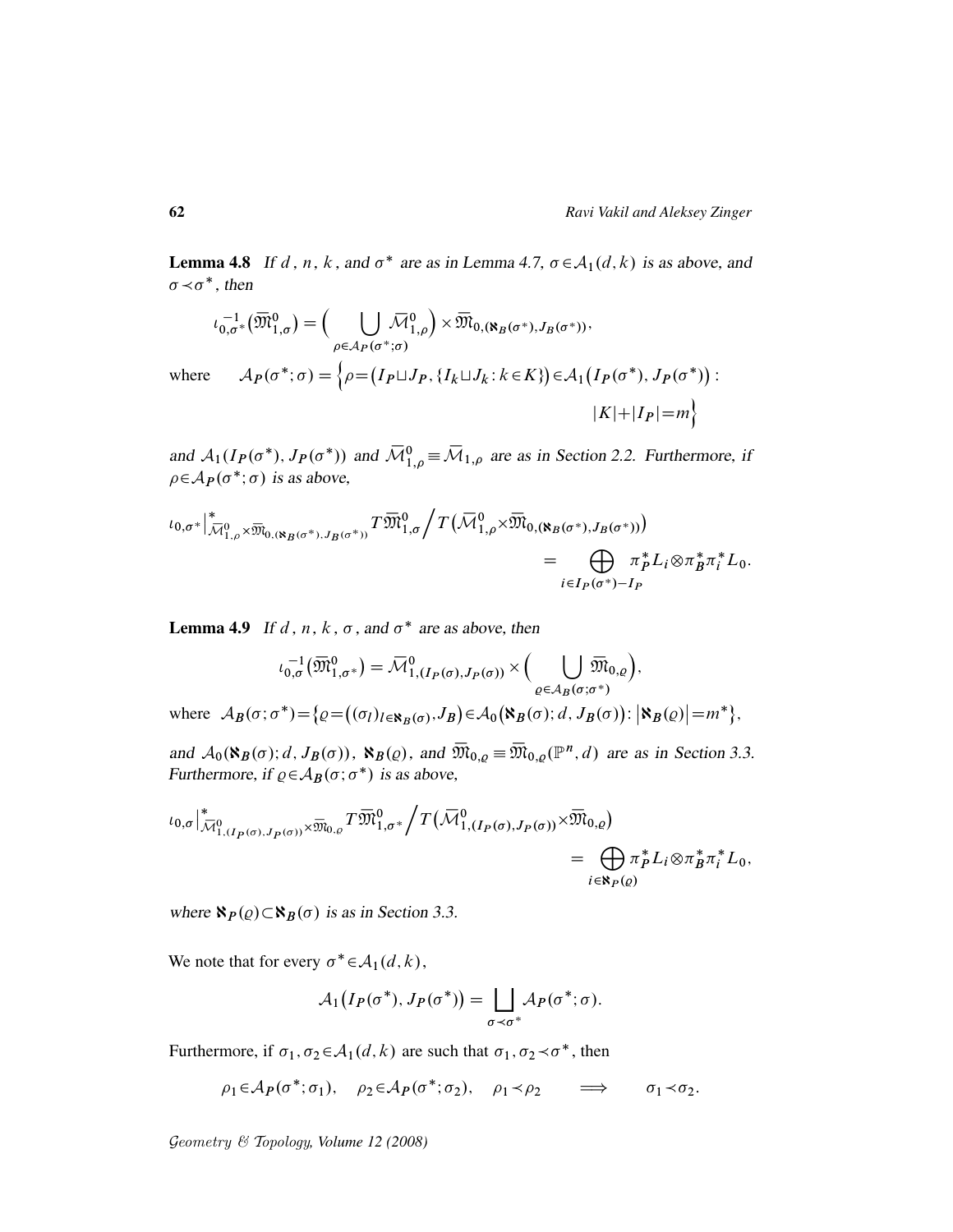**Lemma 4.8** *If $d$, $n$, $k$, and $\sigma^*$ are as in Lemma 4.7, $\sigma\in\mathcal{A}_1(d,k)$ is as above, and $\sigma\prec\sigma^*$, then*

$$\iota_{0,\sigma^*}^{-1}\big(\overline{\mathfrak{M}}_{1,\sigma}^0\big)=\Big(\bigcup_{\rho\in\mathcal{A}_P(\sigma^*;\sigma)}\overline{\mathcal{M}}_{1,\rho}^0\Big)\times\overline{\mathfrak{M}}_{0,(\aleph_B(\sigma^*),J_B(\sigma^*))},$$

where $\quad \mathcal{A}_P(\sigma^*;\sigma)=\Big\{\rho=\big(I_P\sqcup J_P,\{I_k\sqcup J_k\colon k\in K\}\big)\in\mathcal{A}_1\big(I_P(\sigma^*),J_P(\sigma^*)\big)\colon$
$$|K|+|I_P|=m\Big\}$$

*and $\mathcal{A}_1(I_P(\sigma^*),J_P(\sigma^*))$ and $\overline{\mathcal{M}}_{1,\rho}^0\equiv\overline{\mathcal{M}}_{1,\rho}$ are as in Section 2.2. Furthermore, if $\rho\in\mathcal{A}_P(\sigma^*;\sigma)$ is as above,*

$$\iota_{0,\sigma^*}\big|^*_{\overline{\mathcal{M}}_{1,\rho}^0\times\overline{\mathfrak{M}}_{0,(\aleph_B(\sigma^*),J_B(\sigma^*))}}T\overline{\mathfrak{M}}_{1,\sigma}^0\Big/T\big(\overline{\mathcal{M}}_{1,\rho}^0\times\overline{\mathfrak{M}}_{0,(\aleph_B(\sigma^*),J_B(\sigma^*))}\big)$$
$$=\bigoplus_{i\in I_P(\sigma^*)-I_P}\pi_P^*L_i\otimes\pi_B^*\pi_i^*L_0.$$

**Lemma 4.9** *If $d$, $n$, $k$, $\sigma$, and $\sigma^*$ are as above, then*

$$\iota_{0,\sigma}^{-1}\big(\overline{\mathfrak{M}}_{1,\sigma^*}^0\big)=\overline{\mathcal{M}}_{1,(I_P(\sigma),J_P(\sigma))}^0\times\Big(\bigcup_{\varrho\in\mathcal{A}_B(\sigma;\sigma^*)}\overline{\mathfrak{M}}_{0,\varrho}\Big),$$

where $\mathcal{A}_B(\sigma;\sigma^*)=\big\{\varrho=\big((\sigma_l)_{l\in\aleph_B(\sigma)},J_B\big)\in\mathcal{A}_0\big(\aleph_B(\sigma);d,J_B(\sigma)\big)\colon\big|\aleph_B(\varrho)\big|=m^*\big\}$,

*and $\mathcal{A}_0(\aleph_B(\sigma);d,J_B(\sigma))$, $\aleph_B(\varrho)$, and $\overline{\mathfrak{M}}_{0,\varrho}\equiv\overline{\mathfrak{M}}_{0,\varrho}(\mathbb{P}^n,d)$ are as in Section 3.3. Furthermore, if $\varrho\in\mathcal{A}_B(\sigma;\sigma^*)$ is as above,*

$$\iota_{0,\sigma}\big|^*_{\overline{\mathcal{M}}_{1,(I_P(\sigma),J_P(\sigma))}^0\times\overline{\mathfrak{M}}_{0,\varrho}}T\overline{\mathfrak{M}}_{1,\sigma^*}^0\Big/T\big(\overline{\mathcal{M}}_{1,(I_P(\sigma),J_P(\sigma))}^0\times\overline{\mathfrak{M}}_{0,\varrho}\big)$$
$$=\bigoplus_{i\in\aleph_P(\varrho)}\pi_P^*L_i\otimes\pi_B^*\pi_i^*L_0,$$

*where $\aleph_P(\varrho)\subset\aleph_B(\sigma)$ is as in Section 3.3.*

We note that for every $\sigma^*\in\mathcal{A}_1(d,k)$,

$$\mathcal{A}_1\big(I_P(\sigma^*),J_P(\sigma^*)\big)=\bigsqcup_{\sigma\prec\sigma^*}\mathcal{A}_P(\sigma^*;\sigma).$$

Furthermore, if $\sigma_1,\sigma_2\in\mathcal{A}_1(d,k)$ are such that $\sigma_1,\sigma_2\prec\sigma^*$, then

$$\rho_1\in\mathcal{A}_P(\sigma^*;\sigma_1),\quad \rho_2\in\mathcal{A}_P(\sigma^*;\sigma_2),\quad \rho_1\prec\rho_2\qquad\Longrightarrow\qquad\sigma_1\prec\sigma_2.$$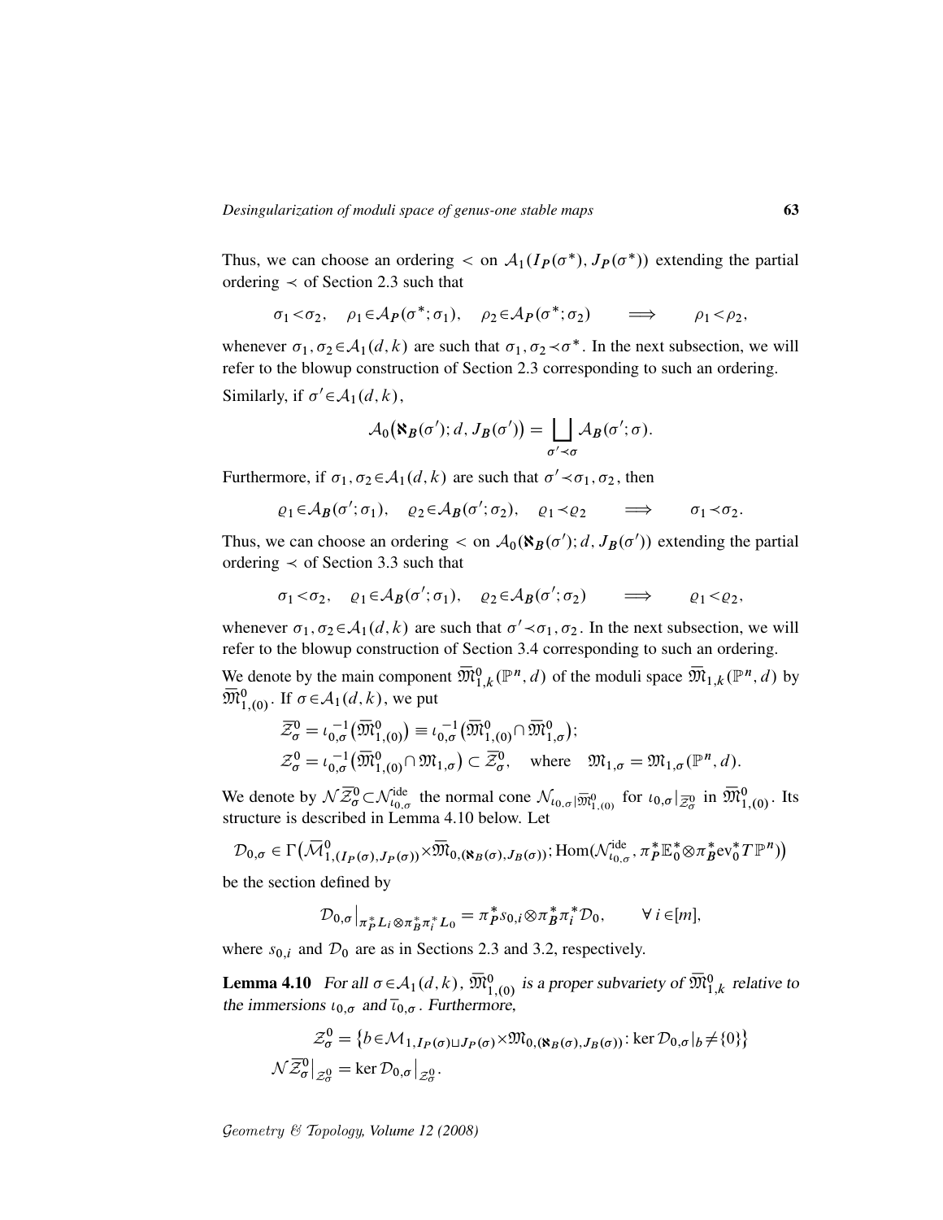Thus, we can choose an ordering $<$ on $\mathcal{A}_1(I_P(\sigma^*), J_P(\sigma^*))$ extending the partial ordering $\prec$ of Section 2.3 such that

$$\sigma_1 < \sigma_2, \quad \rho_1 \in \mathcal{A}_P(\sigma^*; \sigma_1), \quad \rho_2 \in \mathcal{A}_P(\sigma^*; \sigma_2) \qquad \Longrightarrow \qquad \rho_1 < \rho_2,$$

whenever $\sigma_1, \sigma_2 \in \mathcal{A}_1(d,k)$ are such that $\sigma_1, \sigma_2 \prec \sigma^*$. In the next subsection, we will refer to the blowup construction of Section 2.3 corresponding to such an ordering.

Similarly, if $\sigma' \in \mathcal{A}_1(d,k)$,

$$\mathcal{A}_0\big(\aleph_B(\sigma'); d, J_B(\sigma')\big) = \bigsqcup_{\sigma' \prec \sigma} \mathcal{A}_B(\sigma'; \sigma).$$

Furthermore, if $\sigma_1, \sigma_2 \in \mathcal{A}_1(d,k)$ are such that $\sigma' \prec \sigma_1, \sigma_2$, then

$$\varrho_1 \in \mathcal{A}_B(\sigma'; \sigma_1), \quad \varrho_2 \in \mathcal{A}_B(\sigma'; \sigma_2), \quad \varrho_1 \prec \varrho_2 \qquad \Longrightarrow \qquad \sigma_1 \prec \sigma_2.$$

Thus, we can choose an ordering $<$ on $\mathcal{A}_0(\aleph_B(\sigma'); d, J_B(\sigma'))$ extending the partial ordering $\prec$ of Section 3.3 such that

$$\sigma_1 < \sigma_2, \quad \varrho_1 \in \mathcal{A}_B(\sigma'; \sigma_1), \quad \varrho_2 \in \mathcal{A}_B(\sigma'; \sigma_2) \qquad \Longrightarrow \qquad \varrho_1 < \varrho_2,$$

whenever $\sigma_1, \sigma_2 \in \mathcal{A}_1(d,k)$ are such that $\sigma' \prec \sigma_1, \sigma_2$. In the next subsection, we will refer to the blowup construction of Section 3.4 corresponding to such an ordering.

We denote by the main component $\overline{\mathfrak{M}}^0_{1,k}(\mathbb{P}^n, d)$ of the moduli space $\overline{\mathfrak{M}}_{1,k}(\mathbb{P}^n, d)$ by $\overline{\mathfrak{M}}^0_{1,(0)}$. If $\sigma \in \mathcal{A}_1(d,k)$, we put

$$\begin{aligned}
&\overline{\mathcal{Z}}^0_\sigma = \iota_{0,\sigma}^{-1}\big(\overline{\mathfrak{M}}^0_{1,(0)}\big) \equiv \iota_{0,\sigma}^{-1}\big(\overline{\mathfrak{M}}^0_{1,(0)} \cap \overline{\mathfrak{M}}^0_{1,\sigma}\big);\\
&\mathcal{Z}^0_\sigma = \iota_{0,\sigma}^{-1}\big(\overline{\mathfrak{M}}^0_{1,(0)} \cap \mathfrak{M}_{1,\sigma}\big) \subset \overline{\mathcal{Z}}^0_\sigma, \quad \text{where} \quad \mathfrak{M}_{1,\sigma} = \mathfrak{M}_{1,\sigma}(\mathbb{P}^n, d).
\end{aligned}$$

We denote by $\mathcal{N}\overline{\mathcal{Z}}^0_\sigma \subset \mathcal{N}^{\mathrm{ide}}_{\iota_{0,\sigma}}$ the normal cone $\mathcal{N}_{\iota_{0,\sigma}|\overline{\mathfrak{M}}^0_{1,(0)}}$ for $\iota_{0,\sigma}|_{\overline{\mathcal{Z}}^0_\sigma}$ in $\overline{\mathfrak{M}}^0_{1,(0)}$. Its structure is described in Lemma 4.10 below. Let

$$\mathcal{D}_{0,\sigma} \in \Gamma\big(\overline{\mathcal{M}}^0_{1,(I_P(\sigma),J_P(\sigma))} \times \overline{\mathfrak{M}}_{0,(\aleph_B(\sigma),J_B(\sigma))}; \mathrm{Hom}(\mathcal{N}^{\mathrm{ide}}_{\iota_{0,\sigma}}, \pi_P^*\mathbb{E}_0^* \otimes \pi_B^* \mathrm{ev}_0^* T\mathbb{P}^n)\big)$$

be the section defined by

$$\mathcal{D}_{0,\sigma}\big|_{\pi_P^* L_i \otimes \pi_B^* \pi_i^* L_0} = \pi_P^* s_{0,i} \otimes \pi_B^* \pi_i^* \mathcal{D}_0, \qquad \forall\, i \in [m],$$

where $s_{0,i}$ and $\mathcal{D}_0$ are as in Sections 2.3 and 3.2, respectively.

**Lemma 4.10** *For all $\sigma \in \mathcal{A}_1(d,k)$, $\overline{\mathfrak{M}}^0_{1,(0)}$ is a proper subvariety of $\overline{\mathfrak{M}}^0_{1,k}$ relative to the immersions $\iota_{0,\sigma}$ and $\overline{\iota}_{0,\sigma}$. Furthermore,*

$$\begin{aligned}
\mathcal{Z}^0_\sigma &= \big\{b \in \mathcal{M}_{1,I_P(\sigma) \sqcup J_P(\sigma)} \times \mathfrak{M}_{0,(\aleph_B(\sigma),J_B(\sigma))} \colon \ker \mathcal{D}_{0,\sigma}|_b \neq \{0\}\big\}\\
\mathcal{N}\overline{\mathcal{Z}}^0_\sigma\big|_{\mathcal{Z}^0_\sigma} &= \ker \mathcal{D}_{0,\sigma}\big|_{\mathcal{Z}^0_\sigma}.
\end{aligned}$$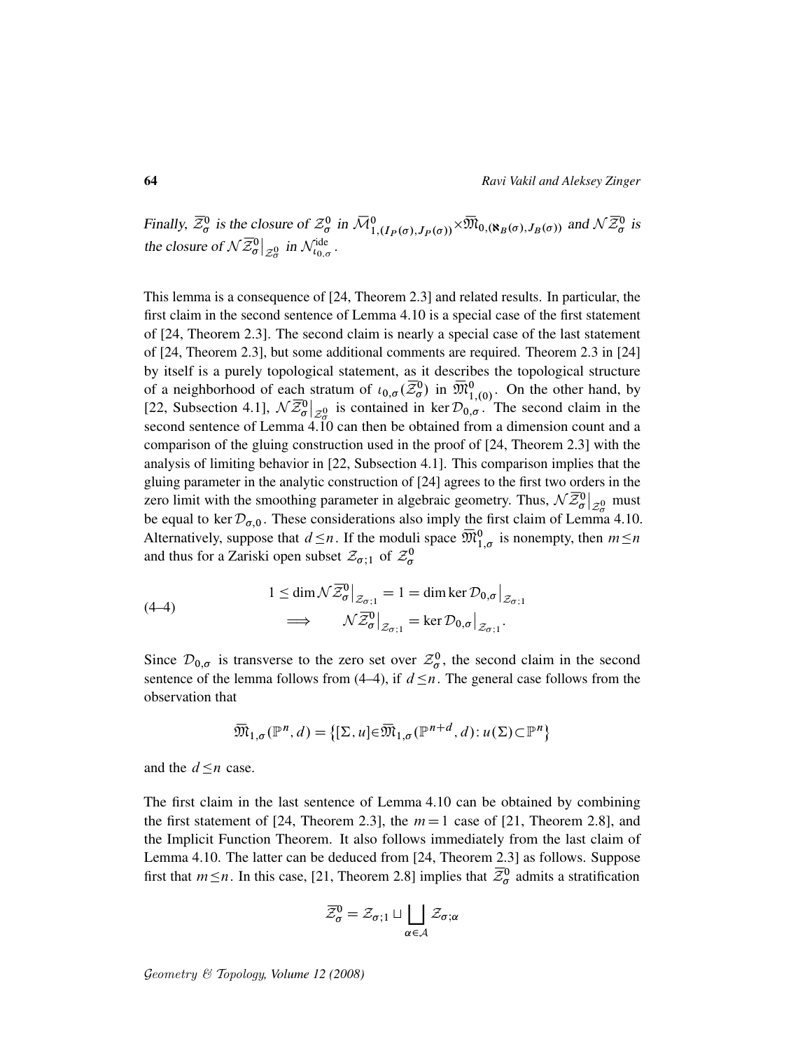*Finally,* $\overline{\mathcal{Z}}^0_\sigma$ *is the closure of* $\mathcal{Z}^0_\sigma$ *in* $\bar{\mathcal{M}}^0_{1,(I_P(\sigma),J_P(\sigma))}\times\overline{\mathfrak{M}}_{0,(\aleph_B(\sigma),J_B(\sigma))}$ *and* $\mathcal{N}\overline{\mathcal{Z}}^0_\sigma$ *is the closure of* $\mathcal{N}\overline{\mathcal{Z}}^0_\sigma\big|_{\mathcal{Z}^0_\sigma}$ *in* $\mathcal{N}^{\text{ide}}_{\iota_{0,\sigma}}$.

This lemma is a consequence of [24, Theorem 2.3] and related results. In particular, the first claim in the second sentence of Lemma 4.10 is a special case of the first statement of [24, Theorem 2.3]. The second claim is nearly a special case of the last statement of [24, Theorem 2.3], but some additional comments are required. Theorem 2.3 in [24] by itself is a purely topological statement, as it describes the topological structure of a neighborhood of each stratum of $\iota_{0,\sigma}(\overline{\mathcal{Z}}^0_\sigma)$ in $\overline{\mathfrak{M}}^0_{1,(0)}$. On the other hand, by [22, Subsection 4.1], $\mathcal{N}\overline{\mathcal{Z}}^0_\sigma\big|_{\mathcal{Z}^0_\sigma}$ is contained in $\ker\mathcal{D}_{0,\sigma}$. The second claim in the second sentence of Lemma 4.10 can then be obtained from a dimension count and a comparison of the gluing construction used in the proof of [24, Theorem 2.3] with the analysis of limiting behavior in [22, Subsection 4.1]. This comparison implies that the gluing parameter in the analytic construction of [24] agrees to the first two orders in the zero limit with the smoothing parameter in algebraic geometry. Thus, $\mathcal{N}\overline{\mathcal{Z}}^0_\sigma\big|_{\mathcal{Z}^0_\sigma}$ must be equal to $\ker\mathcal{D}_{\sigma,0}$. These considerations also imply the first claim of Lemma 4.10. Alternatively, suppose that $d\le n$. If the moduli space $\overline{\mathfrak{M}}^0_{1,\sigma}$ is nonempty, then $m\le n$ and thus for a Zariski open subset $\mathcal{Z}_{\sigma;1}$ of $\mathcal{Z}^0_\sigma$

$$
\begin{aligned}
&1\le\dim\mathcal{N}\overline{\mathcal{Z}}^0_\sigma\big|_{\mathcal{Z}_{\sigma;1}}=1=\dim\ker\mathcal{D}_{0,\sigma}\big|_{\mathcal{Z}_{\sigma;1}}\\
&\qquad\Longrightarrow\qquad \mathcal{N}\overline{\mathcal{Z}}^0_\sigma\big|_{\mathcal{Z}_{\sigma;1}}=\ker\mathcal{D}_{0,\sigma}\big|_{\mathcal{Z}_{\sigma;1}}.
\end{aligned}
\tag{4–4}
$$

Since $\mathcal{D}_{0,\sigma}$ is transverse to the zero set over $\mathcal{Z}^0_\sigma$, the second claim in the second sentence of the lemma follows from (4–4), if $d\le n$. The general case follows from the observation that

$$
\overline{\mathfrak{M}}_{1,\sigma}(\mathbb{P}^n,d)=\big\{[\Sigma,u]\in\overline{\mathfrak{M}}_{1,\sigma}(\mathbb{P}^{n+d},d)\colon u(\Sigma)\subset\mathbb{P}^n\big\}
$$

and the $d\le n$ case.

The first claim in the last sentence of Lemma 4.10 can be obtained by combining the first statement of [24, Theorem 2.3], the $m=1$ case of [21, Theorem 2.8], and the Implicit Function Theorem. It also follows immediately from the last claim of Lemma 4.10. The latter can be deduced from [24, Theorem 2.3] as follows. Suppose first that $m\le n$. In this case, [21, Theorem 2.8] implies that $\overline{\mathcal{Z}}^0_\sigma$ admits a stratification

$$
\overline{\mathcal{Z}}^0_\sigma=\mathcal{Z}_{\sigma;1}\sqcup\bigsqcup_{\alpha\in\mathcal{A}}\mathcal{Z}_{\sigma;\alpha}
$$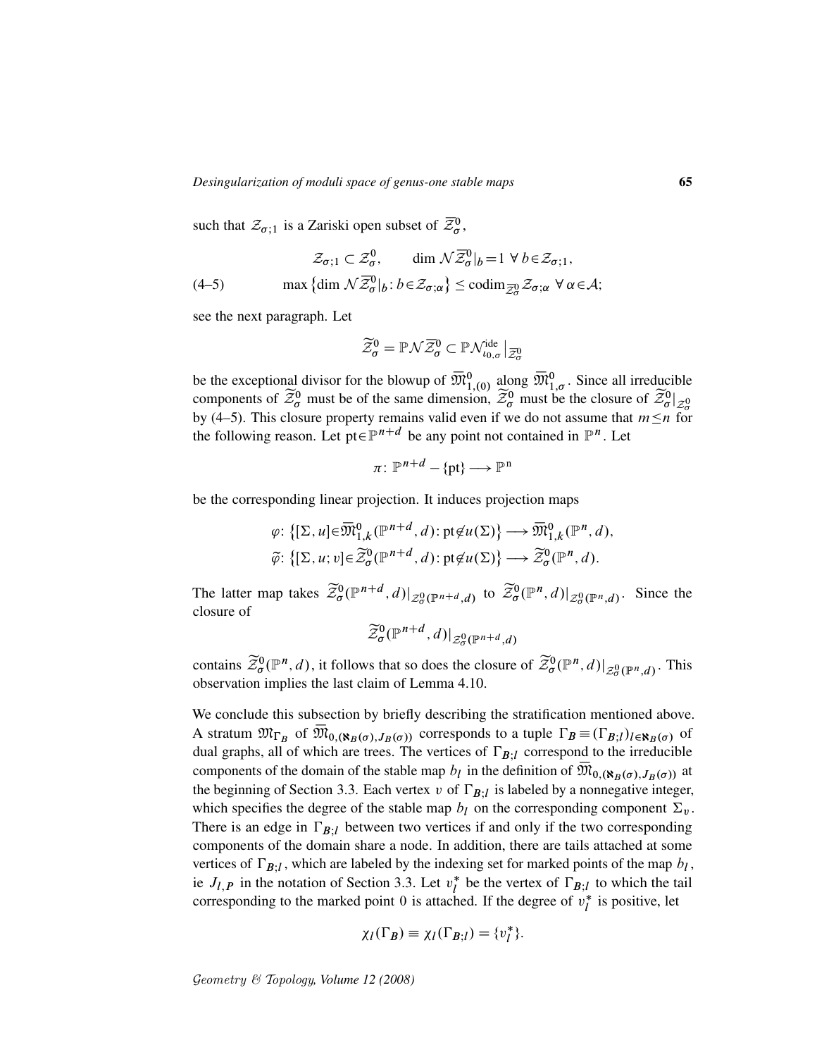such that $\mathcal{Z}_{\sigma;1}$ is a Zariski open subset of $\overline{\mathcal{Z}}^0_\sigma$,

$$\mathcal{Z}_{\sigma;1}\subset\mathcal{Z}^0_\sigma,\qquad \dim\mathcal{N}\overline{\mathcal{Z}}^0_\sigma|_b=1\ \forall\, b\in\mathcal{Z}_{\sigma;1},$$

$$\max\big\{\dim\mathcal{N}\overline{\mathcal{Z}}^0_\sigma|_b\colon b\in\mathcal{Z}_{\sigma;\alpha}\big\}\le\operatorname{codim}_{\overline{\mathcal{Z}}^0_\sigma}\mathcal{Z}_{\sigma;\alpha}\ \forall\,\alpha\in\mathcal{A};\tag{4–5}$$

see the next paragraph. Let

$$\widetilde{\mathcal{Z}}^0_\sigma=\mathbb{P}\mathcal{N}\overline{\mathcal{Z}}^0_\sigma\subset\mathbb{P}\mathcal{N}^{\mathrm{ide}}_{\iota_{0,\sigma}}\big|_{\overline{\mathcal{Z}}^0_\sigma}$$

be the exceptional divisor for the blowup of $\overline{\mathfrak{M}}^0_{1,(0)}$ along $\overline{\mathfrak{M}}^0_{1,\sigma}$. Since all irreducible components of $\widetilde{\mathcal{Z}}^0_\sigma$ must be of the same dimension, $\widetilde{\mathcal{Z}}^0_\sigma$ must be the closure of $\widetilde{\mathcal{Z}}^0_\sigma|_{\mathcal{Z}^0_\sigma}$ by (4–5). This closure property remains valid even if we do not assume that $m\le n$ for the following reason. Let $\mathrm{pt}\in\mathbb{P}^{n+d}$ be any point not contained in $\mathbb{P}^n$. Let

$$\pi\colon\mathbb{P}^{n+d}-\{\mathrm{pt}\}\longrightarrow\mathbb{P}^{\mathrm{n}}$$

be the corresponding linear projection. It induces projection maps

$$\varphi\colon\big\{[\Sigma,u]\in\overline{\mathfrak{M}}^0_{1,k}(\mathbb{P}^{n+d},d)\colon\mathrm{pt}\notin u(\Sigma)\big\}\longrightarrow\overline{\mathfrak{M}}^0_{1,k}(\mathbb{P}^n,d),$$
$$\widetilde{\varphi}\colon\big\{[\Sigma,u;v]\in\widetilde{\mathcal{Z}}^0_\sigma(\mathbb{P}^{n+d},d)\colon\mathrm{pt}\notin u(\Sigma)\big\}\longrightarrow\widetilde{\mathcal{Z}}^0_\sigma(\mathbb{P}^n,d).$$

The latter map takes $\widetilde{\mathcal{Z}}^0_\sigma(\mathbb{P}^{n+d},d)|_{\mathcal{Z}^0_\sigma(\mathbb{P}^{n+d},d)}$ to $\widetilde{\mathcal{Z}}^0_\sigma(\mathbb{P}^n,d)|_{\mathcal{Z}^0_\sigma(\mathbb{P}^n,d)}$. Since the closure of

$$\widetilde{\mathcal{Z}}^0_\sigma(\mathbb{P}^{n+d},d)|_{\mathcal{Z}^0_\sigma(\mathbb{P}^{n+d},d)}$$

contains $\widetilde{\mathcal{Z}}^0_\sigma(\mathbb{P}^n,d)$, it follows that so does the closure of $\widetilde{\mathcal{Z}}^0_\sigma(\mathbb{P}^n,d)|_{\mathcal{Z}^0_\sigma(\mathbb{P}^n,d)}$. This observation implies the last claim of Lemma 4.10.

We conclude this subsection by briefly describing the stratification mentioned above. A stratum $\mathfrak{M}_{\Gamma_B}$ of $\overline{\mathfrak{M}}_{0,(\aleph_B(\sigma),J_B(\sigma))}$ corresponds to a tuple $\Gamma_B\equiv(\Gamma_{B;l})_{l\in\aleph_B(\sigma)}$ of dual graphs, all of which are trees. The vertices of $\Gamma_{B;l}$ correspond to the irreducible components of the domain of the stable map $b_l$ in the definition of $\overline{\mathfrak{M}}_{0,(\aleph_B(\sigma),J_B(\sigma))}$ at the beginning of Section 3.3. Each vertex $v$ of $\Gamma_{B;l}$ is labeled by a nonnegative integer, which specifies the degree of the stable map $b_l$ on the corresponding component $\Sigma_v$. There is an edge in $\Gamma_{B;l}$ between two vertices if and only if the two corresponding components of the domain share a node. In addition, there are tails attached at some vertices of $\Gamma_{B;l}$, which are labeled by the indexing set for marked points of the map $b_l$, ie $J_{l,P}$ in the notation of Section 3.3. Let $v^*_l$ be the vertex of $\Gamma_{B;l}$ to which the tail corresponding to the marked point 0 is attached. If the degree of $v^*_l$ is positive, let

$$\chi_l(\Gamma_B)\equiv\chi_l(\Gamma_{B;l})=\{v^*_l\}.$$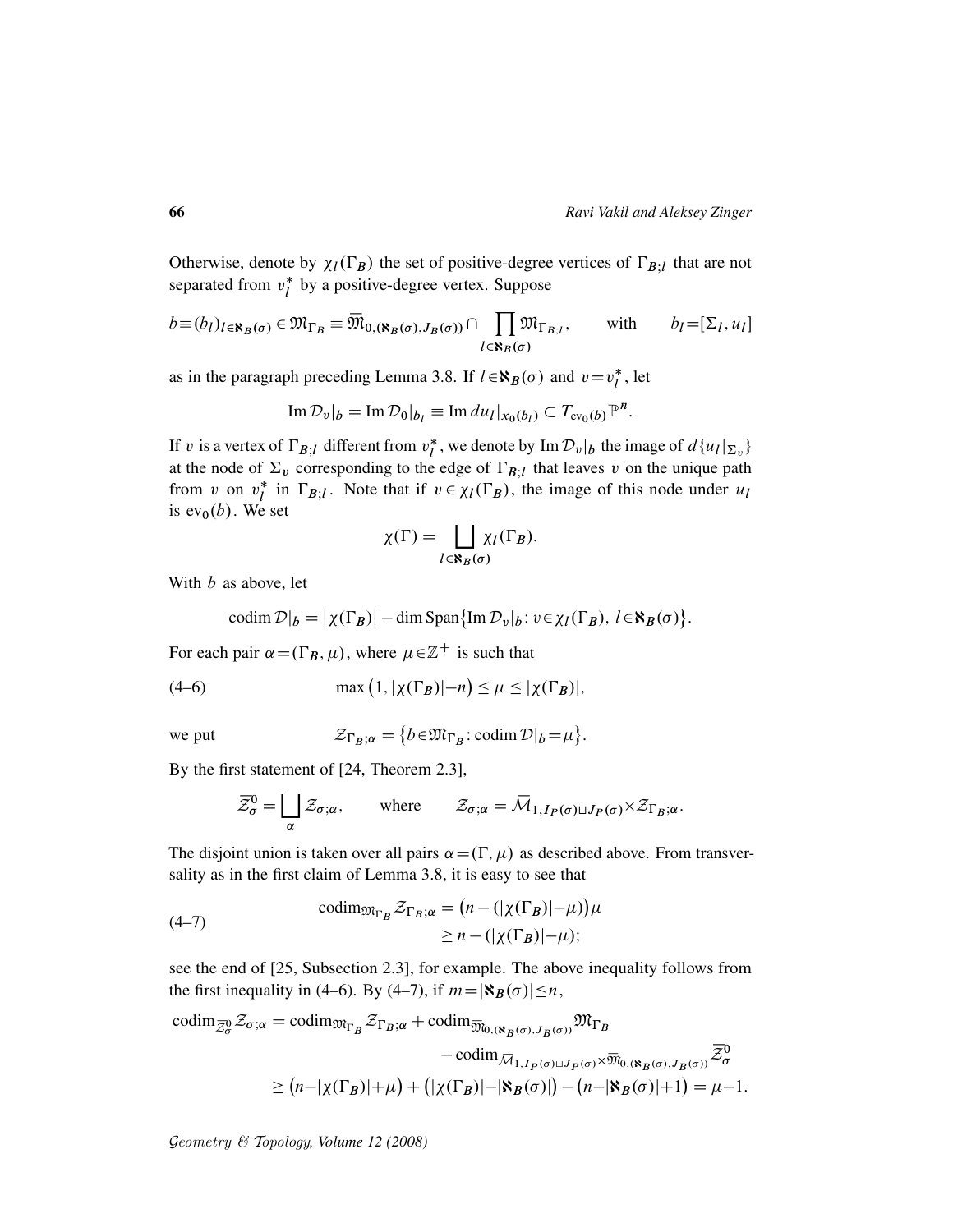Otherwise, denote by $\chi_l(\Gamma_B)$ the set of positive-degree vertices of $\Gamma_{B;l}$ that are not separated from $v_l^*$ by a positive-degree vertex. Suppose

$$b \equiv (b_l)_{l\in\aleph_B(\sigma)} \in \mathfrak{M}_{\Gamma_B} \equiv \overline{\mathfrak{M}}_{0,(\aleph_B(\sigma),J_B(\sigma))} \cap \prod_{l\in\aleph_B(\sigma)} \mathfrak{M}_{\Gamma_{B;l}}, \qquad \text{with} \qquad b_l = [\Sigma_l, u_l]$$

as in the paragraph preceding Lemma 3.8. If $l\in\aleph_B(\sigma)$ and $v = v_l^*$, let

$$\operatorname{Im}\mathcal{D}_v|_b = \operatorname{Im}\mathcal{D}_0|_{b_l} \equiv \operatorname{Im} du_l|_{x_0(b_l)} \subset T_{\mathrm{ev}_0(b)}\mathbb{P}^n.$$

If $v$ is a vertex of $\Gamma_{B;l}$ different from $v_l^*$, we denote by $\operatorname{Im}\mathcal{D}_v|_b$ the image of $d\{u_l|_{\Sigma_v}\}$ at the node of $\Sigma_v$ corresponding to the edge of $\Gamma_{B;l}$ that leaves $v$ on the unique path from $v$ on $v_l^*$ in $\Gamma_{B;l}$. Note that if $v\in\chi_l(\Gamma_B)$, the image of this node under $u_l$ is $\mathrm{ev}_0(b)$. We set

$$\chi(\Gamma) = \bigsqcup_{l\in\aleph_B(\sigma)} \chi_l(\Gamma_B).$$

With $b$ as above, let

$$\operatorname{codim}\mathcal{D}|_b = \big|\chi(\Gamma_B)\big| - \dim\operatorname{Span}\big\{\operatorname{Im}\mathcal{D}_v|_b \colon v\in\chi_l(\Gamma_B),\ l\in\aleph_B(\sigma)\big\}.$$

For each pair $\alpha = (\Gamma_B, \mu)$, where $\mu\in\mathbb{Z}^+$ is such that

$$\max\big(1, |\chi(\Gamma_B)| - n\big) \le \mu \le |\chi(\Gamma_B)|, \tag{4–6}$$

we put

$$\mathcal{Z}_{\Gamma_B;\alpha} = \big\{b\in\mathfrak{M}_{\Gamma_B} \colon \operatorname{codim}\mathcal{D}|_b = \mu\big\}.$$

By the first statement of [24, Theorem 2.3],

$$\overline{\mathcal{Z}}_\sigma^0 = \bigsqcup_\alpha \mathcal{Z}_{\sigma;\alpha}, \qquad \text{where} \qquad \mathcal{Z}_{\sigma;\alpha} = \overline{\mathcal{M}}_{1,I_P(\sigma)\sqcup J_P(\sigma)} \times \mathcal{Z}_{\Gamma_B;\alpha}.$$

The disjoint union is taken over all pairs $\alpha = (\Gamma, \mu)$ as described above. From transversality as in the first claim of Lemma 3.8, it is easy to see that

$$\begin{aligned}\operatorname{codim}_{\mathfrak{M}_{\Gamma_B}} \mathcal{Z}_{\Gamma_B;\alpha} &= \big(n - (|\chi(\Gamma_B)| - \mu)\big)\mu \\ &\ge n - (|\chi(\Gamma_B)| - \mu);\end{aligned} \tag{4–7}$$

see the end of [25, Subsection 2.3], for example. The above inequality follows from the first inequality in (4–6). By (4–7), if $m = |\aleph_B(\sigma)| \le n$,

$$\begin{aligned}\operatorname{codim}_{\overline{\mathcal{Z}}_\sigma^0} \mathcal{Z}_{\sigma;\alpha} &= \operatorname{codim}_{\mathfrak{M}_{\Gamma_B}} \mathcal{Z}_{\Gamma_B;\alpha} + \operatorname{codim}_{\overline{\mathfrak{M}}_{0,(\aleph_B(\sigma),J_B(\sigma))}} \mathfrak{M}_{\Gamma_B} \\ &\qquad\qquad - \operatorname{codim}_{\overline{\mathcal{M}}_{1,I_P(\sigma)\sqcup J_P(\sigma)} \times \overline{\mathfrak{M}}_{0,(\aleph_B(\sigma),J_B(\sigma))}} \overline{\mathcal{Z}}_\sigma^0 \\ &\ge \big(n - |\chi(\Gamma_B)| + \mu\big) + \big(|\chi(\Gamma_B)| - |\aleph_B(\sigma)|\big) - \big(n - |\aleph_B(\sigma)| + 1\big) = \mu - 1.\end{aligned}$$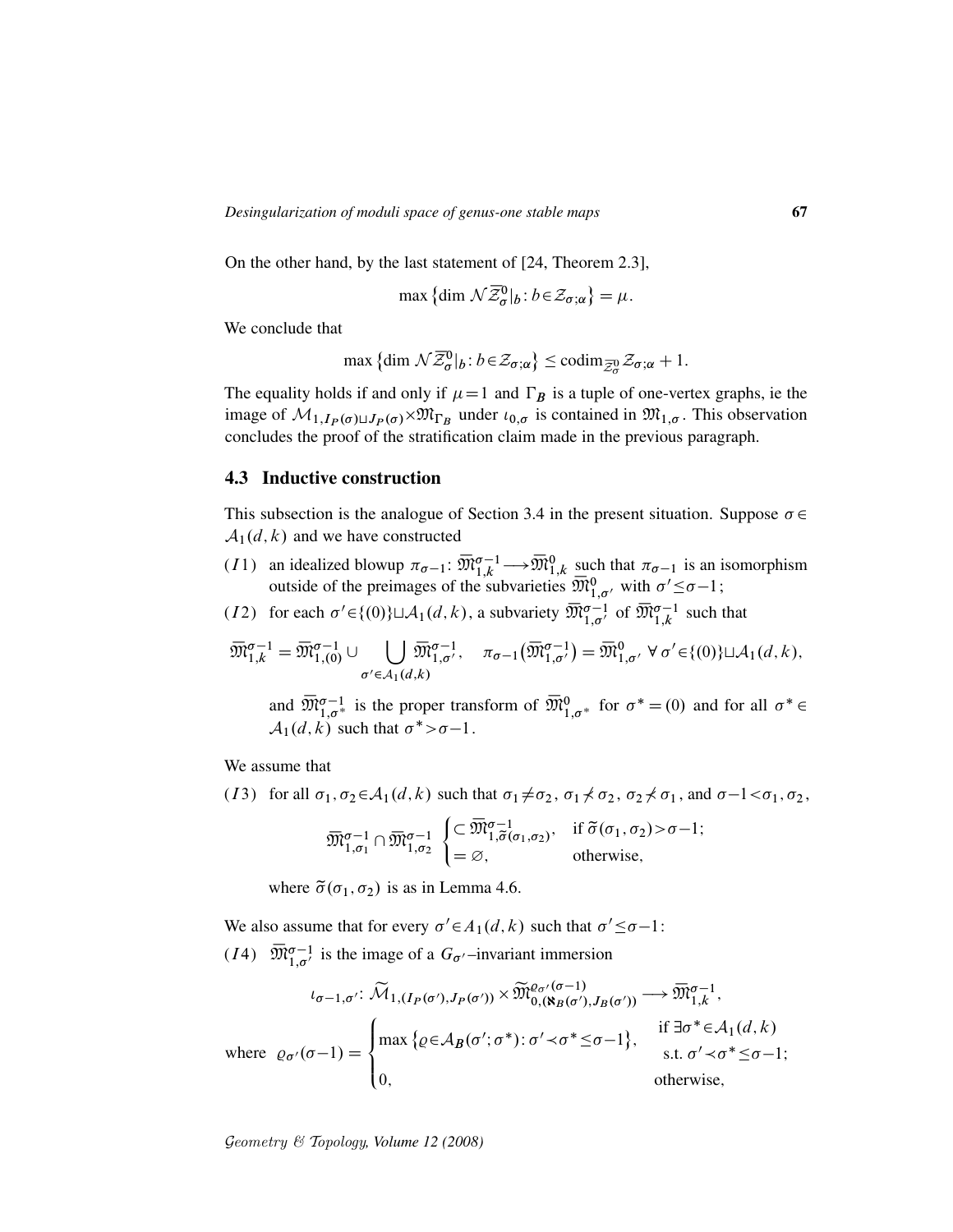On the other hand, by the last statement of [24, Theorem 2.3],

$$\max\left\{\dim \mathcal{N}\overline{\mathcal{Z}}^0_\sigma|_b : b\in\mathcal{Z}_{\sigma;\alpha}\right\} = \mu.$$

We conclude that

$$\max\left\{\dim \mathcal{N}\overline{\mathcal{Z}}^0_\sigma|_b : b\in\mathcal{Z}_{\sigma;\alpha}\right\} \le \operatorname{codim}_{\overline{\mathcal{Z}}^0_\sigma}\mathcal{Z}_{\sigma;\alpha}+1.$$

The equality holds if and only if $\mu=1$ and $\Gamma_B$ is a tuple of one-vertex graphs, ie the image of $\mathcal{M}_{1,I_P(\sigma)\sqcup J_P(\sigma)}\times\mathfrak{M}_{\Gamma_B}$ under $\iota_{0,\sigma}$ is contained in $\mathfrak{M}_{1,\sigma}$. This observation concludes the proof of the stratification claim made in the previous paragraph.

## 4.3 Inductive construction

This subsection is the analogue of Section 3.4 in the present situation. Suppose $\sigma\in\mathcal{A}_1(d,k)$ and we have constructed

($I1$) an idealized blowup $\pi_{\sigma-1}\colon \overline{\mathfrak{M}}^{\sigma-1}_{1,k}\longrightarrow\overline{\mathfrak{M}}^0_{1,k}$ such that $\pi_{\sigma-1}$ is an isomorphism outside of the preimages of the subvarieties $\overline{\mathfrak{M}}^0_{1,\sigma'}$ with $\sigma'\le\sigma-1$;

($I2$) for each $\sigma'\in\{(0)\}\sqcup\mathcal{A}_1(d,k)$, a subvariety $\overline{\mathfrak{M}}^{\sigma-1}_{1,\sigma'}$ of $\overline{\mathfrak{M}}^{\sigma-1}_{1,k}$ such that

$$\overline{\mathfrak{M}}^{\sigma-1}_{1,k}=\overline{\mathfrak{M}}^{\sigma-1}_{1,(0)}\cup\bigcup_{\sigma'\in\mathcal{A}_1(d,k)}\overline{\mathfrak{M}}^{\sigma-1}_{1,\sigma'},\quad \pi_{\sigma-1}\big(\overline{\mathfrak{M}}^{\sigma-1}_{1,\sigma'}\big)=\overline{\mathfrak{M}}^0_{1,\sigma'}\ \forall\,\sigma'\in\{(0)\}\sqcup\mathcal{A}_1(d,k),$$

and $\overline{\mathfrak{M}}^{\sigma-1}_{1,\sigma^*}$ is the proper transform of $\overline{\mathfrak{M}}^0_{1,\sigma^*}$ for $\sigma^*=(0)$ and for all $\sigma^*\in\mathcal{A}_1(d,k)$ such that $\sigma^*>\sigma-1$.

We assume that

($I3$) for all $\sigma_1,\sigma_2\in\mathcal{A}_1(d,k)$ such that $\sigma_1\neq\sigma_2$, $\sigma_1\not\prec\sigma_2$, $\sigma_2\not\prec\sigma_1$, and $\sigma-1<\sigma_1,\sigma_2$,

$$\overline{\mathfrak{M}}^{\sigma-1}_{1,\sigma_1}\cap\overline{\mathfrak{M}}^{\sigma-1}_{1,\sigma_2}\begin{cases}\subset\overline{\mathfrak{M}}^{\sigma-1}_{1,\widetilde{\sigma}(\sigma_1,\sigma_2)}, & \text{if } \widetilde{\sigma}(\sigma_1,\sigma_2)>\sigma-1;\\ =\varnothing, & \text{otherwise,}\end{cases}$$

where $\widetilde{\sigma}(\sigma_1,\sigma_2)$ is as in Lemma 4.6.

We also assume that for every $\sigma'\in A_1(d,k)$ such that $\sigma'\le\sigma-1$:

($I4$) $\overline{\mathfrak{M}}^{\sigma-1}_{1,\sigma'}$ is the image of a $G_{\sigma'}$–invariant immersion

$$\iota_{\sigma-1,\sigma'}\colon \widetilde{\mathcal{M}}_{1,(I_P(\sigma'),J_P(\sigma'))}\times\widetilde{\mathfrak{M}}^{\varrho_{\sigma'}(\sigma-1)}_{0,(\aleph_B(\sigma'),J_B(\sigma'))}\longrightarrow\overline{\mathfrak{M}}^{\sigma-1}_{1,k},$$

$$\text{where }\ \varrho_{\sigma'}(\sigma-1)=\begin{cases}\max\left\{\varrho\in\mathcal{A}_B(\sigma';\sigma^*)\colon \sigma'\prec\sigma^*\le\sigma-1\right\}, & \begin{array}{l}\text{if } \exists\sigma^*\in\mathcal{A}_1(d,k)\\ \text{s.t. } \sigma'\prec\sigma^*\le\sigma-1;\end{array}\\ 0, & \text{otherwise,}\end{cases}$$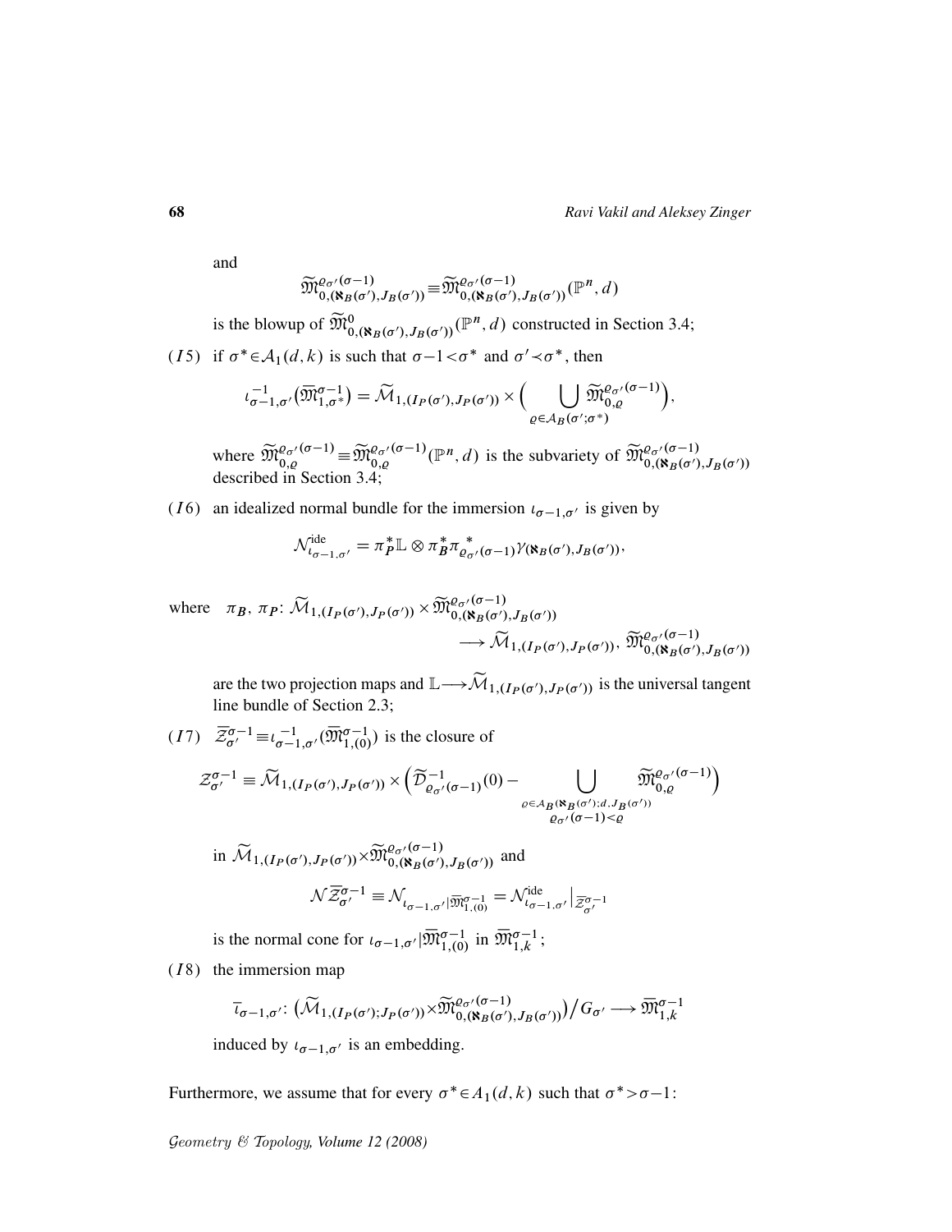and

$$\widetilde{\mathfrak{M}}^{\varrho_{\sigma'}(\sigma-1)}_{0,(\aleph_B(\sigma'),J_B(\sigma'))} \equiv \widetilde{\mathfrak{M}}^{\varrho_{\sigma'}(\sigma-1)}_{0,(\aleph_B(\sigma'),J_B(\sigma'))}(\mathbb{P}^n,d)$$

is the blowup of $\widetilde{\mathfrak{M}}^{0}_{0,(\aleph_B(\sigma'),J_B(\sigma'))}(\mathbb{P}^n,d)$ constructed in Section 3.4;

$(I5)$ if $\sigma^* \in \mathcal{A}_1(d,k)$ is such that $\sigma-1 < \sigma^*$ and $\sigma' \prec \sigma^*$, then

$$\iota^{-1}_{\sigma-1,\sigma'}\big(\overline{\mathfrak{M}}^{\sigma-1}_{1,\sigma^*}\big) = \widetilde{\mathcal{M}}_{1,(I_P(\sigma'),J_P(\sigma'))} \times \Big( \bigcup_{\varrho \in \mathcal{A}_B(\sigma';\sigma^*)} \widetilde{\mathfrak{M}}^{\varrho_{\sigma'}(\sigma-1)}_{0,\varrho} \Big),$$

where $\widetilde{\mathfrak{M}}^{\varrho_{\sigma'}(\sigma-1)}_{0,\varrho} \equiv \widetilde{\mathfrak{M}}^{\varrho_{\sigma'}(\sigma-1)}_{0,\varrho}(\mathbb{P}^n,d)$ is the subvariety of $\widetilde{\mathfrak{M}}^{\varrho_{\sigma'}(\sigma-1)}_{0,(\aleph_B(\sigma'),J_B(\sigma'))}$ described in Section 3.4;

$(I6)$ an idealized normal bundle for the immersion $\iota_{\sigma-1,\sigma'}$ is given by

$$\mathcal{N}^{\mathrm{ide}}_{\iota_{\sigma-1,\sigma'}} = \pi_P^*\mathbb{L} \otimes \pi_B^*\pi^*_{\varrho_{\sigma'}(\sigma-1)}\gamma_{(\aleph_B(\sigma'),J_B(\sigma'))},$$

where $\pi_B,\ \pi_P\colon \widetilde{\mathcal{M}}_{1,(I_P(\sigma'),J_P(\sigma'))} \times \widetilde{\mathfrak{M}}^{\varrho_{\sigma'}(\sigma-1)}_{0,(\aleph_B(\sigma'),J_B(\sigma'))} \longrightarrow \widetilde{\mathcal{M}}_{1,(I_P(\sigma'),J_P(\sigma'))},\ \widetilde{\mathfrak{M}}^{\varrho_{\sigma'}(\sigma-1)}_{0,(\aleph_B(\sigma'),J_B(\sigma'))}$

are the two projection maps and $\mathbb{L} \longrightarrow \widetilde{\mathcal{M}}_{1,(I_P(\sigma'),J_P(\sigma'))}$ is the universal tangent line bundle of Section 2.3;

$(I7)$ $\overline{\mathcal{Z}}^{\sigma-1}_{\sigma'} \equiv \iota^{-1}_{\sigma-1,\sigma'}(\overline{\mathfrak{M}}^{\sigma-1}_{1,(0)})$ is the closure of

$$\mathcal{Z}^{\sigma-1}_{\sigma'} \equiv \widetilde{\mathcal{M}}_{1,(I_P(\sigma'),J_P(\sigma'))} \times \Big( \widetilde{\mathcal{D}}^{-1}_{\varrho_{\sigma'}(\sigma-1)}(0) - \bigcup_{\substack{\varrho \in \mathcal{A}_B(\aleph_B(\sigma');d,J_B(\sigma')) \\ \varrho_{\sigma'}(\sigma-1) < \varrho}} \widetilde{\mathfrak{M}}^{\varrho_{\sigma'}(\sigma-1)}_{0,\varrho} \Big)$$

in $\widetilde{\mathcal{M}}_{1,(I_P(\sigma'),J_P(\sigma'))} \times \widetilde{\mathfrak{M}}^{\varrho_{\sigma'}(\sigma-1)}_{0,(\aleph_B(\sigma'),J_B(\sigma'))}$ and

$$\mathcal{N}\overline{\mathcal{Z}}^{\sigma-1}_{\sigma'} \equiv \mathcal{N}_{\iota_{\sigma-1,\sigma'}|\overline{\mathfrak{M}}^{\sigma-1}_{1,(0)}} = \mathcal{N}^{\mathrm{ide}}_{\iota_{\sigma-1,\sigma'}}\big|_{\overline{\mathcal{Z}}^{\sigma-1}_{\sigma'}}$$

is the normal cone for $\iota_{\sigma-1,\sigma'}|\overline{\mathfrak{M}}^{\sigma-1}_{1,(0)}$ in $\overline{\mathfrak{M}}^{\sigma-1}_{1,k}$;

$(I8)$ the immersion map

$$\overline{\iota}_{\sigma-1,\sigma'}\colon \big(\widetilde{\mathcal{M}}_{1,(I_P(\sigma');J_P(\sigma'))} \times \widetilde{\mathfrak{M}}^{\varrho_{\sigma'}(\sigma-1)}_{0,(\aleph_B(\sigma'),J_B(\sigma'))}\big)\big/G_{\sigma'} \longrightarrow \overline{\mathfrak{M}}^{\sigma-1}_{1,k}$$

induced by $\iota_{\sigma-1,\sigma'}$ is an embedding.

Furthermore, we assume that for every $\sigma^* \in A_1(d,k)$ such that $\sigma^* > \sigma-1$: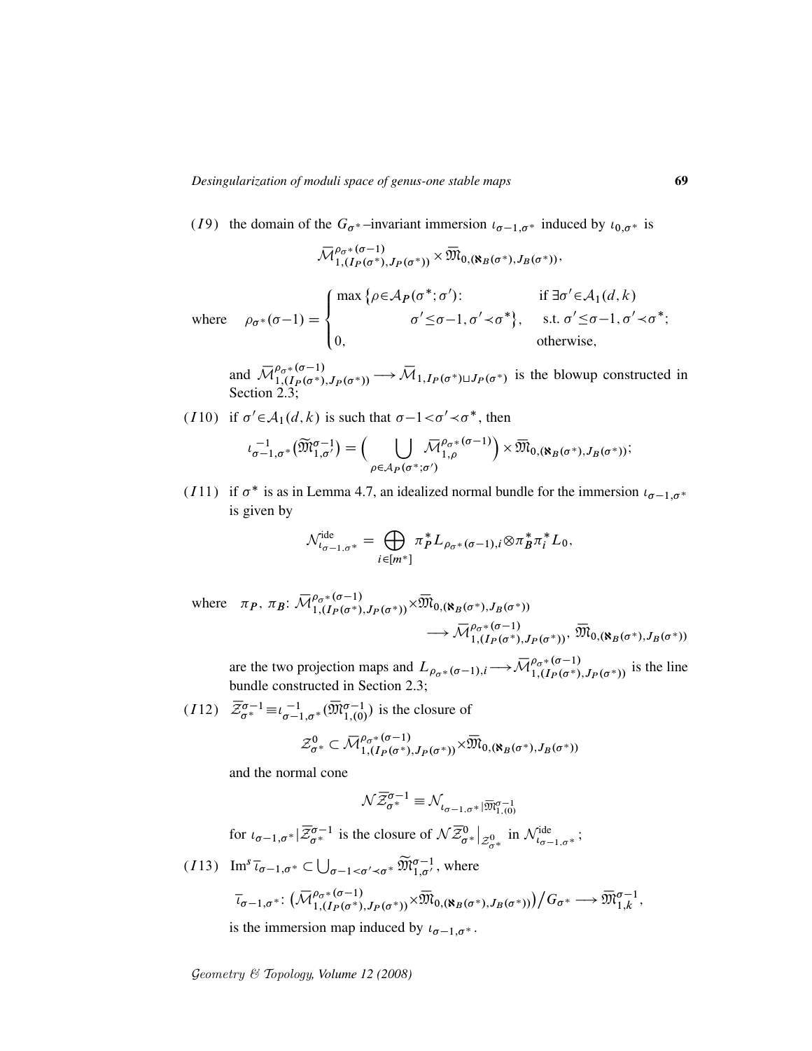($I9$) the domain of the $G_{\sigma^*}$–invariant immersion $\iota_{\sigma-1,\sigma^*}$ induced by $\iota_{0,\sigma^*}$ is

$$\overline{\mathcal{M}}^{\rho_{\sigma^*}(\sigma-1)}_{1,(I_P(\sigma^*),J_P(\sigma^*))}\times\overline{\mathfrak{M}}_{0,(\aleph_B(\sigma^*),J_B(\sigma^*))},$$

where $$\rho_{\sigma^*}(\sigma-1)=\begin{cases}\max\big\{\rho\in\mathcal{A}_P(\sigma^*;\sigma')\colon & \text{if } \exists\sigma'\in\mathcal{A}_1(d,k)\\ \qquad\qquad \sigma'\le\sigma-1,\,\sigma'\prec\sigma^*\big\}, & \text{s.t. } \sigma'\le\sigma-1,\,\sigma'\prec\sigma^*;\\ 0, & \text{otherwise,}\end{cases}$$

and $\overline{\mathcal{M}}^{\rho_{\sigma^*}(\sigma-1)}_{1,(I_P(\sigma^*),J_P(\sigma^*))}\longrightarrow\overline{\mathcal{M}}_{1,I_P(\sigma^*)\sqcup J_P(\sigma^*)}$ is the blowup constructed in Section 2.3;

($I10$) if $\sigma'\in\mathcal{A}_1(d,k)$ is such that $\sigma-1<\sigma'\prec\sigma^*$, then

$$\iota^{-1}_{\sigma-1,\sigma^*}\big(\widetilde{\mathfrak{M}}^{\sigma-1}_{1,\sigma'}\big)=\Big(\bigcup_{\rho\in\mathcal{A}_P(\sigma^*;\sigma')}\overline{\mathcal{M}}^{\rho_{\sigma^*}(\sigma-1)}_{1,\rho}\Big)\times\overline{\mathfrak{M}}_{0,(\aleph_B(\sigma^*),J_B(\sigma^*))};$$

($I11$) if $\sigma^*$ is as in Lemma 4.7, an idealized normal bundle for the immersion $\iota_{\sigma-1,\sigma^*}$ is given by

$$\mathcal{N}^{\text{ide}}_{\iota_{\sigma-1,\sigma^*}}=\bigoplus_{i\in[m^*]}\pi_P^*L_{\rho_{\sigma^*}(\sigma-1),i}\otimes\pi_B^*\pi_i^*L_0,$$

where $$\pi_P,\,\pi_B\colon\overline{\mathcal{M}}^{\rho_{\sigma^*}(\sigma-1)}_{1,(I_P(\sigma^*),J_P(\sigma^*))}\times\overline{\mathfrak{M}}_{0,(\aleph_B(\sigma^*),J_B(\sigma^*))}\longrightarrow\overline{\mathcal{M}}^{\rho_{\sigma^*}(\sigma-1)}_{1,(I_P(\sigma^*),J_P(\sigma^*))},\,\overline{\mathfrak{M}}_{0,(\aleph_B(\sigma^*),J_B(\sigma^*))}$$

are the two projection maps and $L_{\rho_{\sigma^*}(\sigma-1),i}\longrightarrow\overline{\mathcal{M}}^{\rho_{\sigma^*}(\sigma-1)}_{1,(I_P(\sigma^*),J_P(\sigma^*))}$ is the line bundle constructed in Section 2.3;

($I12$) $\overline{\mathcal{Z}}^{\sigma-1}_{\sigma^*}\equiv\iota^{-1}_{\sigma-1,\sigma^*}(\overline{\mathfrak{M}}^{\sigma-1}_{1,(0)})$ is the closure of

$$\mathcal{Z}^0_{\sigma^*}\subset\overline{\mathcal{M}}^{\rho_{\sigma^*}(\sigma-1)}_{1,(I_P(\sigma^*),J_P(\sigma^*))}\times\overline{\mathfrak{M}}_{0,(\aleph_B(\sigma^*),J_B(\sigma^*))}$$

and the normal cone

$$\mathcal{N}\overline{\mathcal{Z}}^{\sigma-1}_{\sigma^*}\equiv\mathcal{N}_{\iota_{\sigma-1,\sigma^*}|\overline{\mathfrak{M}}^{\sigma-1}_{1,(0)}}$$

for $\iota_{\sigma-1,\sigma^*}|\overline{\mathcal{Z}}^{\sigma-1}_{\sigma^*}$ is the closure of $\mathcal{N}\overline{\mathcal{Z}}^0_{\sigma^*}\big|_{\mathcal{Z}^0_{\sigma^*}}$ in $\mathcal{N}^{\text{ide}}_{\iota_{\sigma-1,\sigma^*}}$;

($I13$) $\operatorname{Im}^s\bar{\iota}_{\sigma-1,\sigma^*}\subset\bigcup_{\sigma-1<\sigma'\prec\sigma^*}\widetilde{\mathfrak{M}}^{\sigma-1}_{1,\sigma'}$, where

$$\bar{\iota}_{\sigma-1,\sigma^*}\colon\big(\overline{\mathcal{M}}^{\rho_{\sigma^*}(\sigma-1)}_{1,(I_P(\sigma^*),J_P(\sigma^*))}\times\overline{\mathfrak{M}}_{0,(\aleph_B(\sigma^*),J_B(\sigma^*))}\big)\big/G_{\sigma^*}\longrightarrow\overline{\mathfrak{M}}^{\sigma-1}_{1,k},$$

is the immersion map induced by $\iota_{\sigma-1,\sigma^*}$.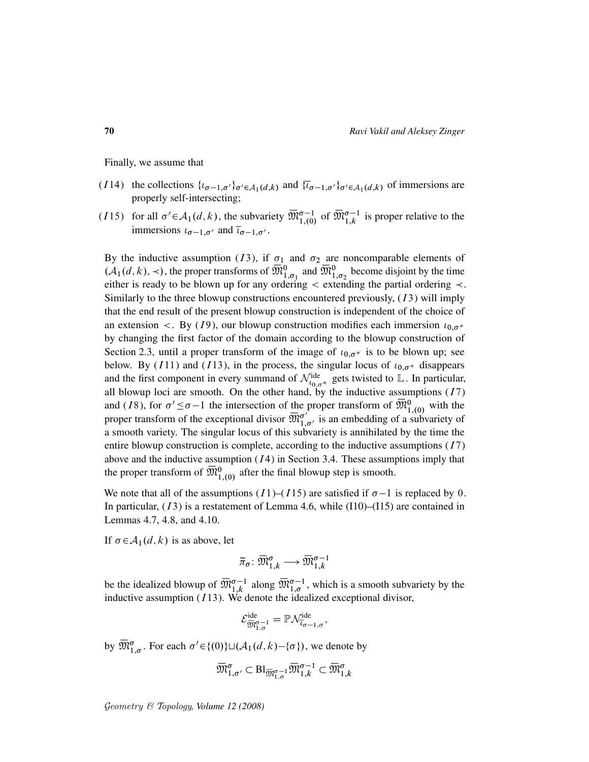Finally, we assume that

($I14$) the collections $\{\iota_{\sigma-1,\sigma'}\}_{\sigma'\in\mathcal{A}_1(d,k)}$ and $\{\bar{\iota}_{\sigma-1,\sigma'}\}_{\sigma'\in\mathcal{A}_1(d,k)}$ of immersions are properly self-intersecting;

($I15$) for all $\sigma'\in\mathcal{A}_1(d,k)$, the subvariety $\overline{\mathfrak{M}}^{\sigma-1}_{1,(0)}$ of $\overline{\mathfrak{M}}^{\sigma-1}_{1,k}$ is proper relative to the immersions $\iota_{\sigma-1,\sigma'}$ and $\bar{\iota}_{\sigma-1,\sigma'}$.

By the inductive assumption ($I3$), if $\sigma_1$ and $\sigma_2$ are noncomparable elements of $(\mathcal{A}_1(d,k),\prec)$, the proper transforms of $\overline{\mathfrak{M}}^0_{1,\sigma_1}$ and $\overline{\mathfrak{M}}^0_{1,\sigma_2}$ become disjoint by the time either is ready to be blown up for any ordering $<$ extending the partial ordering $\prec$. Similarly to the three blowup constructions encountered previously, ($I3$) will imply that the end result of the present blowup construction is independent of the choice of an extension $<$. By ($I9$), our blowup construction modifies each immersion $\iota_{0,\sigma^*}$ by changing the first factor of the domain according to the blowup construction of Section 2.3, until a proper transform of the image of $\iota_{0,\sigma^*}$ is to be blown up; see below. By ($I11$) and ($I13$), in the process, the singular locus of $\iota_{0,\sigma^*}$ disappears and the first component in every summand of $\mathcal{N}^{\mathrm{ide}}_{\iota_{0,\sigma^*}}$ gets twisted to $\mathbb{L}$. In particular, all blowup loci are smooth. On the other hand, by the inductive assumptions ($I7$) and ($I8$), for $\sigma'\le\sigma-1$ the intersection of the proper transform of $\overline{\mathfrak{M}}^0_{1,(0)}$ with the proper transform of the exceptional divisor $\overline{\mathfrak{M}}^{\sigma'}_{1,\sigma'}$ is an embedding of a subvariety of a smooth variety. The singular locus of this subvariety is annihilated by the time the entire blowup construction is complete, according to the inductive assumptions ($I7$) above and the inductive assumption ($I4$) in Section 3.4. These assumptions imply that the proper transform of $\overline{\mathfrak{M}}^0_{1,(0)}$ after the final blowup step is smooth.

We note that all of the assumptions ($I1$)–($I15$) are satisfied if $\sigma-1$ is replaced by $0$. In particular, ($I3$) is a restatement of Lemma 4.6, while (I10)–(I15) are contained in Lemmas 4.7, 4.8, and 4.10.

If $\sigma\in\mathcal{A}_1(d,k)$ is as above, let

$$\tilde{\pi}_\sigma\colon \overline{\mathfrak{M}}^{\sigma}_{1,k}\longrightarrow\overline{\mathfrak{M}}^{\sigma-1}_{1,k}$$

be the idealized blowup of $\overline{\mathfrak{M}}^{\sigma-1}_{1,k}$ along $\overline{\mathfrak{M}}^{\sigma-1}_{1,\sigma}$, which is a smooth subvariety by the inductive assumption ($I13$). We denote the idealized exceptional divisor,

$$\mathcal{E}^{\mathrm{ide}}_{\overline{\mathfrak{M}}^{\sigma-1}_{1,\sigma}}=\mathbb{P}\mathcal{N}^{\mathrm{ide}}_{\iota_{\sigma-1,\sigma}},$$

by $\overline{\mathfrak{M}}^{\sigma}_{1,\sigma}$. For each $\sigma'\in\{(0)\}\sqcup(\mathcal{A}_1(d,k)-\{\sigma\})$, we denote by

$$\overline{\mathfrak{M}}^{\sigma}_{1,\sigma'}\subset\mathrm{Bl}_{\overline{\mathfrak{M}}^{\sigma-1}_{1,\sigma}}\overline{\mathfrak{M}}^{\sigma-1}_{1,k}\subset\overline{\mathfrak{M}}^{\sigma}_{1,k}$$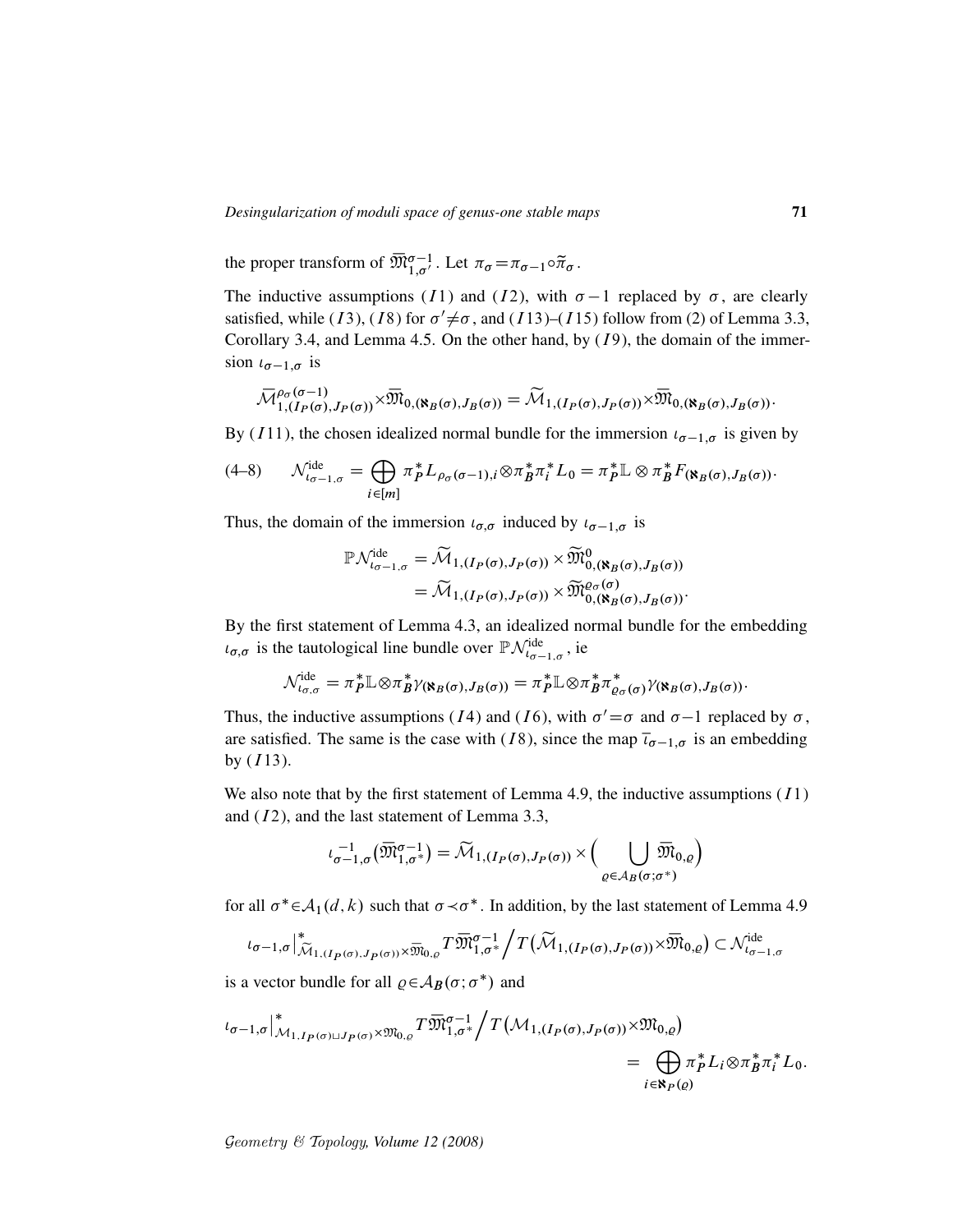the proper transform of $\overline{\mathfrak{M}}_{1,\sigma'}^{\sigma-1}$. Let $\pi_\sigma = \pi_{\sigma-1}\circ\tilde{\pi}_\sigma$.

The inductive assumptions $(I1)$ and $(I2)$, with $\sigma-1$ replaced by $\sigma$, are clearly satisfied, while $(I3)$, $(I8)$ for $\sigma'\neq\sigma$, and $(I13)$–$(I15)$ follow from (2) of Lemma 3.3, Corollary 3.4, and Lemma 4.5. On the other hand, by $(I9)$, the domain of the immersion $\iota_{\sigma-1,\sigma}$ is

$$\overline{\mathcal{M}}_{1,(I_P(\sigma),J_P(\sigma))}^{\rho_\sigma(\sigma-1)}\times\overline{\mathfrak{M}}_{0,(\aleph_B(\sigma),J_B(\sigma))} = \widetilde{\mathcal{M}}_{1,(I_P(\sigma),J_P(\sigma))}\times\overline{\mathfrak{M}}_{0,(\aleph_B(\sigma),J_B(\sigma))}.$$

By $(I11)$, the chosen idealized normal bundle for the immersion $\iota_{\sigma-1,\sigma}$ is given by

$$\mathcal{N}_{\iota_{\sigma-1,\sigma}}^{\mathrm{ide}} = \bigoplus_{i\in[m]} \pi_P^* L_{\rho_\sigma(\sigma-1),i}\otimes\pi_B^*\pi_i^* L_0 = \pi_P^*\mathbb{L}\otimes\pi_B^* F_{(\aleph_B(\sigma),J_B(\sigma))}. \tag{4–8}$$

Thus, the domain of the immersion $\iota_{\sigma,\sigma}$ induced by $\iota_{\sigma-1,\sigma}$ is

$$\begin{aligned}\mathbb{P}\mathcal{N}_{\iota_{\sigma-1,\sigma}}^{\mathrm{ide}} &= \widetilde{\mathcal{M}}_{1,(I_P(\sigma),J_P(\sigma))}\times\widetilde{\mathfrak{M}}_{0,(\aleph_B(\sigma),J_B(\sigma))}^0 \\ &= \widetilde{\mathcal{M}}_{1,(I_P(\sigma),J_P(\sigma))}\times\widetilde{\mathfrak{M}}_{0,(\aleph_B(\sigma),J_B(\sigma))}^{\varrho_\sigma(\sigma)}.\end{aligned}$$

By the first statement of Lemma 4.3, an idealized normal bundle for the embedding $\iota_{\sigma,\sigma}$ is the tautological line bundle over $\mathbb{P}\mathcal{N}_{\iota_{\sigma-1,\sigma}}^{\mathrm{ide}}$, ie

$$\mathcal{N}_{\iota_{\sigma,\sigma}}^{\mathrm{ide}} = \pi_P^*\mathbb{L}\otimes\pi_B^*\gamma_{(\aleph_B(\sigma),J_B(\sigma))} = \pi_P^*\mathbb{L}\otimes\pi_B^*\pi_{\varrho_\sigma(\sigma)}^*\gamma_{(\aleph_B(\sigma),J_B(\sigma))}.$$

Thus, the inductive assumptions $(I4)$ and $(I6)$, with $\sigma'=\sigma$ and $\sigma-1$ replaced by $\sigma$, are satisfied. The same is the case with $(I8)$, since the map $\bar{\iota}_{\sigma-1,\sigma}$ is an embedding by $(I13)$.

We also note that by the first statement of Lemma 4.9, the inductive assumptions $(I1)$ and $(I2)$, and the last statement of Lemma 3.3,

$$\iota_{\sigma-1,\sigma}^{-1}\big(\overline{\mathfrak{M}}_{1,\sigma^*}^{\sigma-1}\big) = \widetilde{\mathcal{M}}_{1,(I_P(\sigma),J_P(\sigma))}\times\Big(\bigcup_{\varrho\in\mathcal{A}_B(\sigma;\sigma^*)}\overline{\mathfrak{M}}_{0,\varrho}\Big)$$

for all $\sigma^*\in\mathcal{A}_1(d,k)$ such that $\sigma\prec\sigma^*$. In addition, by the last statement of Lemma 4.9

$$\iota_{\sigma-1,\sigma}\big|^*_{\widetilde{\mathcal{M}}_{1,(I_P(\sigma),J_P(\sigma))}\times\overline{\mathfrak{M}}_{0,\varrho}} T\overline{\mathfrak{M}}_{1,\sigma^*}^{\sigma-1}\Big/ T\big(\widetilde{\mathcal{M}}_{1,(I_P(\sigma),J_P(\sigma))}\times\overline{\mathfrak{M}}_{0,\varrho}\big) \subset \mathcal{N}_{\iota_{\sigma-1,\sigma}}^{\mathrm{ide}}$$

is a vector bundle for all $\varrho\in\mathcal{A}_B(\sigma;\sigma^*)$ and

$$\begin{aligned}\iota_{\sigma-1,\sigma}\big|^*_{\mathcal{M}_{1,I_P(\sigma)\sqcup J_P(\sigma)}\times\mathfrak{M}_{0,\varrho}} T\overline{\mathfrak{M}}_{1,\sigma^*}^{\sigma-1}\Big/ T\big(\mathcal{M}_{1,(I_P(\sigma),J_P(\sigma))}\times\mathfrak{M}_{0,\varrho}\big) \\ = \bigoplus_{i\in\aleph_P(\varrho)}\pi_P^* L_i\otimes\pi_B^*\pi_i^* L_0.\end{aligned}$$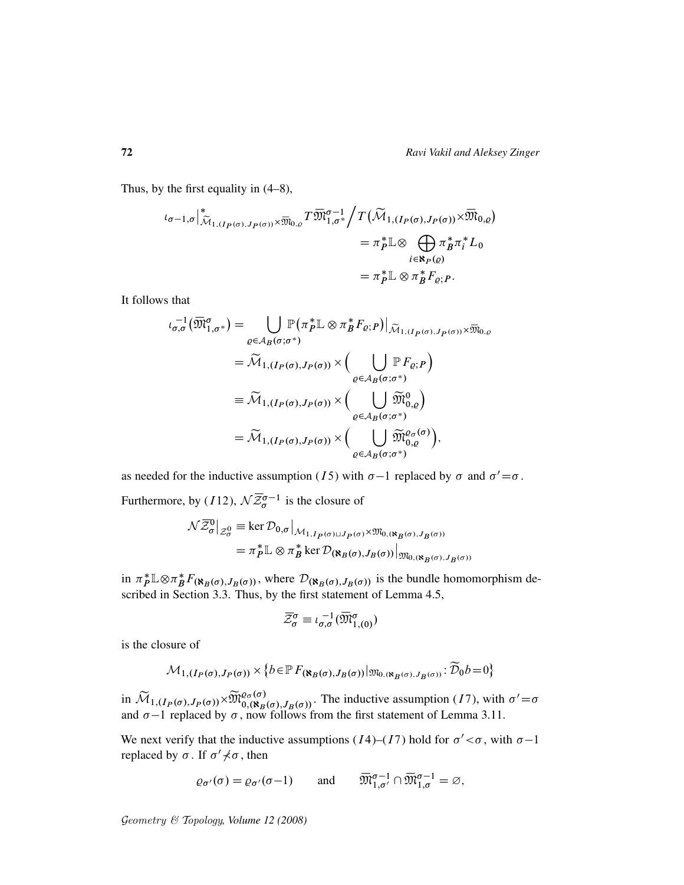Thus, by the first equality in (4–8),

$$\iota_{\sigma-1,\sigma}\big|^*_{\widetilde{\mathcal{M}}_{1,(I_P(\sigma),J_P(\sigma))}\times\overline{\mathfrak{M}}_{0,\varrho}} T\overline{\mathfrak{M}}^{\sigma-1}_{1,\sigma^*}\Big/ T\big(\widetilde{\mathcal{M}}_{1,(I_P(\sigma),J_P(\sigma))}\times\overline{\mathfrak{M}}_{0,\varrho}\big)$$

$$= \pi_P^*\mathbb{L}\otimes \bigoplus_{i\in\aleph_P(\varrho)} \pi_B^*\pi_i^* L_0$$

$$= \pi_P^*\mathbb{L}\otimes\pi_B^* F_{\varrho;P}.$$

It follows that

$$\begin{aligned}
\iota^{-1}_{\sigma,\sigma}\big(\overline{\mathfrak{M}}^{\sigma}_{1,\sigma^*}\big) &= \bigcup_{\varrho\in\mathcal{A}_B(\sigma;\sigma^*)} \mathbb{P}\big(\pi_P^*\mathbb{L}\otimes\pi_B^*F_{\varrho;P}\big)\big|_{\widetilde{\mathcal{M}}_{1,(I_P(\sigma),J_P(\sigma))}\times\overline{\mathfrak{M}}_{0,\varrho}} \\
&= \widetilde{\mathcal{M}}_{1,(I_P(\sigma),J_P(\sigma))}\times\Big(\bigcup_{\varrho\in\mathcal{A}_B(\sigma;\sigma^*)}\mathbb{P}F_{\varrho;P}\Big) \\
&\equiv \widetilde{\mathcal{M}}_{1,(I_P(\sigma),J_P(\sigma))}\times\Big(\bigcup_{\varrho\in\mathcal{A}_B(\sigma;\sigma^*)}\widetilde{\mathfrak{M}}^0_{0,\varrho}\Big) \\
&= \widetilde{\mathcal{M}}_{1,(I_P(\sigma),J_P(\sigma))}\times\Big(\bigcup_{\varrho\in\mathcal{A}_B(\sigma;\sigma^*)}\widetilde{\mathfrak{M}}^{\varrho_\sigma(\sigma)}_{0,\varrho}\Big),
\end{aligned}$$

as needed for the inductive assumption $(I5)$ with $\sigma-1$ replaced by $\sigma$ and $\sigma'=\sigma$.

Furthermore, by $(I12)$, $\mathcal{N}\overline{\mathcal{Z}}^{\sigma-1}_{\sigma}$ is the closure of

$$\begin{aligned}
\mathcal{N}\overline{\mathcal{Z}}^0_{\sigma}\big|_{\mathcal{Z}^0_\sigma} &\equiv \ker\mathcal{D}_{0,\sigma}\big|_{\mathcal{M}_{1,I_P(\sigma)\sqcup J_P(\sigma)}\times\mathfrak{M}_{0,(\aleph_B(\sigma),J_B(\sigma))}} \\
&= \pi_P^*\mathbb{L}\otimes\pi_B^*\ker\mathcal{D}_{(\aleph_B(\sigma),J_B(\sigma))}\big|_{\mathfrak{M}_{0,(\aleph_B(\sigma),J_B(\sigma))}}
\end{aligned}$$

in $\pi_P^*\mathbb{L}\otimes\pi_B^*F_{(\aleph_B(\sigma),J_B(\sigma))}$, where $\mathcal{D}_{(\aleph_B(\sigma),J_B(\sigma))}$ is the bundle homomorphism described in Section 3.3. Thus, by the first statement of Lemma 4.5,

$$\overline{\mathcal{Z}}^{\sigma}_{\sigma}\equiv\iota^{-1}_{\sigma,\sigma}(\overline{\mathfrak{M}}^{\sigma}_{1,(0)})$$

is the closure of

$$\mathcal{M}_{1,(I_P(\sigma),J_P(\sigma))}\times\big\{b\in\mathbb{P}F_{(\aleph_B(\sigma),J_B(\sigma))}|_{\mathfrak{M}_{0,(\aleph_B(\sigma),J_B(\sigma))}}:\widetilde{\mathcal{D}}_0 b=0\big\}$$

in $\widetilde{\mathcal{M}}_{1,(I_P(\sigma),J_P(\sigma))}\times\widetilde{\mathfrak{M}}^{\varrho_\sigma(\sigma)}_{0,(\aleph_B(\sigma),J_B(\sigma))}$. The inductive assumption $(I7)$, with $\sigma'=\sigma$ and $\sigma-1$ replaced by $\sigma$, now follows from the first statement of Lemma 3.11.

We next verify that the inductive assumptions $(I4)$–$(I7)$ hold for $\sigma'<\sigma$, with $\sigma-1$ replaced by $\sigma$. If $\sigma'\not\prec\sigma$, then

$$\varrho_{\sigma'}(\sigma)=\varrho_{\sigma'}(\sigma-1)\qquad\text{and}\qquad \overline{\mathfrak{M}}^{\sigma-1}_{1,\sigma'}\cap\overline{\mathfrak{M}}^{\sigma-1}_{1,\sigma}=\varnothing,$$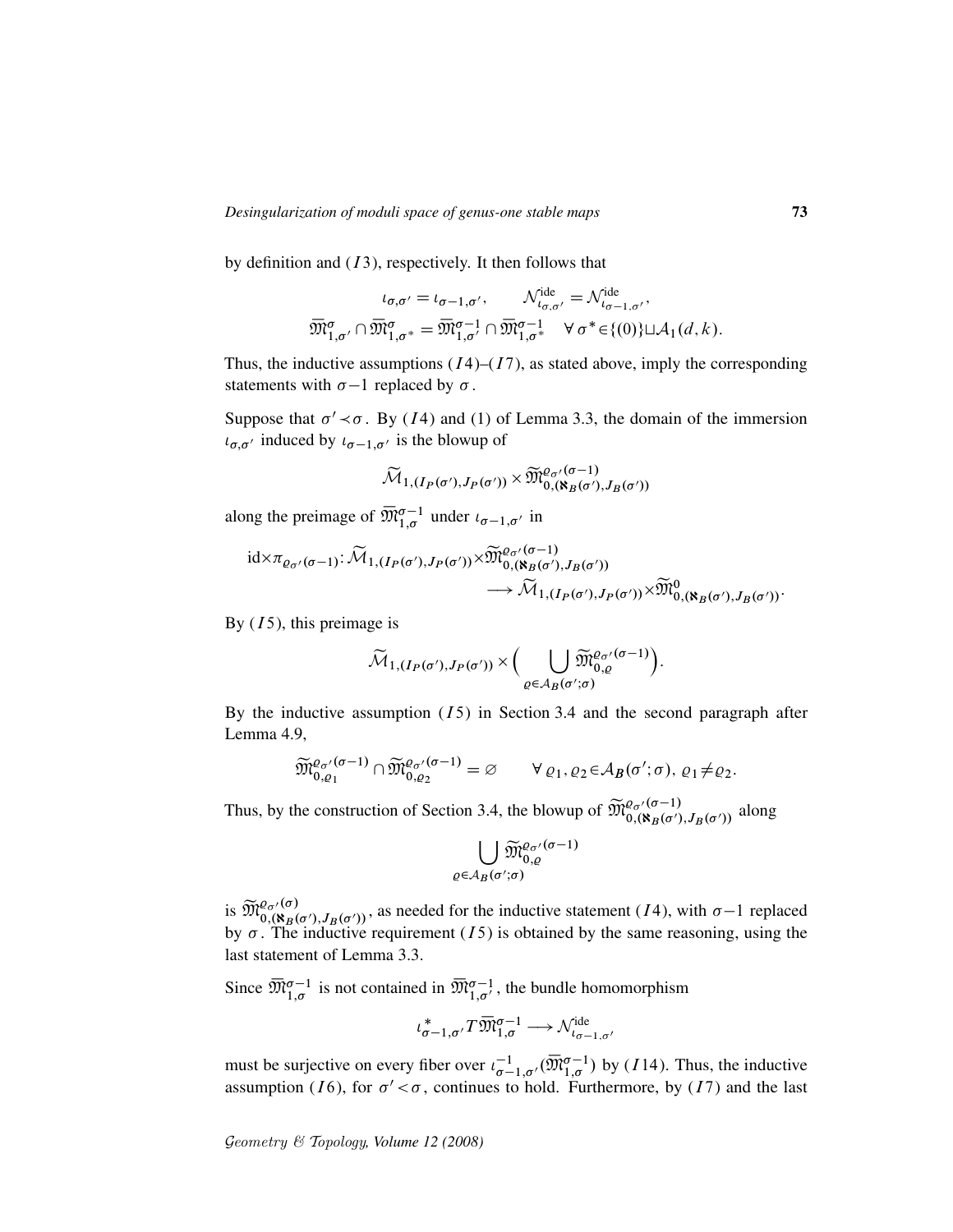by definition and $(I3)$, respectively. It then follows that

$$\iota_{\sigma,\sigma'} = \iota_{\sigma-1,\sigma'}, \qquad \mathcal{N}^{\mathrm{ide}}_{\iota_{\sigma,\sigma'}} = \mathcal{N}^{\mathrm{ide}}_{\iota_{\sigma-1,\sigma'}},$$
$$\overline{\mathfrak{M}}^{\sigma}_{1,\sigma'} \cap \overline{\mathfrak{M}}^{\sigma}_{1,\sigma^*} = \overline{\mathfrak{M}}^{\sigma-1}_{1,\sigma'} \cap \overline{\mathfrak{M}}^{\sigma-1}_{1,\sigma^*} \quad \forall\, \sigma^* \in \{(0)\} \sqcup \mathcal{A}_1(d,k).$$

Thus, the inductive assumptions $(I4)$–$(I7)$, as stated above, imply the corresponding statements with $\sigma-1$ replaced by $\sigma$.

Suppose that $\sigma' \prec \sigma$. By $(I4)$ and (1) of Lemma 3.3, the domain of the immersion $\iota_{\sigma,\sigma'}$ induced by $\iota_{\sigma-1,\sigma'}$ is the blowup of

$$\widetilde{\mathcal{M}}_{1,(I_P(\sigma'),J_P(\sigma'))} \times \widetilde{\mathfrak{M}}^{\varrho_{\sigma'}(\sigma-1)}_{0,(\aleph_B(\sigma'),J_B(\sigma'))}$$

along the preimage of $\overline{\mathfrak{M}}^{\sigma-1}_{1,\sigma}$ under $\iota_{\sigma-1,\sigma'}$ in

$$\mathrm{id}\times\pi_{\varrho_{\sigma'}(\sigma-1)}\colon \widetilde{\mathcal{M}}_{1,(I_P(\sigma'),J_P(\sigma'))}\times\widetilde{\mathfrak{M}}^{\varrho_{\sigma'}(\sigma-1)}_{0,(\aleph_B(\sigma'),J_B(\sigma'))} \longrightarrow \widetilde{\mathcal{M}}_{1,(I_P(\sigma'),J_P(\sigma'))}\times\widetilde{\mathfrak{M}}^{0}_{0,(\aleph_B(\sigma'),J_B(\sigma'))}.$$

By $(I5)$, this preimage is

$$\widetilde{\mathcal{M}}_{1,(I_P(\sigma'),J_P(\sigma'))} \times \Big( \bigcup_{\varrho\in\mathcal{A}_B(\sigma';\sigma)} \widetilde{\mathfrak{M}}^{\varrho_{\sigma'}(\sigma-1)}_{0,\varrho} \Big).$$

By the inductive assumption $(I5)$ in Section 3.4 and the second paragraph after Lemma 4.9,

$$\widetilde{\mathfrak{M}}^{\varrho_{\sigma'}(\sigma-1)}_{0,\varrho_1} \cap \widetilde{\mathfrak{M}}^{\varrho_{\sigma'}(\sigma-1)}_{0,\varrho_2} = \varnothing \qquad \forall\, \varrho_1,\varrho_2 \in \mathcal{A}_B(\sigma';\sigma),\ \varrho_1 \neq \varrho_2.$$

Thus, by the construction of Section 3.4, the blowup of $\widetilde{\mathfrak{M}}^{\varrho_{\sigma'}(\sigma-1)}_{0,(\aleph_B(\sigma'),J_B(\sigma'))}$ along

$$\bigcup_{\varrho\in\mathcal{A}_B(\sigma';\sigma)} \widetilde{\mathfrak{M}}^{\varrho_{\sigma'}(\sigma-1)}_{0,\varrho}$$

is $\widetilde{\mathfrak{M}}^{\varrho_{\sigma'}(\sigma)}_{0,(\aleph_B(\sigma'),J_B(\sigma'))}$, as needed for the inductive statement $(I4)$, with $\sigma-1$ replaced by $\sigma$. The inductive requirement $(I5)$ is obtained by the same reasoning, using the last statement of Lemma 3.3.

Since $\overline{\mathfrak{M}}^{\sigma-1}_{1,\sigma}$ is not contained in $\overline{\mathfrak{M}}^{\sigma-1}_{1,\sigma'}$, the bundle homomorphism

$$\iota^*_{\sigma-1,\sigma'} T\overline{\mathfrak{M}}^{\sigma-1}_{1,\sigma} \longrightarrow \mathcal{N}^{\mathrm{ide}}_{\iota_{\sigma-1,\sigma'}}$$

must be surjective on every fiber over $\iota^{-1}_{\sigma-1,\sigma'}(\overline{\mathfrak{M}}^{\sigma-1}_{1,\sigma})$ by $(I14)$. Thus, the inductive assumption $(I6)$, for $\sigma' < \sigma$, continues to hold. Furthermore, by $(I7)$ and the last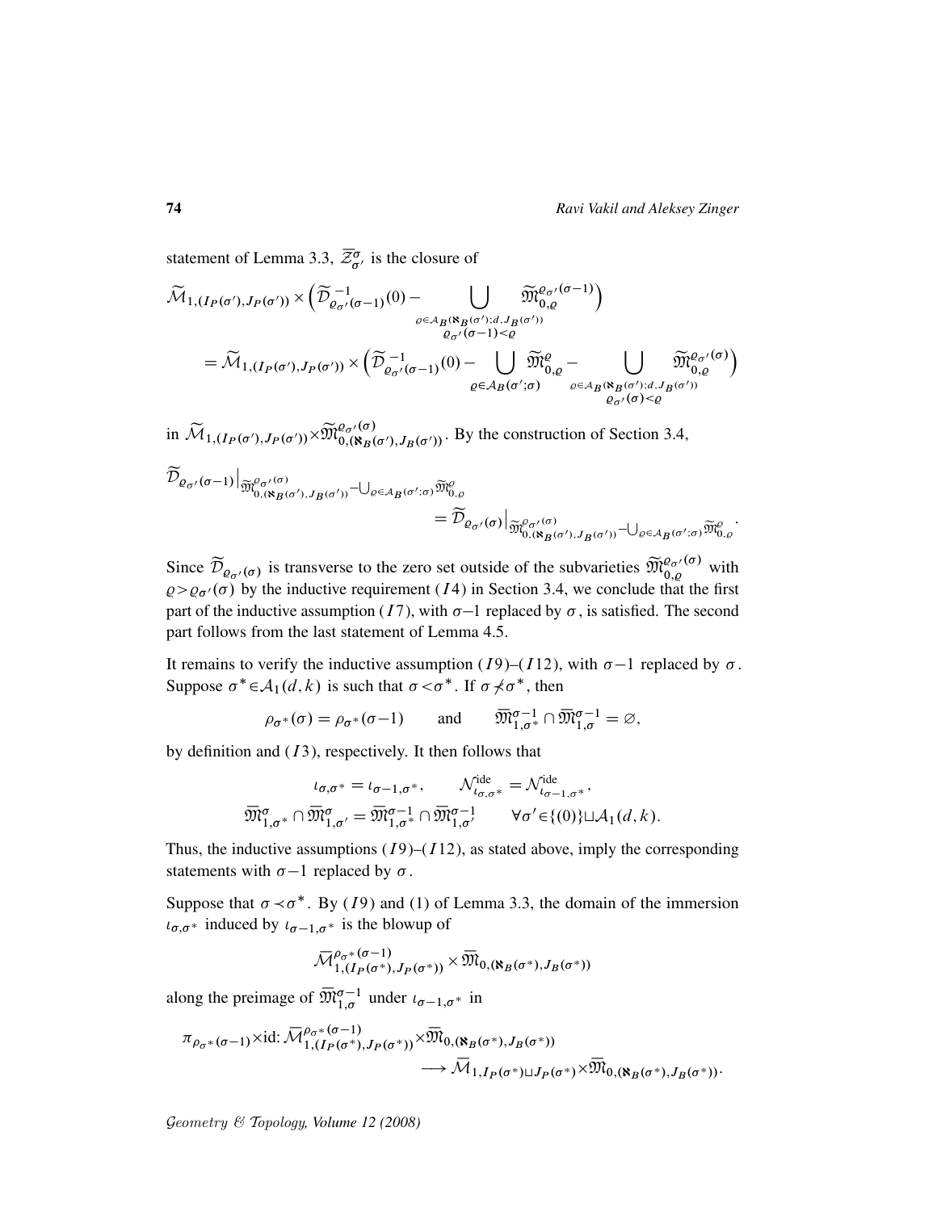statement of Lemma 3.3, $\bar{\mathcal{Z}}^{\sigma}_{\sigma'}$ is the closure of

$$\widetilde{\mathcal{M}}_{1,(I_P(\sigma'),J_P(\sigma'))} \times \Big( \widetilde{\mathcal{D}}^{-1}_{\varrho_{\sigma'}(\sigma-1)}(0) - \bigcup_{\substack{\varrho \in \mathcal{A}_B(\aleph_B(\sigma');d,J_B(\sigma')) \\ \varrho_{\sigma'}(\sigma-1) < \varrho}} \widetilde{\mathfrak{M}}^{\varrho_{\sigma'}(\sigma-1)}_{0,\varrho} \Big)$$

$$= \widetilde{\mathcal{M}}_{1,(I_P(\sigma'),J_P(\sigma'))} \times \Big( \widetilde{\mathcal{D}}^{-1}_{\varrho_{\sigma'}(\sigma-1)}(0) - \bigcup_{\varrho \in \mathcal{A}_B(\sigma';\sigma)} \widetilde{\mathfrak{M}}^{\varrho}_{0,\varrho} - \bigcup_{\substack{\varrho \in \mathcal{A}_B(\aleph_B(\sigma');d,J_B(\sigma')) \\ \varrho_{\sigma'}(\sigma) < \varrho}} \widetilde{\mathfrak{M}}^{\varrho_{\sigma'}(\sigma)}_{0,\varrho} \Big)$$

in $\widetilde{\mathcal{M}}_{1,(I_P(\sigma'),J_P(\sigma'))} \times \widetilde{\mathfrak{M}}^{\varrho_{\sigma'}(\sigma)}_{0,(\aleph_B(\sigma'),J_B(\sigma'))}$. By the construction of Section 3.4,

$$\widetilde{\mathcal{D}}_{\varrho_{\sigma'}(\sigma-1)}\big|_{\widetilde{\mathfrak{M}}^{\varrho_{\sigma'}(\sigma)}_{0,(\aleph_B(\sigma'),J_B(\sigma'))} - \bigcup_{\varrho \in \mathcal{A}_B(\sigma';\sigma)} \widetilde{\mathfrak{M}}^{\varrho}_{0,\varrho}} = \widetilde{\mathcal{D}}_{\varrho_{\sigma'}(\sigma)}\big|_{\widetilde{\mathfrak{M}}^{\varrho_{\sigma'}(\sigma)}_{0,(\aleph_B(\sigma'),J_B(\sigma'))} - \bigcup_{\varrho \in \mathcal{A}_B(\sigma';\sigma)} \widetilde{\mathfrak{M}}^{\varrho}_{0,\varrho}}.$$

Since $\widetilde{\mathcal{D}}_{\varrho_{\sigma'}(\sigma)}$ is transverse to the zero set outside of the subvarieties $\widetilde{\mathfrak{M}}^{\varrho_{\sigma'}(\sigma)}_{0,\varrho}$ with $\varrho > \varrho_{\sigma'}(\sigma)$ by the inductive requirement $(I4)$ in Section 3.4, we conclude that the first part of the inductive assumption $(I7)$, with $\sigma-1$ replaced by $\sigma$, is satisfied. The second part follows from the last statement of Lemma 4.5.

It remains to verify the inductive assumption $(I9)$–$(I12)$, with $\sigma-1$ replaced by $\sigma$. Suppose $\sigma^* \in \mathcal{A}_1(d,k)$ is such that $\sigma < \sigma^*$. If $\sigma \not\prec \sigma^*$, then

$$\rho_{\sigma^*}(\sigma) = \rho_{\sigma^*}(\sigma-1) \qquad \text{and} \qquad \bar{\mathfrak{M}}^{\sigma-1}_{1,\sigma^*} \cap \bar{\mathfrak{M}}^{\sigma-1}_{1,\sigma} = \varnothing,$$

by definition and $(I3)$, respectively. It then follows that

$$\iota_{\sigma,\sigma^*} = \iota_{\sigma-1,\sigma^*}, \qquad \mathcal{N}^{\mathrm{ide}}_{\iota_{\sigma,\sigma^*}} = \mathcal{N}^{\mathrm{ide}}_{\iota_{\sigma-1,\sigma^*}},$$

$$\bar{\mathfrak{M}}^{\sigma}_{1,\sigma^*} \cap \bar{\mathfrak{M}}^{\sigma}_{1,\sigma'} = \bar{\mathfrak{M}}^{\sigma-1}_{1,\sigma^*} \cap \bar{\mathfrak{M}}^{\sigma-1}_{1,\sigma'} \qquad \forall \sigma' \in \{(0)\} \sqcup \mathcal{A}_1(d,k).$$

Thus, the inductive assumptions $(I9)$–$(I12)$, as stated above, imply the corresponding statements with $\sigma-1$ replaced by $\sigma$.

Suppose that $\sigma \prec \sigma^*$. By $(I9)$ and (1) of Lemma 3.3, the domain of the immersion $\iota_{\sigma,\sigma^*}$ induced by $\iota_{\sigma-1,\sigma^*}$ is the blowup of

$$\bar{\mathcal{M}}^{\rho_{\sigma^*}(\sigma-1)}_{1,(I_P(\sigma^*),J_P(\sigma^*))} \times \bar{\mathfrak{M}}_{0,(\aleph_B(\sigma^*),J_B(\sigma^*))}$$

along the preimage of $\bar{\mathfrak{M}}^{\sigma-1}_{1,\sigma}$ under $\iota_{\sigma-1,\sigma^*}$ in

$$\pi_{\rho_{\sigma^*}(\sigma-1)} \times \mathrm{id}\colon \bar{\mathcal{M}}^{\rho_{\sigma^*}(\sigma-1)}_{1,(I_P(\sigma^*),J_P(\sigma^*))} \times \bar{\mathfrak{M}}_{0,(\aleph_B(\sigma^*),J_B(\sigma^*))} \longrightarrow \bar{\mathcal{M}}_{1,I_P(\sigma^*)\sqcup J_P(\sigma^*)} \times \bar{\mathfrak{M}}_{0,(\aleph_B(\sigma^*),J_B(\sigma^*))}.$$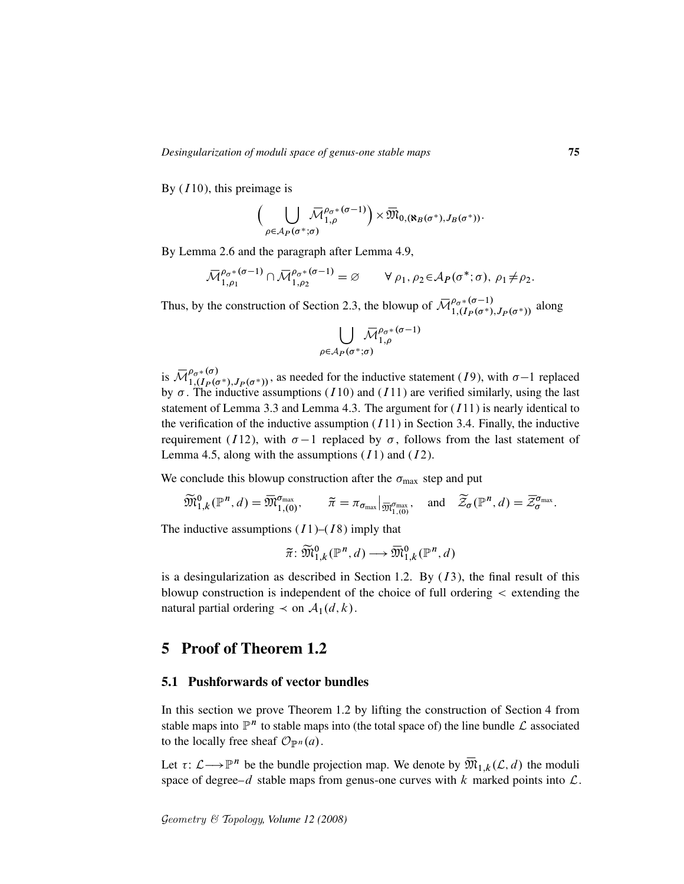By $(I10)$, this preimage is

$$\Big(\bigcup_{\rho\in\mathcal{A}_P(\sigma^*;\sigma)}\overline{\mathcal{M}}_{1,\rho}^{\rho_{\sigma^*}(\sigma-1)}\Big)\times\overline{\mathfrak{M}}_{0,(\aleph_B(\sigma^*),J_B(\sigma^*))}.$$

By Lemma 2.6 and the paragraph after Lemma 4.9,

$$\overline{\mathcal{M}}_{1,\rho_1}^{\rho_{\sigma^*}(\sigma-1)}\cap\overline{\mathcal{M}}_{1,\rho_2}^{\rho_{\sigma^*}(\sigma-1)}=\varnothing\qquad\forall\ \rho_1,\rho_2\in\mathcal{A}_P(\sigma^*;\sigma),\ \rho_1\neq\rho_2.$$

Thus, by the construction of Section 2.3, the blowup of $\overline{\mathcal{M}}_{1,(I_P(\sigma^*),J_P(\sigma^*))}^{\rho_{\sigma^*}(\sigma-1)}$ along

$$\bigcup_{\rho\in\mathcal{A}_P(\sigma^*;\sigma)}\overline{\mathcal{M}}_{1,\rho}^{\rho_{\sigma^*}(\sigma-1)}$$

is $\overline{\mathcal{M}}_{1,(I_P(\sigma^*),J_P(\sigma^*))}^{\rho_{\sigma^*}(\sigma)}$, as needed for the inductive statement $(I9)$, with $\sigma-1$ replaced by $\sigma$. The inductive assumptions $(I10)$ and $(I11)$ are verified similarly, using the last statement of Lemma 3.3 and Lemma 4.3. The argument for $(I11)$ is nearly identical to the verification of the inductive assumption $(I11)$ in Section 3.4. Finally, the inductive requirement $(I12)$, with $\sigma-1$ replaced by $\sigma$, follows from the last statement of Lemma 4.5, along with the assumptions $(I1)$ and $(I2)$.

We conclude this blowup construction after the $\sigma_{\max}$ step and put

$$\widetilde{\mathfrak{M}}_{1,k}^0(\mathbb{P}^n,d)=\overline{\mathfrak{M}}_{1,(0)}^{\sigma_{\max}},\qquad\widetilde{\pi}=\pi_{\sigma_{\max}}\big|_{\overline{\mathfrak{M}}_{1,(0)}^{\sigma_{\max}}},\quad\text{and}\quad\widetilde{\mathcal{Z}}_\sigma(\mathbb{P}^n,d)=\overline{\mathcal{Z}}_\sigma^{\sigma_{\max}}.$$

The inductive assumptions $(I1)$–$(I8)$ imply that

$$\widetilde{\pi}\colon\widetilde{\mathfrak{M}}_{1,k}^0(\mathbb{P}^n,d)\longrightarrow\overline{\mathfrak{M}}_{1,k}^0(\mathbb{P}^n,d)$$

is a desingularization as described in Section 1.2. By $(I3)$, the final result of this blowup construction is independent of the choice of full ordering $<$ extending the natural partial ordering $\prec$ on $\mathcal{A}_1(d,k)$.

# 5 Proof of Theorem 1.2

## 5.1 Pushforwards of vector bundles

In this section we prove Theorem 1.2 by lifting the construction of Section 4 from stable maps into $\mathbb{P}^n$ to stable maps into (the total space of) the line bundle $\mathcal{L}$ associated to the locally free sheaf $\mathcal{O}_{\mathbb{P}^n}(a)$.

Let $\tau\colon\mathcal{L}\longrightarrow\mathbb{P}^n$ be the bundle projection map. We denote by $\overline{\mathfrak{M}}_{1,k}(\mathcal{L},d)$ the moduli space of degree–$d$ stable maps from genus-one curves with $k$ marked points into $\mathcal{L}$.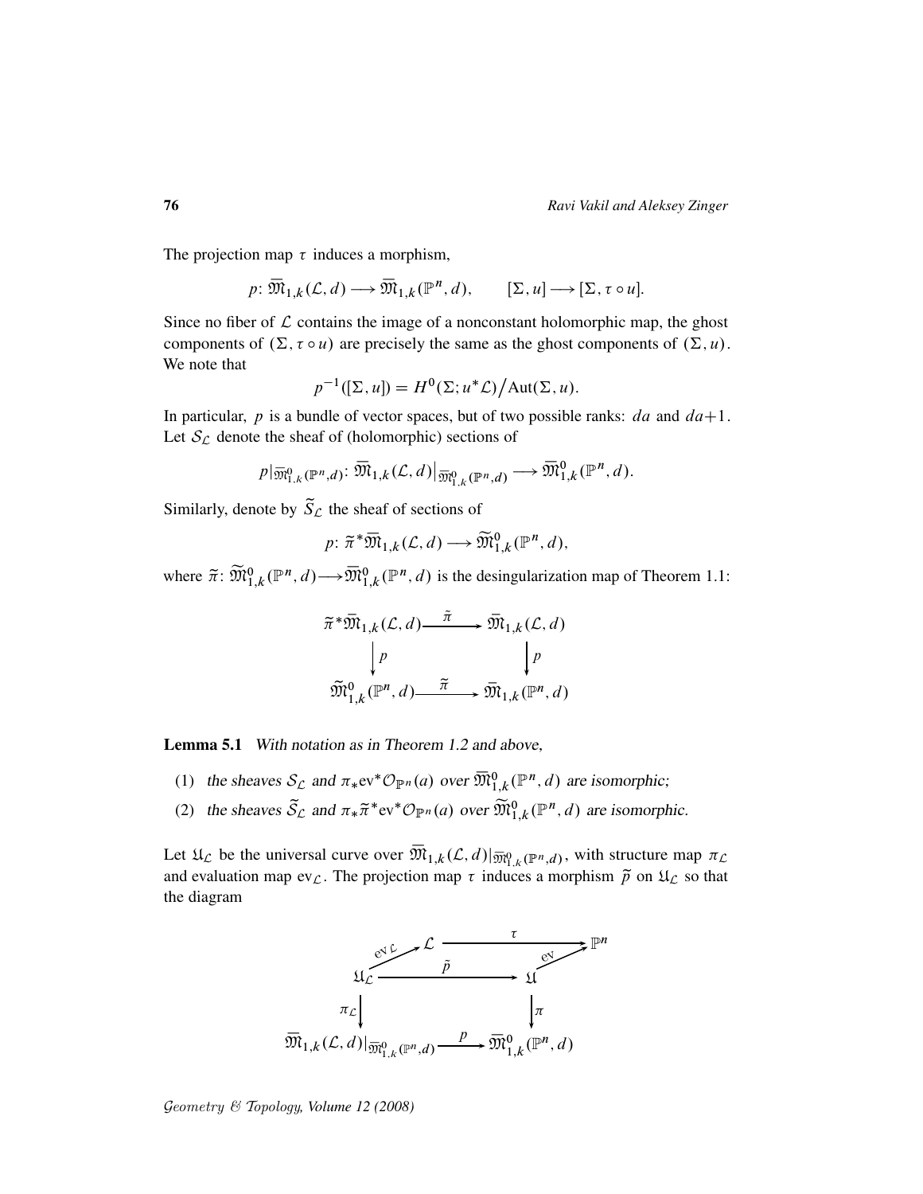The projection map $\tau$ induces a morphism,

$$p\colon \overline{\mathfrak{M}}_{1,k}(\mathcal{L},d) \longrightarrow \overline{\mathfrak{M}}_{1,k}(\mathbb{P}^n,d), \qquad [\Sigma,u] \longrightarrow [\Sigma,\tau\circ u].$$

Since no fiber of $\mathcal{L}$ contains the image of a nonconstant holomorphic map, the ghost components of $(\Sigma,\tau\circ u)$ are precisely the same as the ghost components of $(\Sigma,u)$. We note that

$$p^{-1}([\Sigma,u]) = H^0(\Sigma;u^*\mathcal{L})\big/\mathrm{Aut}(\Sigma,u).$$

In particular, $p$ is a bundle of vector spaces, but of two possible ranks: $da$ and $da{+}1$. Let $\mathcal{S}_{\mathcal{L}}$ denote the sheaf of (holomorphic) sections of

$$p|_{\overline{\mathfrak{M}}^0_{1,k}(\mathbb{P}^n,d)}\colon \overline{\mathfrak{M}}_{1,k}(\mathcal{L},d)\big|_{\overline{\mathfrak{M}}^0_{1,k}(\mathbb{P}^n,d)} \longrightarrow \overline{\mathfrak{M}}^0_{1,k}(\mathbb{P}^n,d).$$

Similarly, denote by $\widetilde{\mathcal{S}}_{\mathcal{L}}$ the sheaf of sections of

$$p\colon \widetilde{\pi}^*\overline{\mathfrak{M}}_{1,k}(\mathcal{L},d) \longrightarrow \widetilde{\mathfrak{M}}^0_{1,k}(\mathbb{P}^n,d),$$

where $\widetilde{\pi}\colon \widetilde{\mathfrak{M}}^0_{1,k}(\mathbb{P}^n,d) \longrightarrow \overline{\mathfrak{M}}^0_{1,k}(\mathbb{P}^n,d)$ is the desingularization map of Theorem 1.1:

$$\begin{array}{ccc}
\widetilde{\pi}^*\overline{\mathfrak{M}}_{1,k}(\mathcal{L},d) & \xrightarrow{\ \widetilde{\pi}\ } & \overline{\mathfrak{M}}_{1,k}(\mathcal{L},d) \\
\Big\downarrow p & & \Big\downarrow p \\
\widetilde{\mathfrak{M}}^0_{1,k}(\mathbb{P}^n,d) & \xrightarrow{\ \widetilde{\pi}\ } & \overline{\mathfrak{M}}_{1,k}(\mathbb{P}^n,d)
\end{array}$$

**Lemma 5.1** *With notation as in Theorem 1.2 and above,*

1. *the sheaves $\mathcal{S}_{\mathcal{L}}$ and $\pi_*\mathrm{ev}^*\mathcal{O}_{\mathbb{P}^n}(a)$ over $\overline{\mathfrak{M}}^0_{1,k}(\mathbb{P}^n,d)$ are isomorphic;*
2. *the sheaves $\widetilde{\mathcal{S}}_{\mathcal{L}}$ and $\pi_*\widetilde{\pi}^*\mathrm{ev}^*\mathcal{O}_{\mathbb{P}^n}(a)$ over $\widetilde{\mathfrak{M}}^0_{1,k}(\mathbb{P}^n,d)$ are isomorphic.*

Let $\mathfrak{U}_{\mathcal{L}}$ be the universal curve over $\overline{\mathfrak{M}}_{1,k}(\mathcal{L},d)|_{\overline{\mathfrak{M}}^0_{1,k}(\mathbb{P}^n,d)}$, with structure map $\pi_{\mathcal{L}}$ and evaluation map $\mathrm{ev}_{\mathcal{L}}$. The projection map $\tau$ induces a morphism $\widetilde{p}$ on $\mathfrak{U}_{\mathcal{L}}$ so that the diagram

$$\begin{array}{ccccc}
 & \mathcal{L} & \xrightarrow{\qquad\tau\qquad} & \mathbb{P}^n & \\
\mathrm{ev}_{\mathcal{L}}\nearrow & & & \nearrow\mathrm{ev} & \\
\mathfrak{U}_{\mathcal{L}} & & \xrightarrow{\qquad\tilde{p}\qquad} & \mathfrak{U} & \\
\Big\downarrow \pi_{\mathcal{L}} & & & \Big\downarrow \pi & \\
\overline{\mathfrak{M}}_{1,k}(\mathcal{L},d)|_{\overline{\mathfrak{M}}^0_{1,k}(\mathbb{P}^n,d)} & & \xrightarrow{\qquad p\qquad} & \overline{\mathfrak{M}}^0_{1,k}(\mathbb{P}^n,d) &
\end{array}$$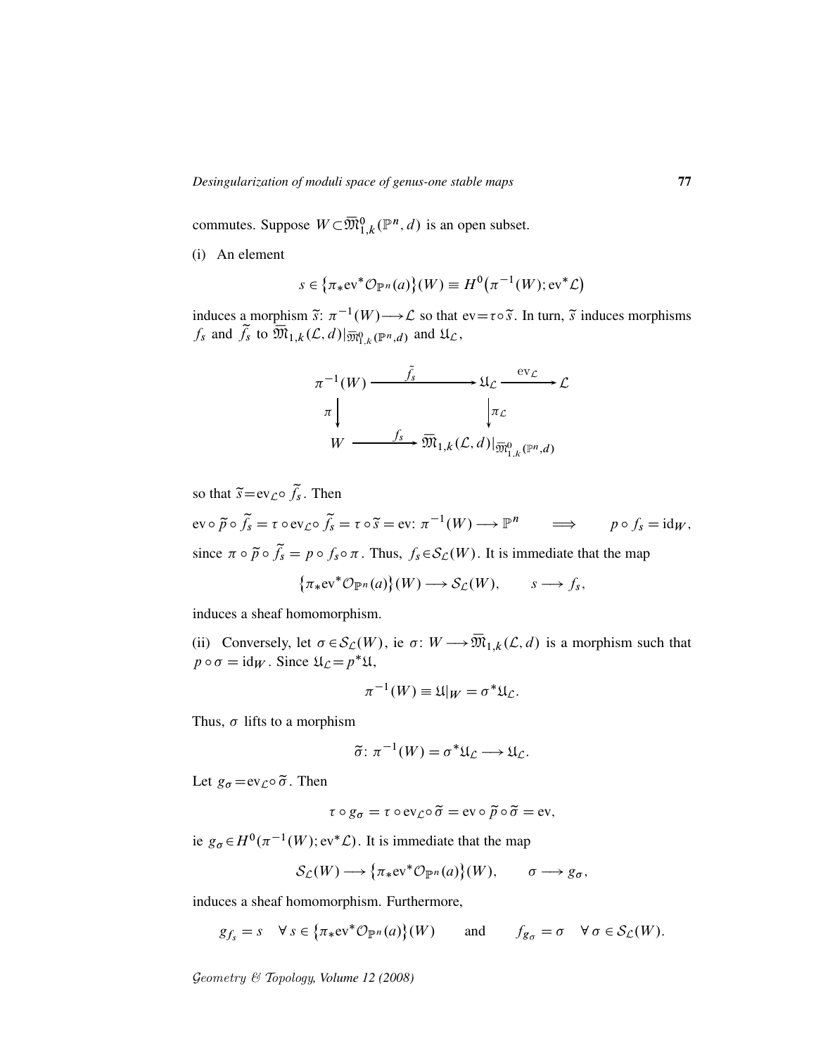commutes. Suppose $W \subset \overline{\mathfrak{M}}^0_{1,k}(\mathbb{P}^n,d)$ is an open subset.

(i) An element

$$s \in \big\{\pi_* \mathrm{ev}^* \mathcal{O}_{\mathbb{P}^n}(a)\big\}(W) \equiv H^0\big(\pi^{-1}(W); \mathrm{ev}^*\mathcal{L}\big)$$

induces a morphism $\widetilde{s}\colon \pi^{-1}(W) \longrightarrow \mathcal{L}$ so that $\mathrm{ev} = \tau \circ \widetilde{s}$. In turn, $\widetilde{s}$ induces morphisms $f_s$ and $\widetilde{f}_s$ to $\overline{\mathfrak{M}}_{1,k}(\mathcal{L},d)|_{\overline{\mathfrak{M}}^0_{1,k}(\mathbb{P}^n,d)}$ and $\mathfrak{U}_{\mathcal{L}}$,

$$\begin{array}{ccccc}
\pi^{-1}(W) & \xrightarrow{\quad \widetilde{f}_s \quad} & \mathfrak{U}_{\mathcal{L}} & \xrightarrow{\ \mathrm{ev}_{\mathcal{L}}\ } & \mathcal{L} \\
\Big\downarrow \pi & & \Big\downarrow \pi_{\mathcal{L}} & & \\
W & \xrightarrow{\quad f_s \quad} & \overline{\mathfrak{M}}_{1,k}(\mathcal{L},d)|_{\overline{\mathfrak{M}}^0_{1,k}(\mathbb{P}^n,d)} & &
\end{array}$$

so that $\widetilde{s} = \mathrm{ev}_{\mathcal{L}} \circ \widetilde{f}_s$. Then

$$\mathrm{ev} \circ \widetilde{p} \circ \widetilde{f}_s = \tau \circ \mathrm{ev}_{\mathcal{L}} \circ \widetilde{f}_s = \tau \circ \widetilde{s} = \mathrm{ev}\colon \pi^{-1}(W) \longrightarrow \mathbb{P}^n \qquad \Longrightarrow \qquad p \circ f_s = \mathrm{id}_W,$$

since $\pi \circ \widetilde{p} \circ \widetilde{f}_s = p \circ f_s \circ \pi$. Thus, $f_s \in \mathcal{S}_{\mathcal{L}}(W)$. It is immediate that the map

$$\big\{\pi_* \mathrm{ev}^* \mathcal{O}_{\mathbb{P}^n}(a)\big\}(W) \longrightarrow \mathcal{S}_{\mathcal{L}}(W), \qquad s \longrightarrow f_s,$$

induces a sheaf homomorphism.

(ii) Conversely, let $\sigma \in \mathcal{S}_{\mathcal{L}}(W)$, ie $\sigma\colon W \longrightarrow \overline{\mathfrak{M}}_{1,k}(\mathcal{L},d)$ is a morphism such that $p \circ \sigma = \mathrm{id}_W$. Since $\mathfrak{U}_{\mathcal{L}} = p^*\mathfrak{U}$,

$$\pi^{-1}(W) \equiv \mathfrak{U}|_W = \sigma^* \mathfrak{U}_{\mathcal{L}}.$$

Thus, $\sigma$ lifts to a morphism

$$\widetilde{\sigma}\colon \pi^{-1}(W) = \sigma^*\mathfrak{U}_{\mathcal{L}} \longrightarrow \mathfrak{U}_{\mathcal{L}}.$$

Let $g_\sigma = \mathrm{ev}_{\mathcal{L}} \circ \widetilde{\sigma}$. Then

$$\tau \circ g_\sigma = \tau \circ \mathrm{ev}_{\mathcal{L}} \circ \widetilde{\sigma} = \mathrm{ev} \circ \widetilde{p} \circ \widetilde{\sigma} = \mathrm{ev},$$

ie $g_\sigma \in H^0(\pi^{-1}(W); \mathrm{ev}^*\mathcal{L})$. It is immediate that the map

$$\mathcal{S}_{\mathcal{L}}(W) \longrightarrow \big\{\pi_* \mathrm{ev}^* \mathcal{O}_{\mathbb{P}^n}(a)\big\}(W), \qquad \sigma \longrightarrow g_\sigma,$$

induces a sheaf homomorphism. Furthermore,

$$g_{f_s} = s \quad \forall\, s \in \big\{\pi_* \mathrm{ev}^* \mathcal{O}_{\mathbb{P}^n}(a)\big\}(W) \qquad \text{and} \qquad f_{g_\sigma} = \sigma \quad \forall\, \sigma \in \mathcal{S}_{\mathcal{L}}(W).$$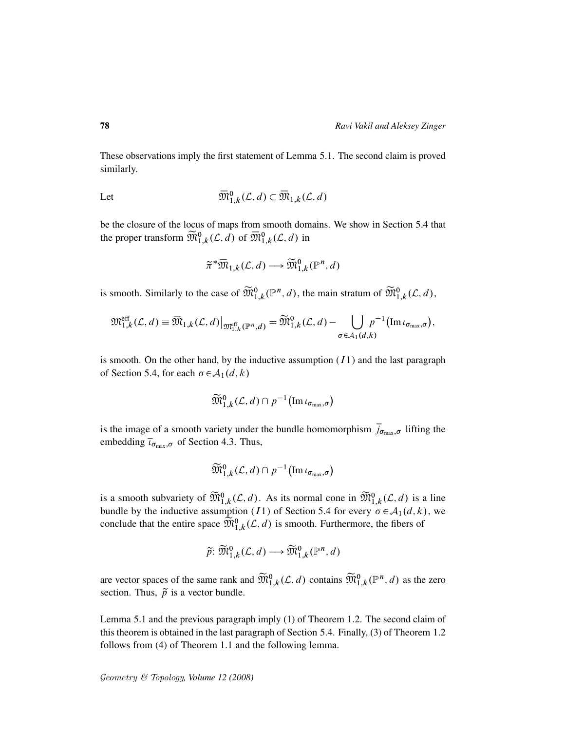These observations imply the first statement of Lemma 5.1. The second claim is proved similarly.

Let
$$\overline{\mathfrak{M}}^0_{1,k}(\mathcal{L},d) \subset \overline{\mathfrak{M}}_{1,k}(\mathcal{L},d)$$

be the closure of the locus of maps from smooth domains. We show in Section 5.4 that the proper transform $\widetilde{\mathfrak{M}}^0_{1,k}(\mathcal{L},d)$ of $\overline{\mathfrak{M}}^0_{1,k}(\mathcal{L},d)$ in

$$\widetilde{\pi}^*\overline{\mathfrak{M}}_{1,k}(\mathcal{L},d) \longrightarrow \widetilde{\mathfrak{M}}^0_{1,k}(\mathbb{P}^n,d)$$

is smooth. Similarly to the case of $\widetilde{\mathfrak{M}}^0_{1,k}(\mathbb{P}^n,d)$, the main stratum of $\widetilde{\mathfrak{M}}^0_{1,k}(\mathcal{L},d)$,

$$\mathfrak{M}^{\mathrm{eff}}_{1,k}(\mathcal{L},d) \equiv \overline{\mathfrak{M}}_{1,k}(\mathcal{L},d)\big|_{\mathfrak{M}^{\mathrm{eff}}_{1,k}(\mathbb{P}^n,d)} = \widetilde{\mathfrak{M}}^0_{1,k}(\mathcal{L},d) - \bigcup_{\sigma\in\mathcal{A}_1(d,k)} p^{-1}\big(\mathrm{Im}\,\iota_{\sigma_{\max},\sigma}\big),$$

is smooth. On the other hand, by the inductive assumption $(I1)$ and the last paragraph of Section 5.4, for each $\sigma\in\mathcal{A}_1(d,k)$

$$\widetilde{\mathfrak{M}}^0_{1,k}(\mathcal{L},d) \cap p^{-1}\big(\mathrm{Im}\,\iota_{\sigma_{\max},\sigma}\big)$$

is the image of a smooth variety under the bundle homomorphism $\bar{j}_{\sigma_{\max},\sigma}$ lifting the embedding $\bar{\iota}_{\sigma_{\max},\sigma}$ of Section 4.3. Thus,

$$\widetilde{\mathfrak{M}}^0_{1,k}(\mathcal{L},d) \cap p^{-1}\big(\mathrm{Im}\,\iota_{\sigma_{\max},\sigma}\big)$$

is a smooth subvariety of $\widetilde{\mathfrak{M}}^0_{1,k}(\mathcal{L},d)$. As its normal cone in $\widetilde{\mathfrak{M}}^0_{1,k}(\mathcal{L},d)$ is a line bundle by the inductive assumption $(I1)$ of Section 5.4 for every $\sigma\in\mathcal{A}_1(d,k)$, we conclude that the entire space $\widetilde{\mathfrak{M}}^0_{1,k}(\mathcal{L},d)$ is smooth. Furthermore, the fibers of

$$\widetilde{p}\colon \widetilde{\mathfrak{M}}^0_{1,k}(\mathcal{L},d) \longrightarrow \widetilde{\mathfrak{M}}^0_{1,k}(\mathbb{P}^n,d)$$

are vector spaces of the same rank and $\widetilde{\mathfrak{M}}^0_{1,k}(\mathcal{L},d)$ contains $\widetilde{\mathfrak{M}}^0_{1,k}(\mathbb{P}^n,d)$ as the zero section. Thus, $\widetilde{p}$ is a vector bundle.

Lemma 5.1 and the previous paragraph imply (1) of Theorem 1.2. The second claim of this theorem is obtained in the last paragraph of Section 5.4. Finally, (3) of Theorem 1.2 follows from (4) of Theorem 1.1 and the following lemma.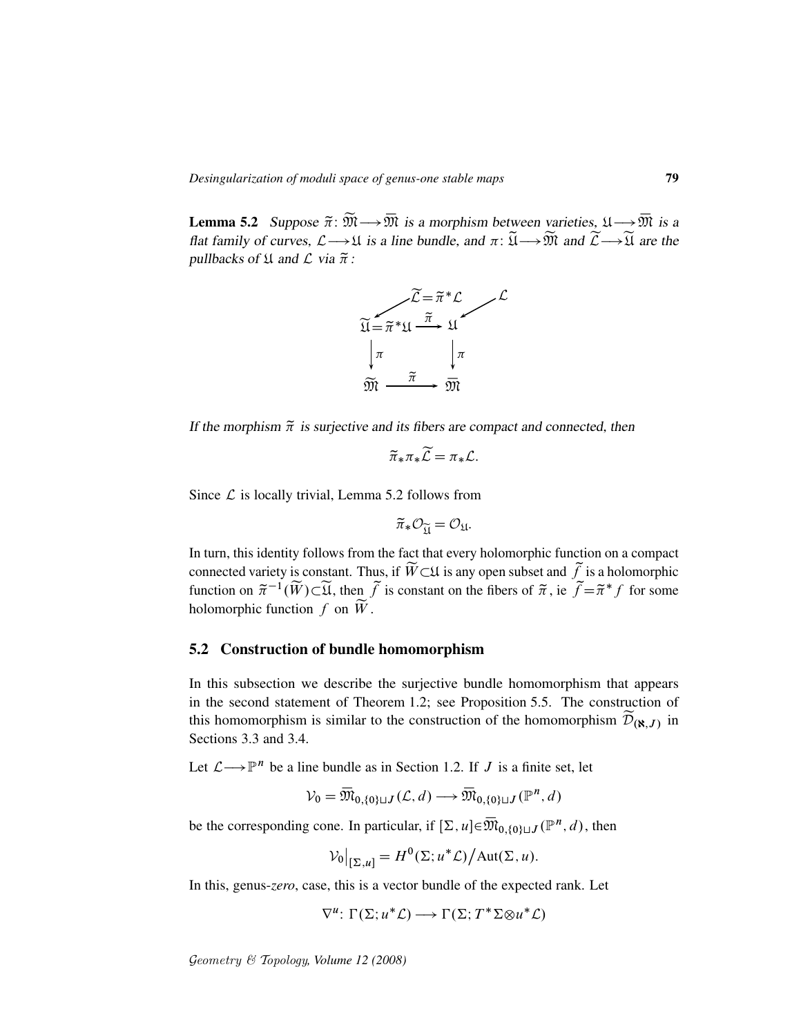**Lemma 5.2** *Suppose $\tilde{\pi}\colon \widetilde{\mathfrak{M}} \longrightarrow \overline{\mathfrak{M}}$ is a morphism between varieties, $\mathfrak{U} \longrightarrow \overline{\mathfrak{M}}$ is a flat family of curves, $\mathcal{L} \longrightarrow \mathfrak{U}$ is a line bundle, and $\pi\colon \widetilde{\mathfrak{U}} \longrightarrow \widetilde{\mathfrak{M}}$ and $\widetilde{\mathcal{L}} \longrightarrow \widetilde{\mathfrak{U}}$ are the pullbacks of $\mathfrak{U}$ and $\mathcal{L}$ via $\tilde{\pi}$:*

$$
\begin{array}{ccc}
 & \widetilde{\mathcal{L}} = \tilde{\pi}^*\mathcal{L} & \quad \mathcal{L} \\
\swarrow & & \swarrow \\
\widetilde{\mathfrak{U}} = \tilde{\pi}^*\mathfrak{U} & \xrightarrow{\tilde{\pi}} & \mathfrak{U} \\
\big\downarrow \pi & & \big\downarrow \pi \\
\widetilde{\mathfrak{M}} & \xrightarrow{\tilde{\pi}} & \overline{\mathfrak{M}}
\end{array}
$$

*If the morphism $\tilde{\pi}$ is surjective and its fibers are compact and connected, then*

$$\tilde{\pi}_* \pi_* \widetilde{\mathcal{L}} = \pi_* \mathcal{L}.$$

Since $\mathcal{L}$ is locally trivial, Lemma 5.2 follows from

$$\tilde{\pi}_* \mathcal{O}_{\widetilde{\mathfrak{U}}} = \mathcal{O}_{\mathfrak{U}}.$$

In turn, this identity follows from the fact that every holomorphic function on a compact connected variety is constant. Thus, if $\widetilde{W} \subset \mathfrak{U}$ is any open subset and $\tilde{f}$ is a holomorphic function on $\tilde{\pi}^{-1}(\widetilde{W}) \subset \widetilde{\mathfrak{U}}$, then $\tilde{f}$ is constant on the fibers of $\tilde{\pi}$, ie $\tilde{f} = \tilde{\pi}^* f$ for some holomorphic function $f$ on $\widetilde{W}$.

## 5.2 Construction of bundle homomorphism

In this subsection we describe the surjective bundle homomorphism that appears in the second statement of Theorem 1.2; see Proposition 5.5. The construction of this homomorphism is similar to the construction of the homomorphism $\widetilde{\mathcal{D}}_{(\aleph, J)}$ in Sections 3.3 and 3.4.

Let $\mathcal{L} \longrightarrow \mathbb{P}^n$ be a line bundle as in Section 1.2. If $J$ is a finite set, let

$$\mathcal{V}_0 = \overline{\mathfrak{M}}_{0,\{0\}\sqcup J}(\mathcal{L}, d) \longrightarrow \overline{\mathfrak{M}}_{0,\{0\}\sqcup J}(\mathbb{P}^n, d)$$

be the corresponding cone. In particular, if $[\Sigma, u] \in \overline{\mathfrak{M}}_{0,\{0\}\sqcup J}(\mathbb{P}^n, d)$, then

$$\mathcal{V}_0\big|_{[\Sigma,u]} = H^0(\Sigma; u^*\mathcal{L}) \big/ \mathrm{Aut}(\Sigma, u).$$

In this, genus-*zero*, case, this is a vector bundle of the expected rank. Let

$$\nabla^u\colon \Gamma(\Sigma; u^*\mathcal{L}) \longrightarrow \Gamma(\Sigma; T^*\Sigma \otimes u^*\mathcal{L})$$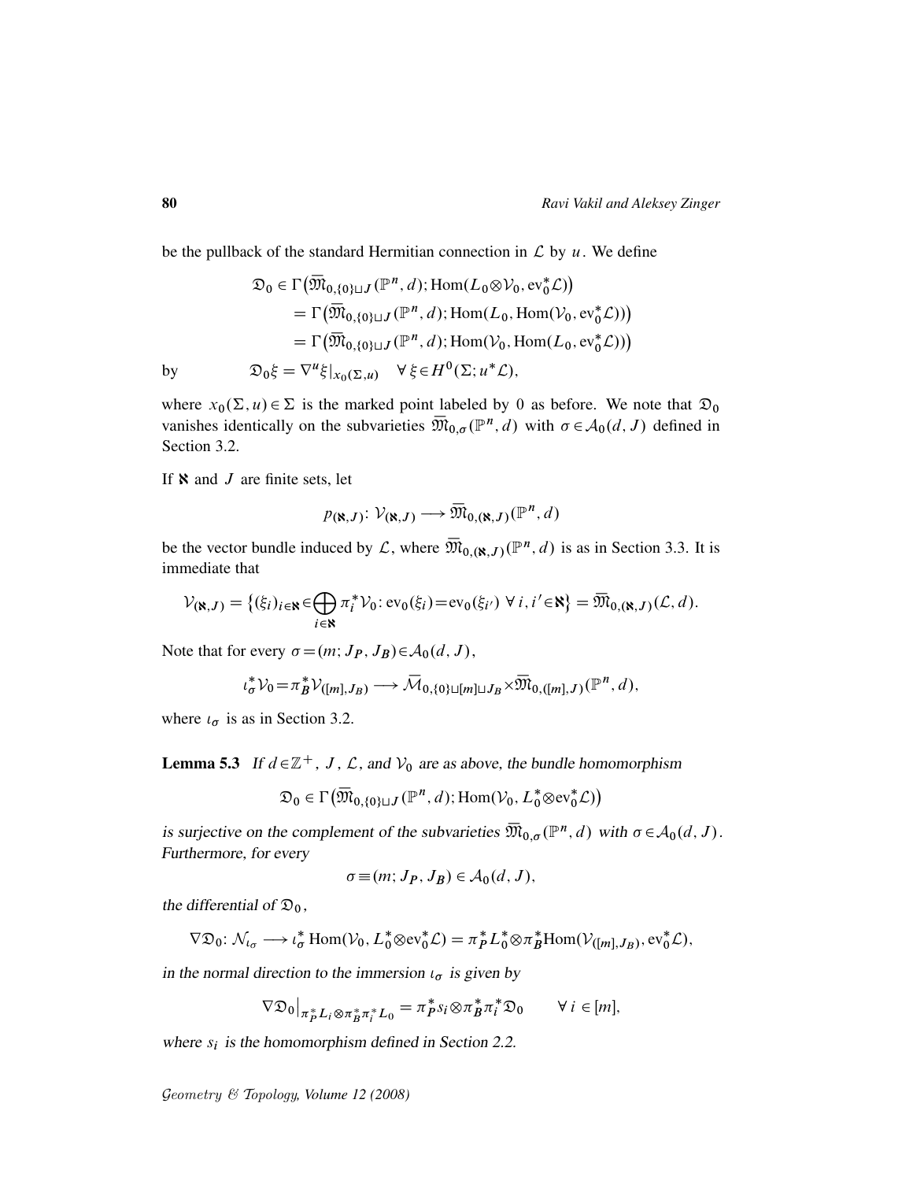be the pullback of the standard Hermitian connection in $\mathcal{L}$ by $u$. We define

$$
\begin{aligned}
\mathfrak{D}_0 &\in \Gamma\big(\overline{\mathfrak{M}}_{0,\{0\}\sqcup J}(\mathbb{P}^n,d);\mathrm{Hom}(L_0\otimes\mathcal{V}_0,\mathrm{ev}_0^*\mathcal{L})\big)\\
&= \Gamma\big(\overline{\mathfrak{M}}_{0,\{0\}\sqcup J}(\mathbb{P}^n,d);\mathrm{Hom}(L_0,\mathrm{Hom}(\mathcal{V}_0,\mathrm{ev}_0^*\mathcal{L}))\big)\\
&= \Gamma\big(\overline{\mathfrak{M}}_{0,\{0\}\sqcup J}(\mathbb{P}^n,d);\mathrm{Hom}(\mathcal{V}_0,\mathrm{Hom}(L_0,\mathrm{ev}_0^*\mathcal{L}))\big)
\end{aligned}
$$

by $\qquad \mathfrak{D}_0\xi = \nabla^u\xi|_{x_0(\Sigma,u)} \quad \forall\, \xi\in H^0(\Sigma;u^*\mathcal{L}),$

where $x_0(\Sigma,u)\in\Sigma$ is the marked point labeled by 0 as before. We note that $\mathfrak{D}_0$ vanishes identically on the subvarieties $\overline{\mathfrak{M}}_{0,\sigma}(\mathbb{P}^n,d)$ with $\sigma\in\mathcal{A}_0(d,J)$ defined in Section 3.2.

If $\aleph$ and $J$ are finite sets, let

$$p_{(\aleph,J)}\colon \mathcal{V}_{(\aleph,J)} \longrightarrow \overline{\mathfrak{M}}_{0,(\aleph,J)}(\mathbb{P}^n,d)$$

be the vector bundle induced by $\mathcal{L}$, where $\overline{\mathfrak{M}}_{0,(\aleph,J)}(\mathbb{P}^n,d)$ is as in Section 3.3. It is immediate that

$$\mathcal{V}_{(\aleph,J)} = \big\{(\xi_i)_{i\in\aleph}\in\bigoplus_{i\in\aleph}\pi_i^*\mathcal{V}_0\colon \mathrm{ev}_0(\xi_i)=\mathrm{ev}_0(\xi_{i'})\ \forall\, i,i'\in\aleph\big\} = \overline{\mathfrak{M}}_{0,(\aleph,J)}(\mathcal{L},d).$$

Note that for every $\sigma=(m;J_P,J_B)\in\mathcal{A}_0(d,J)$,

$$\iota_\sigma^*\mathcal{V}_0=\pi_B^*\mathcal{V}_{([m],J_B)} \longrightarrow \overline{\mathcal{M}}_{0,\{0\}\sqcup[m]\sqcup J_B}\times\overline{\mathfrak{M}}_{0,([m],J)}(\mathbb{P}^n,d),$$

where $\iota_\sigma$ is as in Section 3.2.

**Lemma 5.3** *If $d\in\mathbb{Z}^+$, $J$, $\mathcal{L}$, and $\mathcal{V}_0$ are as above, the bundle homomorphism*

$$\mathfrak{D}_0 \in \Gamma\big(\overline{\mathfrak{M}}_{0,\{0\}\sqcup J}(\mathbb{P}^n,d);\mathrm{Hom}(\mathcal{V}_0,L_0^*\otimes\mathrm{ev}_0^*\mathcal{L})\big)$$

*is surjective on the complement of the subvarieties $\overline{\mathfrak{M}}_{0,\sigma}(\mathbb{P}^n,d)$ with $\sigma\in\mathcal{A}_0(d,J)$. Furthermore, for every*

$$\sigma\equiv(m;J_P,J_B)\in\mathcal{A}_0(d,J),$$

*the differential of $\mathfrak{D}_0$,*

$$\nabla\mathfrak{D}_0\colon \mathcal{N}_{\iota_\sigma} \longrightarrow \iota_\sigma^*\,\mathrm{Hom}(\mathcal{V}_0,L_0^*\otimes\mathrm{ev}_0^*\mathcal{L}) = \pi_P^*L_0^*\otimes\pi_B^*\mathrm{Hom}(\mathcal{V}_{([m],J_B)},\mathrm{ev}_0^*\mathcal{L}),$$

*in the normal direction to the immersion $\iota_\sigma$ is given by*

$$\nabla\mathfrak{D}_0\big|_{\pi_P^*L_i\otimes\pi_B^*\pi_i^*L_0} = \pi_P^*s_i\otimes\pi_B^*\pi_i^*\mathfrak{D}_0 \qquad \forall\, i\in[m],$$

*where $s_i$ is the homomorphism defined in Section 2.2.*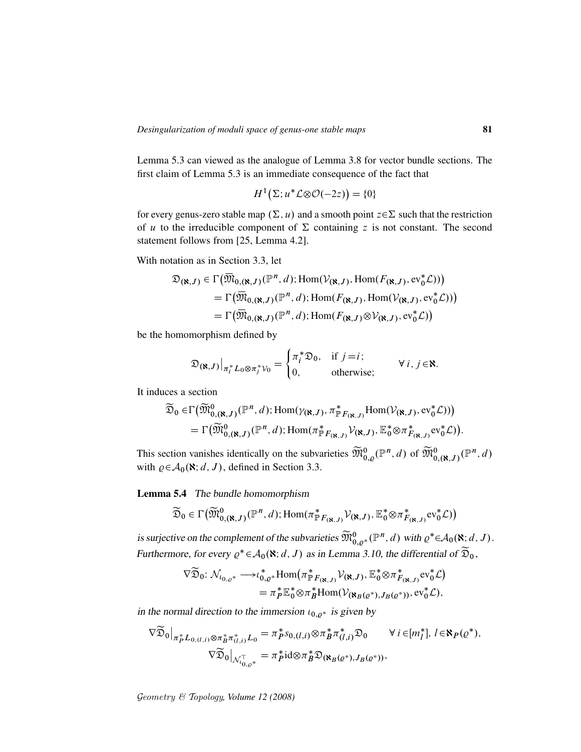Lemma 5.3 can viewed as the analogue of Lemma 3.8 for vector bundle sections. The first claim of Lemma 5.3 is an immediate consequence of the fact that

$$H^1\big(\Sigma; u^*\mathcal{L}\otimes\mathcal{O}(-2z)\big) = \{0\}$$

for every genus-zero stable map $(\Sigma, u)$ and a smooth point $z\in\Sigma$ such that the restriction of $u$ to the irreducible component of $\Sigma$ containing $z$ is not constant. The second statement follows from [25, Lemma 4.2].

With notation as in Section 3.3, let

$$\begin{aligned}
\mathfrak{D}_{(\aleph,J)} &\in \Gamma\big(\overline{\mathfrak{M}}_{0,(\aleph,J)}(\mathbb{P}^n,d); \mathrm{Hom}(\mathcal{V}_{(\aleph,J)}, \mathrm{Hom}(F_{(\aleph,J)}, \mathrm{ev}_0^*\mathcal{L}))\big)\\
&= \Gamma\big(\overline{\mathfrak{M}}_{0,(\aleph,J)}(\mathbb{P}^n,d); \mathrm{Hom}(F_{(\aleph,J)}, \mathrm{Hom}(\mathcal{V}_{(\aleph,J)}, \mathrm{ev}_0^*\mathcal{L}))\big)\\
&= \Gamma\big(\overline{\mathfrak{M}}_{0,(\aleph,J)}(\mathbb{P}^n,d); \mathrm{Hom}(F_{(\aleph,J)}\otimes\mathcal{V}_{(\aleph,J)}, \mathrm{ev}_0^*\mathcal{L})\big)
\end{aligned}$$

be the homomorphism defined by

$$\mathfrak{D}_{(\aleph,J)}\big|_{\pi_i^*L_0\otimes\pi_j^*\mathcal{V}_0} = \begin{cases}\pi_i^*\mathfrak{D}_0, & \text{if } j=i;\\ 0, & \text{otherwise;}\end{cases} \qquad \forall\, i,j\in\aleph.$$

It induces a section

$$\begin{aligned}
\widetilde{\mathfrak{D}}_0 &\in\Gamma\big(\widetilde{\mathfrak{M}}^0_{0,(\aleph,J)}(\mathbb{P}^n,d); \mathrm{Hom}(\gamma_{(\aleph,J)}, \pi^*_{\mathbb{P}F_{(\aleph,J)}}\mathrm{Hom}(\mathcal{V}_{(\aleph,J)}, \mathrm{ev}_0^*\mathcal{L}))\big)\\
&= \Gamma\big(\widetilde{\mathfrak{M}}^0_{0,(\aleph,J)}(\mathbb{P}^n,d); \mathrm{Hom}(\pi^*_{\mathbb{P}F_{(\aleph,J)}}\mathcal{V}_{(\aleph,J)}, \mathbb{E}_0^*\otimes\pi^*_{F_{(\aleph,J)}}\mathrm{ev}_0^*\mathcal{L})\big).
\end{aligned}$$

This section vanishes identically on the subvarieties $\widetilde{\mathfrak{M}}^0_{0,\varrho}(\mathbb{P}^n,d)$ of $\widetilde{\mathfrak{M}}^0_{0,(\aleph,J)}(\mathbb{P}^n,d)$ with $\varrho\in\mathcal{A}_0(\aleph;d,J)$, defined in Section 3.3.

**Lemma 5.4** *The bundle homomorphism*

$$\widetilde{\mathfrak{D}}_0 \in \Gamma\big(\widetilde{\mathfrak{M}}^0_{0,(\aleph,J)}(\mathbb{P}^n,d); \mathrm{Hom}(\pi^*_{\mathbb{P}F_{(\aleph,J)}}\mathcal{V}_{(\aleph,J)}, \mathbb{E}_0^*\otimes\pi^*_{F_{(\aleph,J)}}\mathrm{ev}_0^*\mathcal{L})\big)$$

*is surjective on the complement of the subvarieties $\widetilde{\mathfrak{M}}^0_{0,\varrho^*}(\mathbb{P}^n,d)$ with $\varrho^*\in\mathcal{A}_0(\aleph;d,J)$. Furthermore, for every $\varrho^*\in\mathcal{A}_0(\aleph;d,J)$ as in Lemma 3.10, the differential of $\widetilde{\mathfrak{D}}_0$,*

$$\begin{aligned}
\nabla\widetilde{\mathfrak{D}}_0\colon \mathcal{N}_{\iota_{0,\varrho^*}} &\longrightarrow \iota_{0,\varrho^*}^*\mathrm{Hom}\big(\pi^*_{\mathbb{P}F_{(\aleph,J)}}\mathcal{V}_{(\aleph,J)}, \mathbb{E}_0^*\otimes\pi^*_{F_{(\aleph,J)}}\mathrm{ev}_0^*\mathcal{L}\big)\\
&= \pi_P^*\mathbb{E}_0^*\otimes\pi_B^*\mathrm{Hom}(\mathcal{V}_{(\aleph_B(\varrho^*),J_B(\varrho^*))}, \mathrm{ev}_0^*\mathcal{L}),
\end{aligned}$$

*in the normal direction to the immersion $\iota_{0,\varrho^*}$ is given by*

$$\begin{aligned}
\nabla\widetilde{\mathfrak{D}}_0\big|_{\pi_P^*L_{0,(l,i)}\otimes\pi_B^*\pi_{(l,i)}^*L_0} &= \pi_P^*s_{0,(l,i)}\otimes\pi_B^*\pi_{(l,i)}^*\mathfrak{D}_0 \qquad \forall\, i\in[m_l^*],\ l\in\aleph_P(\varrho^*),\\
\nabla\widetilde{\mathfrak{D}}_0\big|_{\mathcal{N}^\top_{\iota_{0,\varrho^*}}} &= \pi_P^*\mathrm{id}\otimes\pi_B^*\mathfrak{D}_{(\aleph_B(\varrho^*),J_B(\varrho^*))},
\end{aligned}$$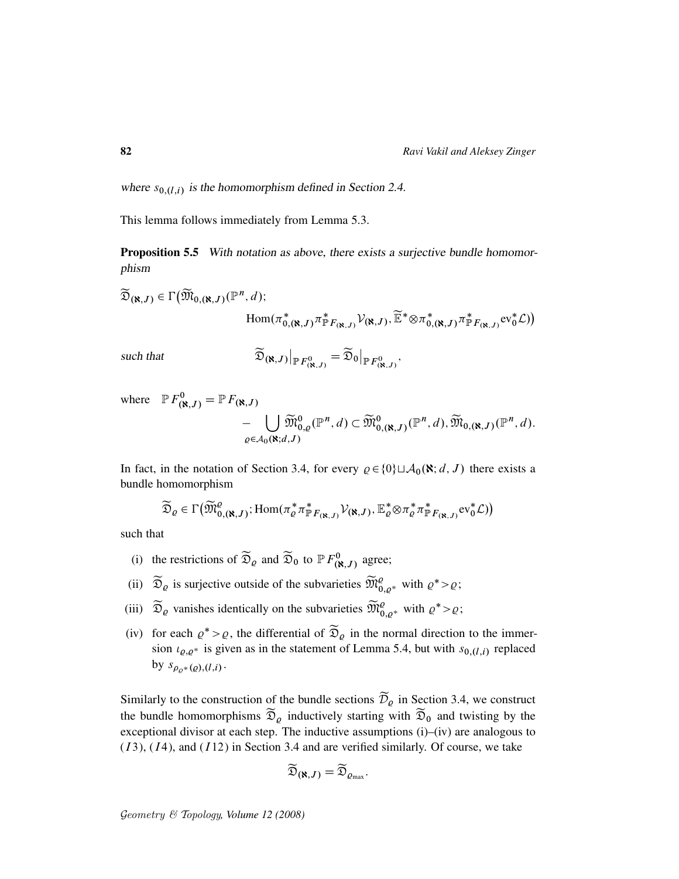where $s_{0,(l,i)}$ is the homomorphism defined in Section 2.4.

This lemma follows immediately from Lemma 5.3.

**Proposition 5.5** *With notation as above, there exists a surjective bundle homomorphism*

$$\widetilde{\mathfrak{D}}_{(\aleph,J)} \in \Gamma\big(\widetilde{\mathfrak{M}}_{0,(\aleph,J)}(\mathbb{P}^n,d);\\ \operatorname{Hom}(\pi^*_{0,(\aleph,J)}\pi^*_{\mathbb{P}F_{(\aleph,J)}}\mathcal{V}_{(\aleph,J)}, \widetilde{\mathbb{E}}^*\otimes\pi^*_{0,(\aleph,J)}\pi^*_{\mathbb{P}F_{(\aleph,J)}}\mathrm{ev}_0^*\mathcal{L})\big)$$

*such that*

$$\widetilde{\mathfrak{D}}_{(\aleph,J)}\big|_{\mathbb{P}F^0_{(\aleph,J)}} = \widetilde{\mathfrak{D}}_0\big|_{\mathbb{P}F^0_{(\aleph,J)}},$$

where

$$\mathbb{P}F^0_{(\aleph,J)} = \mathbb{P}F_{(\aleph,J)} - \bigcup_{\varrho\in\mathcal{A}_0(\aleph;d,J)} \widetilde{\mathfrak{M}}^0_{0,\varrho}(\mathbb{P}^n,d) \subset \widetilde{\mathfrak{M}}^0_{0,(\aleph,J)}(\mathbb{P}^n,d), \widetilde{\mathfrak{M}}_{0,(\aleph,J)}(\mathbb{P}^n,d).$$

In fact, in the notation of Section 3.4, for every $\varrho\in\{0\}\sqcup\mathcal{A}_0(\aleph;d,J)$ there exists a bundle homomorphism

$$\widetilde{\mathfrak{D}}_\varrho \in \Gamma\big(\widetilde{\mathfrak{M}}^\varrho_{0,(\aleph,J)}; \operatorname{Hom}(\pi^*_\varrho\pi^*_{\mathbb{P}F_{(\aleph,J)}}\mathcal{V}_{(\aleph,J)}, \mathbb{E}^*_\varrho\otimes\pi^*_\varrho\pi^*_{\mathbb{P}F_{(\aleph,J)}}\mathrm{ev}_0^*\mathcal{L})\big)$$

such that

(i) the restrictions of $\widetilde{\mathfrak{D}}_\varrho$ and $\widetilde{\mathfrak{D}}_0$ to $\mathbb{P}F^0_{(\aleph,J)}$ agree;

(ii) $\widetilde{\mathfrak{D}}_\varrho$ is surjective outside of the subvarieties $\widetilde{\mathfrak{M}}^\varrho_{0,\varrho^*}$ with $\varrho^*>\varrho$;

(iii) $\widetilde{\mathfrak{D}}_\varrho$ vanishes identically on the subvarieties $\widetilde{\mathfrak{M}}^\varrho_{0,\varrho^*}$ with $\varrho^*>\varrho$;

(iv) for each $\varrho^*>\varrho$, the differential of $\widetilde{\mathfrak{D}}_\varrho$ in the normal direction to the immersion $\iota_{\varrho,\varrho^*}$ is given as in the statement of Lemma 5.4, but with $s_{0,(l,i)}$ replaced by $s_{\rho_{\varrho^*}(\varrho),(l,i)}$.

Similarly to the construction of the bundle sections $\widetilde{\mathcal{D}}_\varrho$ in Section 3.4, we construct the bundle homomorphisms $\widetilde{\mathfrak{D}}_\varrho$ inductively starting with $\widetilde{\mathfrak{D}}_0$ and twisting by the exceptional divisor at each step. The inductive assumptions (i)–(iv) are analogous to $(I3)$, $(I4)$, and $(I12)$ in Section 3.4 and are verified similarly. Of course, we take

$$\widetilde{\mathfrak{D}}_{(\aleph,J)} = \widetilde{\mathfrak{D}}_{\varrho_{\max}}.$$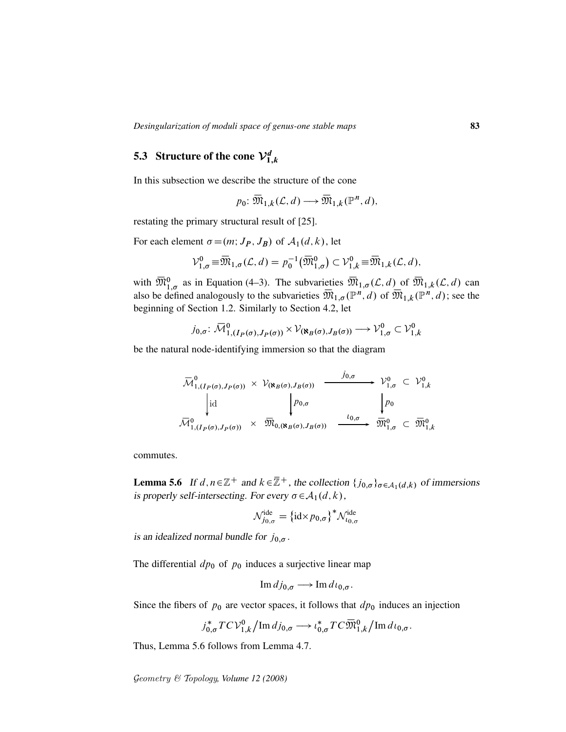## 5.3 Structure of the cone $\mathcal{V}_{1,k}^d$

In this subsection we describe the structure of the cone

$$p_0\colon \overline{\mathfrak{M}}_{1,k}(\mathcal{L},d) \longrightarrow \overline{\mathfrak{M}}_{1,k}(\mathbb{P}^n,d),$$

restating the primary structural result of [25].

For each element $\sigma=(m;J_P,J_B)$ of $\mathcal{A}_1(d,k)$, let

$$\mathcal{V}_{1,\sigma}^0 \equiv \overline{\mathfrak{M}}_{1,\sigma}(\mathcal{L},d) = p_0^{-1}\big(\overline{\mathfrak{M}}_{1,\sigma}^0\big) \subset \mathcal{V}_{1,k}^0 \equiv \overline{\mathfrak{M}}_{1,k}(\mathcal{L},d),$$

with $\overline{\mathfrak{M}}_{1,\sigma}^0$ as in Equation (4–3). The subvarieties $\overline{\mathfrak{M}}_{1,\sigma}(\mathcal{L},d)$ of $\overline{\mathfrak{M}}_{1,k}(\mathcal{L},d)$ can also be defined analogously to the subvarieties $\overline{\mathfrak{M}}_{1,\sigma}(\mathbb{P}^n,d)$ of $\overline{\mathfrak{M}}_{1,k}(\mathbb{P}^n,d)$; see the beginning of Section 1.2. Similarly to Section 4.2, let

$$j_{0,\sigma}\colon \overline{\mathcal{M}}_{1,(I_P(\sigma),J_P(\sigma))}^0 \times \mathcal{V}_{(\aleph_B(\sigma),J_B(\sigma))} \longrightarrow \mathcal{V}_{1,\sigma}^0 \subset \mathcal{V}_{1,k}^0$$

be the natural node-identifying immersion so that the diagram

$$\begin{array}{ccccc}
\overline{\mathcal{M}}_{1,(I_P(\sigma),J_P(\sigma))}^0 & \times & \mathcal{V}_{(\aleph_B(\sigma),J_B(\sigma))} & \xrightarrow{\;\;j_{0,\sigma}\;\;} & \mathcal{V}_{1,\sigma}^0 \subset \mathcal{V}_{1,k}^0 \\
\Big\downarrow \mathrm{id} & & \Big\downarrow p_{0,\sigma} & & \Big\downarrow p_0 \\
\overline{\mathcal{M}}_{1,(I_P(\sigma),J_P(\sigma))}^0 & \times & \overline{\mathfrak{M}}_{0,(\aleph_B(\sigma),J_B(\sigma))} & \xrightarrow{\;\;\iota_{0,\sigma}\;\;} & \overline{\mathfrak{M}}_{1,\sigma}^0 \subset \overline{\mathfrak{M}}_{1,k}^0
\end{array}$$

commutes.

**Lemma 5.6** *If $d,n\in\mathbb{Z}^+$ and $k\in\bar{\mathbb{Z}}^+$, the collection $\{j_{0,\sigma}\}_{\sigma\in\mathcal{A}_1(d,k)}$ of immersions is properly self-intersecting. For every $\sigma\in\mathcal{A}_1(d,k)$,*

$$\mathcal{N}_{j_{0,\sigma}}^{\mathrm{ide}} = \big\{\mathrm{id}\times p_{0,\sigma}\big\}^* \mathcal{N}_{\iota_{0,\sigma}}^{\mathrm{ide}}$$

*is an idealized normal bundle for $j_{0,\sigma}$.*

The differential $dp_0$ of $p_0$ induces a surjective linear map

$$\mathrm{Im}\, dj_{0,\sigma} \longrightarrow \mathrm{Im}\, d\iota_{0,\sigma}.$$

Since the fibers of $p_0$ are vector spaces, it follows that $dp_0$ induces an injection

$$j_{0,\sigma}^* TC\mathcal{V}_{1,k}^0 \big/ \mathrm{Im}\, dj_{0,\sigma} \longrightarrow \iota_{0,\sigma}^* TC\overline{\mathfrak{M}}_{1,k}^0 \big/ \mathrm{Im}\, d\iota_{0,\sigma}.$$

Thus, Lemma 5.6 follows from Lemma 4.7.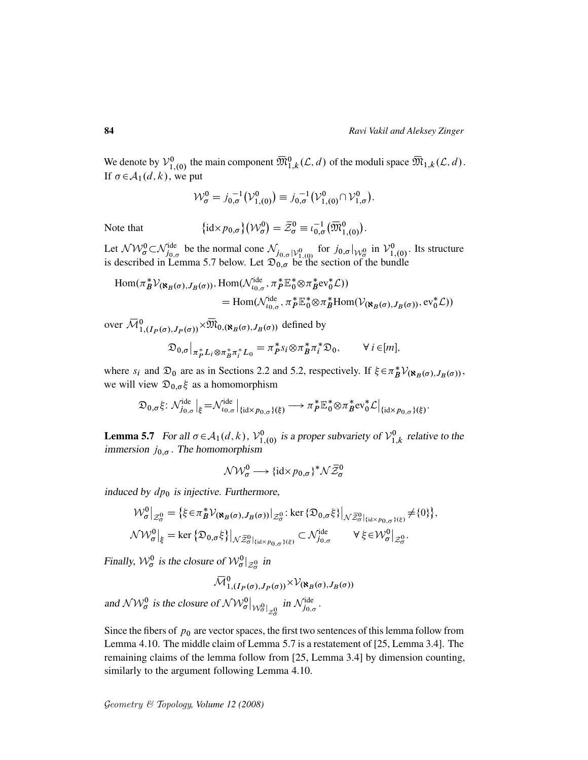We denote by $\mathcal{V}_{1,(0)}^0$ the main component $\overline{\mathfrak{M}}_{1,k}^0(\mathcal{L},d)$ of the moduli space $\overline{\mathfrak{M}}_{1,k}(\mathcal{L},d)$. If $\sigma\in\mathcal{A}_1(d,k)$, we put

$$\mathcal{W}_\sigma^0 = j_{0,\sigma}^{-1}\big(\mathcal{V}_{1,(0)}^0\big) \equiv j_{0,\sigma}^{-1}\big(\mathcal{V}_{1,(0)}^0\cap\mathcal{V}_{1,\sigma}^0\big).$$

Note that
$$\{\mathrm{id}\times p_{0,\sigma}\}\big(\mathcal{W}_\sigma^0\big) = \bar{\mathcal{Z}}_\sigma^0 \equiv \iota_{0,\sigma}^{-1}\big(\overline{\mathfrak{M}}_{1,(0)}^0\big).$$

Let $\mathcal{N}\mathcal{W}_\sigma^0\subset\mathcal{N}_{j_{0,\sigma}}^{\mathrm{ide}}$ be the normal cone $\mathcal{N}_{j_{0,\sigma}|\mathcal{V}_{1,(0)}^0}$ for $j_{0,\sigma}|_{\mathcal{W}_\sigma^0}$ in $\mathcal{V}_{1,(0)}^0$. Its structure is described in Lemma 5.7 below. Let $\mathfrak{D}_{0,\sigma}$ be the section of the bundle

$$\begin{aligned}\mathrm{Hom}(\pi_B^*\mathcal{V}_{(\aleph_B(\sigma),J_B(\sigma))}, &\,\mathrm{Hom}(\mathcal{N}_{\iota_{0,\sigma}}^{\mathrm{ide}},\pi_P^*\mathbb{E}_0^*\otimes\pi_B^*\mathrm{ev}_0^*\mathcal{L}))\\ &= \mathrm{Hom}(\mathcal{N}_{\iota_{0,\sigma}}^{\mathrm{ide}},\pi_P^*\mathbb{E}_0^*\otimes\pi_B^*\mathrm{Hom}(\mathcal{V}_{(\aleph_B(\sigma),J_B(\sigma))},\mathrm{ev}_0^*\mathcal{L}))\end{aligned}$$

over $\overline{\mathcal{M}}_{1,(I_P(\sigma),J_P(\sigma))}^0\times\overline{\mathfrak{M}}_{0,(\aleph_B(\sigma),J_B(\sigma))}$ defined by

$$\mathfrak{D}_{0,\sigma}\big|_{\pi_P^*L_i\otimes\pi_B^*\pi_i^*L_0} = \pi_P^*s_i\otimes\pi_B^*\pi_i^*\mathfrak{D}_0, \qquad \forall\, i\in[m],$$

where $s_i$ and $\mathfrak{D}_0$ are as in Sections 2.2 and 5.2, respectively. If $\xi\in\pi_B^*\mathcal{V}_{(\aleph_B(\sigma),J_B(\sigma))}$, we will view $\mathfrak{D}_{0,\sigma}\xi$ as a homomorphism

$$\mathfrak{D}_{0,\sigma}\xi\colon \mathcal{N}_{j_{0,\sigma}}^{\mathrm{ide}}\big|_\xi=\mathcal{N}_{\iota_{0,\sigma}}^{\mathrm{ide}}\big|_{\{\mathrm{id}\times p_{0,\sigma}\}(\xi)} \longrightarrow \pi_P^*\mathbb{E}_0^*\otimes\pi_B^*\mathrm{ev}_0^*\mathcal{L}\big|_{\{\mathrm{id}\times p_{0,\sigma}\}(\xi)}.$$

**Lemma 5.7** *For all $\sigma\in\mathcal{A}_1(d,k)$, $\mathcal{V}_{1,(0)}^0$ is a proper subvariety of $\mathcal{V}_{1,k}^0$ relative to the immersion $j_{0,\sigma}$. The homomorphism*

$$\mathcal{N}\mathcal{W}_\sigma^0 \longrightarrow \{\mathrm{id}\times p_{0,\sigma}\}^*\mathcal{N}\bar{\mathcal{Z}}_\sigma^0$$

*induced by $dp_0$ is injective. Furthermore,*

$$\begin{aligned}\mathcal{W}_\sigma^0\big|_{\mathcal{Z}_\sigma^0} &= \big\{\xi\in\pi_B^*\mathcal{V}_{(\aleph_B(\sigma),J_B(\sigma))}|_{\mathcal{Z}_\sigma^0}\colon \ker\{\mathfrak{D}_{0,\sigma}\xi\}\big|_{\mathcal{N}\bar{\mathcal{Z}}_\sigma^0|_{\{\mathrm{id}\times p_{0,\sigma}\}(\xi)}}\neq\{0\}\big\},\\ \mathcal{N}\mathcal{W}_\sigma^0\big|_\xi &= \ker\{\mathfrak{D}_{0,\sigma}\xi\}\big|_{\mathcal{N}\bar{\mathcal{Z}}_\sigma^0|_{\{\mathrm{id}\times p_{0,\sigma}\}(\xi)}}\subset\mathcal{N}_{j_{0,\sigma}}^{\mathrm{ide}} \qquad \forall\,\xi\in\mathcal{W}_\sigma^0\big|_{\mathcal{Z}_\sigma^0}.\end{aligned}$$

*Finally, $\mathcal{W}_\sigma^0$ is the closure of $\mathcal{W}_\sigma^0|_{\mathcal{Z}_\sigma^0}$ in*

$$\overline{\mathcal{M}}_{1,(I_P(\sigma),J_P(\sigma))}^0\times\mathcal{V}_{(\aleph_B(\sigma),J_B(\sigma))}$$

*and $\mathcal{N}\mathcal{W}_\sigma^0$ is the closure of $\mathcal{N}\mathcal{W}_\sigma^0\big|_{\mathcal{W}_\sigma^0|_{\mathcal{Z}_\sigma^0}}$ in $\mathcal{N}_{j_{0,\sigma}}^{\mathrm{ide}}$.*

Since the fibers of $p_0$ are vector spaces, the first two sentences of this lemma follow from Lemma 4.10. The middle claim of Lemma 5.7 is a restatement of [25, Lemma 3.4]. The remaining claims of the lemma follow from [25, Lemma 3.4] by dimension counting, similarly to the argument following Lemma 4.10.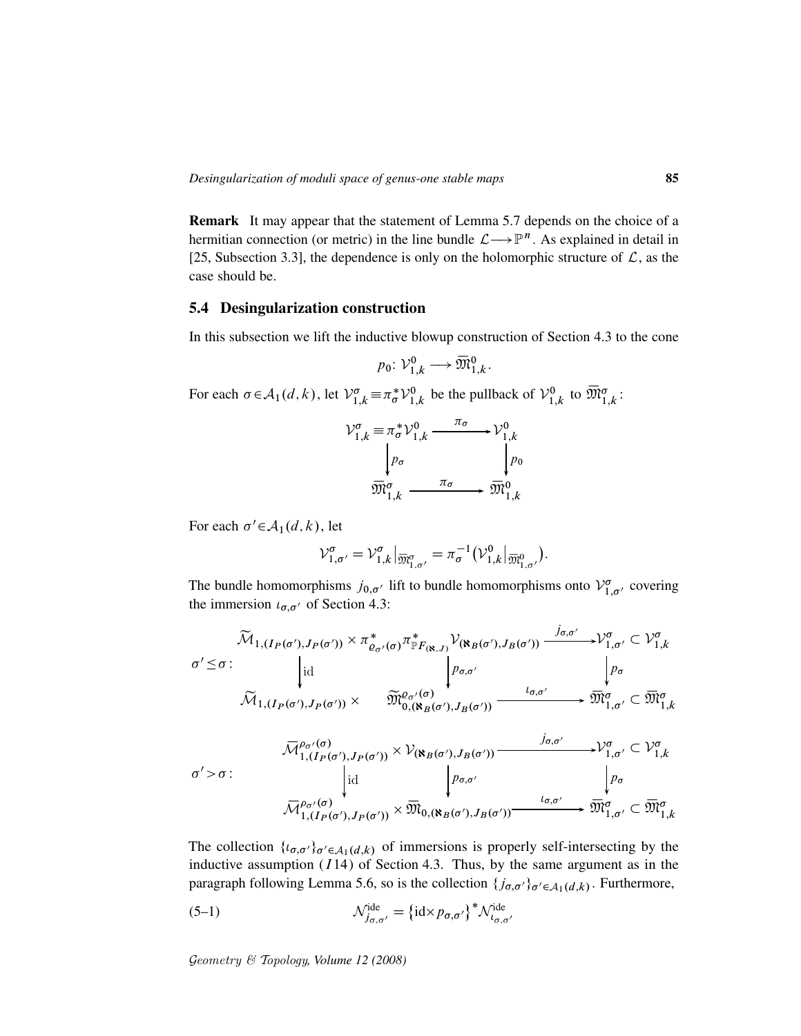**Remark** It may appear that the statement of Lemma 5.7 depends on the choice of a hermitian connection (or metric) in the line bundle $\mathcal{L}\longrightarrow\mathbb{P}^n$. As explained in detail in [25, Subsection 3.3], the dependence is only on the holomorphic structure of $\mathcal{L}$, as the case should be.

## 5.4 Desingularization construction

In this subsection we lift the inductive blowup construction of Section 4.3 to the cone

$$p_0\colon \mathcal{V}_{1,k}^0 \longrightarrow \overline{\mathfrak{M}}_{1,k}^0.$$

For each $\sigma\in\mathcal{A}_1(d,k)$, let $\mathcal{V}_{1,k}^\sigma \equiv \pi_\sigma^*\mathcal{V}_{1,k}^0$ be the pullback of $\mathcal{V}_{1,k}^0$ to $\overline{\mathfrak{M}}_{1,k}^\sigma$:

$$\begin{array}{ccc}
\mathcal{V}_{1,k}^\sigma \equiv \pi_\sigma^*\mathcal{V}_{1,k}^0 & \xrightarrow{\ \pi_\sigma\ } & \mathcal{V}_{1,k}^0 \\
\Big\downarrow p_\sigma & & \Big\downarrow p_0 \\
\overline{\mathfrak{M}}_{1,k}^\sigma & \xrightarrow{\ \pi_\sigma\ } & \overline{\mathfrak{M}}_{1,k}^0
\end{array}$$

For each $\sigma'\in\mathcal{A}_1(d,k)$, let

$$\mathcal{V}_{1,\sigma'}^\sigma = \mathcal{V}_{1,k}^\sigma\big|_{\overline{\mathfrak{M}}_{1,\sigma'}^\sigma} = \pi_\sigma^{-1}\big(\mathcal{V}_{1,k}^0\big|_{\overline{\mathfrak{M}}_{1,\sigma'}^0}\big).$$

The bundle homomorphisms $j_{0,\sigma'}$ lift to bundle homomorphisms onto $\mathcal{V}_{1,\sigma'}^\sigma$ covering the immersion $\iota_{\sigma,\sigma'}$ of Section 4.3:

$$\sigma'\le\sigma:\quad
\begin{array}{ccccc}
\widetilde{\mathcal{M}}_{1,(I_P(\sigma'),J_P(\sigma'))} \times & \pi_{\varrho_{\sigma'}(\sigma)}^*\pi_{\mathbb{P}F_{(\aleph,J)}}^*\mathcal{V}_{(\aleph_B(\sigma'),J_B(\sigma'))} & \xrightarrow{\ j_{\sigma,\sigma'}\ } & \mathcal{V}_{1,\sigma'}^\sigma \subset \mathcal{V}_{1,k}^\sigma \\
\Big\downarrow \mathrm{id} & \Big\downarrow p_{\sigma,\sigma'} & & \Big\downarrow p_\sigma \\
\widetilde{\mathcal{M}}_{1,(I_P(\sigma'),J_P(\sigma'))} \times & \widetilde{\mathfrak{M}}_{0,(\aleph_B(\sigma'),J_B(\sigma'))}^{\varrho_{\sigma'}(\sigma)} & \xrightarrow{\ \iota_{\sigma,\sigma'}\ } & \overline{\mathfrak{M}}_{1,\sigma'}^\sigma \subset \overline{\mathfrak{M}}_{1,k}^\sigma
\end{array}$$

$$\sigma'>\sigma:\quad
\begin{array}{ccccc}
\overline{\mathcal{M}}_{1,(I_P(\sigma'),J_P(\sigma'))}^{\rho_{\sigma'}(\sigma)} \times & \mathcal{V}_{(\aleph_B(\sigma'),J_B(\sigma'))} & \xrightarrow{\ j_{\sigma,\sigma'}\ } & \mathcal{V}_{1,\sigma'}^\sigma \subset \mathcal{V}_{1,k}^\sigma \\
\Big\downarrow \mathrm{id} & \Big\downarrow p_{\sigma,\sigma'} & & \Big\downarrow p_\sigma \\
\overline{\mathcal{M}}_{1,(I_P(\sigma'),J_P(\sigma'))}^{\rho_{\sigma'}(\sigma)} \times & \overline{\mathfrak{M}}_{0,(\aleph_B(\sigma'),J_B(\sigma'))} & \xrightarrow{\ \iota_{\sigma,\sigma'}\ } & \overline{\mathfrak{M}}_{1,\sigma'}^\sigma \subset \overline{\mathfrak{M}}_{1,k}^\sigma
\end{array}$$

The collection $\{\iota_{\sigma,\sigma'}\}_{\sigma'\in\mathcal{A}_1(d,k)}$ of immersions is properly self-intersecting by the inductive assumption $(I14)$ of Section 4.3. Thus, by the same argument as in the paragraph following Lemma 5.6, so is the collection $\{j_{\sigma,\sigma'}\}_{\sigma'\in\mathcal{A}_1(d,k)}$. Furthermore,

$$\mathcal{N}_{j_{\sigma,\sigma'}}^{\mathrm{ide}} = \big\{\mathrm{id}\times p_{\sigma,\sigma'}\big\}^*\mathcal{N}_{\iota_{\sigma,\sigma'}}^{\mathrm{ide}} \tag{5–1}$$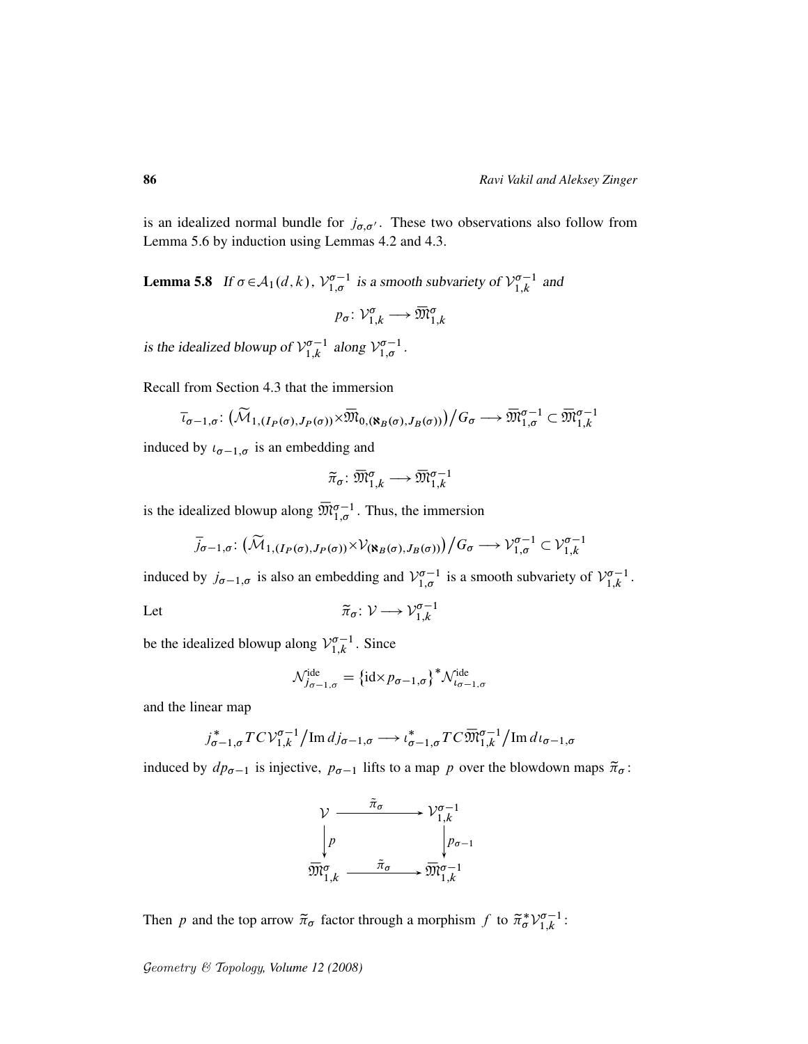is an idealized normal bundle for $j_{\sigma,\sigma'}$. These two observations also follow from Lemma 5.6 by induction using Lemmas 4.2 and 4.3.

**Lemma 5.8** *If $\sigma \in \mathcal{A}_1(d,k)$, $\mathcal{V}_{1,\sigma}^{\sigma-1}$ is a smooth subvariety of $\mathcal{V}_{1,k}^{\sigma-1}$ and*

$$p_\sigma \colon \mathcal{V}_{1,k}^{\sigma} \longrightarrow \overline{\mathfrak{M}}_{1,k}^{\sigma}$$

*is the idealized blowup of $\mathcal{V}_{1,k}^{\sigma-1}$ along $\mathcal{V}_{1,\sigma}^{\sigma-1}$.*

Recall from Section 4.3 that the immersion

$$\overline{\iota}_{\sigma-1,\sigma} \colon \big(\widetilde{\mathcal{M}}_{1,(I_P(\sigma),J_P(\sigma))} \times \overline{\mathfrak{M}}_{0,(\aleph_B(\sigma),J_B(\sigma))}\big)\big/G_\sigma \longrightarrow \overline{\mathfrak{M}}_{1,\sigma}^{\sigma-1} \subset \overline{\mathfrak{M}}_{1,k}^{\sigma-1}$$

induced by $\iota_{\sigma-1,\sigma}$ is an embedding and

$$\widetilde{\pi}_\sigma \colon \overline{\mathfrak{M}}_{1,k}^{\sigma} \longrightarrow \overline{\mathfrak{M}}_{1,k}^{\sigma-1}$$

is the idealized blowup along $\overline{\mathfrak{M}}_{1,\sigma}^{\sigma-1}$. Thus, the immersion

$$\overline{j}_{\sigma-1,\sigma} \colon \big(\widetilde{\mathcal{M}}_{1,(I_P(\sigma),J_P(\sigma))} \times \mathcal{V}_{(\aleph_B(\sigma),J_B(\sigma))}\big)\big/G_\sigma \longrightarrow \mathcal{V}_{1,\sigma}^{\sigma-1} \subset \mathcal{V}_{1,k}^{\sigma-1}$$

induced by $j_{\sigma-1,\sigma}$ is also an embedding and $\mathcal{V}_{1,\sigma}^{\sigma-1}$ is a smooth subvariety of $\mathcal{V}_{1,k}^{\sigma-1}$.

Let

$$\widetilde{\pi}_\sigma \colon \mathcal{V} \longrightarrow \mathcal{V}_{1,k}^{\sigma-1}$$

be the idealized blowup along $\mathcal{V}_{1,k}^{\sigma-1}$. Since

$$\mathcal{N}_{j_{\sigma-1,\sigma}}^{\text{ide}} = \big\{\text{id} \times p_{\sigma-1,\sigma}\big\}^* \mathcal{N}_{\iota_{\sigma-1,\sigma}}^{\text{ide}}$$

and the linear map

$$j_{\sigma-1,\sigma}^* TC\mathcal{V}_{1,k}^{\sigma-1}\big/\operatorname{Im} dj_{\sigma-1,\sigma} \longrightarrow \iota_{\sigma-1,\sigma}^* TC\overline{\mathfrak{M}}_{1,k}^{\sigma-1}\big/\operatorname{Im} d\iota_{\sigma-1,\sigma}$$

induced by $dp_{\sigma-1}$ is injective, $p_{\sigma-1}$ lifts to a map $p$ over the blowdown maps $\widetilde{\pi}_\sigma$:

$$\begin{array}{ccc}
\mathcal{V} & \xrightarrow{\tilde{\pi}_\sigma} & \mathcal{V}_{1,k}^{\sigma-1} \\
\big\downarrow p & & \big\downarrow p_{\sigma-1} \\
\overline{\mathfrak{M}}_{1,k}^{\sigma} & \xrightarrow{\tilde{\pi}_\sigma} & \overline{\mathfrak{M}}_{1,k}^{\sigma-1}
\end{array}$$

Then $p$ and the top arrow $\widetilde{\pi}_\sigma$ factor through a morphism $f$ to $\widetilde{\pi}_\sigma^* \mathcal{V}_{1,k}^{\sigma-1}$: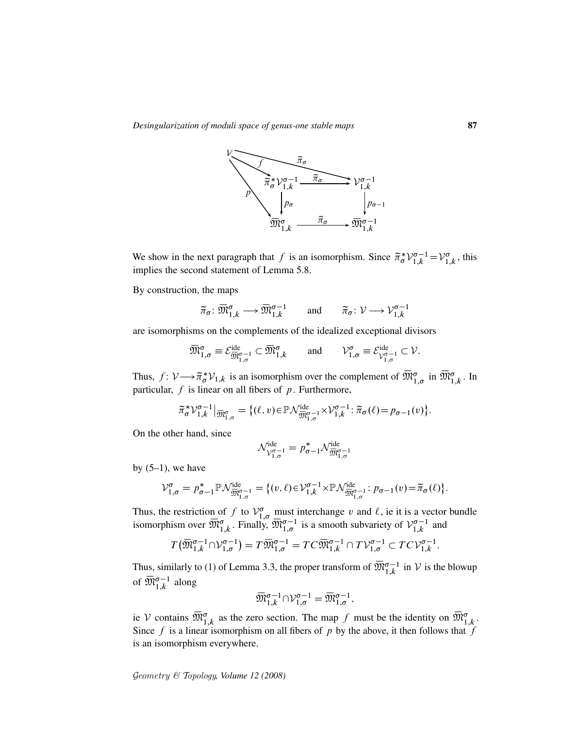$$\begin{array}{ccc}
\mathcal{V} & \xrightarrow{\quad \widetilde{\pi}_\sigma \quad} & \mathcal{V}_{1,k}^{\sigma-1} \\
{\scriptstyle f}\searrow & & \\
& \widetilde{\pi}_\sigma^*\mathcal{V}_{1,k}^{\sigma-1} \xrightarrow{\ \widetilde{\pi}_\sigma\ } \mathcal{V}_{1,k}^{\sigma-1} & \\
{\scriptstyle p}\searrow & \downarrow{\scriptstyle p_\sigma} \qquad\qquad \downarrow{\scriptstyle p_{\sigma-1}} & \\
& \overline{\mathfrak{M}}_{1,k}^{\sigma} \xrightarrow{\ \widetilde{\pi}_\sigma\ } \overline{\mathfrak{M}}_{1,k}^{\sigma-1} &
\end{array}$$

We show in the next paragraph that $f$ is an isomorphism. Since $\widetilde{\pi}_\sigma^*\mathcal{V}_{1,k}^{\sigma-1}=\mathcal{V}_{1,k}^{\sigma}$, this implies the second statement of Lemma 5.8.

By construction, the maps

$$\widetilde{\pi}_\sigma\colon \overline{\mathfrak{M}}_{1,k}^{\sigma} \longrightarrow \overline{\mathfrak{M}}_{1,k}^{\sigma-1} \qquad \text{and} \qquad \widetilde{\pi}_\sigma\colon \mathcal{V} \longrightarrow \mathcal{V}_{1,k}^{\sigma-1}$$

are isomorphisms on the complements of the idealized exceptional divisors

$$\overline{\mathfrak{M}}_{1,\sigma}^{\sigma} \equiv \mathcal{E}^{\mathrm{ide}}_{\overline{\mathfrak{M}}_{1,\sigma}^{\sigma-1}} \subset \overline{\mathfrak{M}}_{1,k}^{\sigma} \qquad \text{and} \qquad \mathcal{V}_{1,\sigma}^{\sigma} \equiv \mathcal{E}^{\mathrm{ide}}_{\mathcal{V}_{1,\sigma}^{\sigma-1}} \subset \mathcal{V}.$$

Thus, $f\colon \mathcal{V}\longrightarrow \widetilde{\pi}_\sigma^*\mathcal{V}_{1,k}$ is an isomorphism over the complement of $\overline{\mathfrak{M}}_{1,\sigma}^{\sigma}$ in $\overline{\mathfrak{M}}_{1,k}^{\sigma}$. In particular, $f$ is linear on all fibers of $p$. Furthermore,

$$\widetilde{\pi}_\sigma^*\mathcal{V}_{1,k}^{\sigma-1}\big|_{\overline{\mathfrak{M}}_{1,\sigma}^{\sigma}} = \big\{(\ell,v)\in \mathbb{P}\mathcal{N}^{\mathrm{ide}}_{\overline{\mathfrak{M}}_{1,\sigma}^{\sigma-1}} \times \mathcal{V}_{1,k}^{\sigma-1} \colon \widetilde{\pi}_\sigma(\ell)=p_{\sigma-1}(v)\big\}.$$

On the other hand, since

$$\mathcal{N}^{\mathrm{ide}}_{\mathcal{V}_{1,\sigma}^{\sigma-1}} = p_{\sigma-1}^*\mathcal{N}^{\mathrm{ide}}_{\overline{\mathfrak{M}}_{1,\sigma}^{\sigma-1}}$$

by (5–1), we have

$$\mathcal{V}_{1,\sigma}^{\sigma} = p_{\sigma-1}^*\mathbb{P}\mathcal{N}^{\mathrm{ide}}_{\overline{\mathfrak{M}}_{1,\sigma}^{\sigma-1}} = \big\{(v,\ell)\in \mathcal{V}_{1,k}^{\sigma-1}\times \mathbb{P}\mathcal{N}^{\mathrm{ide}}_{\overline{\mathfrak{M}}_{1,\sigma}^{\sigma-1}} \colon p_{\sigma-1}(v)=\widetilde{\pi}_\sigma(\ell)\big\}.$$

Thus, the restriction of $f$ to $\mathcal{V}_{1,\sigma}^{\sigma}$ must interchange $v$ and $\ell$, ie it is a vector bundle isomorphism over $\overline{\mathfrak{M}}_{1,k}^{\sigma}$. Finally, $\overline{\mathfrak{M}}_{1,\sigma}^{\sigma-1}$ is a smooth subvariety of $\mathcal{V}_{1,k}^{\sigma-1}$ and

$$T\big(\overline{\mathfrak{M}}_{1,k}^{\sigma-1}\cap \mathcal{V}_{1,\sigma}^{\sigma-1}\big) = T\overline{\mathfrak{M}}_{1,\sigma}^{\sigma-1} = TC\overline{\mathfrak{M}}_{1,k}^{\sigma-1}\cap T\mathcal{V}_{1,\sigma}^{\sigma-1} \subset TC\mathcal{V}_{1,k}^{\sigma-1}.$$

Thus, similarly to (1) of Lemma 3.3, the proper transform of $\overline{\mathfrak{M}}_{1,k}^{\sigma-1}$ in $\mathcal{V}$ is the blowup of $\overline{\mathfrak{M}}_{1,k}^{\sigma-1}$ along

$$\overline{\mathfrak{M}}_{1,k}^{\sigma-1}\cap \mathcal{V}_{1,\sigma}^{\sigma-1} = \overline{\mathfrak{M}}_{1,\sigma}^{\sigma-1},$$

ie $\mathcal{V}$ contains $\overline{\mathfrak{M}}_{1,k}^{\sigma}$ as the zero section. The map $f$ must be the identity on $\overline{\mathfrak{M}}_{1,k}^{\sigma}$. Since $f$ is a linear isomorphism on all fibers of $p$ by the above, it then follows that $f$ is an isomorphism everywhere.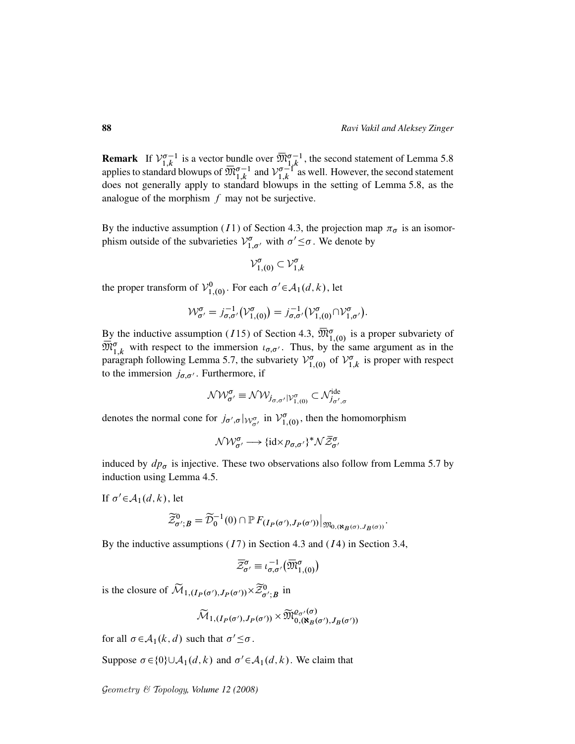**Remark** If $\mathcal{V}_{1,k}^{\sigma-1}$ is a vector bundle over $\overline{\mathfrak{M}}_{1,k}^{\sigma-1}$, the second statement of Lemma 5.8 applies to standard blowups of $\overline{\mathfrak{M}}_{1,k}^{\sigma-1}$ and $\mathcal{V}_{1,k}^{\sigma-1}$ as well. However, the second statement does not generally apply to standard blowups in the setting of Lemma 5.8, as the analogue of the morphism $f$ may not be surjective.

By the inductive assumption $(I1)$ of Section 4.3, the projection map $\pi_\sigma$ is an isomorphism outside of the subvarieties $\mathcal{V}_{1,\sigma'}^{\sigma}$ with $\sigma' \leq \sigma$. We denote by

$$\mathcal{V}_{1,(0)}^{\sigma} \subset \mathcal{V}_{1,k}^{\sigma}$$

the proper transform of $\mathcal{V}_{1,(0)}^{0}$. For each $\sigma' \in \mathcal{A}_1(d,k)$, let

$$\mathcal{W}_{\sigma'}^{\sigma} = j_{\sigma,\sigma'}^{-1}\big(\mathcal{V}_{1,(0)}^{\sigma}\big) = j_{\sigma,\sigma'}^{-1}\big(\mathcal{V}_{1,(0)}^{\sigma} \cap \mathcal{V}_{1,\sigma'}^{\sigma}\big).$$

By the inductive assumption $(I15)$ of Section 4.3, $\overline{\mathfrak{M}}_{1,(0)}^{\sigma}$ is a proper subvariety of $\overline{\mathfrak{M}}_{1,k}^{\sigma}$ with respect to the immersion $\iota_{\sigma,\sigma'}$. Thus, by the same argument as in the paragraph following Lemma 5.7, the subvariety $\mathcal{V}_{1,(0)}^{\sigma}$ of $\mathcal{V}_{1,k}^{\sigma}$ is proper with respect to the immersion $j_{\sigma,\sigma'}$. Furthermore, if

$$\mathcal{N}\mathcal{W}_{\sigma'}^{\sigma} \equiv \mathcal{N}\mathcal{W}_{j_{\sigma,\sigma'}|\mathcal{V}_{1,(0)}^{\sigma}} \subset \mathcal{N}_{j_{\sigma',\sigma}}^{\mathrm{ide}}$$

denotes the normal cone for $j_{\sigma',\sigma}|_{\mathcal{W}_{\sigma'}^{\sigma}}$ in $\mathcal{V}_{1,(0)}^{\sigma}$, then the homomorphism

$$\mathcal{N}\mathcal{W}_{\sigma'}^{\sigma} \longrightarrow \{\mathrm{id}\times p_{\sigma,\sigma'}\}^*\mathcal{N}\bar{\mathcal{Z}}_{\sigma'}^{\sigma}$$

induced by $dp_\sigma$ is injective. These two observations also follow from Lemma 5.7 by induction using Lemma 4.5.

If $\sigma' \in \mathcal{A}_1(d,k)$, let

$$\widetilde{\mathcal{Z}}_{\sigma';B}^{0} = \widetilde{\mathcal{D}}_0^{-1}(0) \cap \mathbb{P}F_{(I_P(\sigma'),J_P(\sigma'))}\big|_{\mathfrak{M}_{0,(\aleph_B(\sigma),J_B(\sigma))}}.$$

By the inductive assumptions $(I7)$ in Section 4.3 and $(I4)$ in Section 3.4,

$$\bar{\mathcal{Z}}_{\sigma'}^{\sigma} \equiv \iota_{\sigma,\sigma'}^{-1}\big(\overline{\mathfrak{M}}_{1,(0)}^{\sigma}\big)$$

is the closure of $\widetilde{\mathcal{M}}_{1,(I_P(\sigma'),J_P(\sigma'))} \times \widetilde{\mathcal{Z}}_{\sigma';B}^{0}$ in

$$\widetilde{\mathcal{M}}_{1,(I_P(\sigma'),J_P(\sigma'))} \times \widetilde{\mathfrak{M}}_{0,(\aleph_B(\sigma'),J_B(\sigma'))}^{\varrho_{\sigma'}(\sigma)}$$

for all $\sigma \in \mathcal{A}_1(k,d)$ such that $\sigma' \leq \sigma$.

Suppose $\sigma \in \{0\} \cup \mathcal{A}_1(d,k)$ and $\sigma' \in \mathcal{A}_1(d,k)$. We claim that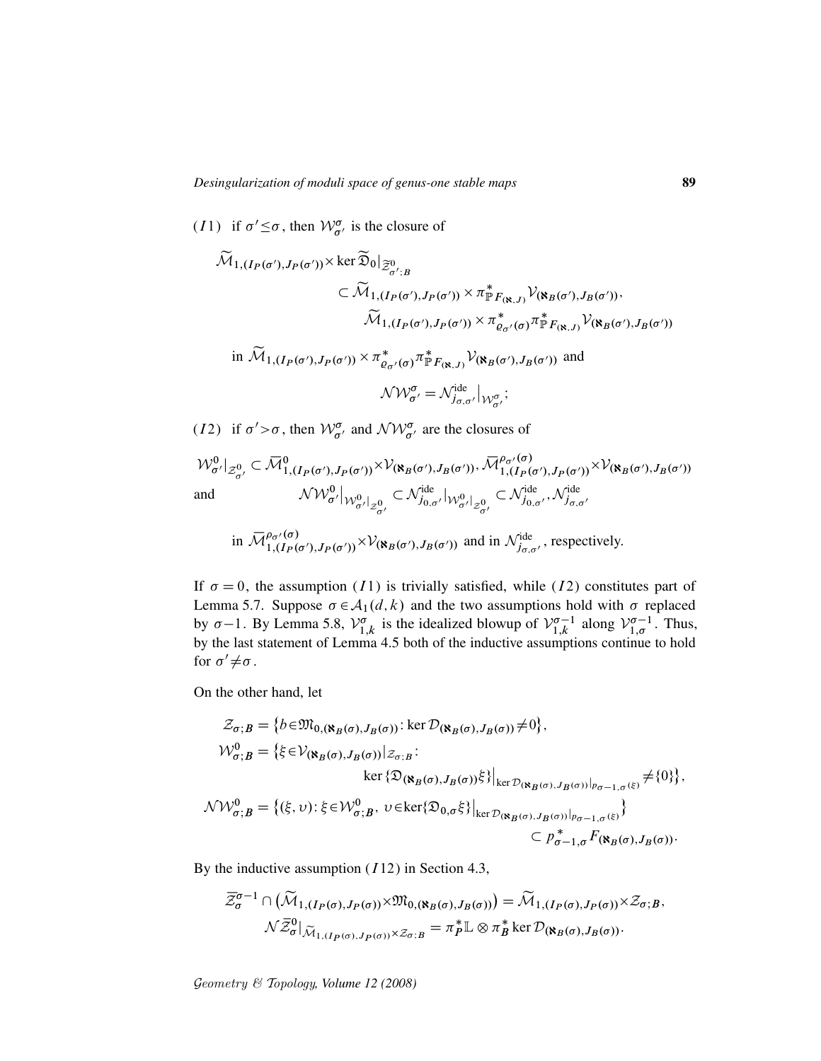$(I1)$ if $\sigma' \leq \sigma$, then $\mathcal{W}^{\sigma}_{\sigma'}$ is the closure of

$$\widetilde{\mathcal{M}}_{1,(I_P(\sigma'),J_P(\sigma'))} \times \ker \widetilde{\mathfrak{D}}_0|_{\widetilde{\mathcal{Z}}^0_{\sigma';B}} \subset \widetilde{\mathcal{M}}_{1,(I_P(\sigma'),J_P(\sigma'))} \times \pi^*_{\mathbb{P}F_{(\aleph,J)}} \mathcal{V}_{(\aleph_B(\sigma'),J_B(\sigma'))}, \\ \widetilde{\mathcal{M}}_{1,(I_P(\sigma'),J_P(\sigma'))} \times \pi^*_{\varrho_{\sigma'}(\sigma)} \pi^*_{\mathbb{P}F_{(\aleph,J)}} \mathcal{V}_{(\aleph_B(\sigma'),J_B(\sigma'))}$$

in $\widetilde{\mathcal{M}}_{1,(I_P(\sigma'),J_P(\sigma'))} \times \pi^*_{\varrho_{\sigma'}(\sigma)} \pi^*_{\mathbb{P}F_{(\aleph,J)}} \mathcal{V}_{(\aleph_B(\sigma'),J_B(\sigma'))}$ and

$$\mathcal{N}\mathcal{W}^{\sigma}_{\sigma'} = \mathcal{N}^{\mathrm{ide}}_{j_{\sigma,\sigma'}}\big|_{\mathcal{W}^{\sigma}_{\sigma'}};$$

$(I2)$ if $\sigma' > \sigma$, then $\mathcal{W}^{\sigma}_{\sigma'}$ and $\mathcal{N}\mathcal{W}^{\sigma}_{\sigma'}$ are the closures of

$$\mathcal{W}^0_{\sigma'}|_{\mathcal{Z}^0_{\sigma'}} \subset \overline{\mathcal{M}}^0_{1,(I_P(\sigma'),J_P(\sigma'))} \times \mathcal{V}_{(\aleph_B(\sigma'),J_B(\sigma'))}, \overline{\mathcal{M}}^{\rho_{\sigma'}(\sigma)}_{1,(I_P(\sigma'),J_P(\sigma'))} \times \mathcal{V}_{(\aleph_B(\sigma'),J_B(\sigma'))}$$

and
$$\mathcal{N}\mathcal{W}^0_{\sigma'}\big|_{\mathcal{W}^0_{\sigma'}|_{\mathcal{Z}^0_{\sigma'}}} \subset \mathcal{N}^{\mathrm{ide}}_{j_{0,\sigma'}}|_{\mathcal{W}^0_{\sigma'}|_{\mathcal{Z}^0_{\sigma'}}} \subset \mathcal{N}^{\mathrm{ide}}_{j_{0,\sigma'}}, \mathcal{N}^{\mathrm{ide}}_{j_{\sigma,\sigma'}}$$

in $\overline{\mathcal{M}}^{\rho_{\sigma'}(\sigma)}_{1,(I_P(\sigma'),J_P(\sigma'))} \times \mathcal{V}_{(\aleph_B(\sigma'),J_B(\sigma'))}$ and in $\mathcal{N}^{\mathrm{ide}}_{j_{\sigma,\sigma'}}$, respectively.

If $\sigma = 0$, the assumption $(I1)$ is trivially satisfied, while $(I2)$ constitutes part of Lemma 5.7. Suppose $\sigma \in \mathcal{A}_1(d,k)$ and the two assumptions hold with $\sigma$ replaced by $\sigma-1$. By Lemma 5.8, $\mathcal{V}^{\sigma}_{1,k}$ is the idealized blowup of $\mathcal{V}^{\sigma-1}_{1,k}$ along $\mathcal{V}^{\sigma-1}_{1,\sigma}$. Thus, by the last statement of Lemma 4.5 both of the inductive assumptions continue to hold for $\sigma' \neq \sigma$.

On the other hand, let

$$\begin{aligned}
\mathcal{Z}_{\sigma;B} &= \big\{ b \in \mathfrak{M}_{0,(\aleph_B(\sigma),J_B(\sigma))} : \ker \mathcal{D}_{(\aleph_B(\sigma),J_B(\sigma))} \neq 0 \big\}, \\
\mathcal{W}^0_{\sigma;B} &= \big\{ \xi \in \mathcal{V}_{(\aleph_B(\sigma),J_B(\sigma))}|_{\mathcal{Z}_{\sigma;B}} : \\
&\qquad\qquad \ker \{ \mathfrak{D}_{(\aleph_B(\sigma),J_B(\sigma))} \xi \} \big|_{\ker \mathcal{D}_{(\aleph_B(\sigma),J_B(\sigma))}|_{p_{\sigma-1,\sigma}(\xi)}} \neq \{0\} \big\}, \\
\mathcal{N}\mathcal{W}^0_{\sigma;B} &= \big\{ (\xi, \upsilon) : \xi \in \mathcal{W}^0_{\sigma;B},\ \upsilon \in \ker \{ \mathfrak{D}_{0,\sigma} \xi \} \big|_{\ker \mathcal{D}_{(\aleph_B(\sigma),J_B(\sigma))}|_{p_{\sigma-1,\sigma}(\xi)}} \big\} \\
&\qquad\qquad\qquad\qquad \subset p^*_{\sigma-1,\sigma} F_{(\aleph_B(\sigma),J_B(\sigma))}.
\end{aligned}$$

By the inductive assumption $(I12)$ in Section 4.3,

$$\begin{aligned}
\overline{\mathcal{Z}}^{\sigma-1}_{\sigma} \cap \big( \widetilde{\mathcal{M}}_{1,(I_P(\sigma),J_P(\sigma))} \times \mathfrak{M}_{0,(\aleph_B(\sigma),J_B(\sigma))} \big) &= \widetilde{\mathcal{M}}_{1,(I_P(\sigma),J_P(\sigma))} \times \mathcal{Z}_{\sigma;B}, \\
\mathcal{N}\overline{\mathcal{Z}}^0_{\sigma}|_{\widetilde{\mathcal{M}}_{1,(I_P(\sigma),J_P(\sigma))} \times \mathcal{Z}_{\sigma;B}} &= \pi^*_P \mathbb{L} \otimes \pi^*_B \ker \mathcal{D}_{(\aleph_B(\sigma),J_B(\sigma))}.
\end{aligned}$$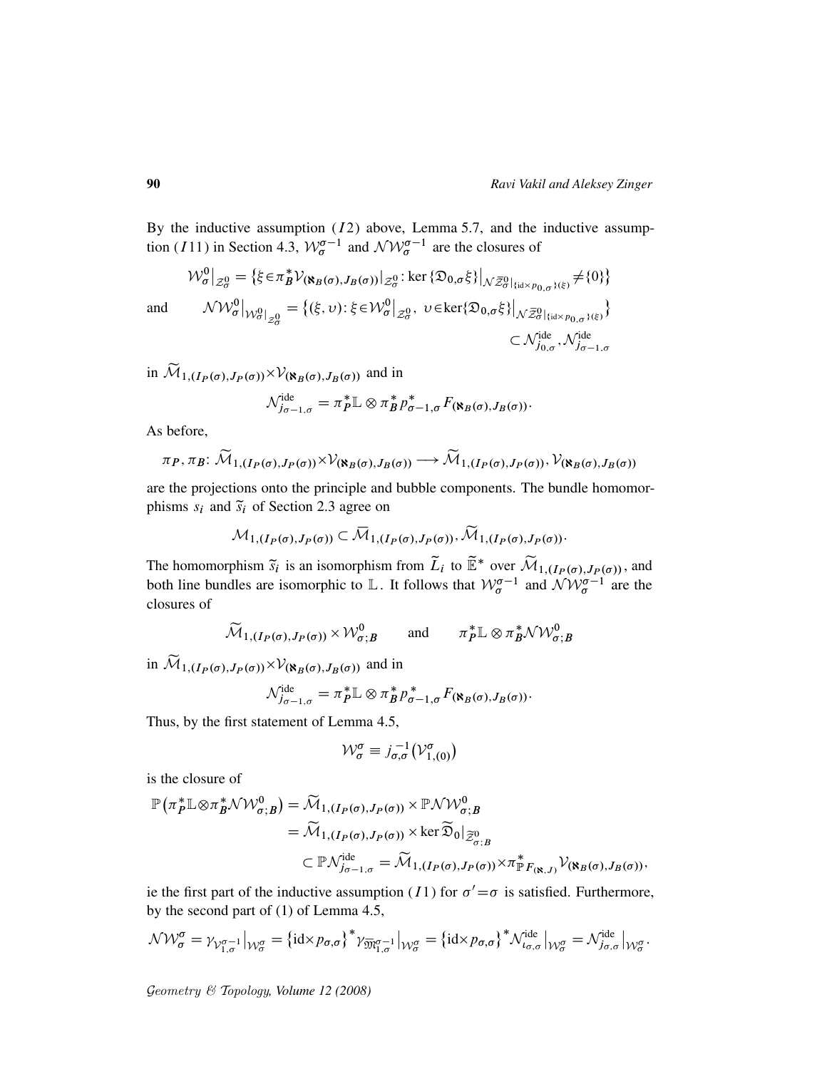By the inductive assumption $(I2)$ above, Lemma 5.7, and the inductive assumption $(I11)$ in Section 4.3, $\mathcal{W}_\sigma^{\sigma-1}$ and $\mathcal{NW}_\sigma^{\sigma-1}$ are the closures of

$$\mathcal{W}_\sigma^0\big|_{\mathcal{Z}_\sigma^0} = \big\{\xi \in \pi_B^* \mathcal{V}_{(\aleph_B(\sigma),J_B(\sigma))}\big|_{\mathcal{Z}_\sigma^0} \colon \ker\{\mathfrak{D}_{0,\sigma}\xi\}\big|_{\mathcal{N}\bar{\mathcal{Z}}_\sigma^0|_{\{\mathrm{id}\times p_{0,\sigma}\}(\xi)}} \neq \{0\}\big\}$$

and
$$\mathcal{NW}_\sigma^0\big|_{\mathcal{W}_\sigma^0|_{\mathcal{Z}_\sigma^0}} = \big\{(\xi,\upsilon) \colon \xi \in \mathcal{W}_\sigma^0\big|_{\mathcal{Z}_\sigma^0},\ \upsilon \in \ker\{\mathfrak{D}_{0,\sigma}\xi\}\big|_{\mathcal{N}\bar{\mathcal{Z}}_\sigma^0|_{\{\mathrm{id}\times p_{0,\sigma}\}(\xi)}}\big\} \subset \mathcal{N}_{j_{0,\sigma}}^{\mathrm{ide}}, \mathcal{N}_{j_{\sigma-1,\sigma}}^{\mathrm{ide}}$$

in $\widetilde{\mathcal{M}}_{1,(I_P(\sigma),J_P(\sigma))} \times \mathcal{V}_{(\aleph_B(\sigma),J_B(\sigma))}$ and in

$$\mathcal{N}_{j_{\sigma-1,\sigma}}^{\mathrm{ide}} = \pi_P^*\mathbb{L} \otimes \pi_B^* p_{\sigma-1,\sigma}^* F_{(\aleph_B(\sigma),J_B(\sigma))}.$$

As before,

$$\pi_P, \pi_B \colon \widetilde{\mathcal{M}}_{1,(I_P(\sigma),J_P(\sigma))} \times \mathcal{V}_{(\aleph_B(\sigma),J_B(\sigma))} \longrightarrow \widetilde{\mathcal{M}}_{1,(I_P(\sigma),J_P(\sigma))}, \mathcal{V}_{(\aleph_B(\sigma),J_B(\sigma))}$$

are the projections onto the principle and bubble components. The bundle homomorphisms $s_i$ and $\tilde{s}_i$ of Section 2.3 agree on

$$\mathcal{M}_{1,(I_P(\sigma),J_P(\sigma))} \subset \overline{\mathcal{M}}_{1,(I_P(\sigma),J_P(\sigma))}, \widetilde{\mathcal{M}}_{1,(I_P(\sigma),J_P(\sigma))}.$$

The homomorphism $\tilde{s}_i$ is an isomorphism from $\widetilde{L}_i$ to $\widetilde{\mathbb{E}}^*$ over $\widetilde{\mathcal{M}}_{1,(I_P(\sigma),J_P(\sigma))}$, and both line bundles are isomorphic to $\mathbb{L}$. It follows that $\mathcal{W}_\sigma^{\sigma-1}$ and $\mathcal{NW}_\sigma^{\sigma-1}$ are the closures of

$$\widetilde{\mathcal{M}}_{1,(I_P(\sigma),J_P(\sigma))} \times \mathcal{W}_{\sigma;B}^0 \qquad \text{and} \qquad \pi_P^*\mathbb{L} \otimes \pi_B^* \mathcal{NW}_{\sigma;B}^0$$

in $\widetilde{\mathcal{M}}_{1,(I_P(\sigma),J_P(\sigma))} \times \mathcal{V}_{(\aleph_B(\sigma),J_B(\sigma))}$ and in

$$\mathcal{N}_{j_{\sigma-1,\sigma}}^{\mathrm{ide}} = \pi_P^*\mathbb{L} \otimes \pi_B^* p_{\sigma-1,\sigma}^* F_{(\aleph_B(\sigma),J_B(\sigma))}.$$

Thus, by the first statement of Lemma 4.5,

$$\mathcal{W}_\sigma^\sigma \equiv j_{\sigma,\sigma}^{-1}\big(\mathcal{V}_{1,(0)}^\sigma\big)$$

is the closure of

$$\begin{aligned}
\mathbb{P}\big(\pi_P^*\mathbb{L} \otimes \pi_B^* \mathcal{NW}_{\sigma;B}^0\big) &= \widetilde{\mathcal{M}}_{1,(I_P(\sigma),J_P(\sigma))} \times \mathbb{P}\mathcal{NW}_{\sigma;B}^0 \\
&= \widetilde{\mathcal{M}}_{1,(I_P(\sigma),J_P(\sigma))} \times \ker \widetilde{\mathfrak{D}}_0\big|_{\widetilde{\mathcal{Z}}_{\sigma;B}^0} \\
&\subset \mathbb{P}\mathcal{N}_{j_{\sigma-1,\sigma}}^{\mathrm{ide}} = \widetilde{\mathcal{M}}_{1,(I_P(\sigma),J_P(\sigma))} \times \pi_{\mathbb{P}F_{(\aleph,J)}}^* \mathcal{V}_{(\aleph_B(\sigma),J_B(\sigma))},
\end{aligned}$$

ie the first part of the inductive assumption $(I1)$ for $\sigma' = \sigma$ is satisfied. Furthermore, by the second part of (1) of Lemma 4.5,

$$\mathcal{NW}_\sigma^\sigma = \gamma_{\mathcal{V}_{1,\sigma}^{\sigma-1}}\big|_{\mathcal{W}_\sigma^\sigma} = \{\mathrm{id} \times p_{\sigma,\sigma}\}^* \gamma_{\overline{\mathfrak{M}}_{1,\sigma}^{\sigma-1}}\big|_{\mathcal{W}_\sigma^\sigma} = \{\mathrm{id} \times p_{\sigma,\sigma}\}^* \mathcal{N}_{\iota_{\sigma,\sigma}}^{\mathrm{ide}}\big|_{\mathcal{W}_\sigma^\sigma} = \mathcal{N}_{j_{\sigma,\sigma}}^{\mathrm{ide}}\big|_{\mathcal{W}_\sigma^\sigma}.$$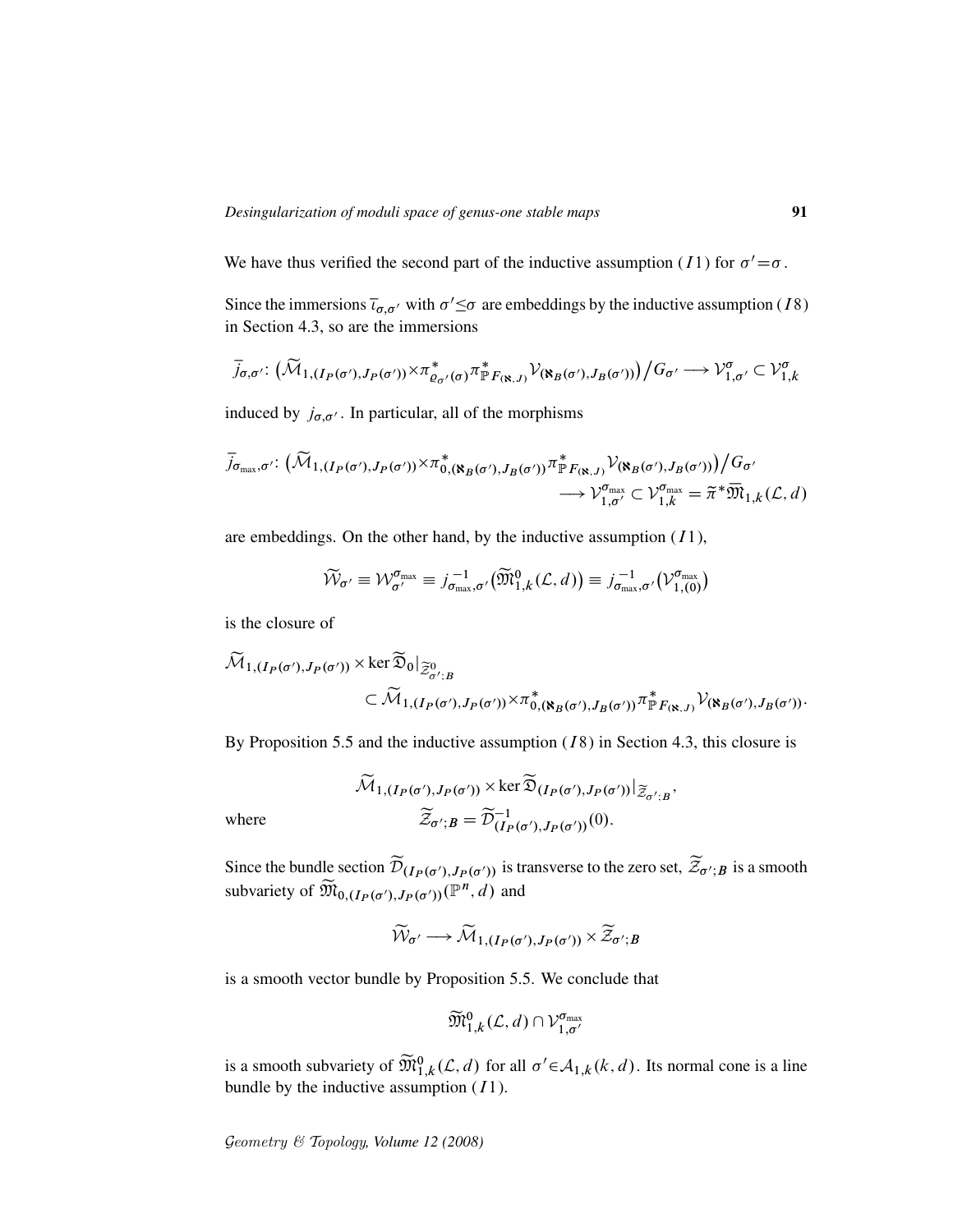We have thus verified the second part of the inductive assumption $(I1)$ for $\sigma'=\sigma$.

Since the immersions $\bar{\iota}_{\sigma,\sigma'}$ with $\sigma'\le\sigma$ are embeddings by the inductive assumption $(I8)$ in Section 4.3, so are the immersions

$$\bar{j}_{\sigma,\sigma'}\colon \big(\widetilde{\mathcal{M}}_{1,(I_P(\sigma'),J_P(\sigma'))}\times\pi^*_{\varrho_{\sigma'}(\sigma)}\pi^*_{\mathbb{P}F_{(\aleph,J)}}\mathcal{V}_{(\aleph_B(\sigma'),J_B(\sigma'))}\big)\big/G_{\sigma'}\longrightarrow \mathcal{V}^{\sigma}_{1,\sigma'}\subset\mathcal{V}^{\sigma}_{1,k}$$

induced by $j_{\sigma,\sigma'}$. In particular, all of the morphisms

$$\bar{j}_{\sigma_{\max},\sigma'}\colon \big(\widetilde{\mathcal{M}}_{1,(I_P(\sigma'),J_P(\sigma'))}\times\pi^*_{0,(\aleph_B(\sigma'),J_B(\sigma'))}\pi^*_{\mathbb{P}F_{(\aleph,J)}}\mathcal{V}_{(\aleph_B(\sigma'),J_B(\sigma'))}\big)\big/G_{\sigma'} \longrightarrow \mathcal{V}^{\sigma_{\max}}_{1,\sigma'}\subset\mathcal{V}^{\sigma_{\max}}_{1,k}=\tilde{\pi}^*\overline{\mathfrak{M}}_{1,k}(\mathcal{L},d)$$

are embeddings. On the other hand, by the inductive assumption $(I1)$,

$$\widetilde{\mathcal{W}}_{\sigma'}\equiv\mathcal{W}^{\sigma_{\max}}_{\sigma'}\equiv j^{-1}_{\sigma_{\max},\sigma'}\big(\widetilde{\mathfrak{M}}^0_{1,k}(\mathcal{L},d)\big)\equiv j^{-1}_{\sigma_{\max},\sigma'}\big(\mathcal{V}^{\sigma_{\max}}_{1,(0)}\big)$$

is the closure of

$$\widetilde{\mathcal{M}}_{1,(I_P(\sigma'),J_P(\sigma'))}\times\ker\widetilde{\mathfrak{D}}_0|_{\widetilde{\mathcal{Z}}^0_{\sigma';B}} \subset\widetilde{\mathcal{M}}_{1,(I_P(\sigma'),J_P(\sigma'))}\times\pi^*_{0,(\aleph_B(\sigma'),J_B(\sigma'))}\pi^*_{\mathbb{P}F_{(\aleph,J)}}\mathcal{V}_{(\aleph_B(\sigma'),J_B(\sigma'))}.$$

By Proposition 5.5 and the inductive assumption $(I8)$ in Section 4.3, this closure is

$$\widetilde{\mathcal{M}}_{1,(I_P(\sigma'),J_P(\sigma'))}\times\ker\widetilde{\mathfrak{D}}_{(I_P(\sigma'),J_P(\sigma'))}|_{\widetilde{\mathcal{Z}}_{\sigma';B}},$$

where $\qquad \widetilde{\mathcal{Z}}_{\sigma';B}=\widetilde{\mathcal{D}}^{-1}_{(I_P(\sigma'),J_P(\sigma'))}(0).$

Since the bundle section $\widetilde{\mathcal{D}}_{(I_P(\sigma'),J_P(\sigma'))}$ is transverse to the zero set, $\widetilde{\mathcal{Z}}_{\sigma';B}$ is a smooth subvariety of $\widetilde{\mathfrak{M}}_{0,(I_P(\sigma'),J_P(\sigma'))}(\mathbb{P}^n,d)$ and

$$\widetilde{\mathcal{W}}_{\sigma'}\longrightarrow\widetilde{\mathcal{M}}_{1,(I_P(\sigma'),J_P(\sigma'))}\times\widetilde{\mathcal{Z}}_{\sigma';B}$$

is a smooth vector bundle by Proposition 5.5. We conclude that

$$\widetilde{\mathfrak{M}}^0_{1,k}(\mathcal{L},d)\cap\mathcal{V}^{\sigma_{\max}}_{1,\sigma'}$$

is a smooth subvariety of $\widetilde{\mathfrak{M}}^0_{1,k}(\mathcal{L},d)$ for all $\sigma'\in\mathcal{A}_{1,k}(k,d)$. Its normal cone is a line bundle by the inductive assumption $(I1)$.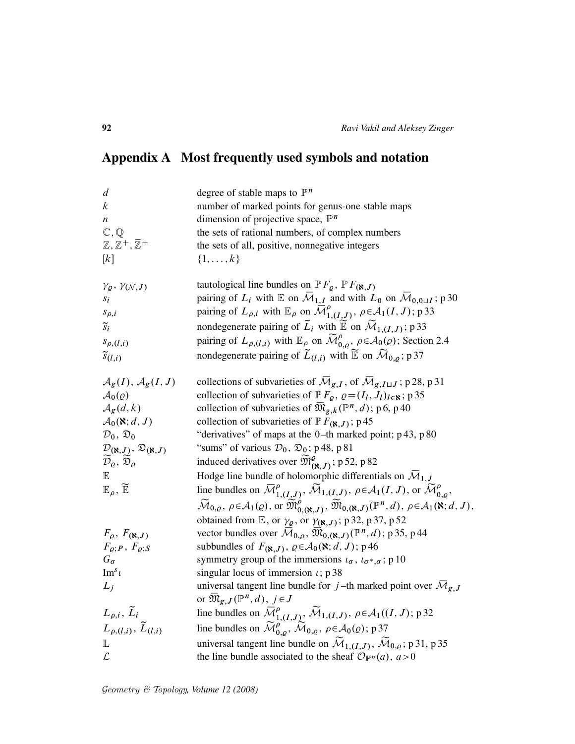# Appendix A Most frequently used symbols and notation

| | |
|---|---|
| $d$ | degree of stable maps to $\mathbb{P}^n$ |
| $k$ | number of marked points for genus-one stable maps |
| $n$ | dimension of projective space, $\mathbb{P}^n$ |
| $\mathbb{C}, \mathbb{Q}$ | the sets of rational numbers, of complex numbers |
| $\mathbb{Z}, \mathbb{Z}^+, \bar{\mathbb{Z}}^+$ | the sets of all, positive, nonnegative integers |
| $[k]$ | $\{1, \ldots, k\}$ |
| $\gamma_\varrho$, $\gamma_{(\mathcal{N},J)}$ | tautological line bundles on $\mathbb{P}F_\varrho$, $\mathbb{P}F_{(\aleph,J)}$ |
| $s_i$ | pairing of $L_i$ with $\mathbb{E}$ on $\overline{\mathcal{M}}_{1,I}$ and with $L_0$ on $\overline{\mathcal{M}}_{0,0\sqcup I}$ ; p 30 |
| $s_{\rho,i}$ | pairing of $L_{\rho,i}$ with $\mathbb{E}_\rho$ on $\overline{\mathcal{M}}^\rho_{1,(I,J)}$, $\rho\in\mathcal{A}_1(I,J)$ ; p 33 |
| $\tilde{s}_i$ | nondegenerate pairing of $\widetilde{L}_i$ with $\widetilde{\mathbb{E}}$ on $\widetilde{\mathcal{M}}_{1,(I,J)}$ ; p 33 |
| $s_{\rho,(l,i)}$ | pairing of $L_{\rho,(l,i)}$ with $\mathbb{E}_\rho$ on $\widetilde{\mathcal{M}}^\rho_{0,\varrho}$, $\rho\in\mathcal{A}_0(\varrho)$; Section 2.4 |
| $\tilde{s}_{(l,i)}$ | nondegenerate pairing of $\widetilde{L}_{(l,i)}$ with $\widetilde{\mathbb{E}}$ on $\widetilde{\mathcal{M}}_{0,\varrho}$ ; p 37 |
| $\mathcal{A}_g(I)$, $\mathcal{A}_g(I,J)$ | collections of subvarieties of $\overline{\mathcal{M}}_{g,I}$, of $\overline{\mathcal{M}}_{g,I\sqcup J}$ ; p 28, p 31 |
| $\mathcal{A}_0(\varrho)$ | collection of subvarieties of $\mathbb{P}F_\varrho$, $\varrho=(I_l,J_l)_{l\in\aleph}$ ; p 35 |
| $\mathcal{A}_g(d,k)$ | collection of subvarieties of $\overline{\mathfrak{M}}_{g,k}(\mathbb{P}^n,d)$ ; p 6, p 40 |
| $\mathcal{A}_0(\aleph;d,J)$ | collection of subvarieties of $\mathbb{P}F_{(\aleph,J)}$ ; p 45 |
| $\mathcal{D}_0$, $\mathfrak{D}_0$ | "derivatives" of maps at the 0–th marked point; p 43, p 80 |
| $\mathcal{D}_{(\aleph,J)}$, $\mathfrak{D}_{(\aleph,J)}$ | "sums" of various $\mathcal{D}_0$, $\mathfrak{D}_0$ ; p 48, p 81 |
| $\widetilde{\mathcal{D}}_\varrho$, $\widetilde{\mathfrak{D}}_\varrho$ | induced derivatives over $\widetilde{\mathfrak{M}}^\varrho_{(\aleph,J)}$ ; p 52, p 82 |
| $\mathbb{E}$ | Hodge line bundle of holomorphic differentials on $\overline{\mathcal{M}}_{1,J}$ |
| $\mathbb{E}_\rho$, $\widetilde{\mathbb{E}}$ | line bundles on $\overline{\mathcal{M}}^\rho_{1,(I,J)}$, $\widetilde{\mathcal{M}}_{1,(I,J)}$, $\rho\in\mathcal{A}_1(I,J)$, or $\widetilde{\mathcal{M}}^\rho_{0,\varrho}$, $\widetilde{\mathcal{M}}_{0,\varrho}$, $\rho\in\mathcal{A}_1(\varrho)$, or $\widetilde{\mathfrak{M}}^\rho_{0,(\aleph,J)}$, $\widetilde{\mathfrak{M}}_{0,(\aleph,J)}(\mathbb{P}^n,d)$, $\rho\in\mathcal{A}_1(\aleph;d,J)$, obtained from $\mathbb{E}$, or $\gamma_\varrho$, or $\gamma_{(\aleph,J)}$ ; p 32, p 37, p 52 |
| $F_\varrho$, $F_{(\aleph,J)}$ | vector bundles over $\overline{\mathcal{M}}_{0,\varrho}$, $\overline{\mathfrak{M}}_{0,(\aleph,J)}(\mathbb{P}^n,d)$ ; p 35, p 44 |
| $F_{\varrho;P}$, $F_{\varrho;S}$ | subbundles of $F_{(\aleph,J)}$, $\varrho\in\mathcal{A}_0(\aleph;d,J)$ ; p 46 |
| $G_\sigma$ | symmetry group of the immersions $\iota_\sigma$, $\iota_{\sigma^*,\sigma}$ ; p 10 |
| $\mathrm{Im}^s\iota$ | singular locus of immersion $\iota$ ; p 38 |
| $L_j$ | universal tangent line bundle for $j$–th marked point over $\overline{\mathcal{M}}_{g,J}$ or $\overline{\mathfrak{M}}_{g,J}(\mathbb{P}^n,d)$, $j\in J$ |
| $L_{\rho,i}$, $\widetilde{L}_i$ | line bundles on $\overline{\mathcal{M}}^\rho_{1,(I,J)}$, $\widetilde{\mathcal{M}}_{1,(I,J)}$, $\rho\in\mathcal{A}_1((I,J)$ ; p 32 |
| $L_{\rho,(l,i)}$, $\widetilde{L}_{(l,i)}$ | line bundles on $\widetilde{\mathcal{M}}^\rho_{0,\varrho}$, $\widetilde{\mathcal{M}}_{0,\varrho}$, $\rho\in\mathcal{A}_0(\varrho)$ ; p 37 |
| $\mathbb{L}$ | universal tangent line bundle on $\widetilde{\mathcal{M}}_{1,(I,J)}$, $\widetilde{\mathcal{M}}_{0,\varrho}$ ; p 31, p 35 |
| $\mathcal{L}$ | the line bundle associated to the sheaf $\mathcal{O}_{\mathbb{P}^n}(a)$, $a>0$ |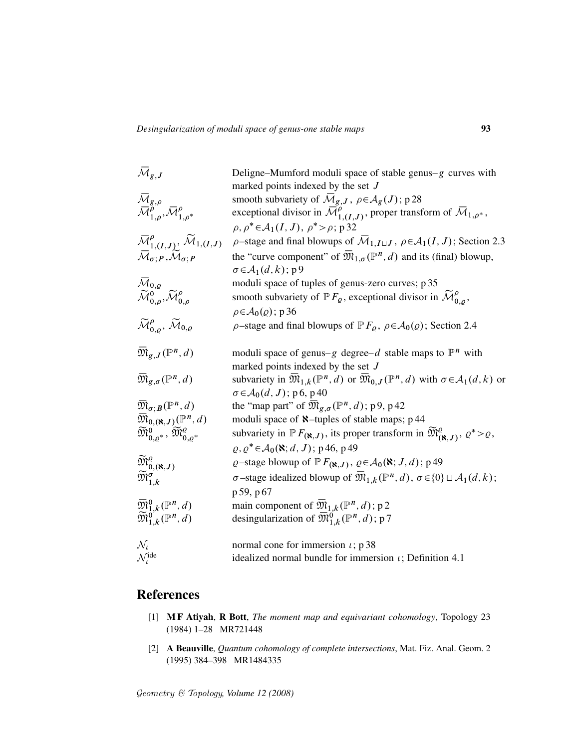| | |
|---|---|
| $\overline{\mathcal{M}}_{g,J}$ | Deligne–Mumford moduli space of stable genus–$g$ curves with marked points indexed by the set $J$ |
| $\overline{\mathcal{M}}_{g,\rho}$ | smooth subvariety of $\overline{\mathcal{M}}_{g,J}$, $\rho\in\mathcal{A}_g(J)$; p 28 |
| $\overline{\mathcal{M}}_{1,\rho}^{\rho}, \overline{\mathcal{M}}_{1,\rho^*}^{\rho}$ | exceptional divisor in $\overline{\mathcal{M}}_{1,(I,J)}^{\rho}$, proper transform of $\overline{\mathcal{M}}_{1,\rho^*}$, $\rho,\rho^*\in\mathcal{A}_1(I,J)$, $\rho^*>\rho$; p 32 |
| $\overline{\mathcal{M}}_{1,(I,J)}^{\rho}$, $\widetilde{\mathcal{M}}_{1,(I,J)}$ | $\rho$–stage and final blowups of $\overline{\mathcal{M}}_{1,I\sqcup J}$, $\rho\in\mathcal{A}_1(I,J)$; Section 2.3 |
| $\overline{\mathcal{M}}_{\sigma;P}, \widetilde{\mathcal{M}}_{\sigma;P}$ | the "curve component" of $\overline{\mathfrak{M}}_{1,\sigma}(\mathbb{P}^n,d)$ and its (final) blowup, $\sigma\in\mathcal{A}_1(d,k)$; p 9 |
| $\overline{\mathcal{M}}_{0,\varrho}$ | moduli space of tuples of genus-zero curves; p 35 |
| $\widetilde{\mathcal{M}}_{0,\rho}^{0}, \widetilde{\mathcal{M}}_{0,\rho}^{\rho}$ | smooth subvariety of $\mathbb{P}F_{\varrho}$, exceptional divisor in $\widetilde{\mathcal{M}}_{0,\varrho}^{\rho}$, $\rho\in\mathcal{A}_0(\varrho)$; p 36 |
| $\widetilde{\mathcal{M}}_{0,\varrho}^{\rho}$, $\widetilde{\mathcal{M}}_{0,\varrho}$ | $\rho$–stage and final blowups of $\mathbb{P}F_{\varrho}$, $\rho\in\mathcal{A}_0(\varrho)$; Section 2.4 |
| $\overline{\mathfrak{M}}_{g,J}(\mathbb{P}^n,d)$ | moduli space of genus–$g$ degree–$d$ stable maps to $\mathbb{P}^n$ with marked points indexed by the set $J$ |
| $\overline{\mathfrak{M}}_{g,\sigma}(\mathbb{P}^n,d)$ | subvariety in $\overline{\mathfrak{M}}_{1,k}(\mathbb{P}^n,d)$ or $\overline{\mathfrak{M}}_{0,J}(\mathbb{P}^n,d)$ with $\sigma\in\mathcal{A}_1(d,k)$ or $\sigma\in\mathcal{A}_0(d,J)$; p 6, p 40 |
| $\overline{\mathfrak{M}}_{\sigma;B}(\mathbb{P}^n,d)$ | the "map part" of $\overline{\mathfrak{M}}_{g,\sigma}(\mathbb{P}^n,d)$; p 9, p 42 |
| $\overline{\mathfrak{M}}_{0,(\aleph,J)}(\mathbb{P}^n,d)$ | moduli space of $\aleph$–tuples of stable maps; p 44 |
| $\widetilde{\mathfrak{M}}_{0,\varrho^*}^{0}, \widetilde{\mathfrak{M}}_{0,\varrho^*}^{\varrho}$ | subvariety in $\mathbb{P}F_{(\aleph,J)}$, its proper transform in $\widetilde{\mathfrak{M}}_{(\aleph,J)}^{\varrho}$, $\varrho^*>\varrho$, $\varrho,\varrho^*\in\mathcal{A}_0(\aleph;d,J)$; p 46, p 49 |
| $\widetilde{\mathfrak{M}}_{0,(\aleph,J)}^{\varrho}$ | $\varrho$–stage blowup of $\mathbb{P}F_{(\aleph,J)}$, $\varrho\in\mathcal{A}_0(\aleph;J,d)$; p 49 |
| $\widetilde{\mathfrak{M}}_{1,k}^{\sigma}$ | $\sigma$–stage idealized blowup of $\overline{\mathfrak{M}}_{1,k}(\mathbb{P}^n,d)$, $\sigma\in\{0\}\sqcup\mathcal{A}_1(d,k)$; p 59, p 67 |
| $\overline{\mathfrak{M}}_{1,k}^{0}(\mathbb{P}^n,d)$ | main component of $\overline{\mathfrak{M}}_{1,k}(\mathbb{P}^n,d)$; p 2 |
| $\widetilde{\mathfrak{M}}_{1,k}^{0}(\mathbb{P}^n,d)$ | desingularization of $\overline{\mathfrak{M}}_{1,k}^{0}(\mathbb{P}^n,d)$; p 7 |
| $\mathcal{N}_{\iota}$ | normal cone for immersion $\iota$; p 38 |
| $\mathcal{N}_{\iota}^{\mathrm{ide}}$ | idealized normal bundle for immersion $\iota$; Definition 4.1 |

# References

[1] **M F Atiyah**, **R Bott**, *The moment map and equivariant cohomology*, Topology 23 (1984) 1–28 MR721448

[2] **A Beauville**, *Quantum cohomology of complete intersections*, Mat. Fiz. Anal. Geom. 2 (1995) 384–398 MR1484335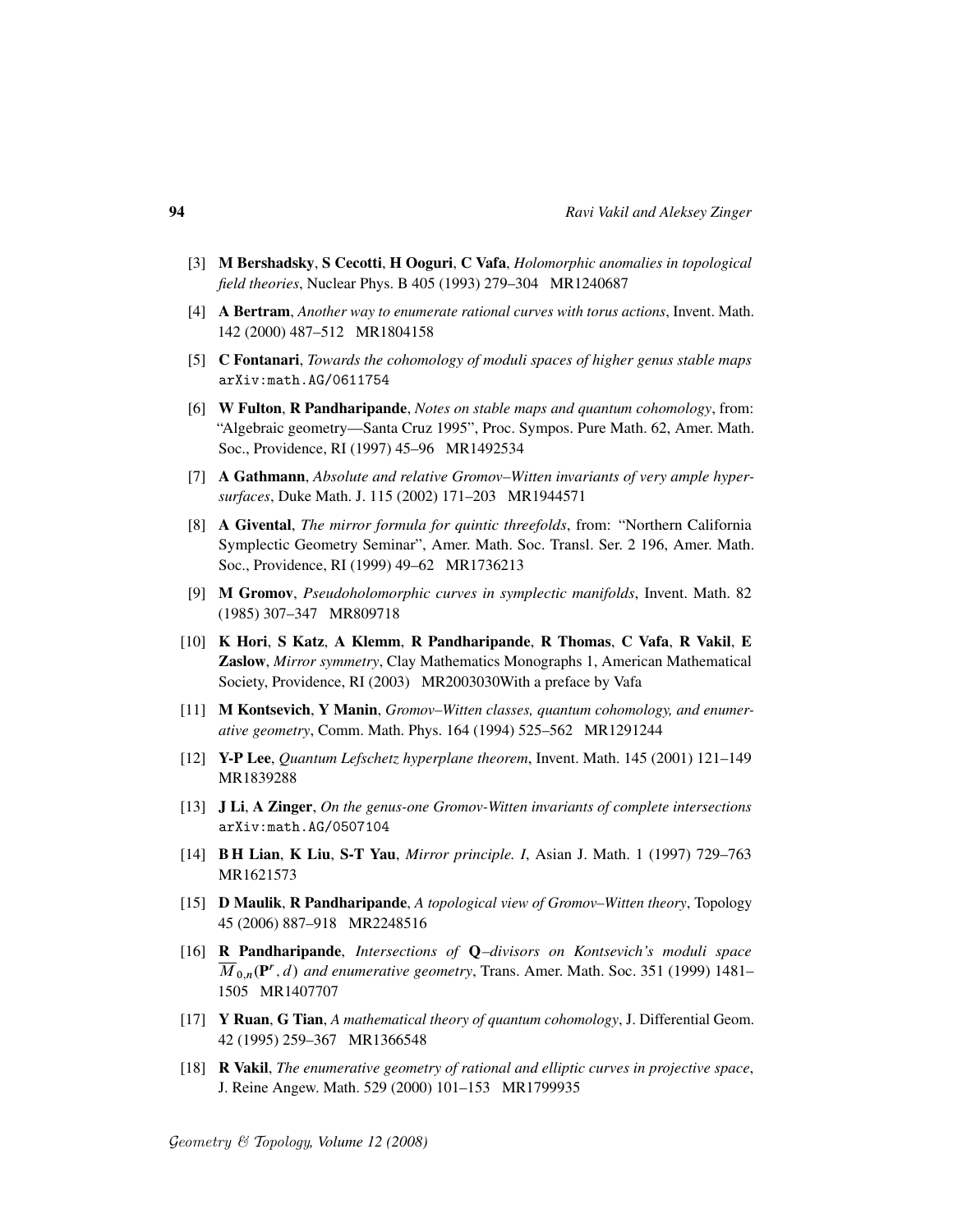[3] **M Bershadsky**, **S Cecotti**, **H Ooguri**, **C Vafa**, *Holomorphic anomalies in topological field theories*, Nuclear Phys. B 405 (1993) 279–304 MR1240687

[4] **A Bertram**, *Another way to enumerate rational curves with torus actions*, Invent. Math. 142 (2000) 487–512 MR1804158

[5] **C Fontanari**, *Towards the cohomology of moduli spaces of higher genus stable maps* arXiv:math.AG/0611754

[6] **W Fulton**, **R Pandharipande**, *Notes on stable maps and quantum cohomology*, from: "Algebraic geometry—Santa Cruz 1995", Proc. Sympos. Pure Math. 62, Amer. Math. Soc., Providence, RI (1997) 45–96 MR1492534

[7] **A Gathmann**, *Absolute and relative Gromov–Witten invariants of very ample hypersurfaces*, Duke Math. J. 115 (2002) 171–203 MR1944571

[8] **A Givental**, *The mirror formula for quintic threefolds*, from: "Northern California Symplectic Geometry Seminar", Amer. Math. Soc. Transl. Ser. 2 196, Amer. Math. Soc., Providence, RI (1999) 49–62 MR1736213

[9] **M Gromov**, *Pseudoholomorphic curves in symplectic manifolds*, Invent. Math. 82 (1985) 307–347 MR809718

[10] **K Hori**, **S Katz**, **A Klemm**, **R Pandharipande**, **R Thomas**, **C Vafa**, **R Vakil**, **E Zaslow**, *Mirror symmetry*, Clay Mathematics Monographs 1, American Mathematical Society, Providence, RI (2003) MR2003030With a preface by Vafa

[11] **M Kontsevich**, **Y Manin**, *Gromov–Witten classes, quantum cohomology, and enumerative geometry*, Comm. Math. Phys. 164 (1994) 525–562 MR1291244

[12] **Y-P Lee**, *Quantum Lefschetz hyperplane theorem*, Invent. Math. 145 (2001) 121–149 MR1839288

[13] **J Li**, **A Zinger**, *On the genus-one Gromov-Witten invariants of complete intersections* arXiv:math.AG/0507104

[14] **B H Lian**, **K Liu**, **S-T Yau**, *Mirror principle. I*, Asian J. Math. 1 (1997) 729–763 MR1621573

[15] **D Maulik**, **R Pandharipande**, *A topological view of Gromov–Witten theory*, Topology 45 (2006) 887–918 MR2248516

[16] **R Pandharipande**, *Intersections of* $\mathbf{Q}$*–divisors on Kontsevich's moduli space* $\overline{M}_{0,n}(\mathbf{P}^r, d)$ *and enumerative geometry*, Trans. Amer. Math. Soc. 351 (1999) 1481–1505 MR1407707

[17] **Y Ruan**, **G Tian**, *A mathematical theory of quantum cohomology*, J. Differential Geom. 42 (1995) 259–367 MR1366548

[18] **R Vakil**, *The enumerative geometry of rational and elliptic curves in projective space*, J. Reine Angew. Math. 529 (2000) 101–153 MR1799935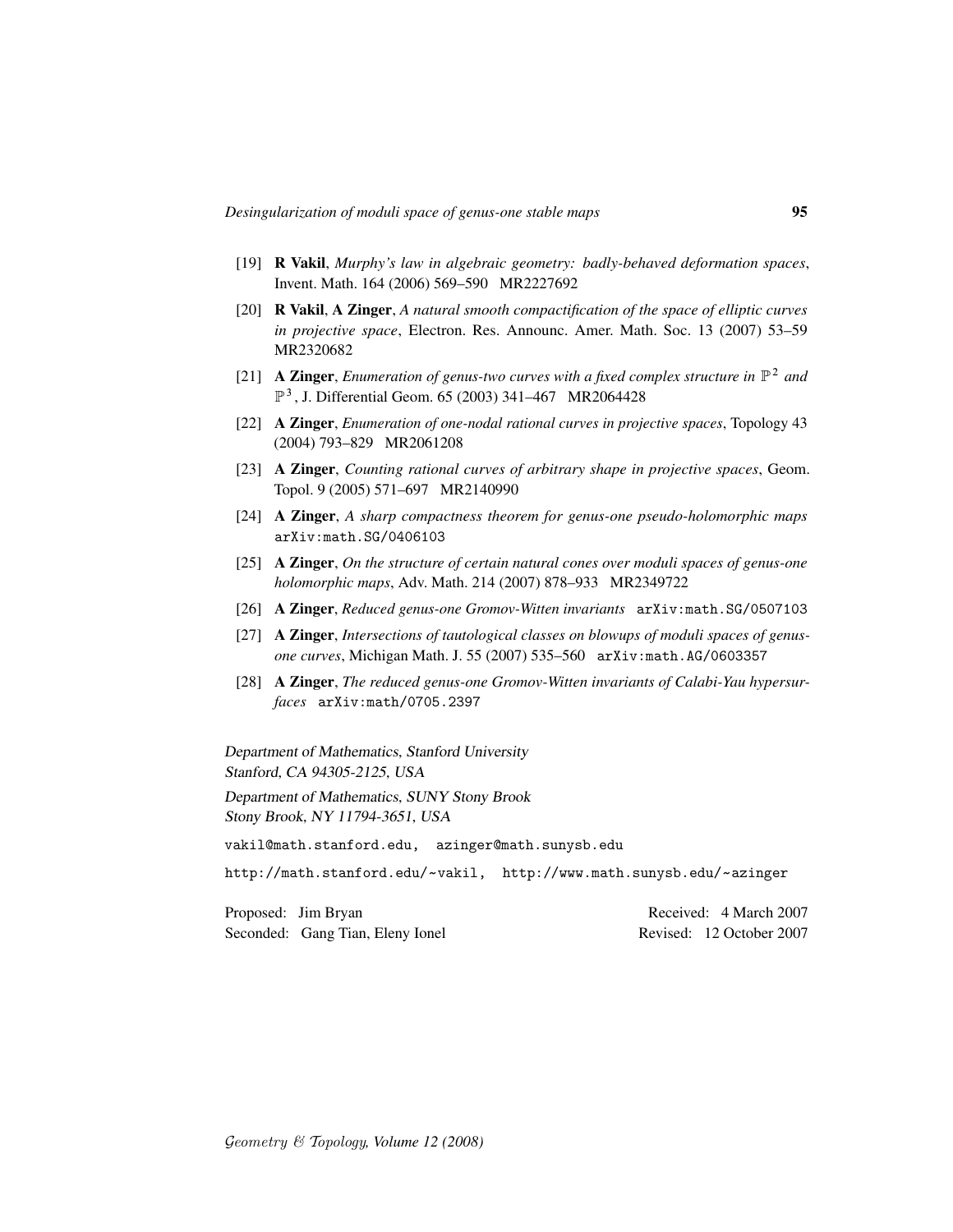[19] **R Vakil**, *Murphy's law in algebraic geometry: badly-behaved deformation spaces*, Invent. Math. 164 (2006) 569–590 MR2227692

[20] **R Vakil**, **A Zinger**, *A natural smooth compactification of the space of elliptic curves in projective space*, Electron. Res. Announc. Amer. Math. Soc. 13 (2007) 53–59 MR2320682

[21] **A Zinger**, *Enumeration of genus-two curves with a fixed complex structure in* $\mathbb{P}^2$ *and* $\mathbb{P}^3$, J. Differential Geom. 65 (2003) 341–467 MR2064428

[22] **A Zinger**, *Enumeration of one-nodal rational curves in projective spaces*, Topology 43 (2004) 793–829 MR2061208

[23] **A Zinger**, *Counting rational curves of arbitrary shape in projective spaces*, Geom. Topol. 9 (2005) 571–697 MR2140990

[24] **A Zinger**, *A sharp compactness theorem for genus-one pseudo-holomorphic maps* arXiv:math.SG/0406103

[25] **A Zinger**, *On the structure of certain natural cones over moduli spaces of genus-one holomorphic maps*, Adv. Math. 214 (2007) 878–933 MR2349722

[26] **A Zinger**, *Reduced genus-one Gromov-Witten invariants* arXiv:math.SG/0507103

[27] **A Zinger**, *Intersections of tautological classes on blowups of moduli spaces of genus-one curves*, Michigan Math. J. 55 (2007) 535–560 arXiv:math.AG/0603357

[28] **A Zinger**, *The reduced genus-one Gromov-Witten invariants of Calabi-Yau hypersurfaces* arXiv:math/0705.2397

*Department of Mathematics, Stanford University*
*Stanford, CA 94305-2125, USA*

*Department of Mathematics, SUNY Stony Brook*
*Stony Brook, NY 11794-3651, USA*

vakil@math.stanford.edu, azinger@math.sunysb.edu

http://math.stanford.edu/~vakil, http://www.math.sunysb.edu/~azinger

Proposed: Jim Bryan Received: 4 March 2007
Seconded: Gang Tian, Eleny Ionel Revised: 12 October 2007